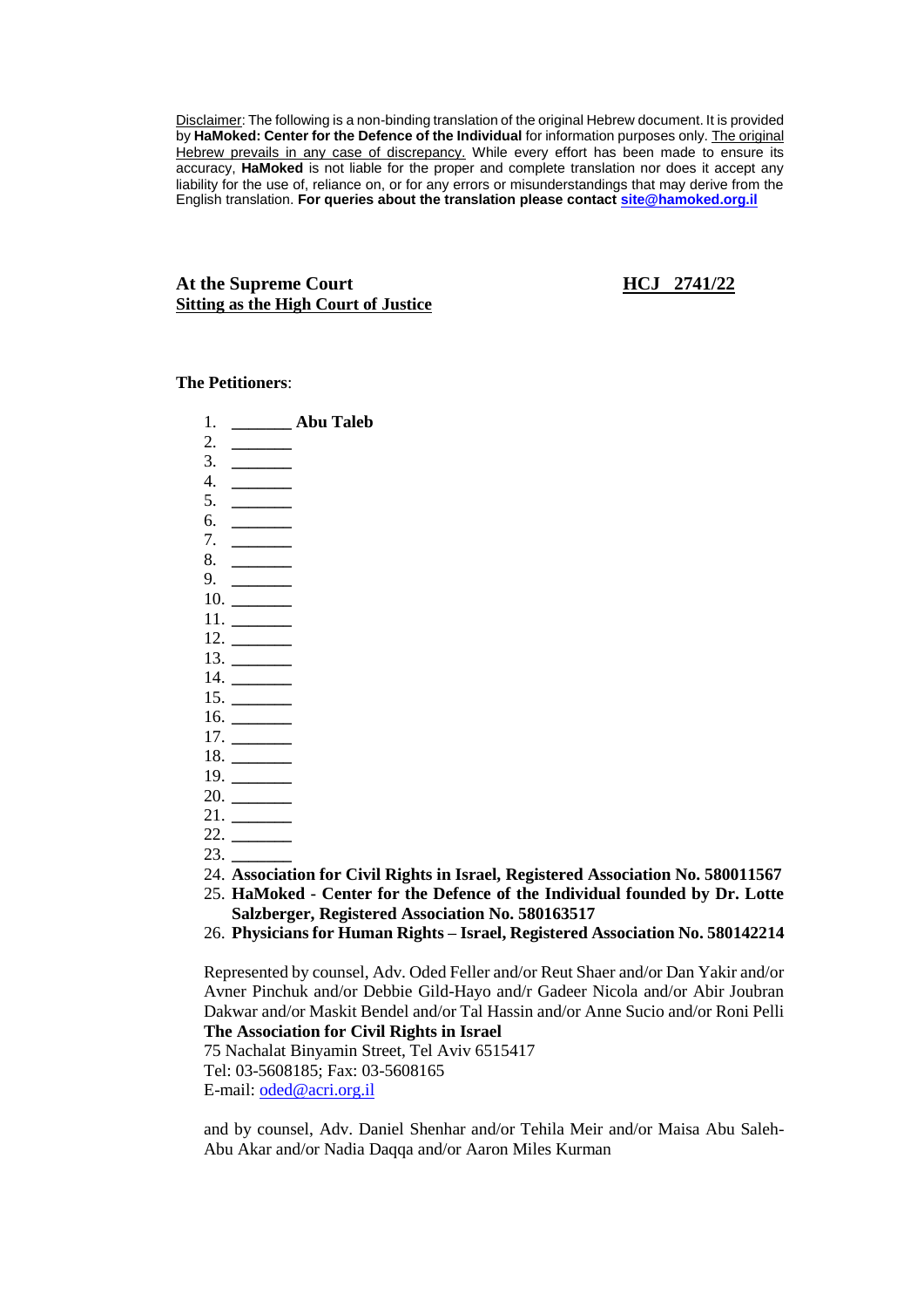Disclaimer: The following is a non-binding translation of the original Hebrew document. It is provided by **HaMoked: Center for the Defence of the Individual** for information purposes only. The original Hebrew prevails in any case of discrepancy. While every effort has been made to ensure its accuracy, **HaMoked** is not liable for the proper and complete translation nor does it accept any liability for the use of, reliance on, or for any errors or misunderstandings that may derive from the English translation. **For queries about the translation please contact site@hamoked.org.il**

**At the Supreme Court** **HCJ 2741/22**
**Sitting as the High Court of Justice**

**The Petitioners**:

1. **_______ Abu Taleb**
2. _______
3. _______
4. _______
5. _______
6. _______
7. _______
8. _______
9. _______
10. _______
11. _______
12. _______
13. _______
14. _______
15. _______
16. _______
17. _______
18. _______
19. _______
20. _______
21. _______
22. _______
23. _______
24. **Association for Civil Rights in Israel, Registered Association No. 580011567**
25. **HaMoked - Center for the Defence of the Individual founded by Dr. Lotte Salzberger, Registered Association No. 580163517**
26. **Physicians for Human Rights – Israel, Registered Association No. 580142214**

Represented by counsel, Adv. Oded Feller and/or Reut Shaer and/or Dan Yakir and/or Avner Pinchuk and/or Debbie Gild-Hayo and/r Gadeer Nicola and/or Abir Joubran Dakwar and/or Maskit Bendel and/or Tal Hassin and/or Anne Sucio and/or Roni Pelli
**The Association for Civil Rights in Israel**
75 Nachalat Binyamin Street, Tel Aviv 6515417
Tel: 03-5608185; Fax: 03-5608165
E-mail: oded@acri.org.il

and by counsel, Adv. Daniel Shenhar and/or Tehila Meir and/or Maisa Abu Saleh-Abu Akar and/or Nadia Daqqa and/or Aaron Miles Kurman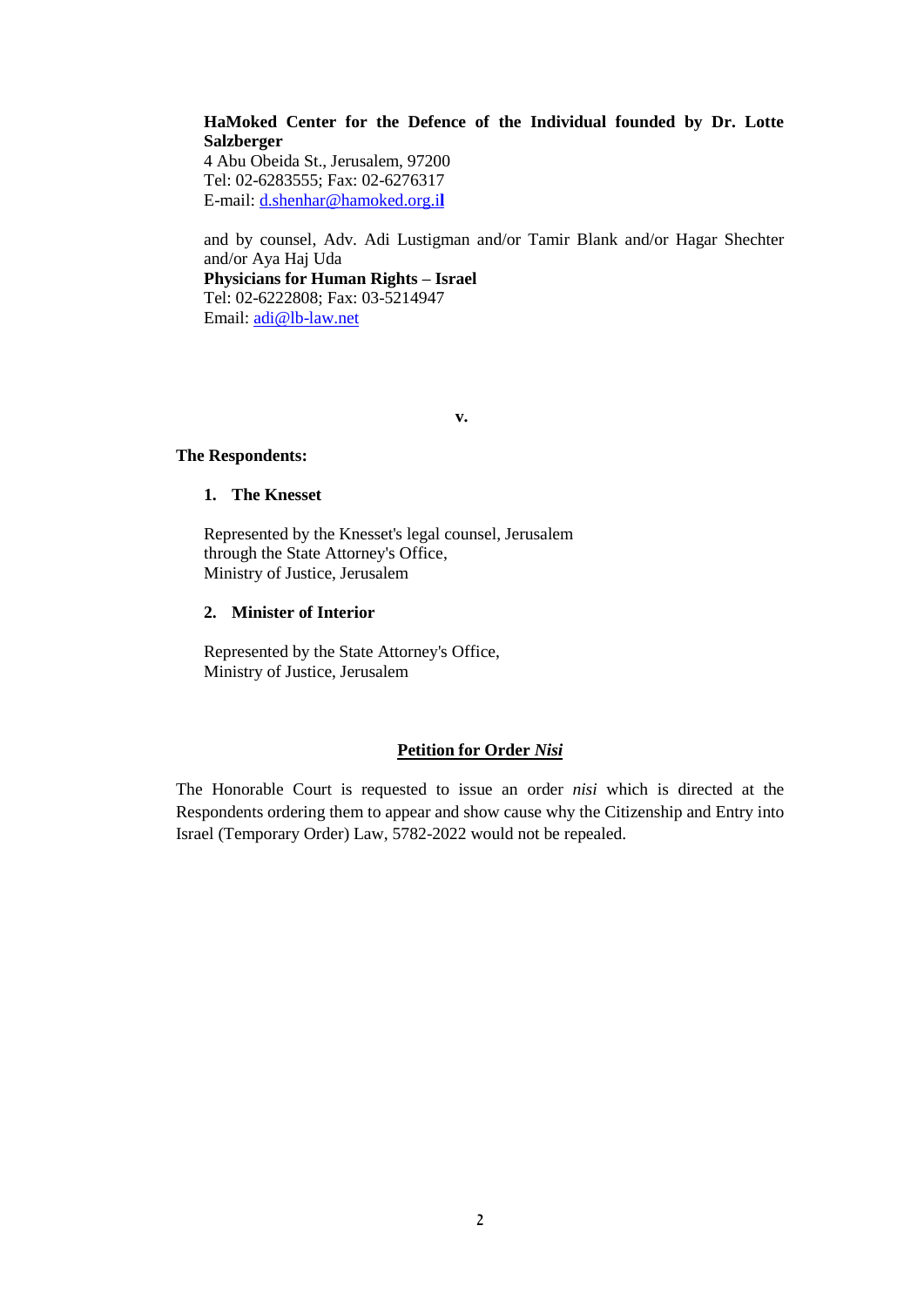**HaMoked Center for the Defence of the Individual founded by Dr. Lotte Salzberger**
4 Abu Obeida St., Jerusalem, 97200
Tel: 02-6283555; Fax: 02-6276317
E-mail: d.shenhar@hamoked.org.il

and by counsel, Adv. Adi Lustigman and/or Tamir Blank and/or Hagar Shechter and/or Aya Haj Uda
**Physicians for Human Rights – Israel**
Tel: 02-6222808; Fax: 03-5214947
Email: adi@lb-law.net

**v.**

**The Respondents:**

1. **The Knesset**

   Represented by the Knesset's legal counsel, Jerusalem
   through the State Attorney's Office,
   Ministry of Justice, Jerusalem

2. **Minister of Interior**

   Represented by the State Attorney's Office,
   Ministry of Justice, Jerusalem

**Petition for Order *Nisi***

The Honorable Court is requested to issue an order *nisi* which is directed at the Respondents ordering them to appear and show cause why the Citizenship and Entry into Israel (Temporary Order) Law, 5782-2022 would not be repealed.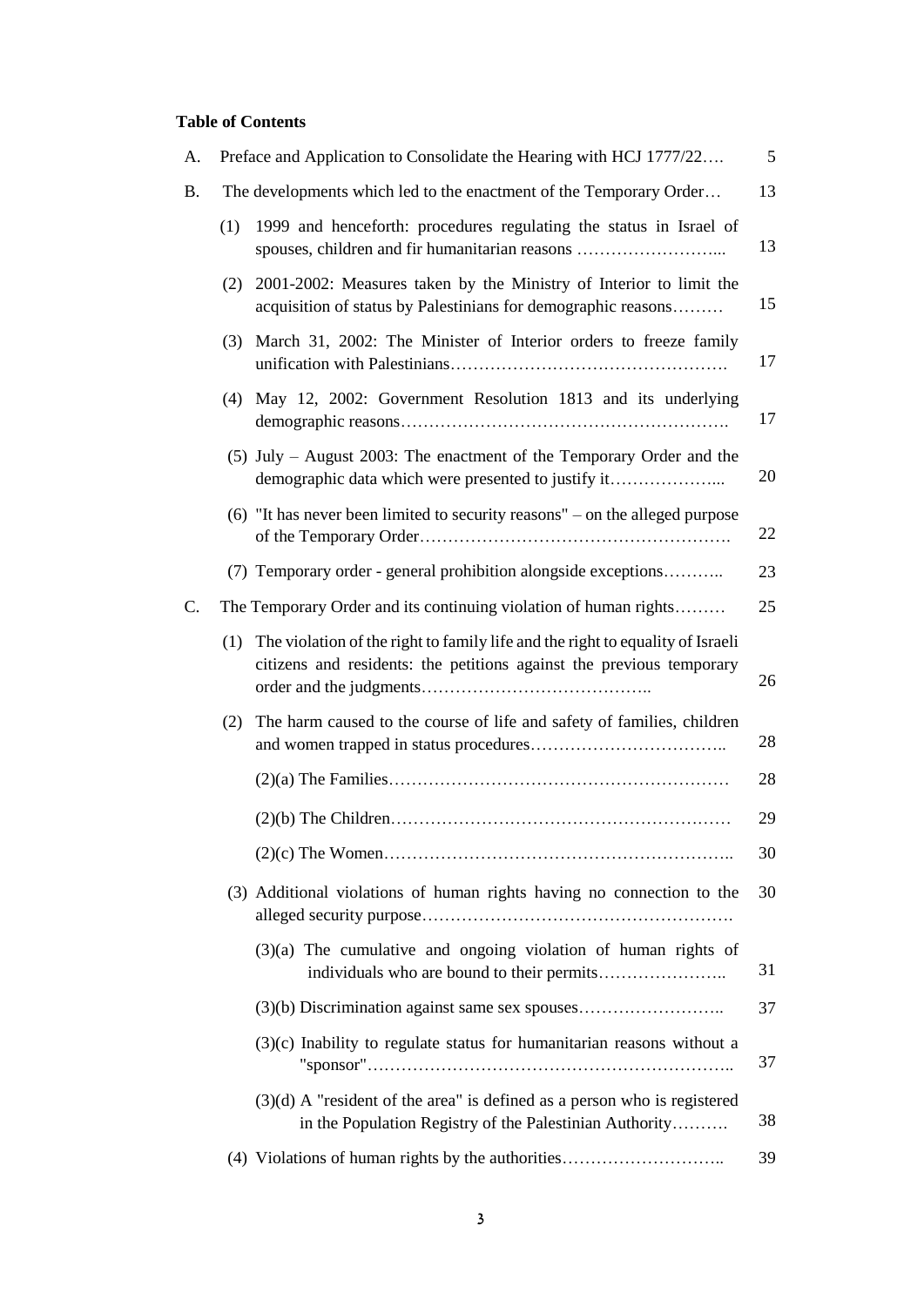**Table of Contents**

| | | |
|---|---|---|
| A. | Preface and Application to Consolidate the Hearing with HCJ 1777/22…. | 5 |
| B. | The developments which led to the enactment of the Temporary Order… | 13 |
| | (1) 1999 and henceforth: procedures regulating the status in Israel of spouses, children and fir humanitarian reasons ……………………... | 13 |
| | (2) 2001-2002: Measures taken by the Ministry of Interior to limit the acquisition of status by Palestinians for demographic reasons……… | 15 |
| | (3) March 31, 2002: The Minister of Interior orders to freeze family unification with Palestinians…………………………………………. | 17 |
| | (4) May 12, 2002: Government Resolution 1813 and its underlying demographic reasons…………………………………………………. | 17 |
| | (5) July – August 2003: The enactment of the Temporary Order and the demographic data which were presented to justify it………………... | 20 |
| | (6) "It has never been limited to security reasons" – on the alleged purpose of the Temporary Order………………………………………………. | 22 |
| | (7) Temporary order - general prohibition alongside exceptions……….. | 23 |
| C. | The Temporary Order and its continuing violation of human rights……… | 25 |
| | (1) The violation of the right to family life and the right to equality of Israeli citizens and residents: the petitions against the previous temporary order and the judgments………………………………….. | 26 |
| | (2) The harm caused to the course of life and safety of families, children and women trapped in status procedures…………………………….. | 28 |
| | (2)(a) The Families…………………………………………………… | 28 |
| | (2)(b) The Children…………………………………………………… | 29 |
| | (2)(c) The Women…………………………………………………….. | 30 |
| | (3) Additional violations of human rights having no connection to the alleged security purpose………………………………………………. | 30 |
| | (3)(a) The cumulative and ongoing violation of human rights of individuals who are bound to their permits………………….. | 31 |
| | (3)(b) Discrimination against same sex spouses…………………….. | 37 |
| | (3)(c) Inability to regulate status for humanitarian reasons without a "sponsor"……………………………………………………….. | 37 |
| | (3)(d) A "resident of the area" is defined as a person who is registered in the Population Registry of the Palestinian Authority………. | 38 |
| | (4) Violations of human rights by the authorities……………………….. | 39 |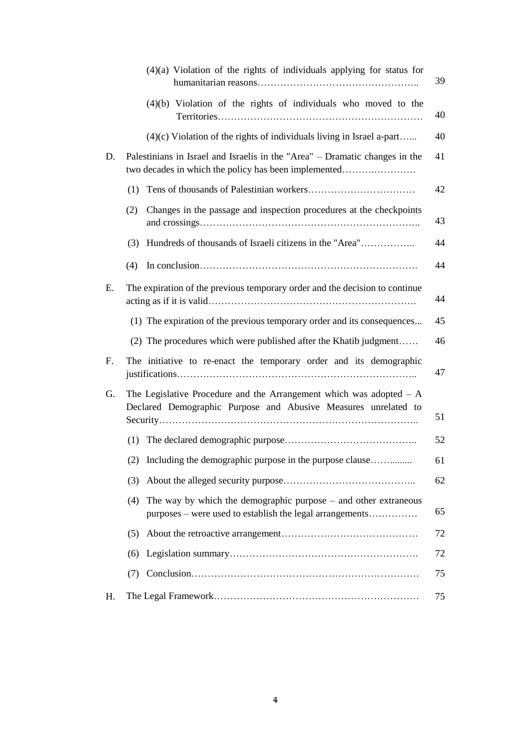| | | |
|---|---|---|
| | (4)(a) Violation of the rights of individuals applying for status for humanitarian reasons………………………………………….. | 39 |
| | (4)(b) Violation of the rights of individuals who moved to the Territories……………………………………………………… | 40 |
| | (4)(c) Violation of the rights of individuals living in Israel a-part…... | 40 |
| D. | Palestinians in Israel and Israelis in the "Area" – Dramatic changes in the two decades in which the policy has been implemented………………….. | 41 |
| | (1) Tens of thousands of Palestinian workers…………………………… | 42 |
| | (2) Changes in the passage and inspection procedures at the checkpoints and crossings………………………………………………………….. | 43 |
| | (3) Hundreds of thousands of Israeli citizens in the "Area"…………….. | 44 |
| | (4) In conclusion…………………………………………………………. | 44 |
| E. | The expiration of the previous temporary order and the decision to continue acting as if it is valid………………………………………………………. | 44 |
| | (1) The expiration of the previous temporary order and its consequences... | 45 |
| | (2) The procedures which were published after the Khatib judgment…… | 46 |
| F. | The initiative to re-enact the temporary order and its demographic justifications……………………………………………………………….. | 47 |
| G. | The Legislative Procedure and the Arrangement which was adopted – A Declared Demographic Purpose and Abusive Measures unrelated to Security………………………………………………………………….. | 51 |
| | (1) The declared demographic purpose………………………………….. | 52 |
| | (2) Including the demographic purpose in the purpose clause……......... | 61 |
| | (3) About the alleged security purpose………………………………….. | 62 |
| | (4) The way by which the demographic purpose – and other extraneous purposes – were used to establish the legal arrangements…………… | 65 |
| | (5) About the retroactive arrangement…………………………………… | 72 |
| | (6) Legislation summary…………………………………………………. | 72 |
| | (7) Conclusion……………………………………………………………. | 75 |
| H. | The Legal Framework……………………………………………………… | 75 |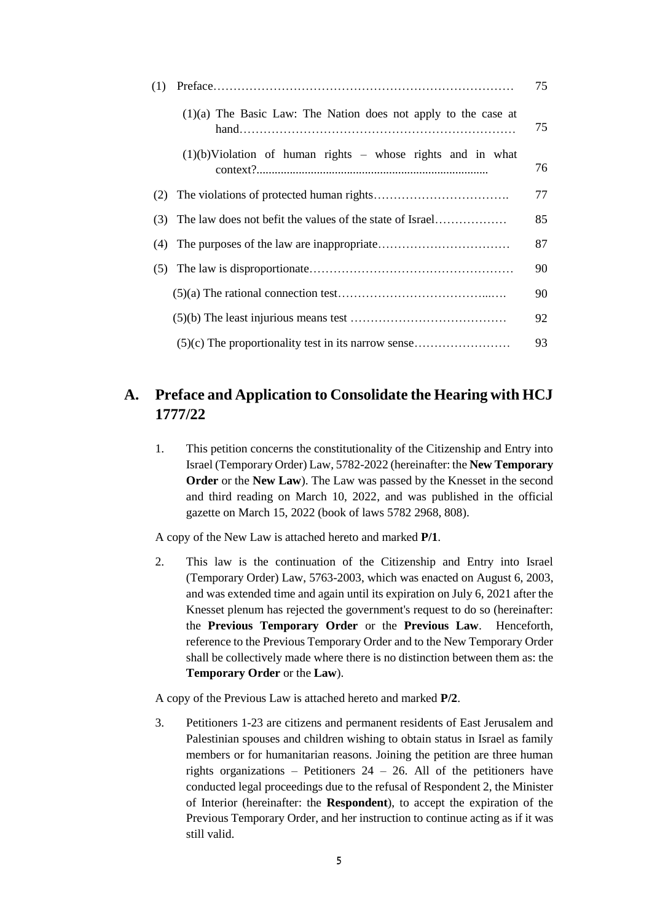| | |
|---|---|
| (1) Preface………………………………………………………………… | 75 |
| (1)(a) The Basic Law: The Nation does not apply to the case at hand…………………………………………………………… | 75 |
| (1)(b)Violation of human rights – whose rights and in what context?........................................................................... | 76 |
| (2) The violations of protected human rights……………………………. | 77 |
| (3) The law does not befit the values of the state of Israel……………… | 85 |
| (4) The purposes of the law are inappropriate…………………………… | 87 |
| (5) The law is disproportionate…………………………………………… | 90 |
| (5)(a) The rational connection test……………………………….....…. | 90 |
| (5)(b) The least injurious means test ………………………………… | 92 |
| (5)(c) The proportionality test in its narrow sense…………………… | 93 |

## A. Preface and Application to Consolidate the Hearing with HCJ 1777/22

1. This petition concerns the constitutionality of the Citizenship and Entry into Israel (Temporary Order) Law, 5782-2022 (hereinafter: the **New Temporary Order** or the **New Law**). The Law was passed by the Knesset in the second and third reading on March 10, 2022, and was published in the official gazette on March 15, 2022 (book of laws 5782 2968, 808).

A copy of the New Law is attached hereto and marked **P/1**.

2. This law is the continuation of the Citizenship and Entry into Israel (Temporary Order) Law, 5763-2003, which was enacted on August 6, 2003, and was extended time and again until its expiration on July 6, 2021 after the Knesset plenum has rejected the government's request to do so (hereinafter: the **Previous Temporary Order** or the **Previous Law**). Henceforth, reference to the Previous Temporary Order and to the New Temporary Order shall be collectively made where there is no distinction between them as: the **Temporary Order** or the **Law**).

A copy of the Previous Law is attached hereto and marked **P/2**.

3. Petitioners 1-23 are citizens and permanent residents of East Jerusalem and Palestinian spouses and children wishing to obtain status in Israel as family members or for humanitarian reasons. Joining the petition are three human rights organizations – Petitioners 24 – 26. All of the petitioners have conducted legal proceedings due to the refusal of Respondent 2, the Minister of Interior (hereinafter: the **Respondent**), to accept the expiration of the Previous Temporary Order, and her instruction to continue acting as if it was still valid.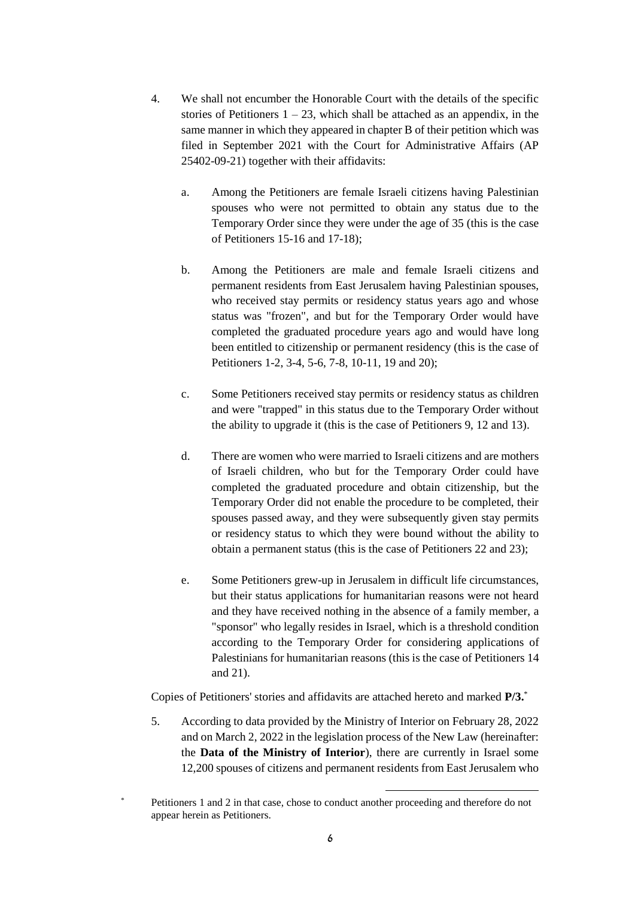4. We shall not encumber the Honorable Court with the details of the specific stories of Petitioners 1 – 23, which shall be attached as an appendix, in the same manner in which they appeared in chapter B of their petition which was filed in September 2021 with the Court for Administrative Affairs (AP 25402-09-21) together with their affidavits:

   a. Among the Petitioners are female Israeli citizens having Palestinian spouses who were not permitted to obtain any status due to the Temporary Order since they were under the age of 35 (this is the case of Petitioners 15-16 and 17-18);

   b. Among the Petitioners are male and female Israeli citizens and permanent residents from East Jerusalem having Palestinian spouses, who received stay permits or residency status years ago and whose status was "frozen", and but for the Temporary Order would have completed the graduated procedure years ago and would have long been entitled to citizenship or permanent residency (this is the case of Petitioners 1-2, 3-4, 5-6, 7-8, 10-11, 19 and 20);

   c. Some Petitioners received stay permits or residency status as children and were "trapped" in this status due to the Temporary Order without the ability to upgrade it (this is the case of Petitioners 9, 12 and 13).

   d. There are women who were married to Israeli citizens and are mothers of Israeli children, who but for the Temporary Order could have completed the graduated procedure and obtain citizenship, but the Temporary Order did not enable the procedure to be completed, their spouses passed away, and they were subsequently given stay permits or residency status to which they were bound without the ability to obtain a permanent status (this is the case of Petitioners 22 and 23);

   e. Some Petitioners grew-up in Jerusalem in difficult life circumstances, but their status applications for humanitarian reasons were not heard and they have received nothing in the absence of a family member, a "sponsor" who legally resides in Israel, which is a threshold condition according to the Temporary Order for considering applications of Palestinians for humanitarian reasons (this is the case of Petitioners 14 and 21).

Copies of Petitioners' stories and affidavits are attached hereto and marked **P/3.**[*]

5. According to data provided by the Ministry of Interior on February 28, 2022 and on March 2, 2022 in the legislation process of the New Law (hereinafter: the **Data of the Ministry of Interior**), there are currently in Israel some 12,200 spouses of citizens and permanent residents from East Jerusalem who

[*] Petitioners 1 and 2 in that case, chose to conduct another proceeding and therefore do not appear herein as Petitioners.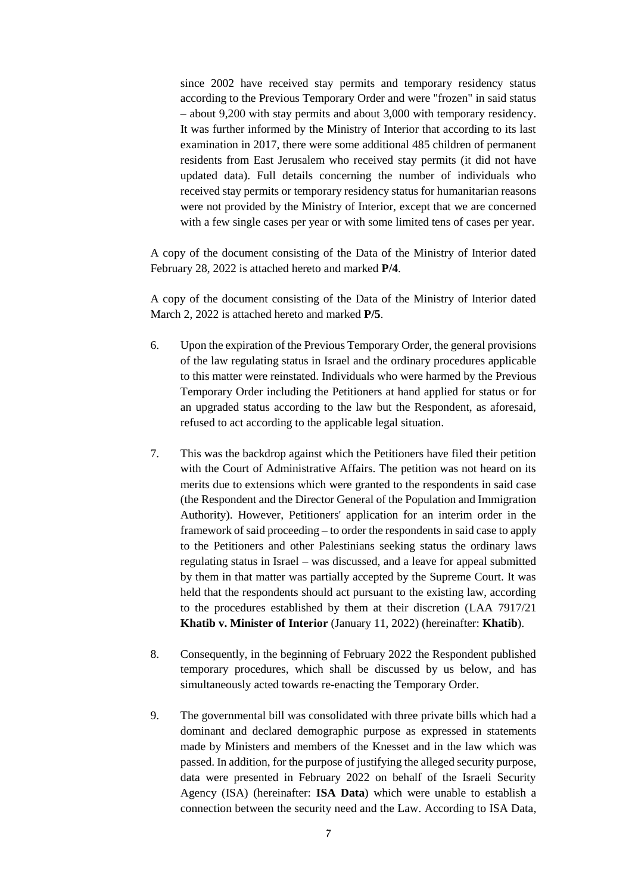since 2002 have received stay permits and temporary residency status according to the Previous Temporary Order and were "frozen" in said status – about 9,200 with stay permits and about 3,000 with temporary residency. It was further informed by the Ministry of Interior that according to its last examination in 2017, there were some additional 485 children of permanent residents from East Jerusalem who received stay permits (it did not have updated data). Full details concerning the number of individuals who received stay permits or temporary residency status for humanitarian reasons were not provided by the Ministry of Interior, except that we are concerned with a few single cases per year or with some limited tens of cases per year.

A copy of the document consisting of the Data of the Ministry of Interior dated February 28, 2022 is attached hereto and marked **P/4**.

A copy of the document consisting of the Data of the Ministry of Interior dated March 2, 2022 is attached hereto and marked **P/5**.

6. Upon the expiration of the Previous Temporary Order, the general provisions of the law regulating status in Israel and the ordinary procedures applicable to this matter were reinstated. Individuals who were harmed by the Previous Temporary Order including the Petitioners at hand applied for status or for an upgraded status according to the law but the Respondent, as aforesaid, refused to act according to the applicable legal situation.

7. This was the backdrop against which the Petitioners have filed their petition with the Court of Administrative Affairs. The petition was not heard on its merits due to extensions which were granted to the respondents in said case (the Respondent and the Director General of the Population and Immigration Authority). However, Petitioners' application for an interim order in the framework of said proceeding – to order the respondents in said case to apply to the Petitioners and other Palestinians seeking status the ordinary laws regulating status in Israel – was discussed, and a leave for appeal submitted by them in that matter was partially accepted by the Supreme Court. It was held that the respondents should act pursuant to the existing law, according to the procedures established by them at their discretion (LAA 7917/21 **Khatib v. Minister of Interior** (January 11, 2022) (hereinafter: **Khatib**).

8. Consequently, in the beginning of February 2022 the Respondent published temporary procedures, which shall be discussed by us below, and has simultaneously acted towards re-enacting the Temporary Order.

9. The governmental bill was consolidated with three private bills which had a dominant and declared demographic purpose as expressed in statements made by Ministers and members of the Knesset and in the law which was passed. In addition, for the purpose of justifying the alleged security purpose, data were presented in February 2022 on behalf of the Israeli Security Agency (ISA) (hereinafter: **ISA Data**) which were unable to establish a connection between the security need and the Law. According to ISA Data,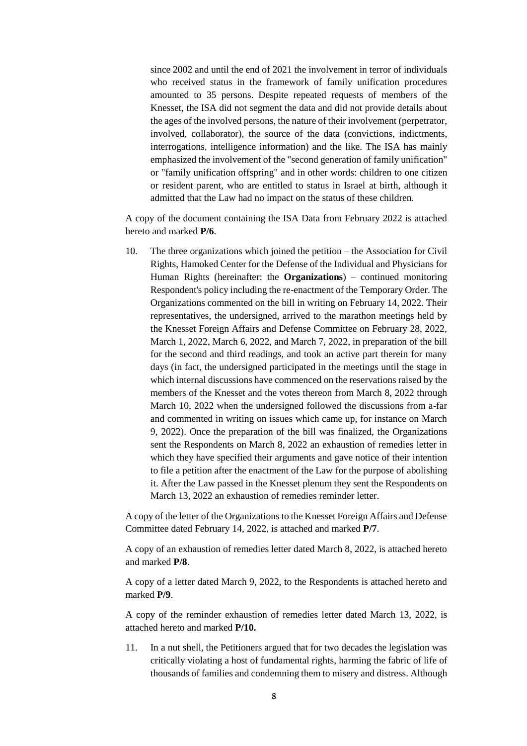since 2002 and until the end of 2021 the involvement in terror of individuals who received status in the framework of family unification procedures amounted to 35 persons. Despite repeated requests of members of the Knesset, the ISA did not segment the data and did not provide details about the ages of the involved persons, the nature of their involvement (perpetrator, involved, collaborator), the source of the data (convictions, indictments, interrogations, intelligence information) and the like. The ISA has mainly emphasized the involvement of the "second generation of family unification" or "family unification offspring" and in other words: children to one citizen or resident parent, who are entitled to status in Israel at birth, although it admitted that the Law had no impact on the status of these children.

A copy of the document containing the ISA Data from February 2022 is attached hereto and marked **P/6**.

10. The three organizations which joined the petition – the Association for Civil Rights, Hamoked Center for the Defense of the Individual and Physicians for Human Rights (hereinafter: the **Organizations**) – continued monitoring Respondent's policy including the re-enactment of the Temporary Order. The Organizations commented on the bill in writing on February 14, 2022. Their representatives, the undersigned, arrived to the marathon meetings held by the Knesset Foreign Affairs and Defense Committee on February 28, 2022, March 1, 2022, March 6, 2022, and March 7, 2022, in preparation of the bill for the second and third readings, and took an active part therein for many days (in fact, the undersigned participated in the meetings until the stage in which internal discussions have commenced on the reservations raised by the members of the Knesset and the votes thereon from March 8, 2022 through March 10, 2022 when the undersigned followed the discussions from a-far and commented in writing on issues which came up, for instance on March 9, 2022). Once the preparation of the bill was finalized, the Organizations sent the Respondents on March 8, 2022 an exhaustion of remedies letter in which they have specified their arguments and gave notice of their intention to file a petition after the enactment of the Law for the purpose of abolishing it. After the Law passed in the Knesset plenum they sent the Respondents on March 13, 2022 an exhaustion of remedies reminder letter.

A copy of the letter of the Organizations to the Knesset Foreign Affairs and Defense Committee dated February 14, 2022, is attached and marked **P/7**.

A copy of an exhaustion of remedies letter dated March 8, 2022, is attached hereto and marked **P/8**.

A copy of a letter dated March 9, 2022, to the Respondents is attached hereto and marked **P/9**.

A copy of the reminder exhaustion of remedies letter dated March 13, 2022, is attached hereto and marked **P/10.**

11. In a nut shell, the Petitioners argued that for two decades the legislation was critically violating a host of fundamental rights, harming the fabric of life of thousands of families and condemning them to misery and distress. Although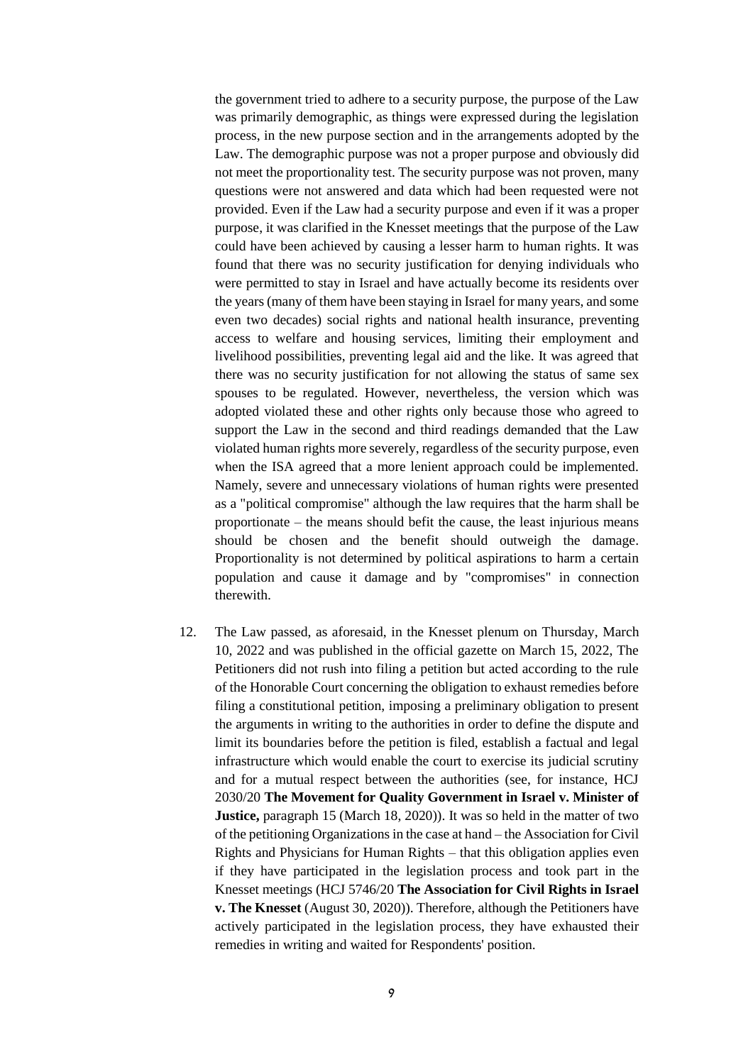the government tried to adhere to a security purpose, the purpose of the Law was primarily demographic, as things were expressed during the legislation process, in the new purpose section and in the arrangements adopted by the Law. The demographic purpose was not a proper purpose and obviously did not meet the proportionality test. The security purpose was not proven, many questions were not answered and data which had been requested were not provided. Even if the Law had a security purpose and even if it was a proper purpose, it was clarified in the Knesset meetings that the purpose of the Law could have been achieved by causing a lesser harm to human rights. It was found that there was no security justification for denying individuals who were permitted to stay in Israel and have actually become its residents over the years (many of them have been staying in Israel for many years, and some even two decades) social rights and national health insurance, preventing access to welfare and housing services, limiting their employment and livelihood possibilities, preventing legal aid and the like. It was agreed that there was no security justification for not allowing the status of same sex spouses to be regulated. However, nevertheless, the version which was adopted violated these and other rights only because those who agreed to support the Law in the second and third readings demanded that the Law violated human rights more severely, regardless of the security purpose, even when the ISA agreed that a more lenient approach could be implemented. Namely, severe and unnecessary violations of human rights were presented as a "political compromise" although the law requires that the harm shall be proportionate – the means should befit the cause, the least injurious means should be chosen and the benefit should outweigh the damage. Proportionality is not determined by political aspirations to harm a certain population and cause it damage and by "compromises" in connection therewith.

12. The Law passed, as aforesaid, in the Knesset plenum on Thursday, March 10, 2022 and was published in the official gazette on March 15, 2022, The Petitioners did not rush into filing a petition but acted according to the rule of the Honorable Court concerning the obligation to exhaust remedies before filing a constitutional petition, imposing a preliminary obligation to present the arguments in writing to the authorities in order to define the dispute and limit its boundaries before the petition is filed, establish a factual and legal infrastructure which would enable the court to exercise its judicial scrutiny and for a mutual respect between the authorities (see, for instance, HCJ 2030/20 **The Movement for Quality Government in Israel v. Minister of Justice,** paragraph 15 (March 18, 2020)). It was so held in the matter of two of the petitioning Organizations in the case at hand – the Association for Civil Rights and Physicians for Human Rights – that this obligation applies even if they have participated in the legislation process and took part in the Knesset meetings (HCJ 5746/20 **The Association for Civil Rights in Israel v. The Knesset** (August 30, 2020)). Therefore, although the Petitioners have actively participated in the legislation process, they have exhausted their remedies in writing and waited for Respondents' position.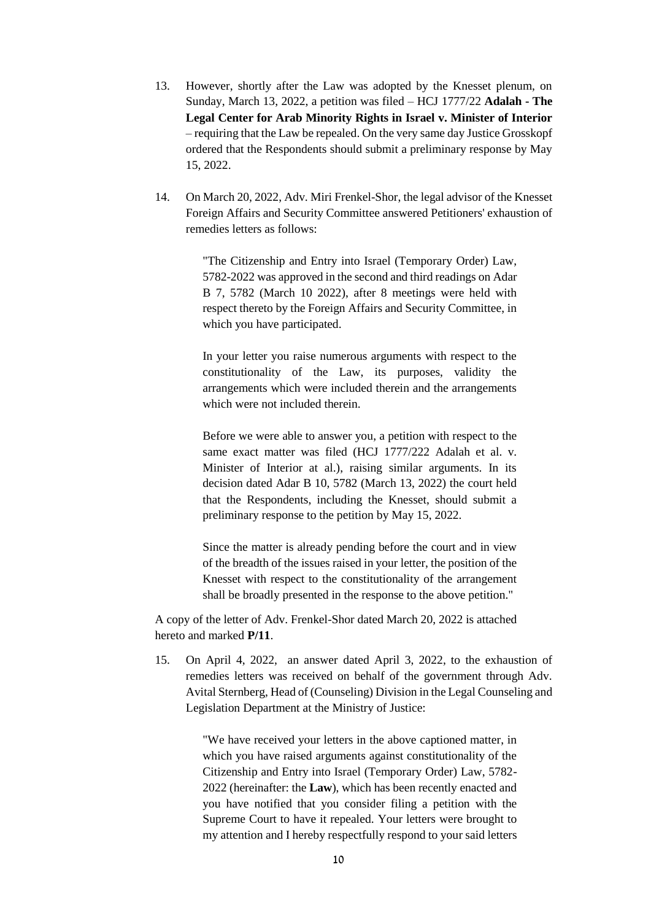13. However, shortly after the Law was adopted by the Knesset plenum, on Sunday, March 13, 2022, a petition was filed – HCJ 1777/22 **Adalah - The Legal Center for Arab Minority Rights in Israel v. Minister of Interior** – requiring that the Law be repealed. On the very same day Justice Grosskopf ordered that the Respondents should submit a preliminary response by May 15, 2022.

14. On March 20, 2022, Adv. Miri Frenkel-Shor, the legal advisor of the Knesset Foreign Affairs and Security Committee answered Petitioners' exhaustion of remedies letters as follows:

> "The Citizenship and Entry into Israel (Temporary Order) Law, 5782-2022 was approved in the second and third readings on Adar B 7, 5782 (March 10 2022), after 8 meetings were held with respect thereto by the Foreign Affairs and Security Committee, in which you have participated.
>
> In your letter you raise numerous arguments with respect to the constitutionality of the Law, its purposes, validity the arrangements which were included therein and the arrangements which were not included therein.
>
> Before we were able to answer you, a petition with respect to the same exact matter was filed (HCJ 1777/222 Adalah et al. v. Minister of Interior at al.), raising similar arguments. In its decision dated Adar B 10, 5782 (March 13, 2022) the court held that the Respondents, including the Knesset, should submit a preliminary response to the petition by May 15, 2022.
>
> Since the matter is already pending before the court and in view of the breadth of the issues raised in your letter, the position of the Knesset with respect to the constitutionality of the arrangement shall be broadly presented in the response to the above petition."

A copy of the letter of Adv. Frenkel-Shor dated March 20, 2022 is attached hereto and marked **P/11**.

15. On April 4, 2022, an answer dated April 3, 2022, to the exhaustion of remedies letters was received on behalf of the government through Adv. Avital Sternberg, Head of (Counseling) Division in the Legal Counseling and Legislation Department at the Ministry of Justice:

> "We have received your letters in the above captioned matter, in which you have raised arguments against constitutionality of the Citizenship and Entry into Israel (Temporary Order) Law, 5782-2022 (hereinafter: the **Law**), which has been recently enacted and you have notified that you consider filing a petition with the Supreme Court to have it repealed. Your letters were brought to my attention and I hereby respectfully respond to your said letters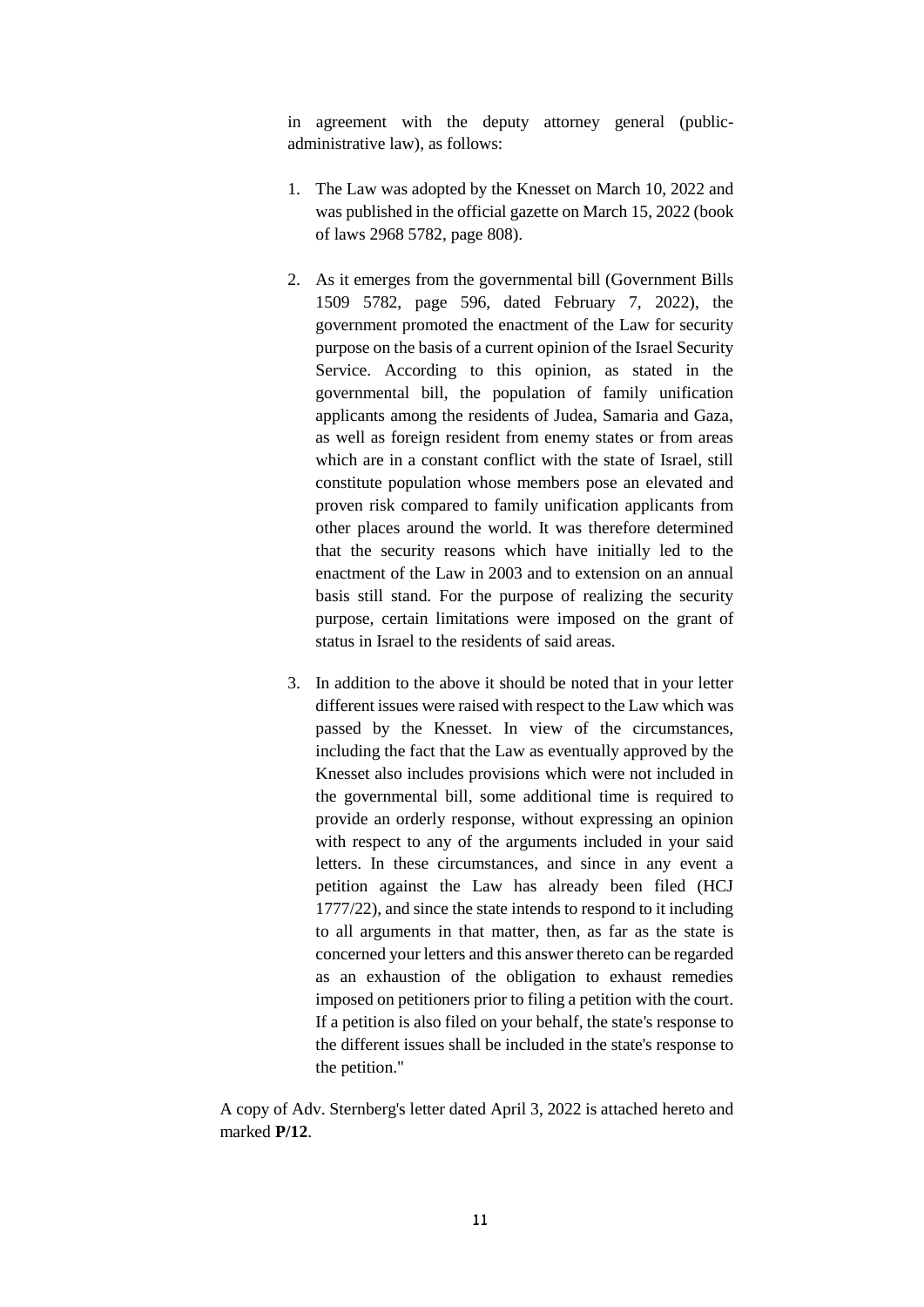in agreement with the deputy attorney general (public-administrative law), as follows:

1. The Law was adopted by the Knesset on March 10, 2022 and was published in the official gazette on March 15, 2022 (book of laws 2968 5782, page 808).

2. As it emerges from the governmental bill (Government Bills 1509 5782, page 596, dated February 7, 2022), the government promoted the enactment of the Law for security purpose on the basis of a current opinion of the Israel Security Service. According to this opinion, as stated in the governmental bill, the population of family unification applicants among the residents of Judea, Samaria and Gaza, as well as foreign resident from enemy states or from areas which are in a constant conflict with the state of Israel, still constitute population whose members pose an elevated and proven risk compared to family unification applicants from other places around the world. It was therefore determined that the security reasons which have initially led to the enactment of the Law in 2003 and to extension on an annual basis still stand. For the purpose of realizing the security purpose, certain limitations were imposed on the grant of status in Israel to the residents of said areas.

3. In addition to the above it should be noted that in your letter different issues were raised with respect to the Law which was passed by the Knesset. In view of the circumstances, including the fact that the Law as eventually approved by the Knesset also includes provisions which were not included in the governmental bill, some additional time is required to provide an orderly response, without expressing an opinion with respect to any of the arguments included in your said letters. In these circumstances, and since in any event a petition against the Law has already been filed (HCJ 1777/22), and since the state intends to respond to it including to all arguments in that matter, then, as far as the state is concerned your letters and this answer thereto can be regarded as an exhaustion of the obligation to exhaust remedies imposed on petitioners prior to filing a petition with the court. If a petition is also filed on your behalf, the state's response to the different issues shall be included in the state's response to the petition."

A copy of Adv. Sternberg's letter dated April 3, 2022 is attached hereto and marked **P/12**.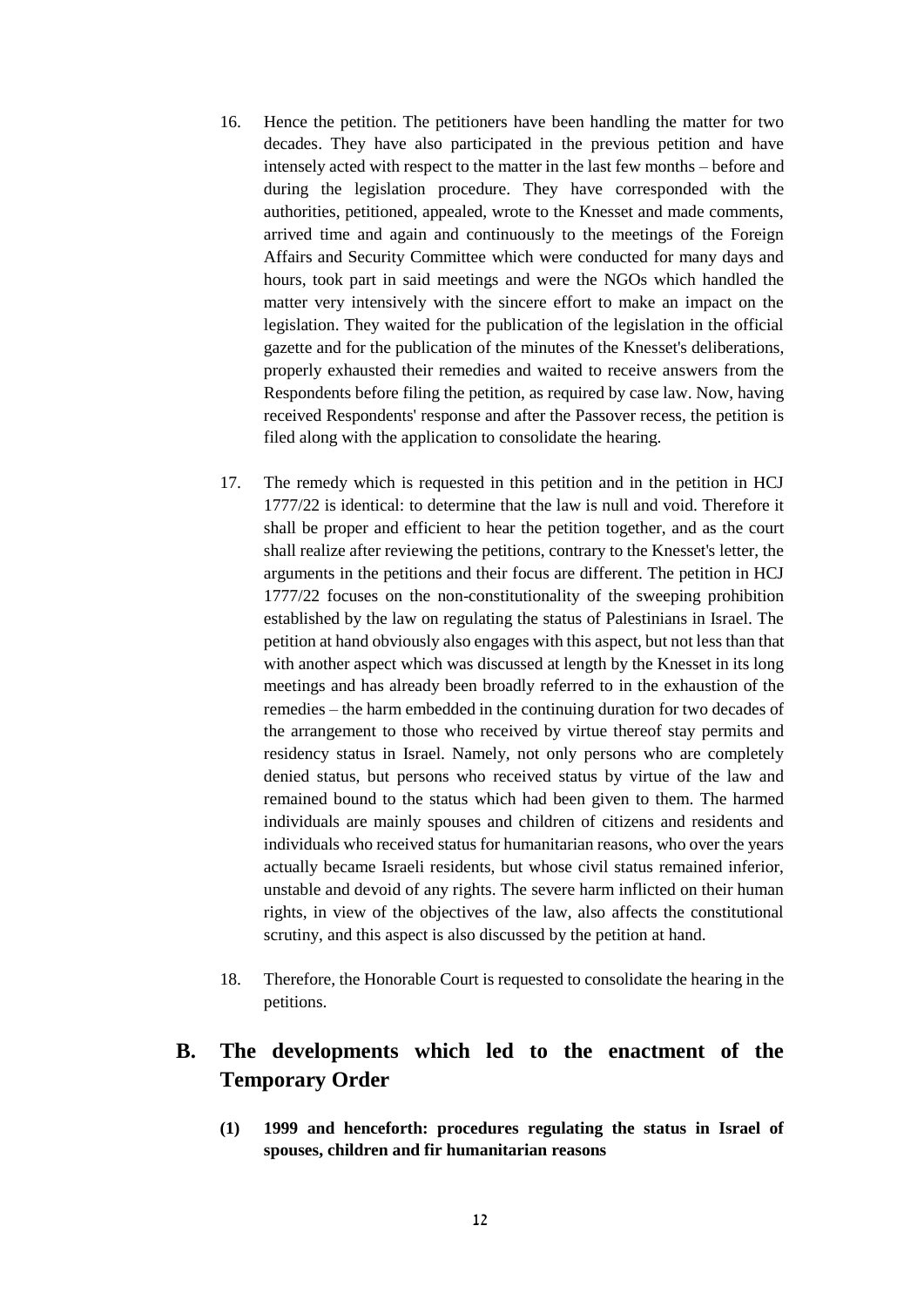16. Hence the petition. The petitioners have been handling the matter for two decades. They have also participated in the previous petition and have intensely acted with respect to the matter in the last few months – before and during the legislation procedure. They have corresponded with the authorities, petitioned, appealed, wrote to the Knesset and made comments, arrived time and again and continuously to the meetings of the Foreign Affairs and Security Committee which were conducted for many days and hours, took part in said meetings and were the NGOs which handled the matter very intensively with the sincere effort to make an impact on the legislation. They waited for the publication of the legislation in the official gazette and for the publication of the minutes of the Knesset's deliberations, properly exhausted their remedies and waited to receive answers from the Respondents before filing the petition, as required by case law. Now, having received Respondents' response and after the Passover recess, the petition is filed along with the application to consolidate the hearing.

17. The remedy which is requested in this petition and in the petition in HCJ 1777/22 is identical: to determine that the law is null and void. Therefore it shall be proper and efficient to hear the petition together, and as the court shall realize after reviewing the petitions, contrary to the Knesset's letter, the arguments in the petitions and their focus are different. The petition in HCJ 1777/22 focuses on the non-constitutionality of the sweeping prohibition established by the law on regulating the status of Palestinians in Israel. The petition at hand obviously also engages with this aspect, but not less than that with another aspect which was discussed at length by the Knesset in its long meetings and has already been broadly referred to in the exhaustion of the remedies – the harm embedded in the continuing duration for two decades of the arrangement to those who received by virtue thereof stay permits and residency status in Israel. Namely, not only persons who are completely denied status, but persons who received status by virtue of the law and remained bound to the status which had been given to them. The harmed individuals are mainly spouses and children of citizens and residents and individuals who received status for humanitarian reasons, who over the years actually became Israeli residents, but whose civil status remained inferior, unstable and devoid of any rights. The severe harm inflicted on their human rights, in view of the objectives of the law, also affects the constitutional scrutiny, and this aspect is also discussed by the petition at hand.

18. Therefore, the Honorable Court is requested to consolidate the hearing in the petitions.

## B. The developments which led to the enactment of the Temporary Order

### (1) 1999 and henceforth: procedures regulating the status in Israel of spouses, children and fir humanitarian reasons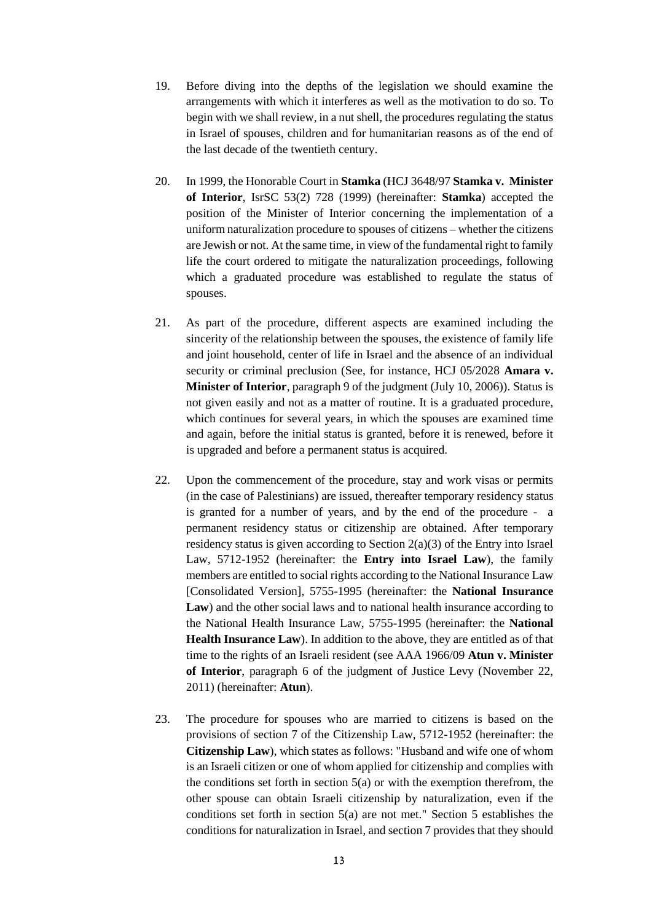19. Before diving into the depths of the legislation we should examine the arrangements with which it interferes as well as the motivation to do so. To begin with we shall review, in a nut shell, the procedures regulating the status in Israel of spouses, children and for humanitarian reasons as of the end of the last decade of the twentieth century.

20. In 1999, the Honorable Court in **Stamka** (HCJ 3648/97 **Stamka v. Minister of Interior**, IsrSC 53(2) 728 (1999) (hereinafter: **Stamka**) accepted the position of the Minister of Interior concerning the implementation of a uniform naturalization procedure to spouses of citizens – whether the citizens are Jewish or not. At the same time, in view of the fundamental right to family life the court ordered to mitigate the naturalization proceedings, following which a graduated procedure was established to regulate the status of spouses.

21. As part of the procedure, different aspects are examined including the sincerity of the relationship between the spouses, the existence of family life and joint household, center of life in Israel and the absence of an individual security or criminal preclusion (See, for instance, HCJ 05/2028 **Amara v. Minister of Interior**, paragraph 9 of the judgment (July 10, 2006)). Status is not given easily and not as a matter of routine. It is a graduated procedure, which continues for several years, in which the spouses are examined time and again, before the initial status is granted, before it is renewed, before it is upgraded and before a permanent status is acquired.

22. Upon the commencement of the procedure, stay and work visas or permits (in the case of Palestinians) are issued, thereafter temporary residency status is granted for a number of years, and by the end of the procedure - a permanent residency status or citizenship are obtained. After temporary residency status is given according to Section 2(a)(3) of the Entry into Israel Law, 5712-1952 (hereinafter: the **Entry into Israel Law**), the family members are entitled to social rights according to the National Insurance Law [Consolidated Version], 5755-1995 (hereinafter: the **National Insurance Law**) and the other social laws and to national health insurance according to the National Health Insurance Law, 5755-1995 (hereinafter: the **National Health Insurance Law**). In addition to the above, they are entitled as of that time to the rights of an Israeli resident (see AAA 1966/09 **Atun v. Minister of Interior**, paragraph 6 of the judgment of Justice Levy (November 22, 2011) (hereinafter: **Atun**).

23. The procedure for spouses who are married to citizens is based on the provisions of section 7 of the Citizenship Law, 5712-1952 (hereinafter: the **Citizenship Law**), which states as follows: "Husband and wife one of whom is an Israeli citizen or one of whom applied for citizenship and complies with the conditions set forth in section 5(a) or with the exemption therefrom, the other spouse can obtain Israeli citizenship by naturalization, even if the conditions set forth in section 5(a) are not met." Section 5 establishes the conditions for naturalization in Israel, and section 7 provides that they should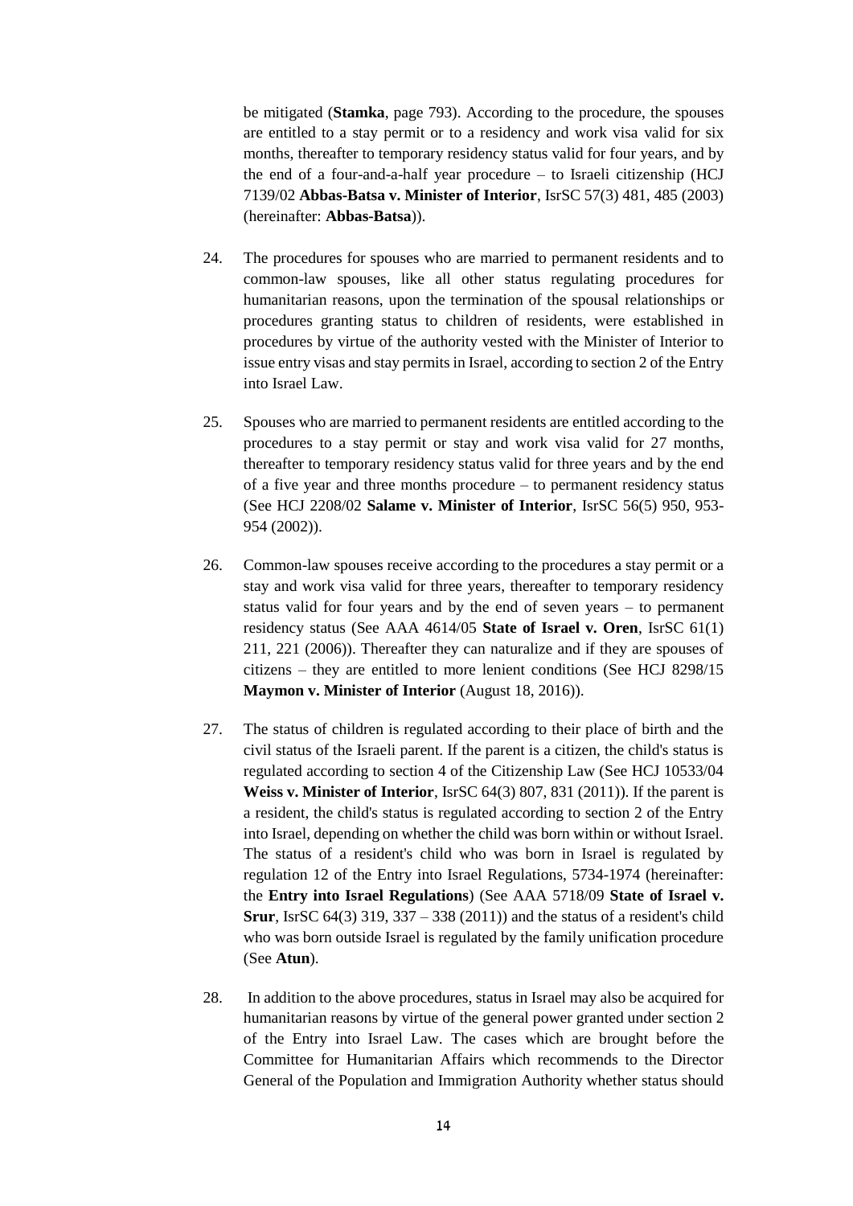be mitigated (**Stamka**, page 793). According to the procedure, the spouses are entitled to a stay permit or to a residency and work visa valid for six months, thereafter to temporary residency status valid for four years, and by the end of a four-and-a-half year procedure – to Israeli citizenship (HCJ 7139/02 **Abbas-Batsa v. Minister of Interior**, IsrSC 57(3) 481, 485 (2003) (hereinafter: **Abbas-Batsa**)).

24. The procedures for spouses who are married to permanent residents and to common-law spouses, like all other status regulating procedures for humanitarian reasons, upon the termination of the spousal relationships or procedures granting status to children of residents, were established in procedures by virtue of the authority vested with the Minister of Interior to issue entry visas and stay permits in Israel, according to section 2 of the Entry into Israel Law.

25. Spouses who are married to permanent residents are entitled according to the procedures to a stay permit or stay and work visa valid for 27 months, thereafter to temporary residency status valid for three years and by the end of a five year and three months procedure – to permanent residency status (See HCJ 2208/02 **Salame v. Minister of Interior**, IsrSC 56(5) 950, 953-954 (2002)).

26. Common-law spouses receive according to the procedures a stay permit or a stay and work visa valid for three years, thereafter to temporary residency status valid for four years and by the end of seven years – to permanent residency status (See AAA 4614/05 **State of Israel v. Oren**, IsrSC 61(1) 211, 221 (2006)). Thereafter they can naturalize and if they are spouses of citizens – they are entitled to more lenient conditions (See HCJ 8298/15 **Maymon v. Minister of Interior** (August 18, 2016)).

27. The status of children is regulated according to their place of birth and the civil status of the Israeli parent. If the parent is a citizen, the child's status is regulated according to section 4 of the Citizenship Law (See HCJ 10533/04 **Weiss v. Minister of Interior**, IsrSC 64(3) 807, 831 (2011)). If the parent is a resident, the child's status is regulated according to section 2 of the Entry into Israel, depending on whether the child was born within or without Israel. The status of a resident's child who was born in Israel is regulated by regulation 12 of the Entry into Israel Regulations, 5734-1974 (hereinafter: the **Entry into Israel Regulations**) (See AAA 5718/09 **State of Israel v. Srur**, IsrSC 64(3) 319, 337 – 338 (2011)) and the status of a resident's child who was born outside Israel is regulated by the family unification procedure (See **Atun**).

28. In addition to the above procedures, status in Israel may also be acquired for humanitarian reasons by virtue of the general power granted under section 2 of the Entry into Israel Law. The cases which are brought before the Committee for Humanitarian Affairs which recommends to the Director General of the Population and Immigration Authority whether status should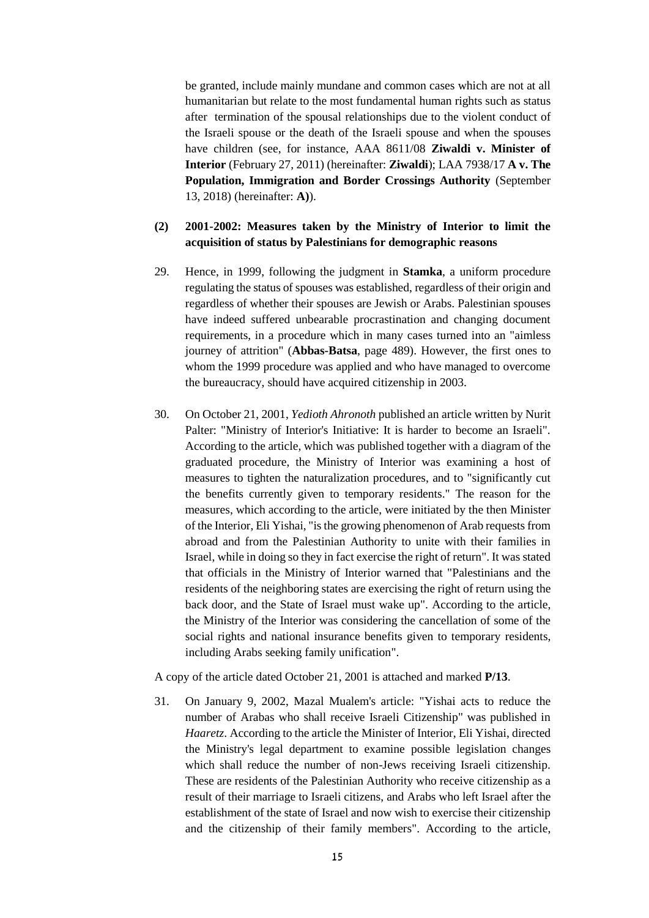be granted, include mainly mundane and common cases which are not at all humanitarian but relate to the most fundamental human rights such as status after termination of the spousal relationships due to the violent conduct of the Israeli spouse or the death of the Israeli spouse and when the spouses have children (see, for instance, AAA 8611/08 **Ziwaldi v. Minister of Interior** (February 27, 2011) (hereinafter: **Ziwaldi**); LAA 7938/17 **A v. The Population, Immigration and Border Crossings Authority** (September 13, 2018) (hereinafter: **A)**).

**(2) 2001-2002: Measures taken by the Ministry of Interior to limit the acquisition of status by Palestinians for demographic reasons**

29. Hence, in 1999, following the judgment in **Stamka**, a uniform procedure regulating the status of spouses was established, regardless of their origin and regardless of whether their spouses are Jewish or Arabs. Palestinian spouses have indeed suffered unbearable procrastination and changing document requirements, in a procedure which in many cases turned into an "aimless journey of attrition" (**Abbas-Batsa**, page 489). However, the first ones to whom the 1999 procedure was applied and who have managed to overcome the bureaucracy, should have acquired citizenship in 2003.

30. On October 21, 2001, *Yedioth Ahronoth* published an article written by Nurit Palter: "Ministry of Interior's Initiative: It is harder to become an Israeli". According to the article, which was published together with a diagram of the graduated procedure, the Ministry of Interior was examining a host of measures to tighten the naturalization procedures, and to "significantly cut the benefits currently given to temporary residents." The reason for the measures, which according to the article, were initiated by the then Minister of the Interior, Eli Yishai, "is the growing phenomenon of Arab requests from abroad and from the Palestinian Authority to unite with their families in Israel, while in doing so they in fact exercise the right of return". It was stated that officials in the Ministry of Interior warned that "Palestinians and the residents of the neighboring states are exercising the right of return using the back door, and the State of Israel must wake up". According to the article, the Ministry of the Interior was considering the cancellation of some of the social rights and national insurance benefits given to temporary residents, including Arabs seeking family unification".

A copy of the article dated October 21, 2001 is attached and marked **P/13**.

31. On January 9, 2002, Mazal Mualem's article: "Yishai acts to reduce the number of Arabas who shall receive Israeli Citizenship" was published in *Haaretz*. According to the article the Minister of Interior, Eli Yishai, directed the Ministry's legal department to examine possible legislation changes which shall reduce the number of non-Jews receiving Israeli citizenship. These are residents of the Palestinian Authority who receive citizenship as a result of their marriage to Israeli citizens, and Arabs who left Israel after the establishment of the state of Israel and now wish to exercise their citizenship and the citizenship of their family members". According to the article,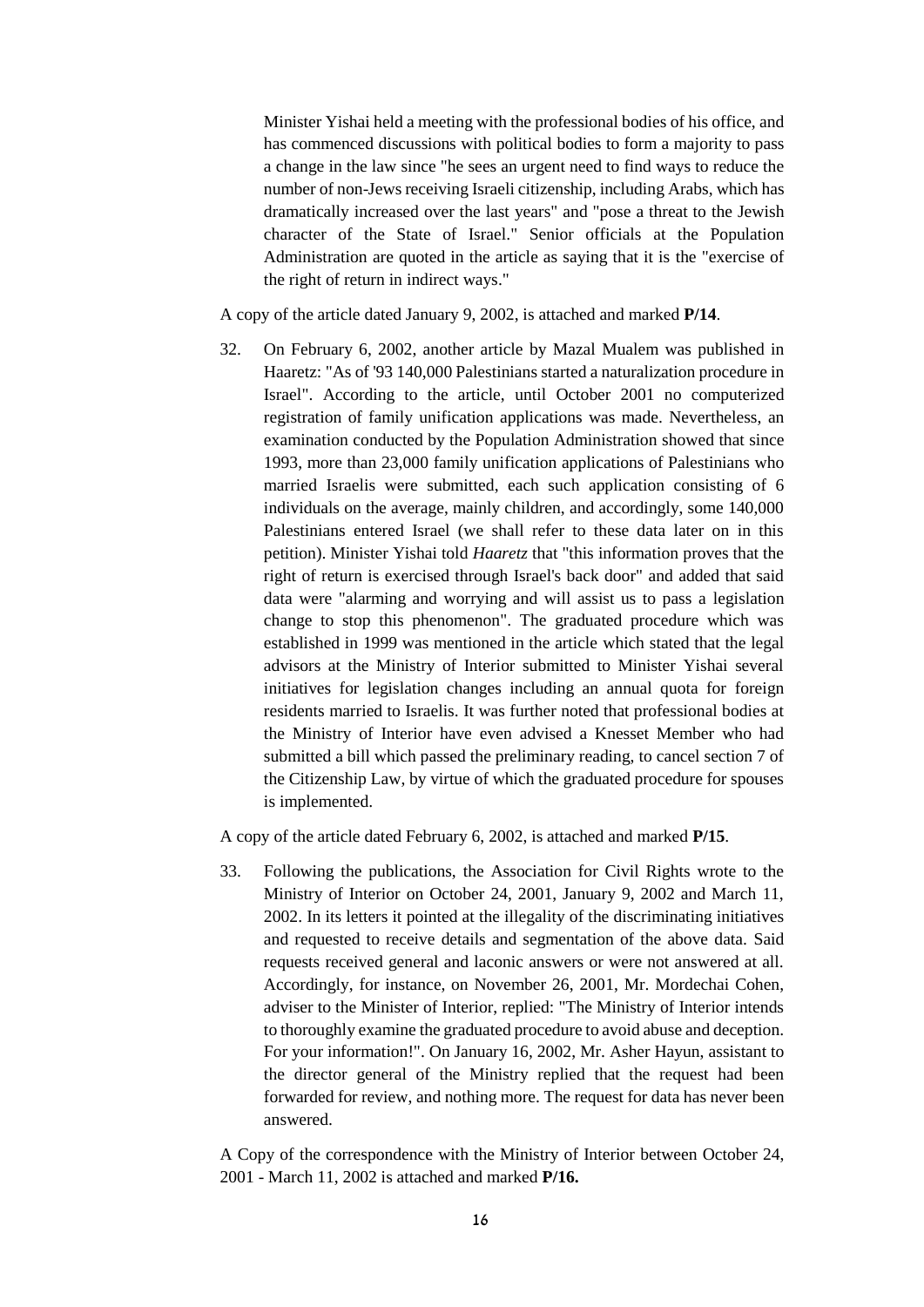Minister Yishai held a meeting with the professional bodies of his office, and has commenced discussions with political bodies to form a majority to pass a change in the law since "he sees an urgent need to find ways to reduce the number of non-Jews receiving Israeli citizenship, including Arabs, which has dramatically increased over the last years" and "pose a threat to the Jewish character of the State of Israel." Senior officials at the Population Administration are quoted in the article as saying that it is the "exercise of the right of return in indirect ways."

A copy of the article dated January 9, 2002, is attached and marked **P/14**.

32. On February 6, 2002, another article by Mazal Mualem was published in Haaretz: "As of '93 140,000 Palestinians started a naturalization procedure in Israel". According to the article, until October 2001 no computerized registration of family unification applications was made. Nevertheless, an examination conducted by the Population Administration showed that since 1993, more than 23,000 family unification applications of Palestinians who married Israelis were submitted, each such application consisting of 6 individuals on the average, mainly children, and accordingly, some 140,000 Palestinians entered Israel (we shall refer to these data later on in this petition). Minister Yishai told *Haaretz* that "this information proves that the right of return is exercised through Israel's back door" and added that said data were "alarming and worrying and will assist us to pass a legislation change to stop this phenomenon". The graduated procedure which was established in 1999 was mentioned in the article which stated that the legal advisors at the Ministry of Interior submitted to Minister Yishai several initiatives for legislation changes including an annual quota for foreign residents married to Israelis. It was further noted that professional bodies at the Ministry of Interior have even advised a Knesset Member who had submitted a bill which passed the preliminary reading, to cancel section 7 of the Citizenship Law, by virtue of which the graduated procedure for spouses is implemented.

A copy of the article dated February 6, 2002, is attached and marked **P/15**.

33. Following the publications, the Association for Civil Rights wrote to the Ministry of Interior on October 24, 2001, January 9, 2002 and March 11, 2002. In its letters it pointed at the illegality of the discriminating initiatives and requested to receive details and segmentation of the above data. Said requests received general and laconic answers or were not answered at all. Accordingly, for instance, on November 26, 2001, Mr. Mordechai Cohen, adviser to the Minister of Interior, replied: "The Ministry of Interior intends to thoroughly examine the graduated procedure to avoid abuse and deception. For your information!". On January 16, 2002, Mr. Asher Hayun, assistant to the director general of the Ministry replied that the request had been forwarded for review, and nothing more. The request for data has never been answered.

A Copy of the correspondence with the Ministry of Interior between October 24, 2001 - March 11, 2002 is attached and marked **P/16.**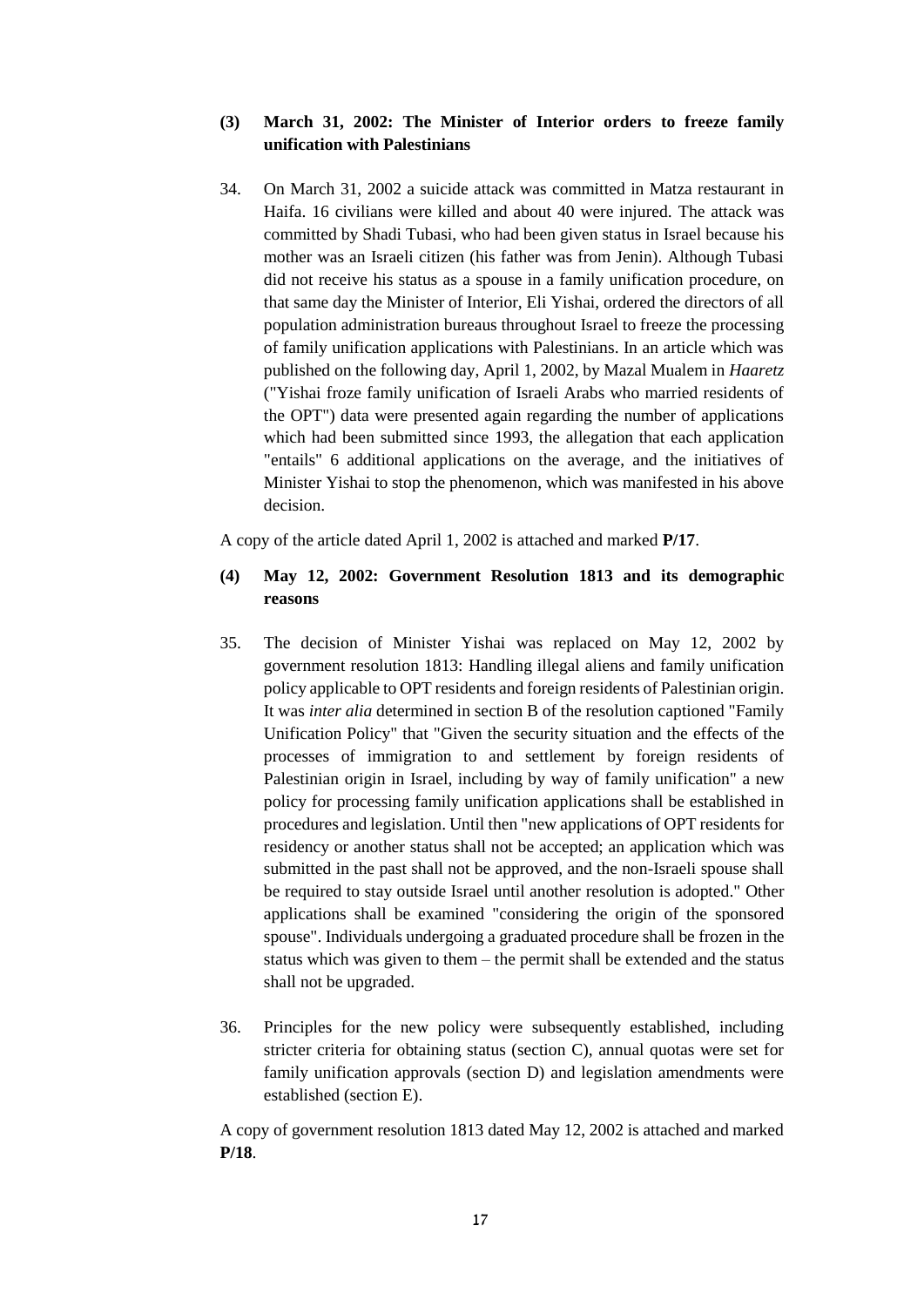**(3) March 31, 2002: The Minister of Interior orders to freeze family unification with Palestinians**

34. On March 31, 2002 a suicide attack was committed in Matza restaurant in Haifa. 16 civilians were killed and about 40 were injured. The attack was committed by Shadi Tubasi, who had been given status in Israel because his mother was an Israeli citizen (his father was from Jenin). Although Tubasi did not receive his status as a spouse in a family unification procedure, on that same day the Minister of Interior, Eli Yishai, ordered the directors of all population administration bureaus throughout Israel to freeze the processing of family unification applications with Palestinians. In an article which was published on the following day, April 1, 2002, by Mazal Mualem in *Haaretz* ("Yishai froze family unification of Israeli Arabs who married residents of the OPT") data were presented again regarding the number of applications which had been submitted since 1993, the allegation that each application "entails" 6 additional applications on the average, and the initiatives of Minister Yishai to stop the phenomenon, which was manifested in his above decision.

A copy of the article dated April 1, 2002 is attached and marked **P/17**.

**(4) May 12, 2002: Government Resolution 1813 and its demographic reasons**

35. The decision of Minister Yishai was replaced on May 12, 2002 by government resolution 1813: Handling illegal aliens and family unification policy applicable to OPT residents and foreign residents of Palestinian origin. It was *inter alia* determined in section B of the resolution captioned "Family Unification Policy" that "Given the security situation and the effects of the processes of immigration to and settlement by foreign residents of Palestinian origin in Israel, including by way of family unification" a new policy for processing family unification applications shall be established in procedures and legislation. Until then "new applications of OPT residents for residency or another status shall not be accepted; an application which was submitted in the past shall not be approved, and the non-Israeli spouse shall be required to stay outside Israel until another resolution is adopted." Other applications shall be examined "considering the origin of the sponsored spouse". Individuals undergoing a graduated procedure shall be frozen in the status which was given to them – the permit shall be extended and the status shall not be upgraded.

36. Principles for the new policy were subsequently established, including stricter criteria for obtaining status (section C), annual quotas were set for family unification approvals (section D) and legislation amendments were established (section E).

A copy of government resolution 1813 dated May 12, 2002 is attached and marked **P/18**.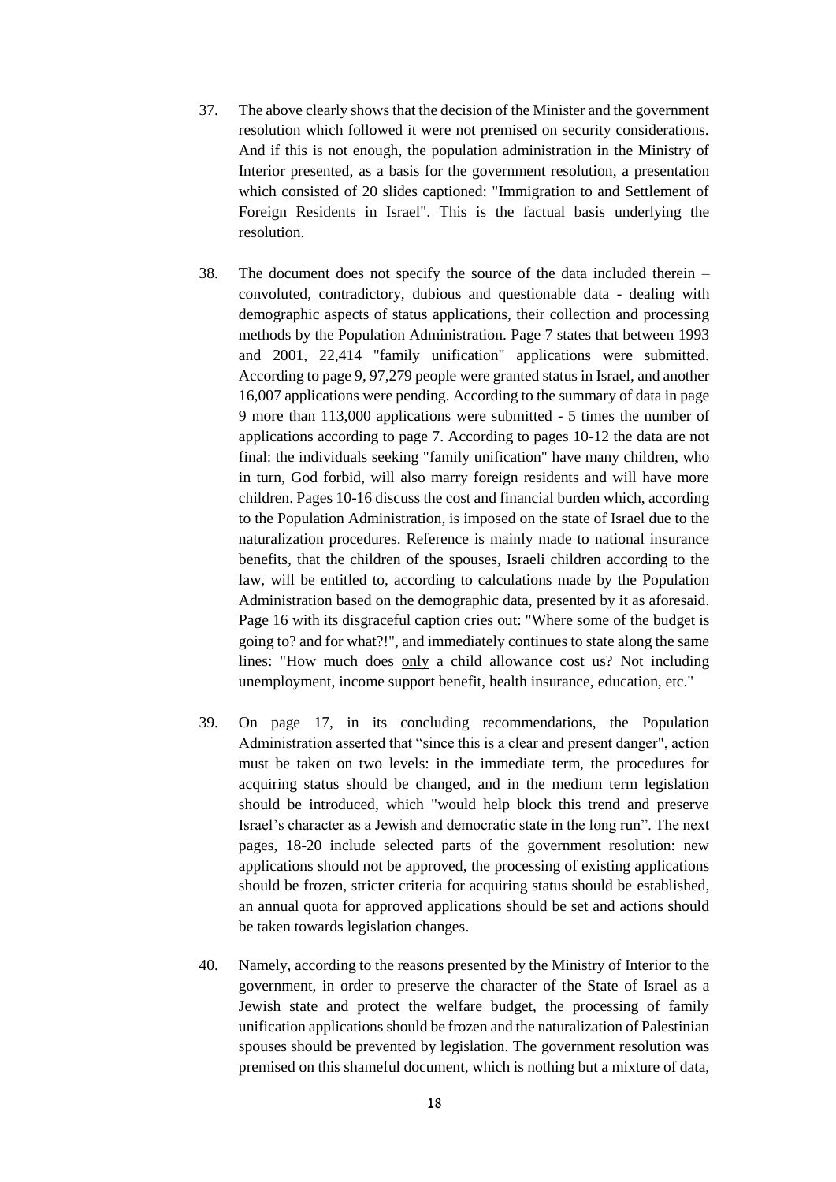37. The above clearly shows that the decision of the Minister and the government resolution which followed it were not premised on security considerations. And if this is not enough, the population administration in the Ministry of Interior presented, as a basis for the government resolution, a presentation which consisted of 20 slides captioned: "Immigration to and Settlement of Foreign Residents in Israel". This is the factual basis underlying the resolution.

38. The document does not specify the source of the data included therein – convoluted, contradictory, dubious and questionable data - dealing with demographic aspects of status applications, their collection and processing methods by the Population Administration. Page 7 states that between 1993 and 2001, 22,414 "family unification" applications were submitted. According to page 9, 97,279 people were granted status in Israel, and another 16,007 applications were pending. According to the summary of data in page 9 more than 113,000 applications were submitted - 5 times the number of applications according to page 7. According to pages 10-12 the data are not final: the individuals seeking "family unification" have many children, who in turn, God forbid, will also marry foreign residents and will have more children. Pages 10-16 discuss the cost and financial burden which, according to the Population Administration, is imposed on the state of Israel due to the naturalization procedures. Reference is mainly made to national insurance benefits, that the children of the spouses, Israeli children according to the law, will be entitled to, according to calculations made by the Population Administration based on the demographic data, presented by it as aforesaid. Page 16 with its disgraceful caption cries out: "Where some of the budget is going to? and for what?!", and immediately continues to state along the same lines: "How much does <u>only</u> a child allowance cost us? Not including unemployment, income support benefit, health insurance, education, etc."

39. On page 17, in its concluding recommendations, the Population Administration asserted that "since this is a clear and present danger", action must be taken on two levels: in the immediate term, the procedures for acquiring status should be changed, and in the medium term legislation should be introduced, which "would help block this trend and preserve Israel's character as a Jewish and democratic state in the long run". The next pages, 18-20 include selected parts of the government resolution: new applications should not be approved, the processing of existing applications should be frozen, stricter criteria for acquiring status should be established, an annual quota for approved applications should be set and actions should be taken towards legislation changes.

40. Namely, according to the reasons presented by the Ministry of Interior to the government, in order to preserve the character of the State of Israel as a Jewish state and protect the welfare budget, the processing of family unification applications should be frozen and the naturalization of Palestinian spouses should be prevented by legislation. The government resolution was premised on this shameful document, which is nothing but a mixture of data,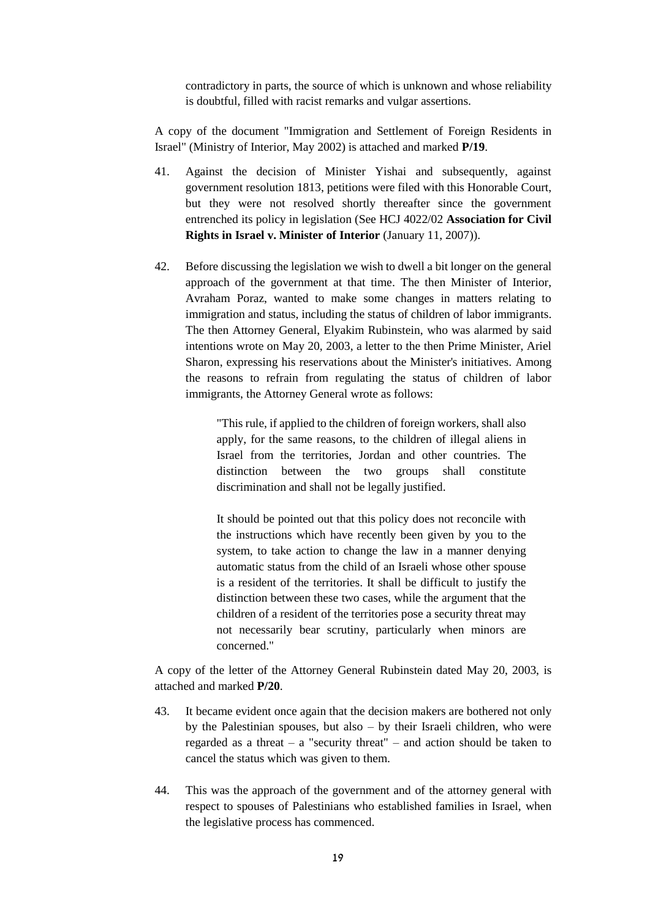contradictory in parts, the source of which is unknown and whose reliability is doubtful, filled with racist remarks and vulgar assertions.

A copy of the document "Immigration and Settlement of Foreign Residents in Israel" (Ministry of Interior, May 2002) is attached and marked **P/19**.

41. Against the decision of Minister Yishai and subsequently, against government resolution 1813, petitions were filed with this Honorable Court, but they were not resolved shortly thereafter since the government entrenched its policy in legislation (See HCJ 4022/02 **Association for Civil Rights in Israel v. Minister of Interior** (January 11, 2007)).

42. Before discussing the legislation we wish to dwell a bit longer on the general approach of the government at that time. The then Minister of Interior, Avraham Poraz, wanted to make some changes in matters relating to immigration and status, including the status of children of labor immigrants. The then Attorney General, Elyakim Rubinstein, who was alarmed by said intentions wrote on May 20, 2003, a letter to the then Prime Minister, Ariel Sharon, expressing his reservations about the Minister's initiatives. Among the reasons to refrain from regulating the status of children of labor immigrants, the Attorney General wrote as follows:

> "This rule, if applied to the children of foreign workers, shall also apply, for the same reasons, to the children of illegal aliens in Israel from the territories, Jordan and other countries. The distinction between the two groups shall constitute discrimination and shall not be legally justified.
>
> It should be pointed out that this policy does not reconcile with the instructions which have recently been given by you to the system, to take action to change the law in a manner denying automatic status from the child of an Israeli whose other spouse is a resident of the territories. It shall be difficult to justify the distinction between these two cases, while the argument that the children of a resident of the territories pose a security threat may not necessarily bear scrutiny, particularly when minors are concerned."

A copy of the letter of the Attorney General Rubinstein dated May 20, 2003, is attached and marked **P/20**.

43. It became evident once again that the decision makers are bothered not only by the Palestinian spouses, but also – by their Israeli children, who were regarded as a threat – a "security threat" – and action should be taken to cancel the status which was given to them.

44. This was the approach of the government and of the attorney general with respect to spouses of Palestinians who established families in Israel, when the legislative process has commenced.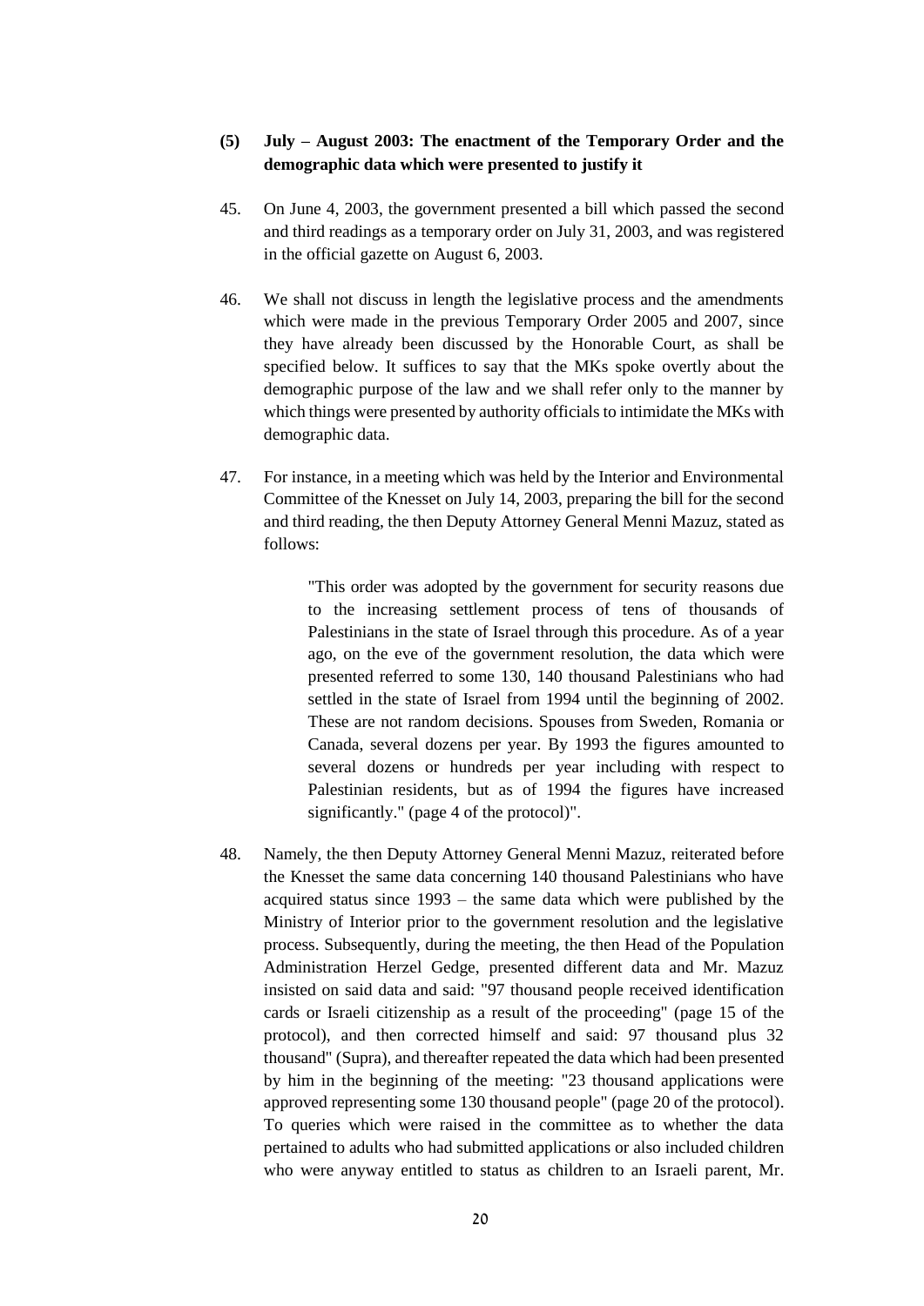**(5) July – August 2003: The enactment of the Temporary Order and the demographic data which were presented to justify it**

45. On June 4, 2003, the government presented a bill which passed the second and third readings as a temporary order on July 31, 2003, and was registered in the official gazette on August 6, 2003.

46. We shall not discuss in length the legislative process and the amendments which were made in the previous Temporary Order 2005 and 2007, since they have already been discussed by the Honorable Court, as shall be specified below. It suffices to say that the MKs spoke overtly about the demographic purpose of the law and we shall refer only to the manner by which things were presented by authority officials to intimidate the MKs with demographic data.

47. For instance, in a meeting which was held by the Interior and Environmental Committee of the Knesset on July 14, 2003, preparing the bill for the second and third reading, the then Deputy Attorney General Menni Mazuz, stated as follows:

> "This order was adopted by the government for security reasons due to the increasing settlement process of tens of thousands of Palestinians in the state of Israel through this procedure. As of a year ago, on the eve of the government resolution, the data which were presented referred to some 130, 140 thousand Palestinians who had settled in the state of Israel from 1994 until the beginning of 2002. These are not random decisions. Spouses from Sweden, Romania or Canada, several dozens per year. By 1993 the figures amounted to several dozens or hundreds per year including with respect to Palestinian residents, but as of 1994 the figures have increased significantly." (page 4 of the protocol)".

48. Namely, the then Deputy Attorney General Menni Mazuz, reiterated before the Knesset the same data concerning 140 thousand Palestinians who have acquired status since 1993 – the same data which were published by the Ministry of Interior prior to the government resolution and the legislative process. Subsequently, during the meeting, the then Head of the Population Administration Herzel Gedge, presented different data and Mr. Mazuz insisted on said data and said: "97 thousand people received identification cards or Israeli citizenship as a result of the proceeding" (page 15 of the protocol), and then corrected himself and said: 97 thousand plus 32 thousand" (Supra), and thereafter repeated the data which had been presented by him in the beginning of the meeting: "23 thousand applications were approved representing some 130 thousand people" (page 20 of the protocol). To queries which were raised in the committee as to whether the data pertained to adults who had submitted applications or also included children who were anyway entitled to status as children to an Israeli parent, Mr.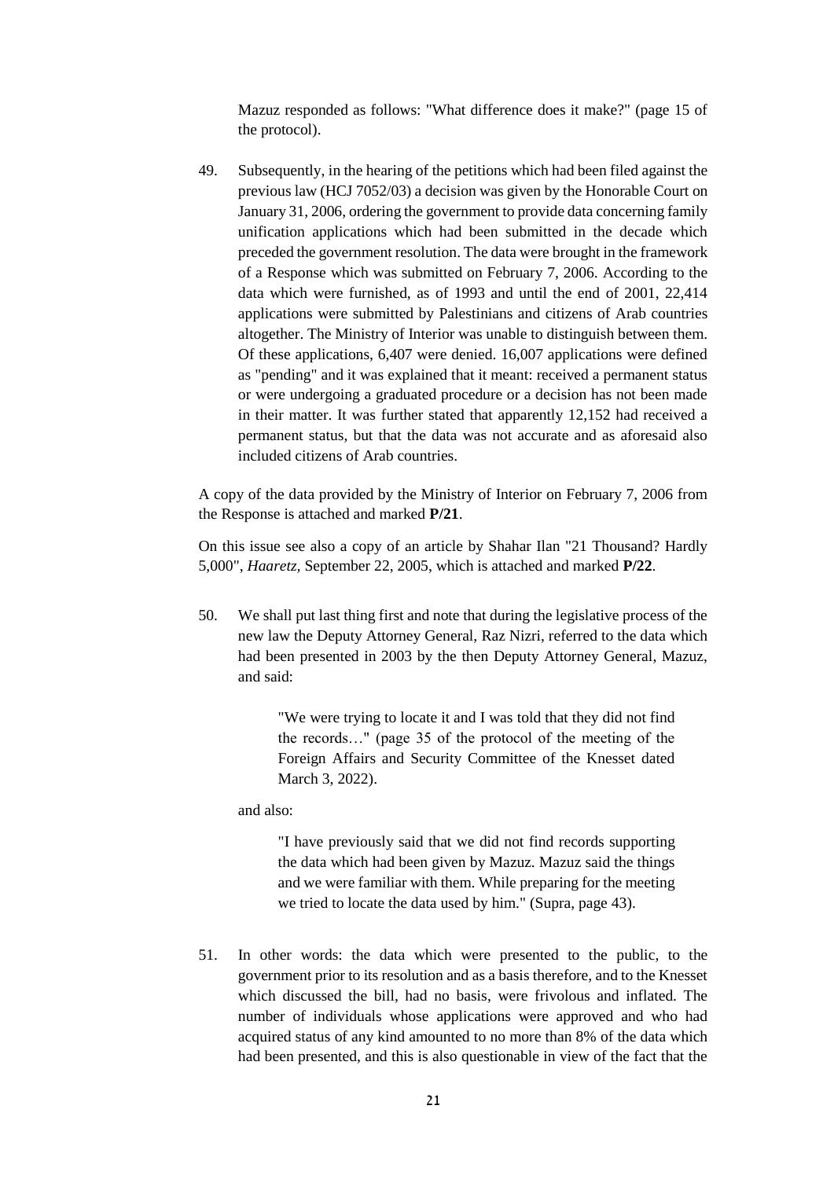Mazuz responded as follows: "What difference does it make?" (page 15 of the protocol).

49. Subsequently, in the hearing of the petitions which had been filed against the previous law (HCJ 7052/03) a decision was given by the Honorable Court on January 31, 2006, ordering the government to provide data concerning family unification applications which had been submitted in the decade which preceded the government resolution. The data were brought in the framework of a Response which was submitted on February 7, 2006. According to the data which were furnished, as of 1993 and until the end of 2001, 22,414 applications were submitted by Palestinians and citizens of Arab countries altogether. The Ministry of Interior was unable to distinguish between them. Of these applications, 6,407 were denied. 16,007 applications were defined as "pending" and it was explained that it meant: received a permanent status or were undergoing a graduated procedure or a decision has not been made in their matter. It was further stated that apparently 12,152 had received a permanent status, but that the data was not accurate and as aforesaid also included citizens of Arab countries.

A copy of the data provided by the Ministry of Interior on February 7, 2006 from the Response is attached and marked **P/21**.

On this issue see also a copy of an article by Shahar Ilan "21 Thousand? Hardly 5,000", *Haaretz*, September 22, 2005, which is attached and marked **P/22**.

50. We shall put last thing first and note that during the legislative process of the new law the Deputy Attorney General, Raz Nizri, referred to the data which had been presented in 2003 by the then Deputy Attorney General, Mazuz, and said:

> "We were trying to locate it and I was told that they did not find the records…" (page 35 of the protocol of the meeting of the Foreign Affairs and Security Committee of the Knesset dated March 3, 2022).

and also:

> "I have previously said that we did not find records supporting the data which had been given by Mazuz. Mazuz said the things and we were familiar with them. While preparing for the meeting we tried to locate the data used by him." (Supra, page 43).

51. In other words: the data which were presented to the public, to the government prior to its resolution and as a basis therefore, and to the Knesset which discussed the bill, had no basis, were frivolous and inflated. The number of individuals whose applications were approved and who had acquired status of any kind amounted to no more than 8% of the data which had been presented, and this is also questionable in view of the fact that the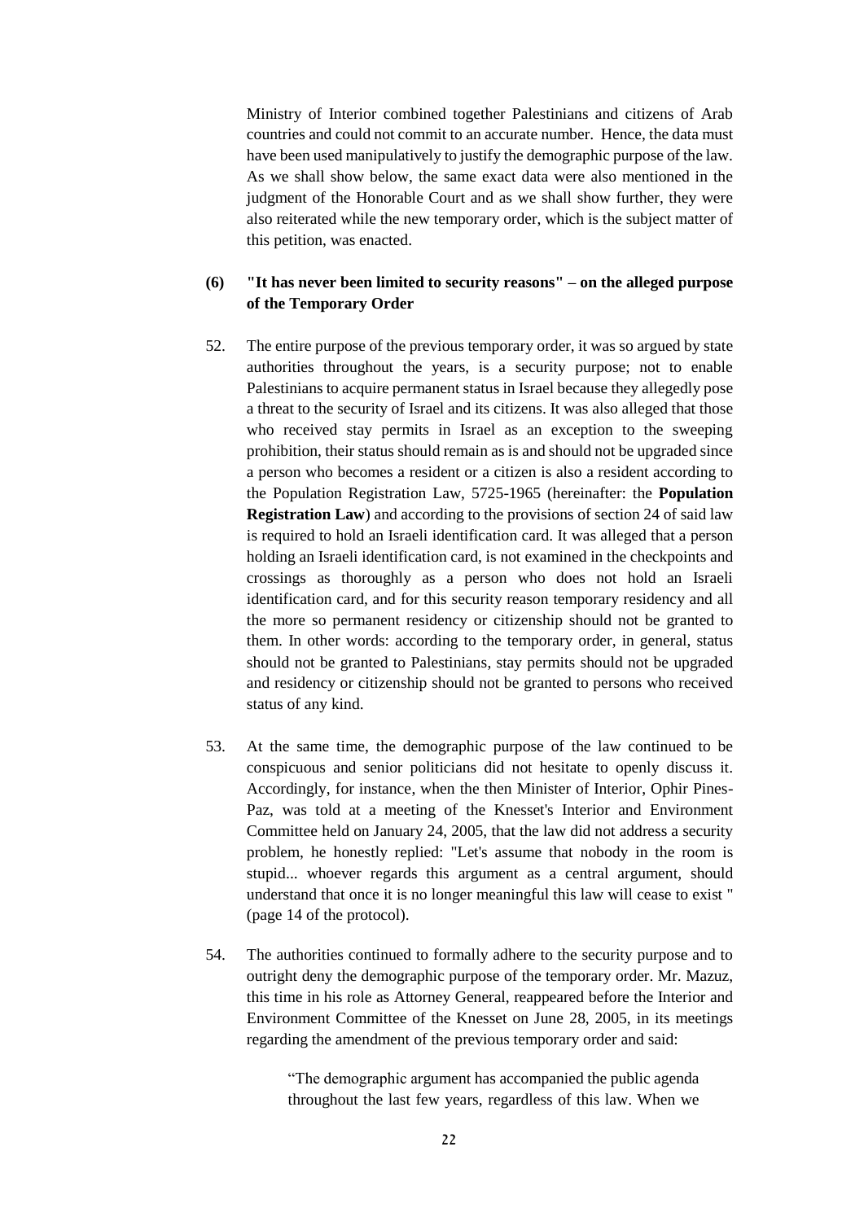Ministry of Interior combined together Palestinians and citizens of Arab countries and could not commit to an accurate number. Hence, the data must have been used manipulatively to justify the demographic purpose of the law. As we shall show below, the same exact data were also mentioned in the judgment of the Honorable Court and as we shall show further, they were also reiterated while the new temporary order, which is the subject matter of this petition, was enacted.

### (6) "It has never been limited to security reasons" – on the alleged purpose of the Temporary Order

52. The entire purpose of the previous temporary order, it was so argued by state authorities throughout the years, is a security purpose; not to enable Palestinians to acquire permanent status in Israel because they allegedly pose a threat to the security of Israel and its citizens. It was also alleged that those who received stay permits in Israel as an exception to the sweeping prohibition, their status should remain as is and should not be upgraded since a person who becomes a resident or a citizen is also a resident according to the Population Registration Law, 5725-1965 (hereinafter: the **Population Registration Law**) and according to the provisions of section 24 of said law is required to hold an Israeli identification card. It was alleged that a person holding an Israeli identification card, is not examined in the checkpoints and crossings as thoroughly as a person who does not hold an Israeli identification card, and for this security reason temporary residency and all the more so permanent residency or citizenship should not be granted to them. In other words: according to the temporary order, in general, status should not be granted to Palestinians, stay permits should not be upgraded and residency or citizenship should not be granted to persons who received status of any kind.

53. At the same time, the demographic purpose of the law continued to be conspicuous and senior politicians did not hesitate to openly discuss it. Accordingly, for instance, when the then Minister of Interior, Ophir Pines-Paz, was told at a meeting of the Knesset's Interior and Environment Committee held on January 24, 2005, that the law did not address a security problem, he honestly replied: "Let's assume that nobody in the room is stupid... whoever regards this argument as a central argument, should understand that once it is no longer meaningful this law will cease to exist " (page 14 of the protocol).

54. The authorities continued to formally adhere to the security purpose and to outright deny the demographic purpose of the temporary order. Mr. Mazuz, this time in his role as Attorney General, reappeared before the Interior and Environment Committee of the Knesset on June 28, 2005, in its meetings regarding the amendment of the previous temporary order and said:

> "The demographic argument has accompanied the public agenda throughout the last few years, regardless of this law. When we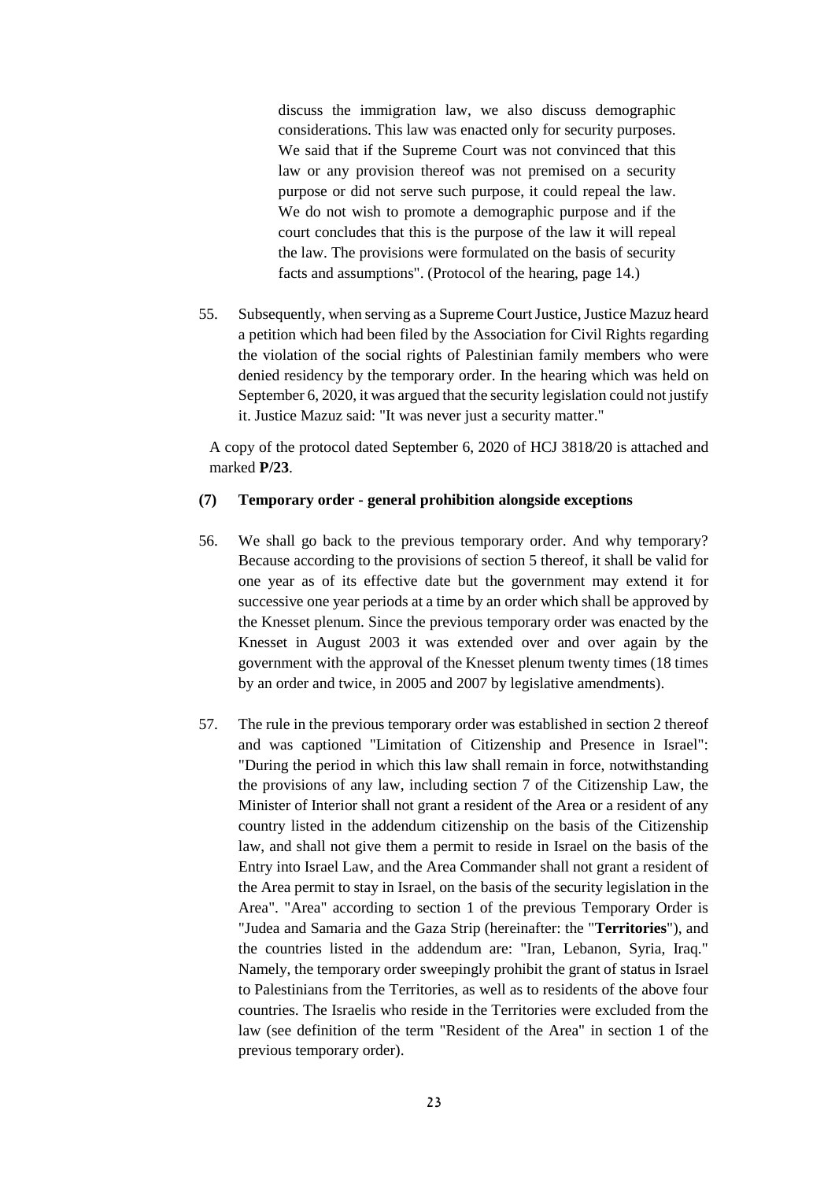discuss the immigration law, we also discuss demographic considerations. This law was enacted only for security purposes. We said that if the Supreme Court was not convinced that this law or any provision thereof was not premised on a security purpose or did not serve such purpose, it could repeal the law. We do not wish to promote a demographic purpose and if the court concludes that this is the purpose of the law it will repeal the law. The provisions were formulated on the basis of security facts and assumptions". (Protocol of the hearing, page 14.)

55. Subsequently, when serving as a Supreme Court Justice, Justice Mazuz heard a petition which had been filed by the Association for Civil Rights regarding the violation of the social rights of Palestinian family members who were denied residency by the temporary order. In the hearing which was held on September 6, 2020, it was argued that the security legislation could not justify it. Justice Mazuz said: "It was never just a security matter."

A copy of the protocol dated September 6, 2020 of HCJ 3818/20 is attached and marked **P/23**.

**(7) Temporary order - general prohibition alongside exceptions**

56. We shall go back to the previous temporary order. And why temporary? Because according to the provisions of section 5 thereof, it shall be valid for one year as of its effective date but the government may extend it for successive one year periods at a time by an order which shall be approved by the Knesset plenum. Since the previous temporary order was enacted by the Knesset in August 2003 it was extended over and over again by the government with the approval of the Knesset plenum twenty times (18 times by an order and twice, in 2005 and 2007 by legislative amendments).

57. The rule in the previous temporary order was established in section 2 thereof and was captioned "Limitation of Citizenship and Presence in Israel": "During the period in which this law shall remain in force, notwithstanding the provisions of any law, including section 7 of the Citizenship Law, the Minister of Interior shall not grant a resident of the Area or a resident of any country listed in the addendum citizenship on the basis of the Citizenship law, and shall not give them a permit to reside in Israel on the basis of the Entry into Israel Law, and the Area Commander shall not grant a resident of the Area permit to stay in Israel, on the basis of the security legislation in the Area". "Area" according to section 1 of the previous Temporary Order is "Judea and Samaria and the Gaza Strip (hereinafter: the "**Territories**"), and the countries listed in the addendum are: "Iran, Lebanon, Syria, Iraq." Namely, the temporary order sweepingly prohibit the grant of status in Israel to Palestinians from the Territories, as well as to residents of the above four countries. The Israelis who reside in the Territories were excluded from the law (see definition of the term "Resident of the Area" in section 1 of the previous temporary order).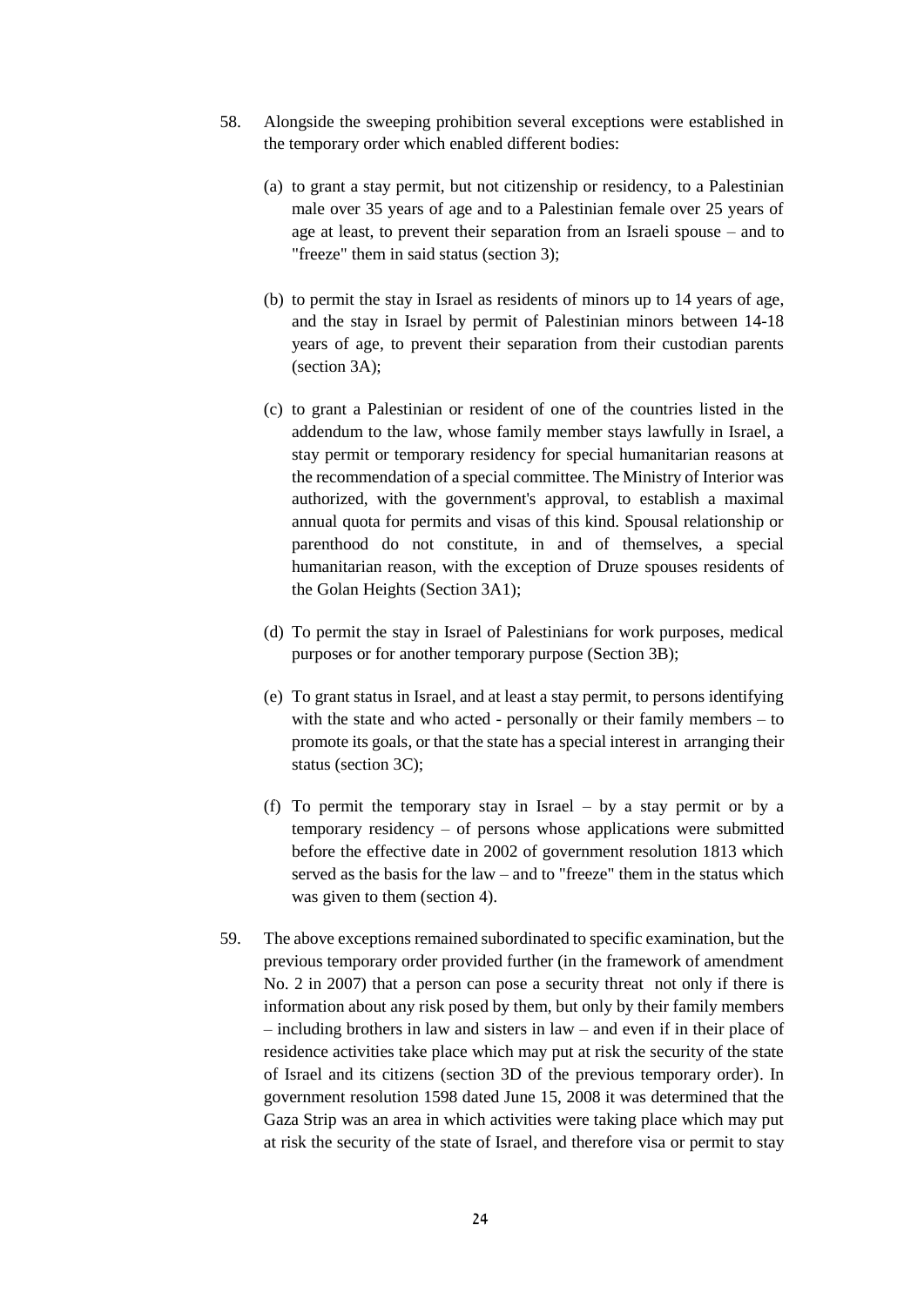58. Alongside the sweeping prohibition several exceptions were established in the temporary order which enabled different bodies:

    (a) to grant a stay permit, but not citizenship or residency, to a Palestinian male over 35 years of age and to a Palestinian female over 25 years of age at least, to prevent their separation from an Israeli spouse – and to "freeze" them in said status (section 3);

    (b) to permit the stay in Israel as residents of minors up to 14 years of age, and the stay in Israel by permit of Palestinian minors between 14-18 years of age, to prevent their separation from their custodian parents (section 3A);

    (c) to grant a Palestinian or resident of one of the countries listed in the addendum to the law, whose family member stays lawfully in Israel, a stay permit or temporary residency for special humanitarian reasons at the recommendation of a special committee. The Ministry of Interior was authorized, with the government's approval, to establish a maximal annual quota for permits and visas of this kind. Spousal relationship or parenthood do not constitute, in and of themselves, a special humanitarian reason, with the exception of Druze spouses residents of the Golan Heights (Section 3A1);

    (d) To permit the stay in Israel of Palestinians for work purposes, medical purposes or for another temporary purpose (Section 3B);

    (e) To grant status in Israel, and at least a stay permit, to persons identifying with the state and who acted - personally or their family members – to promote its goals, or that the state has a special interest in arranging their status (section 3C);

    (f) To permit the temporary stay in Israel – by a stay permit or by a temporary residency – of persons whose applications were submitted before the effective date in 2002 of government resolution 1813 which served as the basis for the law – and to "freeze" them in the status which was given to them (section 4).

59. The above exceptions remained subordinated to specific examination, but the previous temporary order provided further (in the framework of amendment No. 2 in 2007) that a person can pose a security threat not only if there is information about any risk posed by them, but only by their family members – including brothers in law and sisters in law – and even if in their place of residence activities take place which may put at risk the security of the state of Israel and its citizens (section 3D of the previous temporary order). In government resolution 1598 dated June 15, 2008 it was determined that the Gaza Strip was an area in which activities were taking place which may put at risk the security of the state of Israel, and therefore visa or permit to stay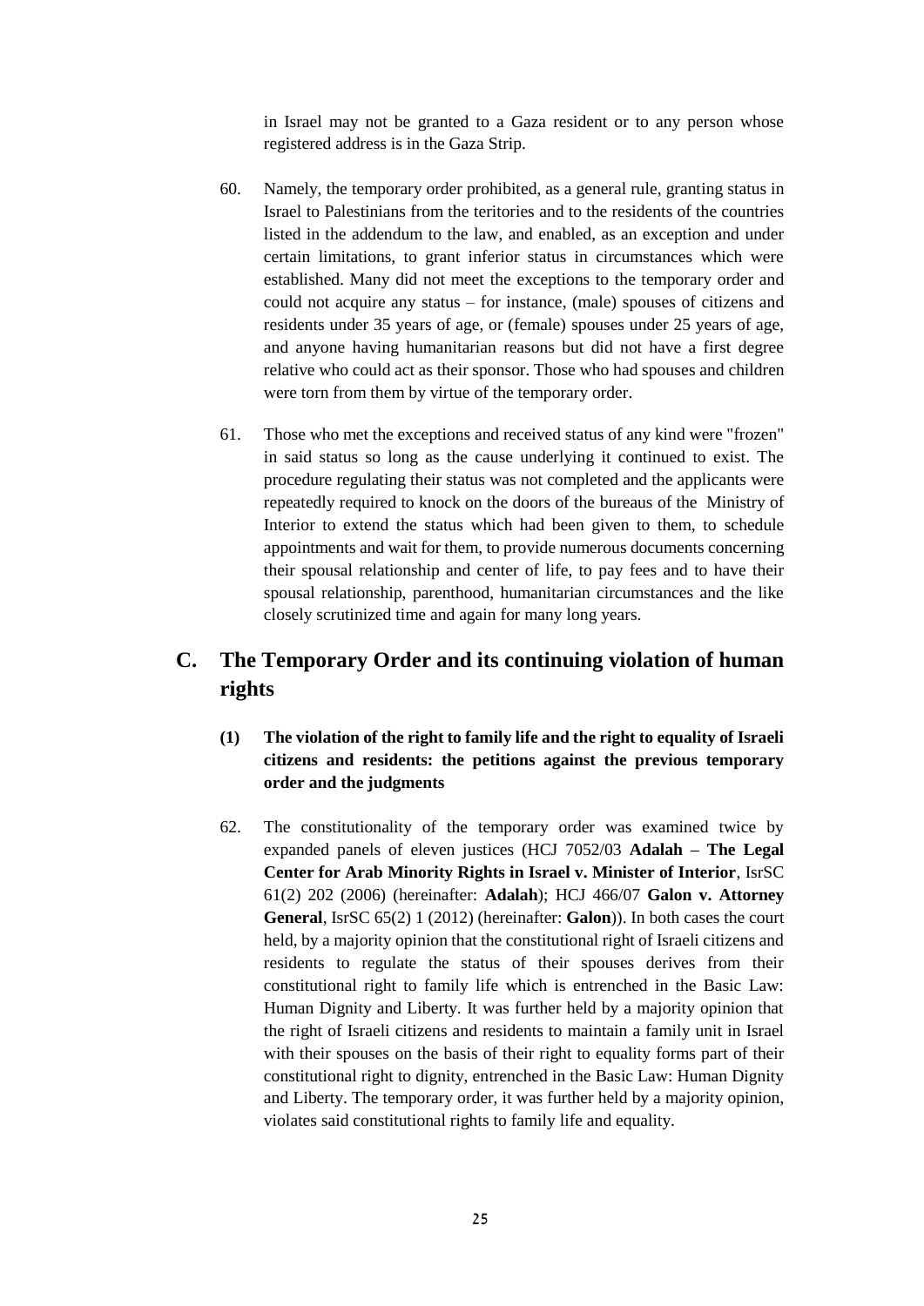in Israel may not be granted to a Gaza resident or to any person whose registered address is in the Gaza Strip.

60. Namely, the temporary order prohibited, as a general rule, granting status in Israel to Palestinians from the teritories and to the residents of the countries listed in the addendum to the law, and enabled, as an exception and under certain limitations, to grant inferior status in circumstances which were established. Many did not meet the exceptions to the temporary order and could not acquire any status – for instance, (male) spouses of citizens and residents under 35 years of age, or (female) spouses under 25 years of age, and anyone having humanitarian reasons but did not have a first degree relative who could act as their sponsor. Those who had spouses and children were torn from them by virtue of the temporary order.

61. Those who met the exceptions and received status of any kind were "frozen" in said status so long as the cause underlying it continued to exist. The procedure regulating their status was not completed and the applicants were repeatedly required to knock on the doors of the bureaus of the Ministry of Interior to extend the status which had been given to them, to schedule appointments and wait for them, to provide numerous documents concerning their spousal relationship and center of life, to pay fees and to have their spousal relationship, parenthood, humanitarian circumstances and the like closely scrutinized time and again for many long years.

## C. The Temporary Order and its continuing violation of human rights

### (1) The violation of the right to family life and the right to equality of Israeli citizens and residents: the petitions against the previous temporary order and the judgments

62. The constitutionality of the temporary order was examined twice by expanded panels of eleven justices (HCJ 7052/03 **Adalah – The Legal Center for Arab Minority Rights in Israel v. Minister of Interior**, IsrSC 61(2) 202 (2006) (hereinafter: **Adalah**); HCJ 466/07 **Galon v. Attorney General**, IsrSC 65(2) 1 (2012) (hereinafter: **Galon**)). In both cases the court held, by a majority opinion that the constitutional right of Israeli citizens and residents to regulate the status of their spouses derives from their constitutional right to family life which is entrenched in the Basic Law: Human Dignity and Liberty. It was further held by a majority opinion that the right of Israeli citizens and residents to maintain a family unit in Israel with their spouses on the basis of their right to equality forms part of their constitutional right to dignity, entrenched in the Basic Law: Human Dignity and Liberty. The temporary order, it was further held by a majority opinion, violates said constitutional rights to family life and equality.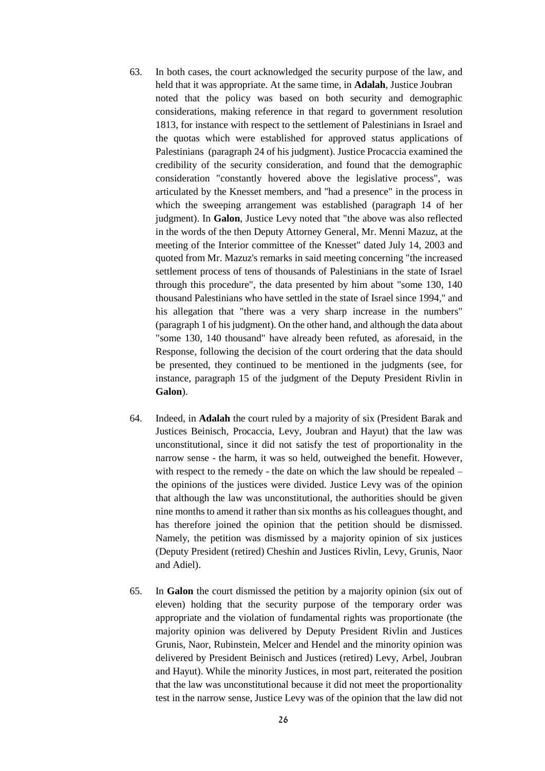63. In both cases, the court acknowledged the security purpose of the law, and held that it was appropriate. At the same time, in **Adalah**, Justice Joubran noted that the policy was based on both security and demographic considerations, making reference in that regard to government resolution 1813, for instance with respect to the settlement of Palestinians in Israel and the quotas which were established for approved status applications of Palestinians (paragraph 24 of his judgment). Justice Procaccia examined the credibility of the security consideration, and found that the demographic consideration "constantly hovered above the legislative process", was articulated by the Knesset members, and "had a presence" in the process in which the sweeping arrangement was established (paragraph 14 of her judgment). In **Galon**, Justice Levy noted that "the above was also reflected in the words of the then Deputy Attorney General, Mr. Menni Mazuz, at the meeting of the Interior committee of the Knesset" dated July 14, 2003 and quoted from Mr. Mazuz's remarks in said meeting concerning "the increased settlement process of tens of thousands of Palestinians in the state of Israel through this procedure", the data presented by him about "some 130, 140 thousand Palestinians who have settled in the state of Israel since 1994," and his allegation that "there was a very sharp increase in the numbers" (paragraph 1 of his judgment). On the other hand, and although the data about "some 130, 140 thousand" have already been refuted, as aforesaid, in the Response, following the decision of the court ordering that the data should be presented, they continued to be mentioned in the judgments (see, for instance, paragraph 15 of the judgment of the Deputy President Rivlin in **Galon**).

64. Indeed, in **Adalah** the court ruled by a majority of six (President Barak and Justices Beinisch, Procaccia, Levy, Joubran and Hayut) that the law was unconstitutional, since it did not satisfy the test of proportionality in the narrow sense - the harm, it was so held, outweighed the benefit. However, with respect to the remedy - the date on which the law should be repealed – the opinions of the justices were divided. Justice Levy was of the opinion that although the law was unconstitutional, the authorities should be given nine months to amend it rather than six months as his colleagues thought, and has therefore joined the opinion that the petition should be dismissed. Namely, the petition was dismissed by a majority opinion of six justices (Deputy President (retired) Cheshin and Justices Rivlin, Levy, Grunis, Naor and Adiel).

65. In **Galon** the court dismissed the petition by a majority opinion (six out of eleven) holding that the security purpose of the temporary order was appropriate and the violation of fundamental rights was proportionate (the majority opinion was delivered by Deputy President Rivlin and Justices Grunis, Naor, Rubinstein, Melcer and Hendel and the minority opinion was delivered by President Beinisch and Justices (retired) Levy, Arbel, Joubran and Hayut). While the minority Justices, in most part, reiterated the position that the law was unconstitutional because it did not meet the proportionality test in the narrow sense, Justice Levy was of the opinion that the law did not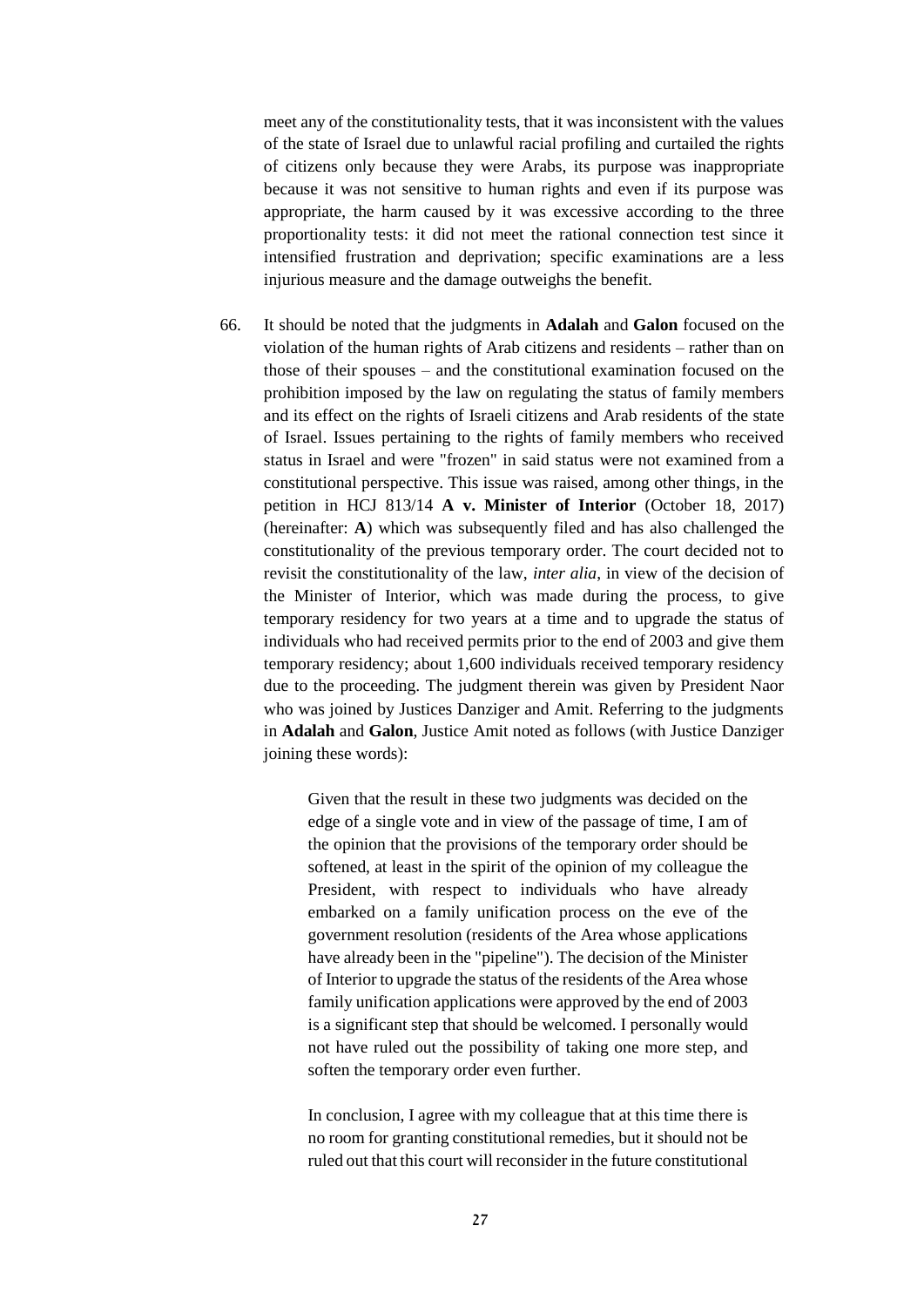meet any of the constitutionality tests, that it was inconsistent with the values of the state of Israel due to unlawful racial profiling and curtailed the rights of citizens only because they were Arabs, its purpose was inappropriate because it was not sensitive to human rights and even if its purpose was appropriate, the harm caused by it was excessive according to the three proportionality tests: it did not meet the rational connection test since it intensified frustration and deprivation; specific examinations are a less injurious measure and the damage outweighs the benefit.

66. It should be noted that the judgments in **Adalah** and **Galon** focused on the violation of the human rights of Arab citizens and residents – rather than on those of their spouses – and the constitutional examination focused on the prohibition imposed by the law on regulating the status of family members and its effect on the rights of Israeli citizens and Arab residents of the state of Israel. Issues pertaining to the rights of family members who received status in Israel and were "frozen" in said status were not examined from a constitutional perspective. This issue was raised, among other things, in the petition in HCJ 813/14 **A v. Minister of Interior** (October 18, 2017) (hereinafter: **A**) which was subsequently filed and has also challenged the constitutionality of the previous temporary order. The court decided not to revisit the constitutionality of the law, *inter alia*, in view of the decision of the Minister of Interior, which was made during the process, to give temporary residency for two years at a time and to upgrade the status of individuals who had received permits prior to the end of 2003 and give them temporary residency; about 1,600 individuals received temporary residency due to the proceeding. The judgment therein was given by President Naor who was joined by Justices Danziger and Amit. Referring to the judgments in **Adalah** and **Galon**, Justice Amit noted as follows (with Justice Danziger joining these words):

> Given that the result in these two judgments was decided on the edge of a single vote and in view of the passage of time, I am of the opinion that the provisions of the temporary order should be softened, at least in the spirit of the opinion of my colleague the President, with respect to individuals who have already embarked on a family unification process on the eve of the government resolution (residents of the Area whose applications have already been in the "pipeline"). The decision of the Minister of Interior to upgrade the status of the residents of the Area whose family unification applications were approved by the end of 2003 is a significant step that should be welcomed. I personally would not have ruled out the possibility of taking one more step, and soften the temporary order even further.
>
> In conclusion, I agree with my colleague that at this time there is no room for granting constitutional remedies, but it should not be ruled out that this court will reconsider in the future constitutional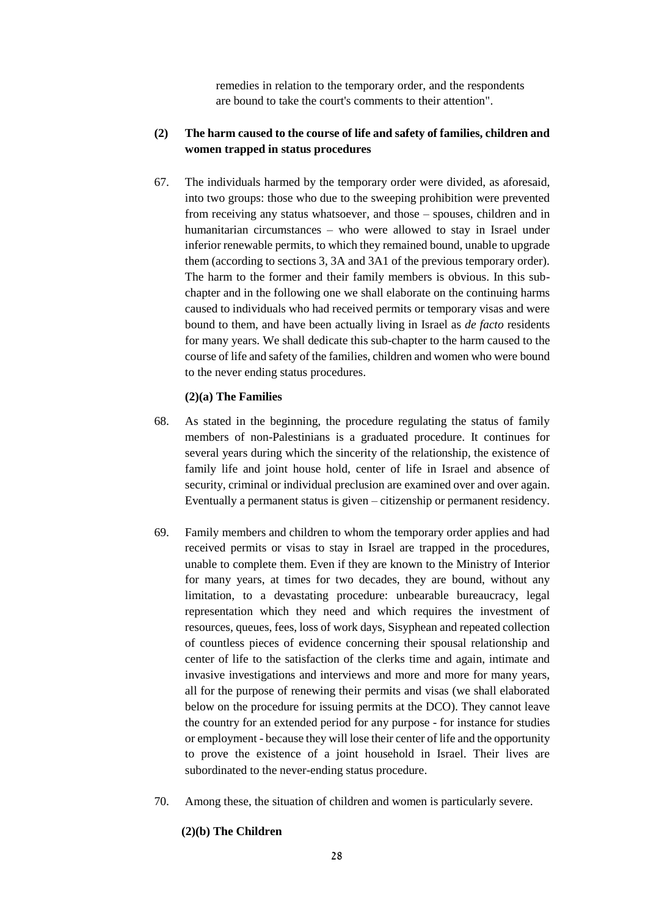remedies in relation to the temporary order, and the respondents are bound to take the court's comments to their attention".

**(2) The harm caused to the course of life and safety of families, children and women trapped in status procedures**

67. The individuals harmed by the temporary order were divided, as aforesaid, into two groups: those who due to the sweeping prohibition were prevented from receiving any status whatsoever, and those – spouses, children and in humanitarian circumstances – who were allowed to stay in Israel under inferior renewable permits, to which they remained bound, unable to upgrade them (according to sections 3, 3A and 3A1 of the previous temporary order). The harm to the former and their family members is obvious. In this sub-chapter and in the following one we shall elaborate on the continuing harms caused to individuals who had received permits or temporary visas and were bound to them, and have been actually living in Israel as *de facto* residents for many years. We shall dedicate this sub-chapter to the harm caused to the course of life and safety of the families, children and women who were bound to the never ending status procedures.

**(2)(a) The Families**

68. As stated in the beginning, the procedure regulating the status of family members of non-Palestinians is a graduated procedure. It continues for several years during which the sincerity of the relationship, the existence of family life and joint house hold, center of life in Israel and absence of security, criminal or individual preclusion are examined over and over again. Eventually a permanent status is given – citizenship or permanent residency.

69. Family members and children to whom the temporary order applies and had received permits or visas to stay in Israel are trapped in the procedures, unable to complete them. Even if they are known to the Ministry of Interior for many years, at times for two decades, they are bound, without any limitation, to a devastating procedure: unbearable bureaucracy, legal representation which they need and which requires the investment of resources, queues, fees, loss of work days, Sisyphean and repeated collection of countless pieces of evidence concerning their spousal relationship and center of life to the satisfaction of the clerks time and again, intimate and invasive investigations and interviews and more and more for many years, all for the purpose of renewing their permits and visas (we shall elaborated below on the procedure for issuing permits at the DCO). They cannot leave the country for an extended period for any purpose - for instance for studies or employment - because they will lose their center of life and the opportunity to prove the existence of a joint household in Israel. Their lives are subordinated to the never-ending status procedure.

70. Among these, the situation of children and women is particularly severe.

**(2)(b) The Children**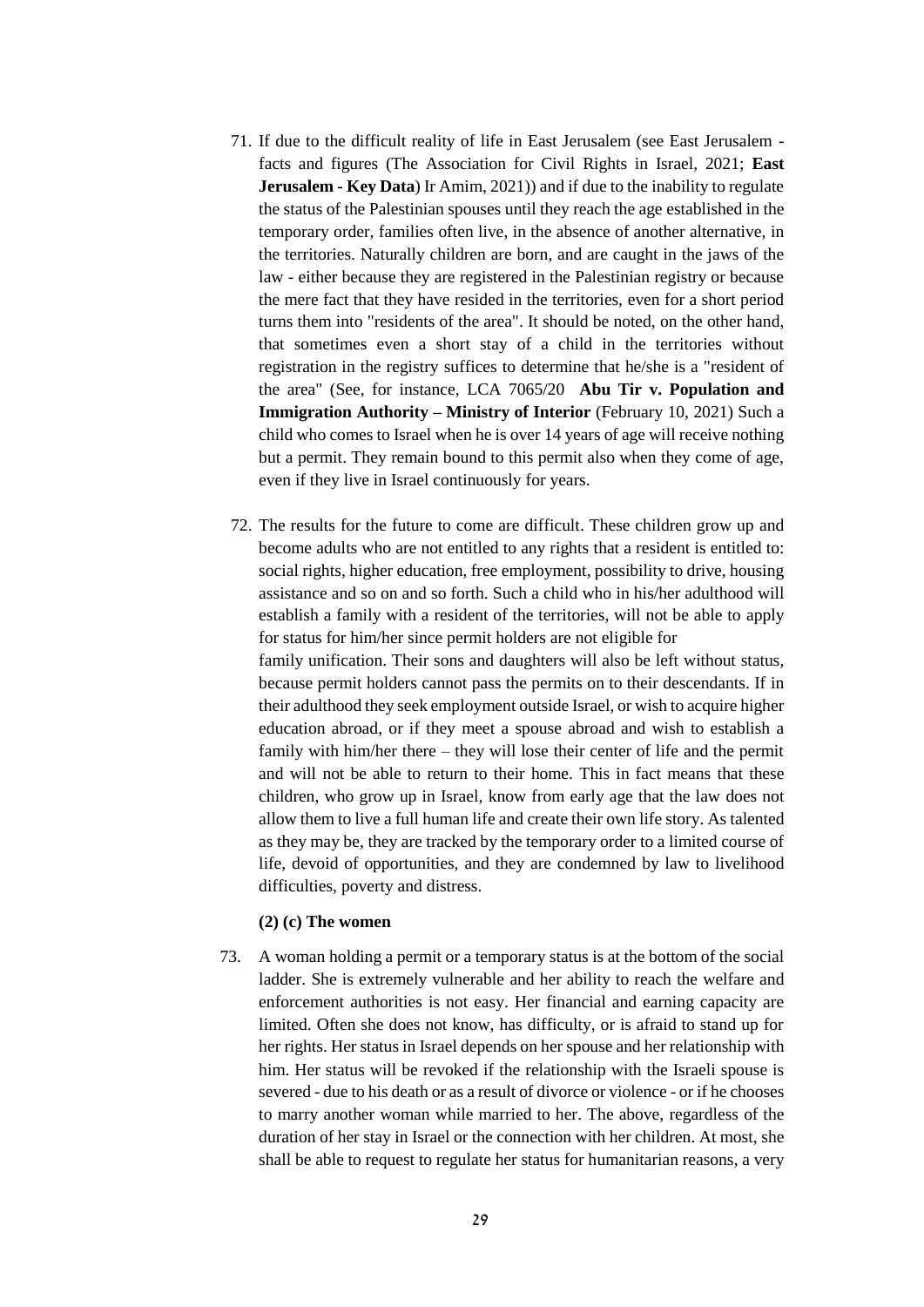71. If due to the difficult reality of life in East Jerusalem (see East Jerusalem - facts and figures (The Association for Civil Rights in Israel, 2021; **East Jerusalem - Key Data**) Ir Amim, 2021)) and if due to the inability to regulate the status of the Palestinian spouses until they reach the age established in the temporary order, families often live, in the absence of another alternative, in the territories. Naturally children are born, and are caught in the jaws of the law - either because they are registered in the Palestinian registry or because the mere fact that they have resided in the territories, even for a short period turns them into "residents of the area". It should be noted, on the other hand, that sometimes even a short stay of a child in the territories without registration in the registry suffices to determine that he/she is a "resident of the area" (See, for instance, LCA 7065/20 **Abu Tir v. Population and Immigration Authority – Ministry of Interior** (February 10, 2021) Such a child who comes to Israel when he is over 14 years of age will receive nothing but a permit. They remain bound to this permit also when they come of age, even if they live in Israel continuously for years.

72. The results for the future to come are difficult. These children grow up and become adults who are not entitled to any rights that a resident is entitled to: social rights, higher education, free employment, possibility to drive, housing assistance and so on and so forth. Such a child who in his/her adulthood will establish a family with a resident of the territories, will not be able to apply for status for him/her since permit holders are not eligible for family unification. Their sons and daughters will also be left without status, because permit holders cannot pass the permits on to their descendants. If in their adulthood they seek employment outside Israel, or wish to acquire higher education abroad, or if they meet a spouse abroad and wish to establish a family with him/her there – they will lose their center of life and the permit and will not be able to return to their home. This in fact means that these children, who grow up in Israel, know from early age that the law does not allow them to live a full human life and create their own life story. As talented as they may be, they are tracked by the temporary order to a limited course of life, devoid of opportunities, and they are condemned by law to livelihood difficulties, poverty and distress.

**(2) (c) The women**

73. A woman holding a permit or a temporary status is at the bottom of the social ladder. She is extremely vulnerable and her ability to reach the welfare and enforcement authorities is not easy. Her financial and earning capacity are limited. Often she does not know, has difficulty, or is afraid to stand up for her rights. Her status in Israel depends on her spouse and her relationship with him. Her status will be revoked if the relationship with the Israeli spouse is severed - due to his death or as a result of divorce or violence - or if he chooses to marry another woman while married to her. The above, regardless of the duration of her stay in Israel or the connection with her children. At most, she shall be able to request to regulate her status for humanitarian reasons, a very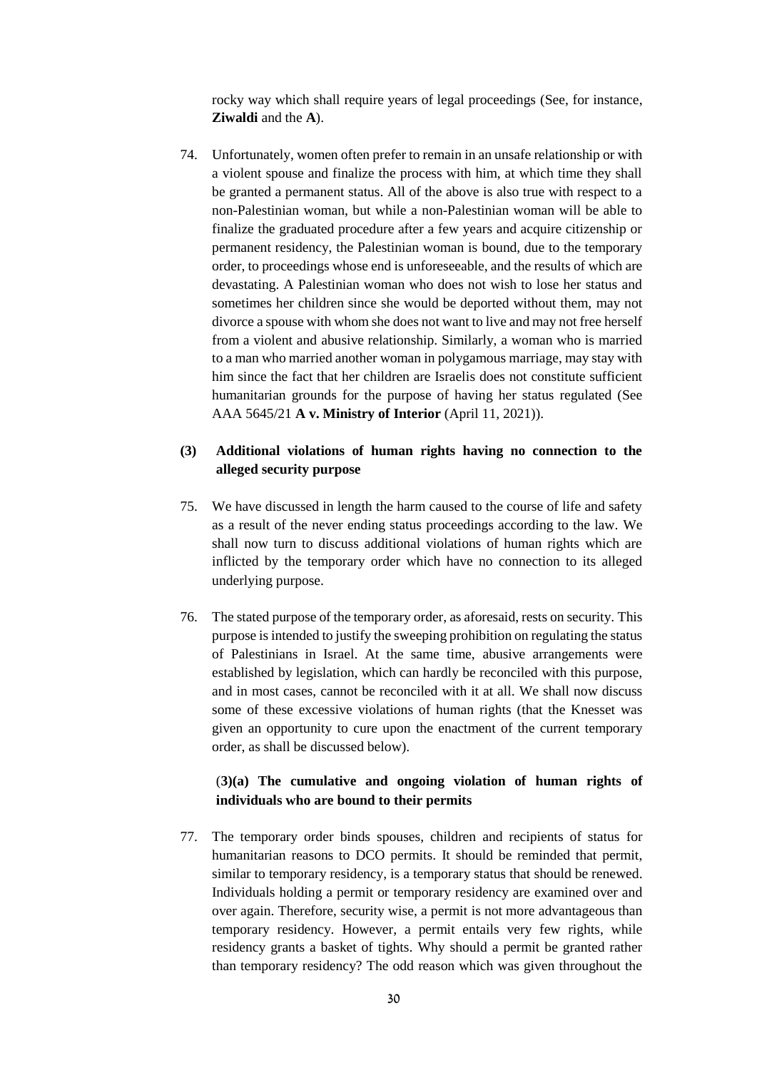rocky way which shall require years of legal proceedings (See, for instance, **Ziwaldi** and the **A**).

74. Unfortunately, women often prefer to remain in an unsafe relationship or with a violent spouse and finalize the process with him, at which time they shall be granted a permanent status. All of the above is also true with respect to a non-Palestinian woman, but while a non-Palestinian woman will be able to finalize the graduated procedure after a few years and acquire citizenship or permanent residency, the Palestinian woman is bound, due to the temporary order, to proceedings whose end is unforeseeable, and the results of which are devastating. A Palestinian woman who does not wish to lose her status and sometimes her children since she would be deported without them, may not divorce a spouse with whom she does not want to live and may not free herself from a violent and abusive relationship. Similarly, a woman who is married to a man who married another woman in polygamous marriage, may stay with him since the fact that her children are Israelis does not constitute sufficient humanitarian grounds for the purpose of having her status regulated (See AAA 5645/21 **A v. Ministry of Interior** (April 11, 2021)).

**(3) Additional violations of human rights having no connection to the alleged security purpose**

75. We have discussed in length the harm caused to the course of life and safety as a result of the never ending status proceedings according to the law. We shall now turn to discuss additional violations of human rights which are inflicted by the temporary order which have no connection to its alleged underlying purpose.

76. The stated purpose of the temporary order, as aforesaid, rests on security. This purpose is intended to justify the sweeping prohibition on regulating the status of Palestinians in Israel. At the same time, abusive arrangements were established by legislation, which can hardly be reconciled with this purpose, and in most cases, cannot be reconciled with it at all. We shall now discuss some of these excessive violations of human rights (that the Knesset was given an opportunity to cure upon the enactment of the current temporary order, as shall be discussed below).

(**3)(a) The cumulative and ongoing violation of human rights of individuals who are bound to their permits**

77. The temporary order binds spouses, children and recipients of status for humanitarian reasons to DCO permits. It should be reminded that permit, similar to temporary residency, is a temporary status that should be renewed. Individuals holding a permit or temporary residency are examined over and over again. Therefore, security wise, a permit is not more advantageous than temporary residency. However, a permit entails very few rights, while residency grants a basket of tights. Why should a permit be granted rather than temporary residency? The odd reason which was given throughout the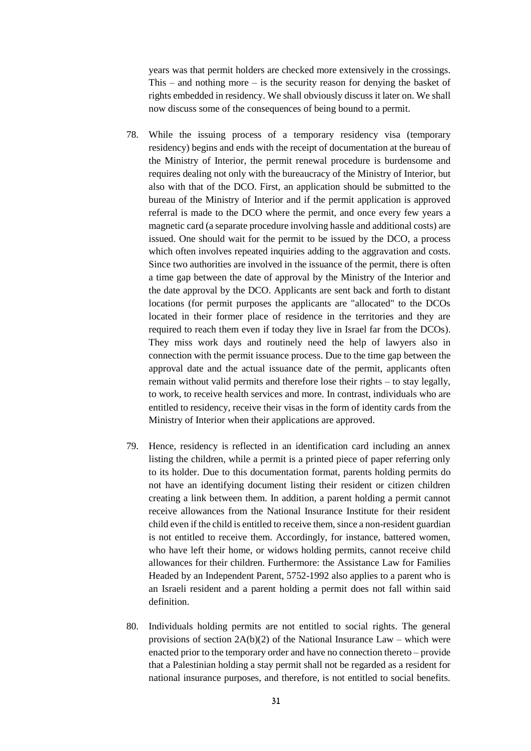years was that permit holders are checked more extensively in the crossings. This – and nothing more – is the security reason for denying the basket of rights embedded in residency. We shall obviously discuss it later on. We shall now discuss some of the consequences of being bound to a permit.

78. While the issuing process of a temporary residency visa (temporary residency) begins and ends with the receipt of documentation at the bureau of the Ministry of Interior, the permit renewal procedure is burdensome and requires dealing not only with the bureaucracy of the Ministry of Interior, but also with that of the DCO. First, an application should be submitted to the bureau of the Ministry of Interior and if the permit application is approved referral is made to the DCO where the permit, and once every few years a magnetic card (a separate procedure involving hassle and additional costs) are issued. One should wait for the permit to be issued by the DCO, a process which often involves repeated inquiries adding to the aggravation and costs. Since two authorities are involved in the issuance of the permit, there is often a time gap between the date of approval by the Ministry of the Interior and the date approval by the DCO. Applicants are sent back and forth to distant locations (for permit purposes the applicants are "allocated" to the DCOs located in their former place of residence in the territories and they are required to reach them even if today they live in Israel far from the DCOs). They miss work days and routinely need the help of lawyers also in connection with the permit issuance process. Due to the time gap between the approval date and the actual issuance date of the permit, applicants often remain without valid permits and therefore lose their rights – to stay legally, to work, to receive health services and more. In contrast, individuals who are entitled to residency, receive their visas in the form of identity cards from the Ministry of Interior when their applications are approved.

79. Hence, residency is reflected in an identification card including an annex listing the children, while a permit is a printed piece of paper referring only to its holder. Due to this documentation format, parents holding permits do not have an identifying document listing their resident or citizen children creating a link between them. In addition, a parent holding a permit cannot receive allowances from the National Insurance Institute for their resident child even if the child is entitled to receive them, since a non-resident guardian is not entitled to receive them. Accordingly, for instance, battered women, who have left their home, or widows holding permits, cannot receive child allowances for their children. Furthermore: the Assistance Law for Families Headed by an Independent Parent, 5752-1992 also applies to a parent who is an Israeli resident and a parent holding a permit does not fall within said definition.

80. Individuals holding permits are not entitled to social rights. The general provisions of section 2A(b)(2) of the National Insurance Law – which were enacted prior to the temporary order and have no connection thereto – provide that a Palestinian holding a stay permit shall not be regarded as a resident for national insurance purposes, and therefore, is not entitled to social benefits.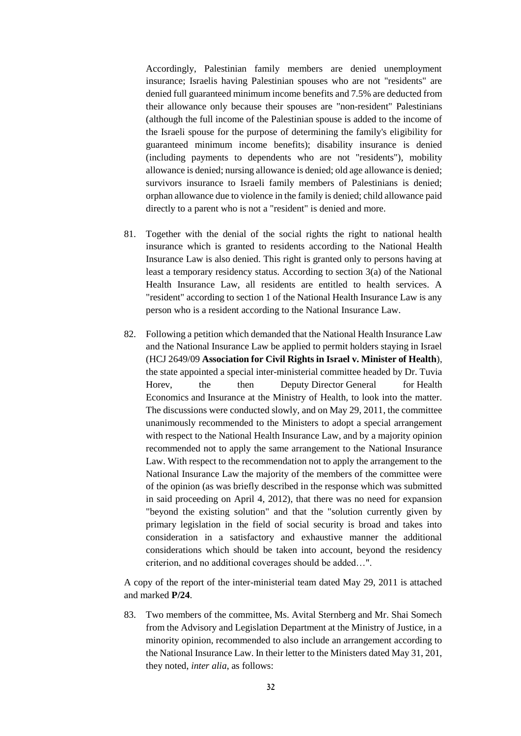Accordingly, Palestinian family members are denied unemployment insurance; Israelis having Palestinian spouses who are not "residents" are denied full guaranteed minimum income benefits and 7.5% are deducted from their allowance only because their spouses are "non-resident" Palestinians (although the full income of the Palestinian spouse is added to the income of the Israeli spouse for the purpose of determining the family's eligibility for guaranteed minimum income benefits); disability insurance is denied (including payments to dependents who are not "residents"), mobility allowance is denied; nursing allowance is denied; old age allowance is denied; survivors insurance to Israeli family members of Palestinians is denied; orphan allowance due to violence in the family is denied; child allowance paid directly to a parent who is not a "resident" is denied and more.

81. Together with the denial of the social rights the right to national health insurance which is granted to residents according to the National Health Insurance Law is also denied. This right is granted only to persons having at least a temporary residency status. According to section 3(a) of the National Health Insurance Law, all residents are entitled to health services. A "resident" according to section 1 of the National Health Insurance Law is any person who is a resident according to the National Insurance Law.

82. Following a petition which demanded that the National Health Insurance Law and the National Insurance Law be applied to permit holders staying in Israel (HCJ 2649/09 **Association for Civil Rights in Israel v. Minister of Health**), the state appointed a special inter-ministerial committee headed by Dr. Tuvia Horev, the then Deputy Director General for Health Economics and Insurance at the Ministry of Health, to look into the matter. The discussions were conducted slowly, and on May 29, 2011, the committee unanimously recommended to the Ministers to adopt a special arrangement with respect to the National Health Insurance Law, and by a majority opinion recommended not to apply the same arrangement to the National Insurance Law. With respect to the recommendation not to apply the arrangement to the National Insurance Law the majority of the members of the committee were of the opinion (as was briefly described in the response which was submitted in said proceeding on April 4, 2012), that there was no need for expansion "beyond the existing solution" and that the "solution currently given by primary legislation in the field of social security is broad and takes into consideration in a satisfactory and exhaustive manner the additional considerations which should be taken into account, beyond the residency criterion, and no additional coverages should be added…".

A copy of the report of the inter-ministerial team dated May 29, 2011 is attached and marked **P/24**.

83. Two members of the committee, Ms. Avital Sternberg and Mr. Shai Somech from the Advisory and Legislation Department at the Ministry of Justice, in a minority opinion, recommended to also include an arrangement according to the National Insurance Law. In their letter to the Ministers dated May 31, 201, they noted, *inter alia*, as follows: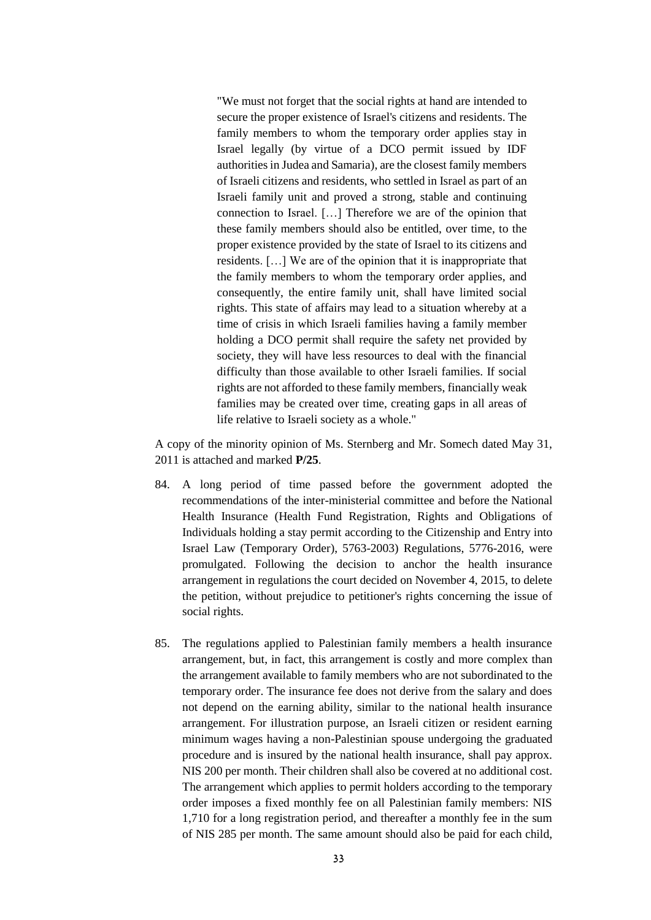> "We must not forget that the social rights at hand are intended to secure the proper existence of Israel's citizens and residents. The family members to whom the temporary order applies stay in Israel legally (by virtue of a DCO permit issued by IDF authorities in Judea and Samaria), are the closest family members of Israeli citizens and residents, who settled in Israel as part of an Israeli family unit and proved a strong, stable and continuing connection to Israel. […] Therefore we are of the opinion that these family members should also be entitled, over time, to the proper existence provided by the state of Israel to its citizens and residents. […] We are of the opinion that it is inappropriate that the family members to whom the temporary order applies, and consequently, the entire family unit, shall have limited social rights. This state of affairs may lead to a situation whereby at a time of crisis in which Israeli families having a family member holding a DCO permit shall require the safety net provided by society, they will have less resources to deal with the financial difficulty than those available to other Israeli families. If social rights are not afforded to these family members, financially weak families may be created over time, creating gaps in all areas of life relative to Israeli society as a whole."

A copy of the minority opinion of Ms. Sternberg and Mr. Somech dated May 31, 2011 is attached and marked **P/25**.

84. A long period of time passed before the government adopted the recommendations of the inter-ministerial committee and before the National Health Insurance (Health Fund Registration, Rights and Obligations of Individuals holding a stay permit according to the Citizenship and Entry into Israel Law (Temporary Order), 5763-2003) Regulations, 5776-2016, were promulgated. Following the decision to anchor the health insurance arrangement in regulations the court decided on November 4, 2015, to delete the petition, without prejudice to petitioner's rights concerning the issue of social rights.

85. The regulations applied to Palestinian family members a health insurance arrangement, but, in fact, this arrangement is costly and more complex than the arrangement available to family members who are not subordinated to the temporary order. The insurance fee does not derive from the salary and does not depend on the earning ability, similar to the national health insurance arrangement. For illustration purpose, an Israeli citizen or resident earning minimum wages having a non-Palestinian spouse undergoing the graduated procedure and is insured by the national health insurance, shall pay approx. NIS 200 per month. Their children shall also be covered at no additional cost. The arrangement which applies to permit holders according to the temporary order imposes a fixed monthly fee on all Palestinian family members: NIS 1,710 for a long registration period, and thereafter a monthly fee in the sum of NIS 285 per month. The same amount should also be paid for each child,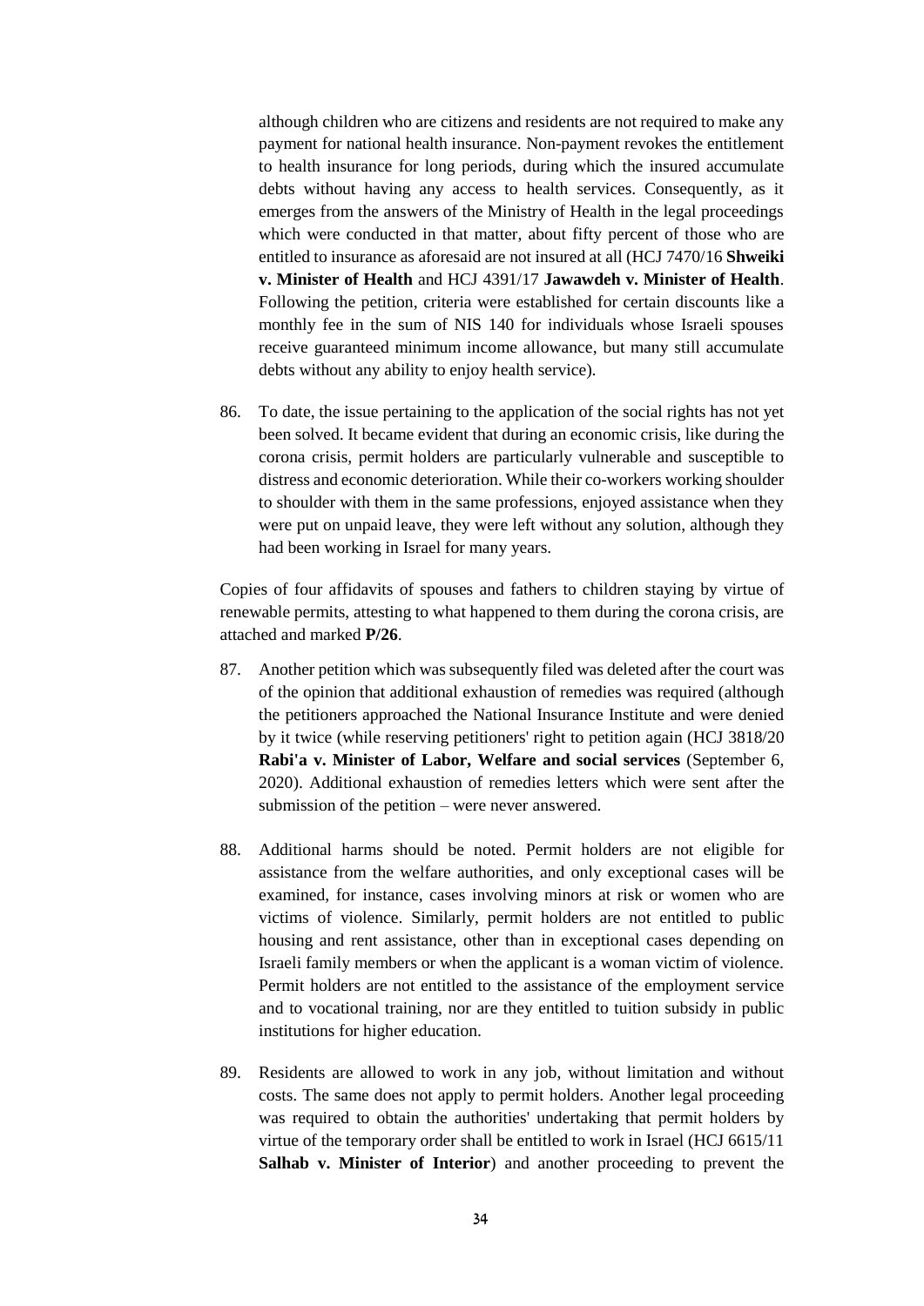although children who are citizens and residents are not required to make any payment for national health insurance. Non-payment revokes the entitlement to health insurance for long periods, during which the insured accumulate debts without having any access to health services. Consequently, as it emerges from the answers of the Ministry of Health in the legal proceedings which were conducted in that matter, about fifty percent of those who are entitled to insurance as aforesaid are not insured at all (HCJ 7470/16 **Shweiki v. Minister of Health** and HCJ 4391/17 **Jawawdeh v. Minister of Health**. Following the petition, criteria were established for certain discounts like a monthly fee in the sum of NIS 140 for individuals whose Israeli spouses receive guaranteed minimum income allowance, but many still accumulate debts without any ability to enjoy health service).

86. To date, the issue pertaining to the application of the social rights has not yet been solved. It became evident that during an economic crisis, like during the corona crisis, permit holders are particularly vulnerable and susceptible to distress and economic deterioration. While their co-workers working shoulder to shoulder with them in the same professions, enjoyed assistance when they were put on unpaid leave, they were left without any solution, although they had been working in Israel for many years.

Copies of four affidavits of spouses and fathers to children staying by virtue of renewable permits, attesting to what happened to them during the corona crisis, are attached and marked **P/26**.

87. Another petition which was subsequently filed was deleted after the court was of the opinion that additional exhaustion of remedies was required (although the petitioners approached the National Insurance Institute and were denied by it twice (while reserving petitioners' right to petition again (HCJ 3818/20 **Rabi'a v. Minister of Labor, Welfare and social services** (September 6, 2020). Additional exhaustion of remedies letters which were sent after the submission of the petition – were never answered.

88. Additional harms should be noted. Permit holders are not eligible for assistance from the welfare authorities, and only exceptional cases will be examined, for instance, cases involving minors at risk or women who are victims of violence. Similarly, permit holders are not entitled to public housing and rent assistance, other than in exceptional cases depending on Israeli family members or when the applicant is a woman victim of violence. Permit holders are not entitled to the assistance of the employment service and to vocational training, nor are they entitled to tuition subsidy in public institutions for higher education.

89. Residents are allowed to work in any job, without limitation and without costs. The same does not apply to permit holders. Another legal proceeding was required to obtain the authorities' undertaking that permit holders by virtue of the temporary order shall be entitled to work in Israel (HCJ 6615/11 **Salhab v. Minister of Interior**) and another proceeding to prevent the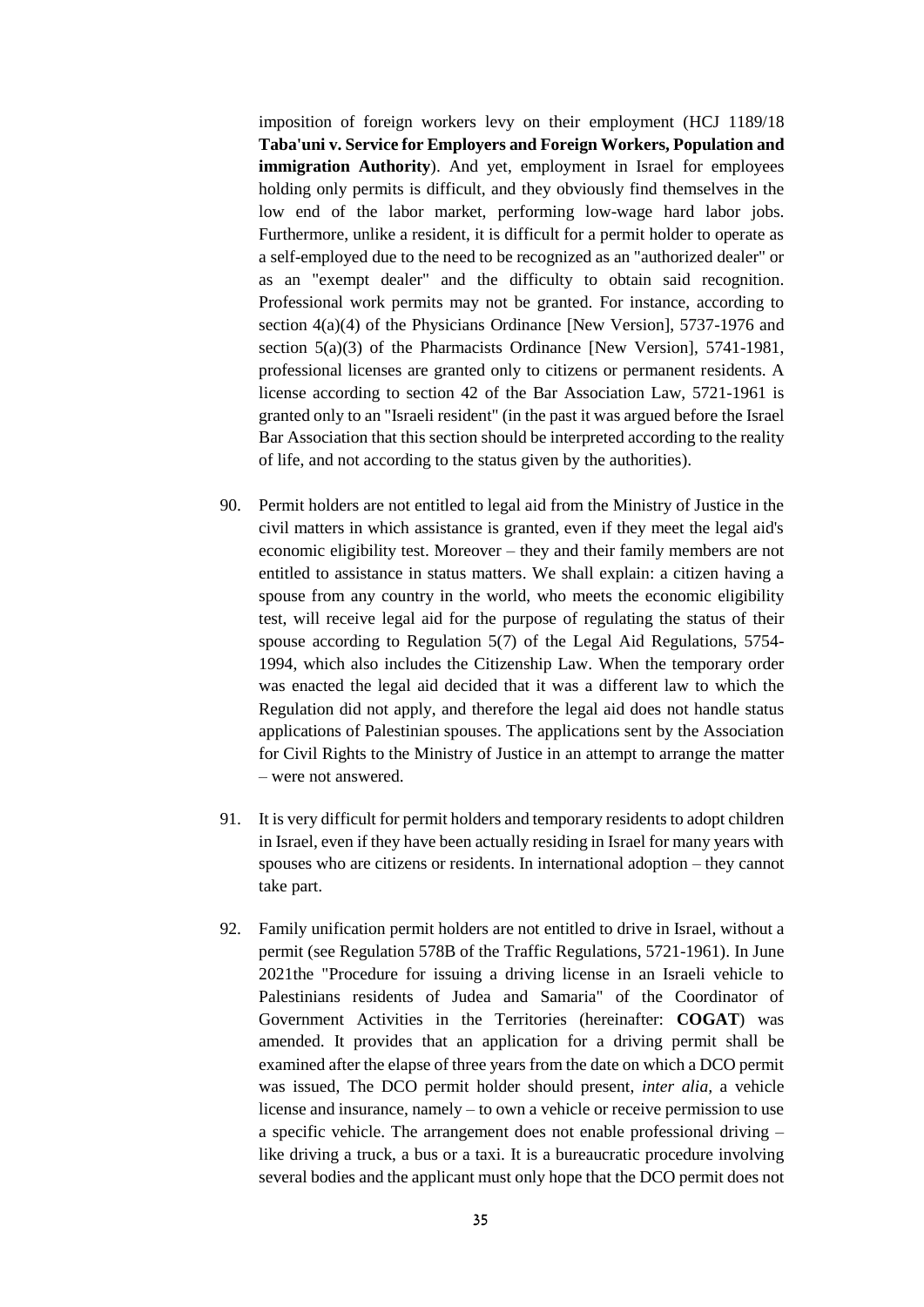imposition of foreign workers levy on their employment (HCJ 1189/18 **Taba'uni v. Service for Employers and Foreign Workers, Population and immigration Authority**). And yet, employment in Israel for employees holding only permits is difficult, and they obviously find themselves in the low end of the labor market, performing low-wage hard labor jobs. Furthermore, unlike a resident, it is difficult for a permit holder to operate as a self-employed due to the need to be recognized as an "authorized dealer" or as an "exempt dealer" and the difficulty to obtain said recognition. Professional work permits may not be granted. For instance, according to section 4(a)(4) of the Physicians Ordinance [New Version], 5737-1976 and section 5(a)(3) of the Pharmacists Ordinance [New Version], 5741-1981, professional licenses are granted only to citizens or permanent residents. A license according to section 42 of the Bar Association Law, 5721-1961 is granted only to an "Israeli resident" (in the past it was argued before the Israel Bar Association that this section should be interpreted according to the reality of life, and not according to the status given by the authorities).

90. Permit holders are not entitled to legal aid from the Ministry of Justice in the civil matters in which assistance is granted, even if they meet the legal aid's economic eligibility test. Moreover – they and their family members are not entitled to assistance in status matters. We shall explain: a citizen having a spouse from any country in the world, who meets the economic eligibility test, will receive legal aid for the purpose of regulating the status of their spouse according to Regulation 5(7) of the Legal Aid Regulations, 5754-1994, which also includes the Citizenship Law. When the temporary order was enacted the legal aid decided that it was a different law to which the Regulation did not apply, and therefore the legal aid does not handle status applications of Palestinian spouses. The applications sent by the Association for Civil Rights to the Ministry of Justice in an attempt to arrange the matter – were not answered.

91. It is very difficult for permit holders and temporary residents to adopt children in Israel, even if they have been actually residing in Israel for many years with spouses who are citizens or residents. In international adoption – they cannot take part.

92. Family unification permit holders are not entitled to drive in Israel, without a permit (see Regulation 578B of the Traffic Regulations, 5721-1961). In June 2021the "Procedure for issuing a driving license in an Israeli vehicle to Palestinians residents of Judea and Samaria" of the Coordinator of Government Activities in the Territories (hereinafter: **COGAT**) was amended. It provides that an application for a driving permit shall be examined after the elapse of three years from the date on which a DCO permit was issued, The DCO permit holder should present, *inter alia*, a vehicle license and insurance, namely – to own a vehicle or receive permission to use a specific vehicle. The arrangement does not enable professional driving – like driving a truck, a bus or a taxi. It is a bureaucratic procedure involving several bodies and the applicant must only hope that the DCO permit does not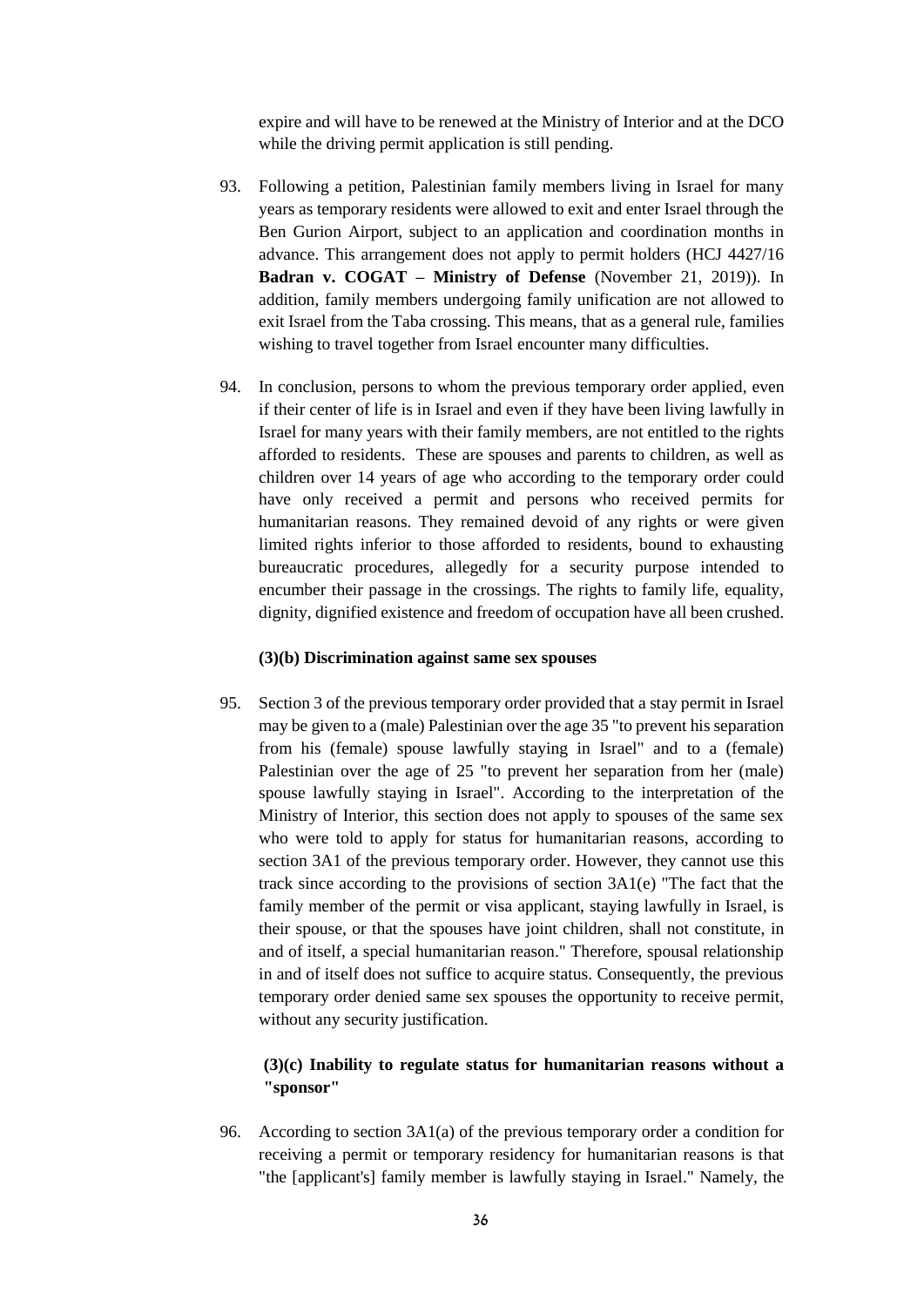expire and will have to be renewed at the Ministry of Interior and at the DCO while the driving permit application is still pending.

93. Following a petition, Palestinian family members living in Israel for many years as temporary residents were allowed to exit and enter Israel through the Ben Gurion Airport, subject to an application and coordination months in advance. This arrangement does not apply to permit holders (HCJ 4427/16 **Badran v. COGAT – Ministry of Defense** (November 21, 2019)). In addition, family members undergoing family unification are not allowed to exit Israel from the Taba crossing. This means, that as a general rule, families wishing to travel together from Israel encounter many difficulties.

94. In conclusion, persons to whom the previous temporary order applied, even if their center of life is in Israel and even if they have been living lawfully in Israel for many years with their family members, are not entitled to the rights afforded to residents. These are spouses and parents to children, as well as children over 14 years of age who according to the temporary order could have only received a permit and persons who received permits for humanitarian reasons. They remained devoid of any rights or were given limited rights inferior to those afforded to residents, bound to exhausting bureaucratic procedures, allegedly for a security purpose intended to encumber their passage in the crossings. The rights to family life, equality, dignity, dignified existence and freedom of occupation have all been crushed.

**(3)(b) Discrimination against same sex spouses**

95. Section 3 of the previous temporary order provided that a stay permit in Israel may be given to a (male) Palestinian over the age 35 "to prevent his separation from his (female) spouse lawfully staying in Israel" and to a (female) Palestinian over the age of 25 "to prevent her separation from her (male) spouse lawfully staying in Israel". According to the interpretation of the Ministry of Interior, this section does not apply to spouses of the same sex who were told to apply for status for humanitarian reasons, according to section 3A1 of the previous temporary order. However, they cannot use this track since according to the provisions of section 3A1(e) "The fact that the family member of the permit or visa applicant, staying lawfully in Israel, is their spouse, or that the spouses have joint children, shall not constitute, in and of itself, a special humanitarian reason." Therefore, spousal relationship in and of itself does not suffice to acquire status. Consequently, the previous temporary order denied same sex spouses the opportunity to receive permit, without any security justification.

**(3)(c) Inability to regulate status for humanitarian reasons without a "sponsor"**

96. According to section 3A1(a) of the previous temporary order a condition for receiving a permit or temporary residency for humanitarian reasons is that "the [applicant's] family member is lawfully staying in Israel." Namely, the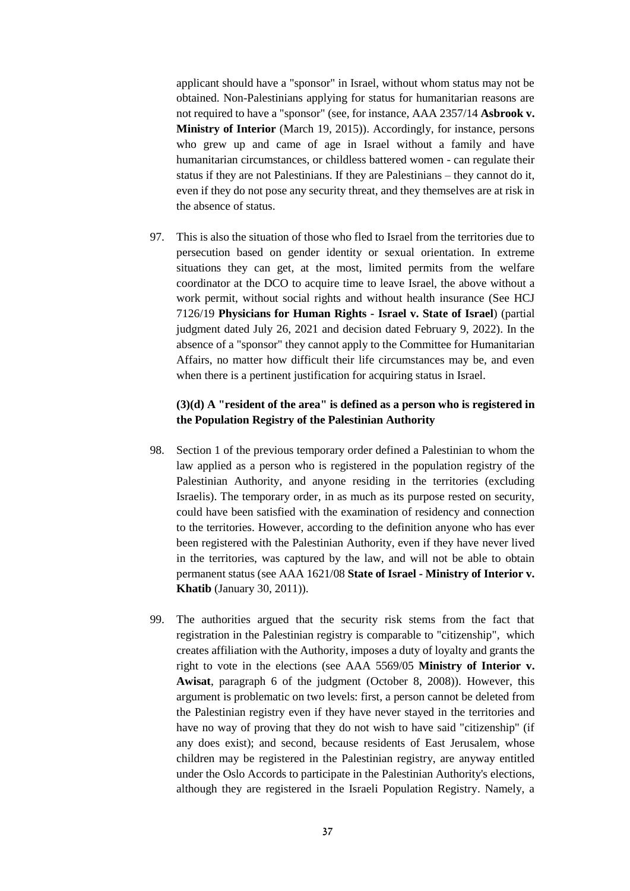applicant should have a "sponsor" in Israel, without whom status may not be obtained. Non-Palestinians applying for status for humanitarian reasons are not required to have a "sponsor" (see, for instance, AAA 2357/14 **Asbrook v. Ministry of Interior** (March 19, 2015)). Accordingly, for instance, persons who grew up and came of age in Israel without a family and have humanitarian circumstances, or childless battered women - can regulate their status if they are not Palestinians. If they are Palestinians – they cannot do it, even if they do not pose any security threat, and they themselves are at risk in the absence of status.

97. This is also the situation of those who fled to Israel from the territories due to persecution based on gender identity or sexual orientation. In extreme situations they can get, at the most, limited permits from the welfare coordinator at the DCO to acquire time to leave Israel, the above without a work permit, without social rights and without health insurance (See HCJ 7126/19 **Physicians for Human Rights - Israel v. State of Israel**) (partial judgment dated July 26, 2021 and decision dated February 9, 2022). In the absence of a "sponsor" they cannot apply to the Committee for Humanitarian Affairs, no matter how difficult their life circumstances may be, and even when there is a pertinent justification for acquiring status in Israel.

**(3)(d) A "resident of the area" is defined as a person who is registered in the Population Registry of the Palestinian Authority**

98. Section 1 of the previous temporary order defined a Palestinian to whom the law applied as a person who is registered in the population registry of the Palestinian Authority, and anyone residing in the territories (excluding Israelis). The temporary order, in as much as its purpose rested on security, could have been satisfied with the examination of residency and connection to the territories. However, according to the definition anyone who has ever been registered with the Palestinian Authority, even if they have never lived in the territories, was captured by the law, and will not be able to obtain permanent status (see AAA 1621/08 **State of Israel - Ministry of Interior v. Khatib** (January 30, 2011)).

99. The authorities argued that the security risk stems from the fact that registration in the Palestinian registry is comparable to "citizenship", which creates affiliation with the Authority, imposes a duty of loyalty and grants the right to vote in the elections (see AAA 5569/05 **Ministry of Interior v. Awisat**, paragraph 6 of the judgment (October 8, 2008)). However, this argument is problematic on two levels: first, a person cannot be deleted from the Palestinian registry even if they have never stayed in the territories and have no way of proving that they do not wish to have said "citizenship" (if any does exist); and second, because residents of East Jerusalem, whose children may be registered in the Palestinian registry, are anyway entitled under the Oslo Accords to participate in the Palestinian Authority's elections, although they are registered in the Israeli Population Registry. Namely, a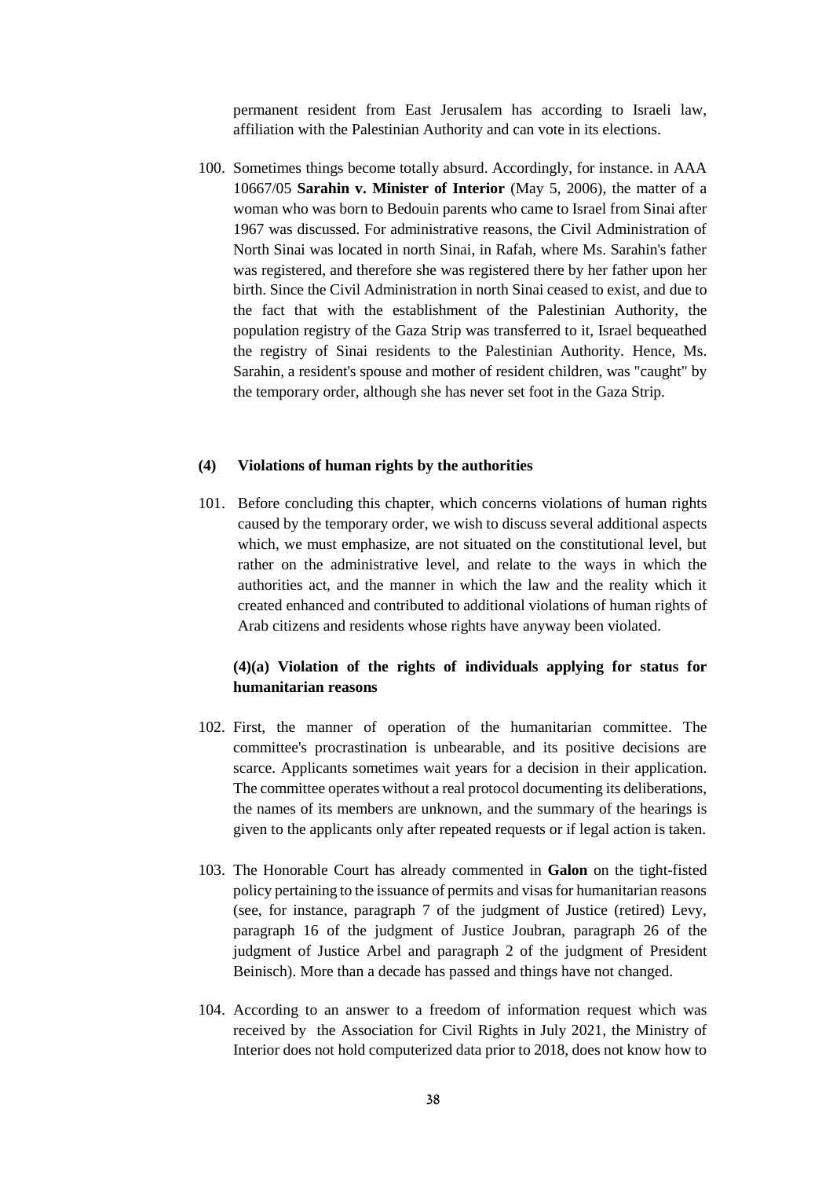permanent resident from East Jerusalem has according to Israeli law, affiliation with the Palestinian Authority and can vote in its elections.

100. Sometimes things become totally absurd. Accordingly, for instance. in AAA 10667/05 **Sarahin v. Minister of Interior** (May 5, 2006), the matter of a woman who was born to Bedouin parents who came to Israel from Sinai after 1967 was discussed. For administrative reasons, the Civil Administration of North Sinai was located in north Sinai, in Rafah, where Ms. Sarahin's father was registered, and therefore she was registered there by her father upon her birth. Since the Civil Administration in north Sinai ceased to exist, and due to the fact that with the establishment of the Palestinian Authority, the population registry of the Gaza Strip was transferred to it, Israel bequeathed the registry of Sinai residents to the Palestinian Authority. Hence, Ms. Sarahin, a resident's spouse and mother of resident children, was "caught" by the temporary order, although she has never set foot in the Gaza Strip.

### (4) Violations of human rights by the authorities

101. Before concluding this chapter, which concerns violations of human rights caused by the temporary order, we wish to discuss several additional aspects which, we must emphasize, are not situated on the constitutional level, but rather on the administrative level, and relate to the ways in which the authorities act, and the manner in which the law and the reality which it created enhanced and contributed to additional violations of human rights of Arab citizens and residents whose rights have anyway been violated.

#### (4)(a) Violation of the rights of individuals applying for status for humanitarian reasons

102. First, the manner of operation of the humanitarian committee. The committee's procrastination is unbearable, and its positive decisions are scarce. Applicants sometimes wait years for a decision in their application. The committee operates without a real protocol documenting its deliberations, the names of its members are unknown, and the summary of the hearings is given to the applicants only after repeated requests or if legal action is taken.

103. The Honorable Court has already commented in **Galon** on the tight-fisted policy pertaining to the issuance of permits and visas for humanitarian reasons (see, for instance, paragraph 7 of the judgment of Justice (retired) Levy, paragraph 16 of the judgment of Justice Joubran, paragraph 26 of the judgment of Justice Arbel and paragraph 2 of the judgment of President Beinisch). More than a decade has passed and things have not changed.

104. According to an answer to a freedom of information request which was received by the Association for Civil Rights in July 2021, the Ministry of Interior does not hold computerized data prior to 2018, does not know how to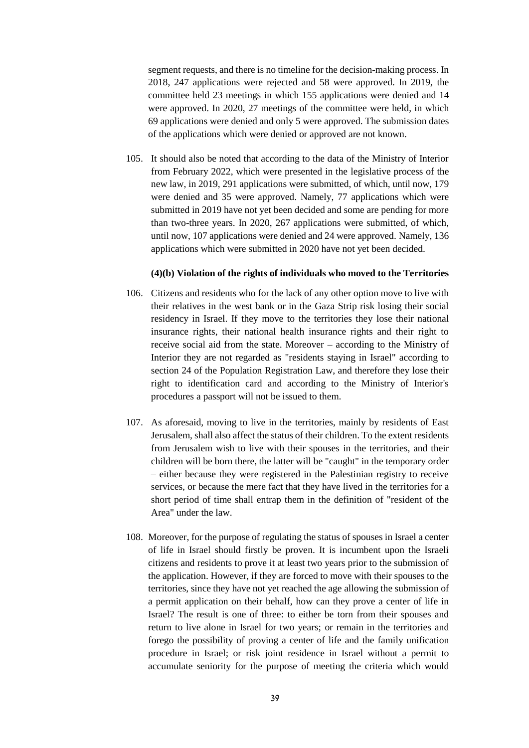segment requests, and there is no timeline for the decision-making process. In 2018, 247 applications were rejected and 58 were approved. In 2019, the committee held 23 meetings in which 155 applications were denied and 14 were approved. In 2020, 27 meetings of the committee were held, in which 69 applications were denied and only 5 were approved. The submission dates of the applications which were denied or approved are not known.

105. It should also be noted that according to the data of the Ministry of Interior from February 2022, which were presented in the legislative process of the new law, in 2019, 291 applications were submitted, of which, until now, 179 were denied and 35 were approved. Namely, 77 applications which were submitted in 2019 have not yet been decided and some are pending for more than two-three years. In 2020, 267 applications were submitted, of which, until now, 107 applications were denied and 24 were approved. Namely, 136 applications which were submitted in 2020 have not yet been decided.

**(4)(b) Violation of the rights of individuals who moved to the Territories**

106. Citizens and residents who for the lack of any other option move to live with their relatives in the west bank or in the Gaza Strip risk losing their social residency in Israel. If they move to the territories they lose their national insurance rights, their national health insurance rights and their right to receive social aid from the state. Moreover – according to the Ministry of Interior they are not regarded as "residents staying in Israel" according to section 24 of the Population Registration Law, and therefore they lose their right to identification card and according to the Ministry of Interior's procedures a passport will not be issued to them.

107. As aforesaid, moving to live in the territories, mainly by residents of East Jerusalem, shall also affect the status of their children. To the extent residents from Jerusalem wish to live with their spouses in the territories, and their children will be born there, the latter will be "caught" in the temporary order – either because they were registered in the Palestinian registry to receive services, or because the mere fact that they have lived in the territories for a short period of time shall entrap them in the definition of "resident of the Area" under the law.

108. Moreover, for the purpose of regulating the status of spouses in Israel a center of life in Israel should firstly be proven. It is incumbent upon the Israeli citizens and residents to prove it at least two years prior to the submission of the application. However, if they are forced to move with their spouses to the territories, since they have not yet reached the age allowing the submission of a permit application on their behalf, how can they prove a center of life in Israel? The result is one of three: to either be torn from their spouses and return to live alone in Israel for two years; or remain in the territories and forego the possibility of proving a center of life and the family unification procedure in Israel; or risk joint residence in Israel without a permit to accumulate seniority for the purpose of meeting the criteria which would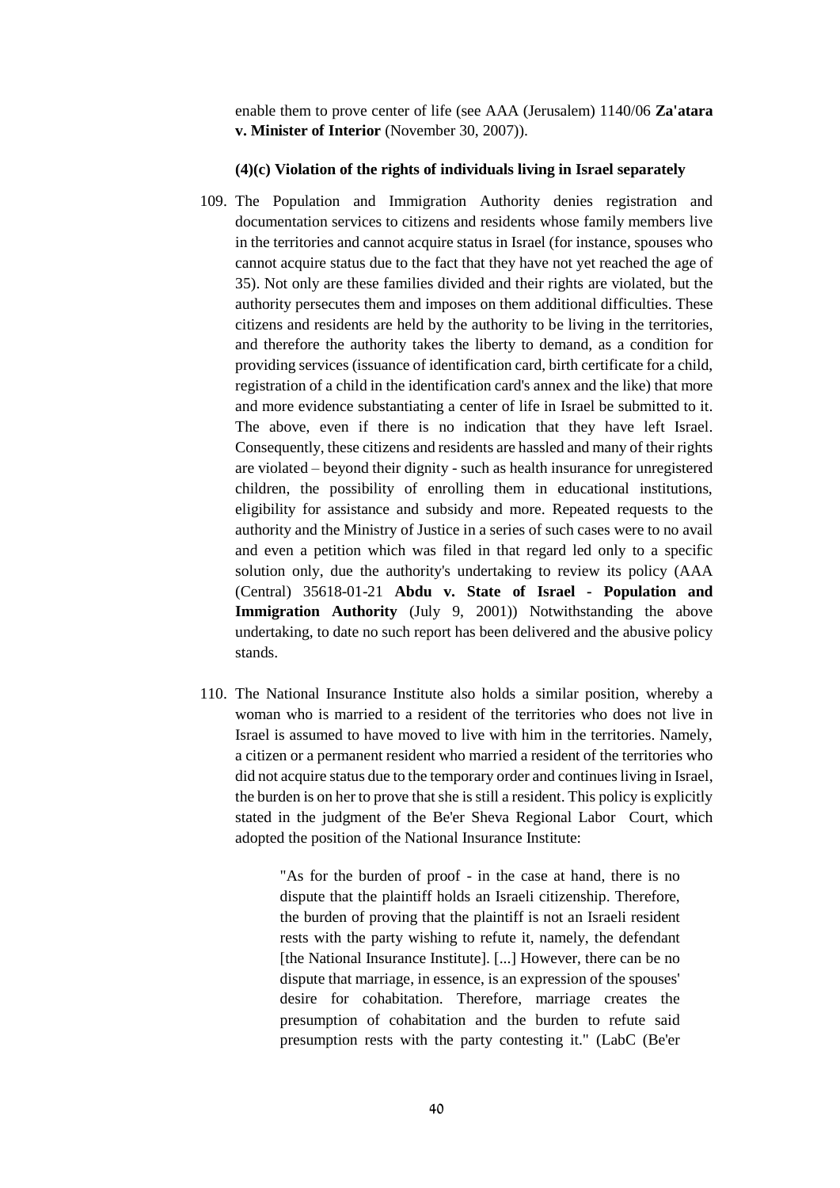enable them to prove center of life (see AAA (Jerusalem) 1140/06 **Za'atara v. Minister of Interior** (November 30, 2007)).

**(4)(c) Violation of the rights of individuals living in Israel separately**

109. The Population and Immigration Authority denies registration and documentation services to citizens and residents whose family members live in the territories and cannot acquire status in Israel (for instance, spouses who cannot acquire status due to the fact that they have not yet reached the age of 35). Not only are these families divided and their rights are violated, but the authority persecutes them and imposes on them additional difficulties. These citizens and residents are held by the authority to be living in the territories, and therefore the authority takes the liberty to demand, as a condition for providing services (issuance of identification card, birth certificate for a child, registration of a child in the identification card's annex and the like) that more and more evidence substantiating a center of life in Israel be submitted to it. The above, even if there is no indication that they have left Israel. Consequently, these citizens and residents are hassled and many of their rights are violated – beyond their dignity - such as health insurance for unregistered children, the possibility of enrolling them in educational institutions, eligibility for assistance and subsidy and more. Repeated requests to the authority and the Ministry of Justice in a series of such cases were to no avail and even a petition which was filed in that regard led only to a specific solution only, due the authority's undertaking to review its policy (AAA (Central) 35618-01-21 **Abdu v. State of Israel - Population and Immigration Authority** (July 9, 2001)) Notwithstanding the above undertaking, to date no such report has been delivered and the abusive policy stands.

110. The National Insurance Institute also holds a similar position, whereby a woman who is married to a resident of the territories who does not live in Israel is assumed to have moved to live with him in the territories. Namely, a citizen or a permanent resident who married a resident of the territories who did not acquire status due to the temporary order and continues living in Israel, the burden is on her to prove that she is still a resident. This policy is explicitly stated in the judgment of the Be'er Sheva Regional Labor Court, which adopted the position of the National Insurance Institute:

> "As for the burden of proof - in the case at hand, there is no dispute that the plaintiff holds an Israeli citizenship. Therefore, the burden of proving that the plaintiff is not an Israeli resident rests with the party wishing to refute it, namely, the defendant [the National Insurance Institute]. [...] However, there can be no dispute that marriage, in essence, is an expression of the spouses' desire for cohabitation. Therefore, marriage creates the presumption of cohabitation and the burden to refute said presumption rests with the party contesting it." (LabC (Be'er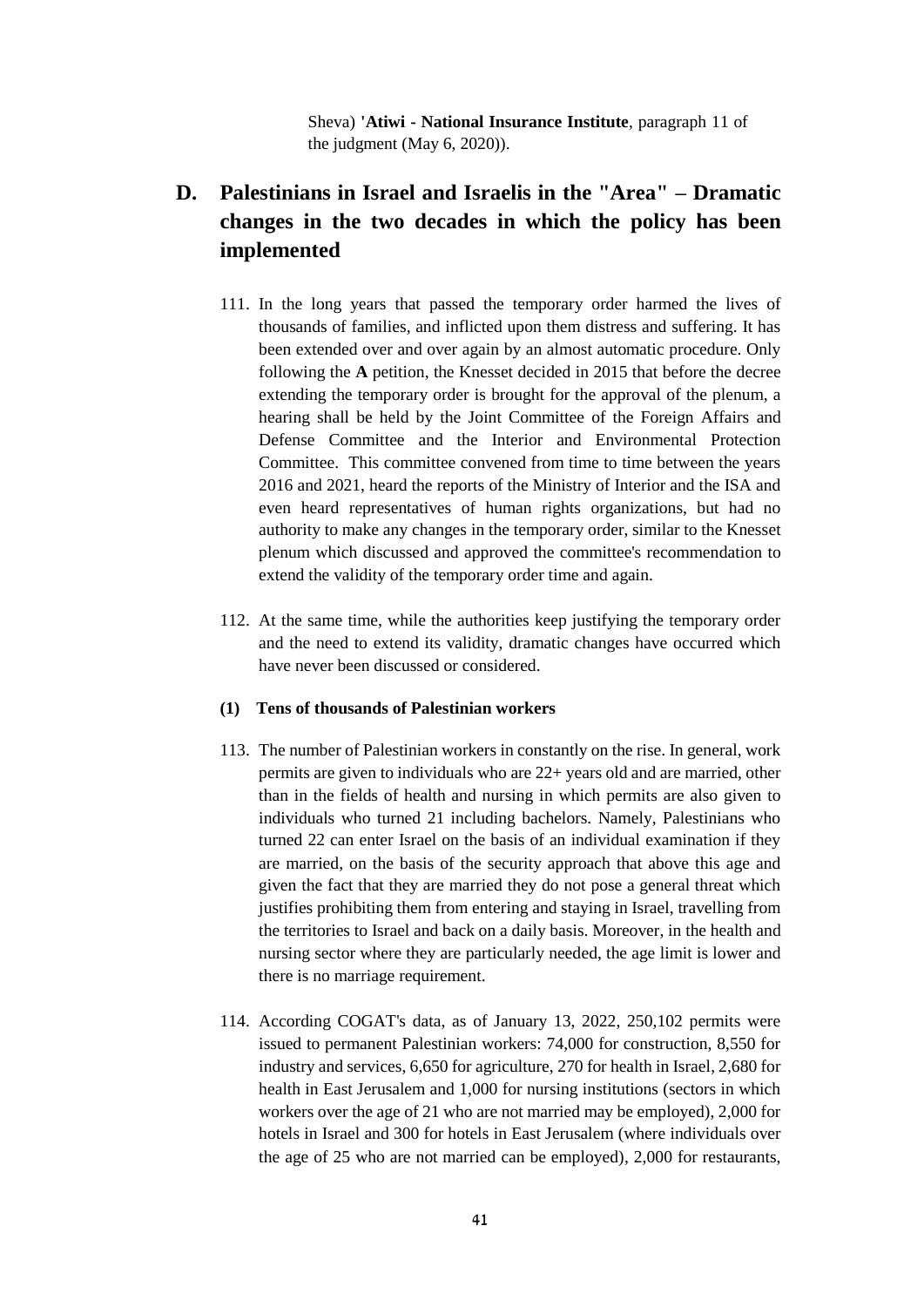Sheva) **'Atiwi - National Insurance Institute**, paragraph 11 of the judgment (May 6, 2020)).

## D. Palestinians in Israel and Israelis in the "Area" – Dramatic changes in the two decades in which the policy has been implemented

111. In the long years that passed the temporary order harmed the lives of thousands of families, and inflicted upon them distress and suffering. It has been extended over and over again by an almost automatic procedure. Only following the **A** petition, the Knesset decided in 2015 that before the decree extending the temporary order is brought for the approval of the plenum, a hearing shall be held by the Joint Committee of the Foreign Affairs and Defense Committee and the Interior and Environmental Protection Committee. This committee convened from time to time between the years 2016 and 2021, heard the reports of the Ministry of Interior and the ISA and even heard representatives of human rights organizations, but had no authority to make any changes in the temporary order, similar to the Knesset plenum which discussed and approved the committee's recommendation to extend the validity of the temporary order time and again.

112. At the same time, while the authorities keep justifying the temporary order and the need to extend its validity, dramatic changes have occurred which have never been discussed or considered.

**(1) Tens of thousands of Palestinian workers**

113. The number of Palestinian workers in constantly on the rise. In general, work permits are given to individuals who are 22+ years old and are married, other than in the fields of health and nursing in which permits are also given to individuals who turned 21 including bachelors. Namely, Palestinians who turned 22 can enter Israel on the basis of an individual examination if they are married, on the basis of the security approach that above this age and given the fact that they are married they do not pose a general threat which justifies prohibiting them from entering and staying in Israel, travelling from the territories to Israel and back on a daily basis. Moreover, in the health and nursing sector where they are particularly needed, the age limit is lower and there is no marriage requirement.

114. According COGAT's data, as of January 13, 2022, 250,102 permits were issued to permanent Palestinian workers: 74,000 for construction, 8,550 for industry and services, 6,650 for agriculture, 270 for health in Israel, 2,680 for health in East Jerusalem and 1,000 for nursing institutions (sectors in which workers over the age of 21 who are not married may be employed), 2,000 for hotels in Israel and 300 for hotels in East Jerusalem (where individuals over the age of 25 who are not married can be employed), 2,000 for restaurants,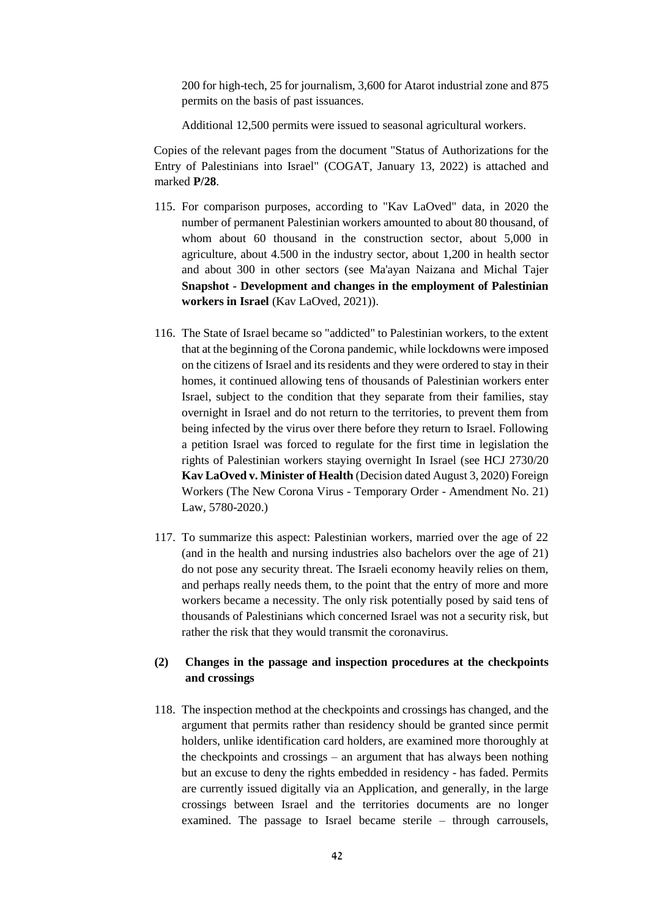200 for high-tech, 25 for journalism, 3,600 for Atarot industrial zone and 875 permits on the basis of past issuances.

Additional 12,500 permits were issued to seasonal agricultural workers.

Copies of the relevant pages from the document "Status of Authorizations for the Entry of Palestinians into Israel" (COGAT, January 13, 2022) is attached and marked **P/28**.

115. For comparison purposes, according to "Kav LaOved" data, in 2020 the number of permanent Palestinian workers amounted to about 80 thousand, of whom about 60 thousand in the construction sector, about 5,000 in agriculture, about 4.500 in the industry sector, about 1,200 in health sector and about 300 in other sectors (see Ma'ayan Naizana and Michal Tajer **Snapshot - Development and changes in the employment of Palestinian workers in Israel** (Kav LaOved, 2021)).

116. The State of Israel became so "addicted" to Palestinian workers, to the extent that at the beginning of the Corona pandemic, while lockdowns were imposed on the citizens of Israel and its residents and they were ordered to stay in their homes, it continued allowing tens of thousands of Palestinian workers enter Israel, subject to the condition that they separate from their families, stay overnight in Israel and do not return to the territories, to prevent them from being infected by the virus over there before they return to Israel. Following a petition Israel was forced to regulate for the first time in legislation the rights of Palestinian workers staying overnight In Israel (see HCJ 2730/20 **Kav LaOved v. Minister of Health** (Decision dated August 3, 2020) Foreign Workers (The New Corona Virus - Temporary Order - Amendment No. 21) Law, 5780-2020.)

117. To summarize this aspect: Palestinian workers, married over the age of 22 (and in the health and nursing industries also bachelors over the age of 21) do not pose any security threat. The Israeli economy heavily relies on them, and perhaps really needs them, to the point that the entry of more and more workers became a necessity. The only risk potentially posed by said tens of thousands of Palestinians which concerned Israel was not a security risk, but rather the risk that they would transmit the coronavirus.

### (2) Changes in the passage and inspection procedures at the checkpoints and crossings

118. The inspection method at the checkpoints and crossings has changed, and the argument that permits rather than residency should be granted since permit holders, unlike identification card holders, are examined more thoroughly at the checkpoints and crossings – an argument that has always been nothing but an excuse to deny the rights embedded in residency - has faded. Permits are currently issued digitally via an Application, and generally, in the large crossings between Israel and the territories documents are no longer examined. The passage to Israel became sterile – through carrousels,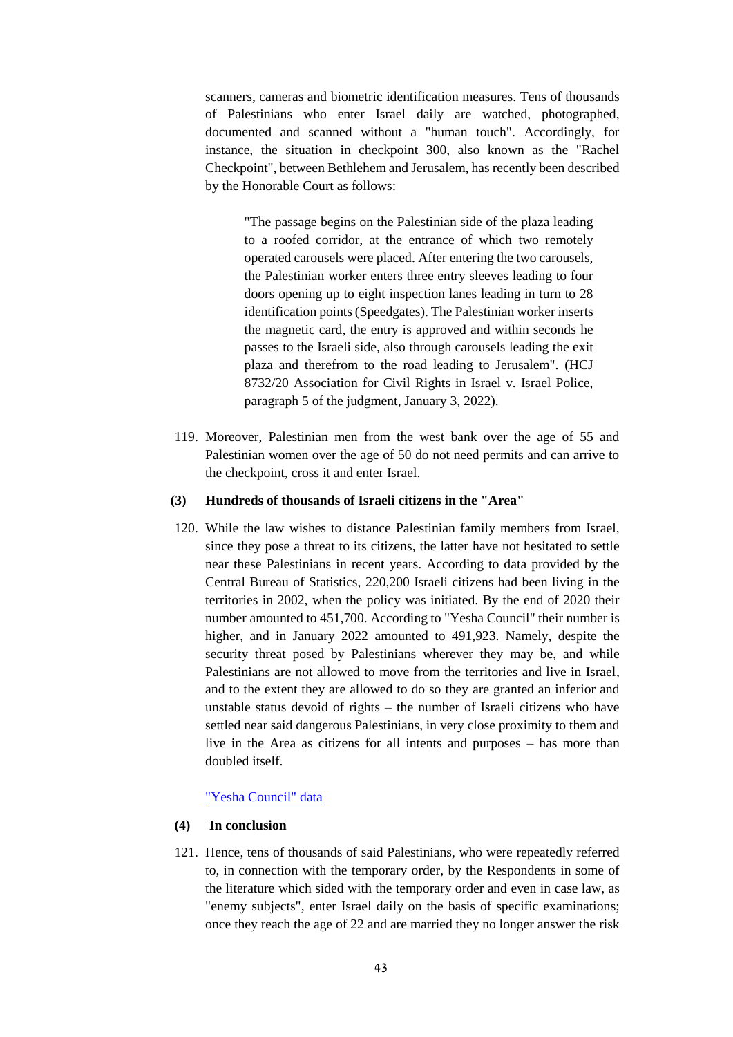scanners, cameras and biometric identification measures. Tens of thousands of Palestinians who enter Israel daily are watched, photographed, documented and scanned without a "human touch". Accordingly, for instance, the situation in checkpoint 300, also known as the "Rachel Checkpoint", between Bethlehem and Jerusalem, has recently been described by the Honorable Court as follows:

> "The passage begins on the Palestinian side of the plaza leading to a roofed corridor, at the entrance of which two remotely operated carousels were placed. After entering the two carousels, the Palestinian worker enters three entry sleeves leading to four doors opening up to eight inspection lanes leading in turn to 28 identification points (Speedgates). The Palestinian worker inserts the magnetic card, the entry is approved and within seconds he passes to the Israeli side, also through carousels leading the exit plaza and therefrom to the road leading to Jerusalem". (HCJ 8732/20 Association for Civil Rights in Israel v. Israel Police, paragraph 5 of the judgment, January 3, 2022).

119. Moreover, Palestinian men from the west bank over the age of 55 and Palestinian women over the age of 50 do not need permits and can arrive to the checkpoint, cross it and enter Israel.

**(3) Hundreds of thousands of Israeli citizens in the "Area"**

120. While the law wishes to distance Palestinian family members from Israel, since they pose a threat to its citizens, the latter have not hesitated to settle near these Palestinians in recent years. According to data provided by the Central Bureau of Statistics, 220,200 Israeli citizens had been living in the territories in 2002, when the policy was initiated. By the end of 2020 their number amounted to 451,700. According to "Yesha Council" their number is higher, and in January 2022 amounted to 491,923. Namely, despite the security threat posed by Palestinians wherever they may be, and while Palestinians are not allowed to move from the territories and live in Israel, and to the extent they are allowed to do so they are granted an inferior and unstable status devoid of rights – the number of Israeli citizens who have settled near said dangerous Palestinians, in very close proximity to them and live in the Area as citizens for all intents and purposes – has more than doubled itself.

"Yesha Council" data

**(4) In conclusion**

121. Hence, tens of thousands of said Palestinians, who were repeatedly referred to, in connection with the temporary order, by the Respondents in some of the literature which sided with the temporary order and even in case law, as "enemy subjects", enter Israel daily on the basis of specific examinations; once they reach the age of 22 and are married they no longer answer the risk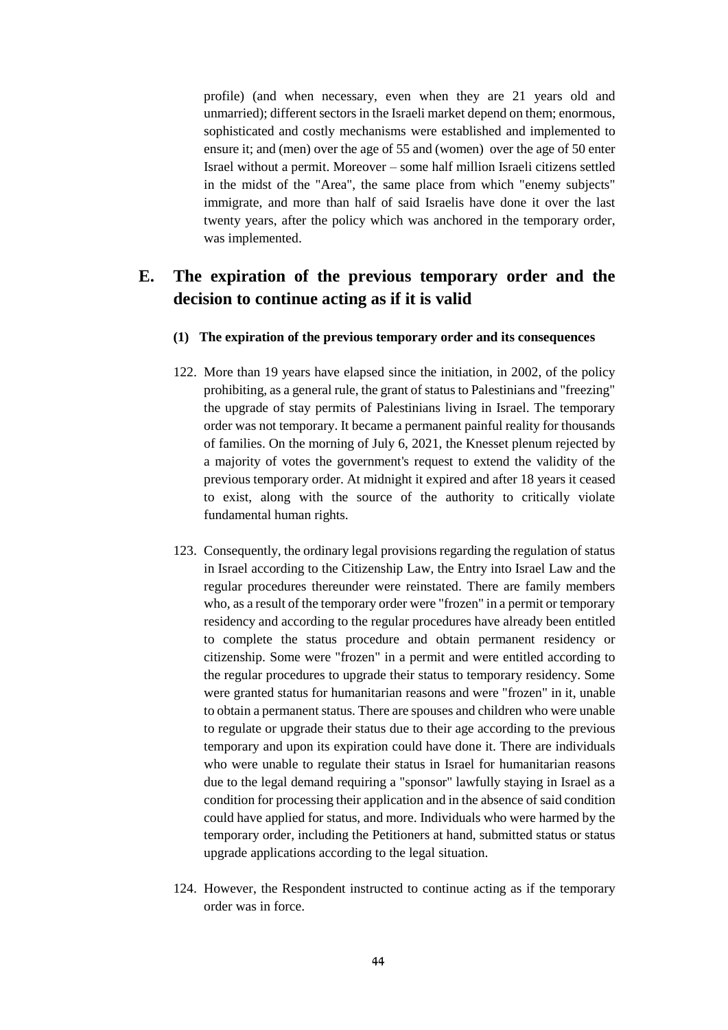profile) (and when necessary, even when they are 21 years old and unmarried); different sectors in the Israeli market depend on them; enormous, sophisticated and costly mechanisms were established and implemented to ensure it; and (men) over the age of 55 and (women) over the age of 50 enter Israel without a permit. Moreover – some half million Israeli citizens settled in the midst of the "Area", the same place from which "enemy subjects" immigrate, and more than half of said Israelis have done it over the last twenty years, after the policy which was anchored in the temporary order, was implemented.

## E. The expiration of the previous temporary order and the decision to continue acting as if it is valid

### (1) The expiration of the previous temporary order and its consequences

122. More than 19 years have elapsed since the initiation, in 2002, of the policy prohibiting, as a general rule, the grant of status to Palestinians and "freezing" the upgrade of stay permits of Palestinians living in Israel. The temporary order was not temporary. It became a permanent painful reality for thousands of families. On the morning of July 6, 2021, the Knesset plenum rejected by a majority of votes the government's request to extend the validity of the previous temporary order. At midnight it expired and after 18 years it ceased to exist, along with the source of the authority to critically violate fundamental human rights.

123. Consequently, the ordinary legal provisions regarding the regulation of status in Israel according to the Citizenship Law, the Entry into Israel Law and the regular procedures thereunder were reinstated. There are family members who, as a result of the temporary order were "frozen" in a permit or temporary residency and according to the regular procedures have already been entitled to complete the status procedure and obtain permanent residency or citizenship. Some were "frozen" in a permit and were entitled according to the regular procedures to upgrade their status to temporary residency. Some were granted status for humanitarian reasons and were "frozen" in it, unable to obtain a permanent status. There are spouses and children who were unable to regulate or upgrade their status due to their age according to the previous temporary and upon its expiration could have done it. There are individuals who were unable to regulate their status in Israel for humanitarian reasons due to the legal demand requiring a "sponsor" lawfully staying in Israel as a condition for processing their application and in the absence of said condition could have applied for status, and more. Individuals who were harmed by the temporary order, including the Petitioners at hand, submitted status or status upgrade applications according to the legal situation.

124. However, the Respondent instructed to continue acting as if the temporary order was in force.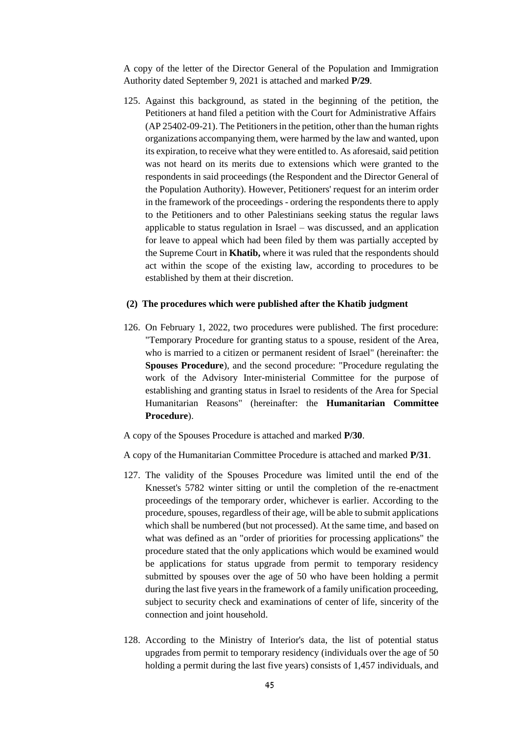A copy of the letter of the Director General of the Population and Immigration Authority dated September 9, 2021 is attached and marked **P/29**.

125. Against this background, as stated in the beginning of the petition, the Petitioners at hand filed a petition with the Court for Administrative Affairs (AP 25402-09-21). The Petitioners in the petition, other than the human rights organizations accompanying them, were harmed by the law and wanted, upon its expiration, to receive what they were entitled to. As aforesaid, said petition was not heard on its merits due to extensions which were granted to the respondents in said proceedings (the Respondent and the Director General of the Population Authority). However, Petitioners' request for an interim order in the framework of the proceedings - ordering the respondents there to apply to the Petitioners and to other Palestinians seeking status the regular laws applicable to status regulation in Israel – was discussed, and an application for leave to appeal which had been filed by them was partially accepted by the Supreme Court in **Khatib,** where it was ruled that the respondents should act within the scope of the existing law, according to procedures to be established by them at their discretion.

**(2) The procedures which were published after the Khatib judgment**

126. On February 1, 2022, two procedures were published. The first procedure: "Temporary Procedure for granting status to a spouse, resident of the Area, who is married to a citizen or permanent resident of Israel" (hereinafter: the **Spouses Procedure**), and the second procedure: "Procedure regulating the work of the Advisory Inter-ministerial Committee for the purpose of establishing and granting status in Israel to residents of the Area for Special Humanitarian Reasons" (hereinafter: the **Humanitarian Committee Procedure**).

A copy of the Spouses Procedure is attached and marked **P/30**.

A copy of the Humanitarian Committee Procedure is attached and marked **P/31**.

127. The validity of the Spouses Procedure was limited until the end of the Knesset's 5782 winter sitting or until the completion of the re-enactment proceedings of the temporary order, whichever is earlier. According to the procedure, spouses, regardless of their age, will be able to submit applications which shall be numbered (but not processed). At the same time, and based on what was defined as an "order of priorities for processing applications" the procedure stated that the only applications which would be examined would be applications for status upgrade from permit to temporary residency submitted by spouses over the age of 50 who have been holding a permit during the last five years in the framework of a family unification proceeding, subject to security check and examinations of center of life, sincerity of the connection and joint household.

128. According to the Ministry of Interior's data, the list of potential status upgrades from permit to temporary residency (individuals over the age of 50 holding a permit during the last five years) consists of 1,457 individuals, and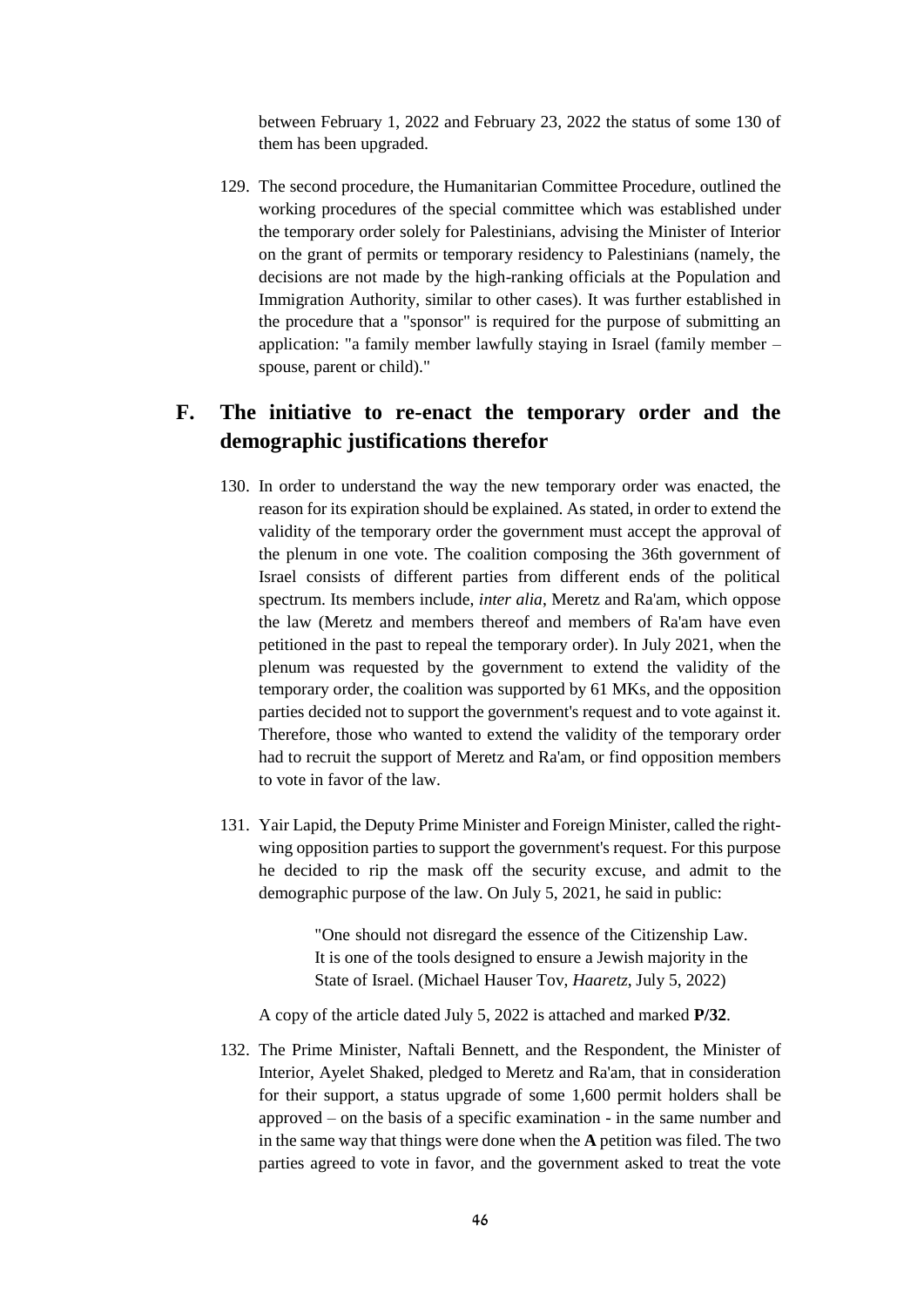between February 1, 2022 and February 23, 2022 the status of some 130 of them has been upgraded.

129. The second procedure, the Humanitarian Committee Procedure, outlined the working procedures of the special committee which was established under the temporary order solely for Palestinians, advising the Minister of Interior on the grant of permits or temporary residency to Palestinians (namely, the decisions are not made by the high-ranking officials at the Population and Immigration Authority, similar to other cases). It was further established in the procedure that a "sponsor" is required for the purpose of submitting an application: "a family member lawfully staying in Israel (family member – spouse, parent or child)."

## F. The initiative to re-enact the temporary order and the demographic justifications therefor

130. In order to understand the way the new temporary order was enacted, the reason for its expiration should be explained. As stated, in order to extend the validity of the temporary order the government must accept the approval of the plenum in one vote. The coalition composing the 36th government of Israel consists of different parties from different ends of the political spectrum. Its members include, *inter alia*, Meretz and Ra'am, which oppose the law (Meretz and members thereof and members of Ra'am have even petitioned in the past to repeal the temporary order). In July 2021, when the plenum was requested by the government to extend the validity of the temporary order, the coalition was supported by 61 MKs, and the opposition parties decided not to support the government's request and to vote against it. Therefore, those who wanted to extend the validity of the temporary order had to recruit the support of Meretz and Ra'am, or find opposition members to vote in favor of the law.

131. Yair Lapid, the Deputy Prime Minister and Foreign Minister, called the right-wing opposition parties to support the government's request. For this purpose he decided to rip the mask off the security excuse, and admit to the demographic purpose of the law. On July 5, 2021, he said in public:

> "One should not disregard the essence of the Citizenship Law. It is one of the tools designed to ensure a Jewish majority in the State of Israel. (Michael Hauser Tov, *Haaretz*, July 5, 2022)

A copy of the article dated July 5, 2022 is attached and marked **P/32**.

132. The Prime Minister, Naftali Bennett, and the Respondent, the Minister of Interior, Ayelet Shaked, pledged to Meretz and Ra'am, that in consideration for their support, a status upgrade of some 1,600 permit holders shall be approved – on the basis of a specific examination - in the same number and in the same way that things were done when the **A** petition was filed. The two parties agreed to vote in favor, and the government asked to treat the vote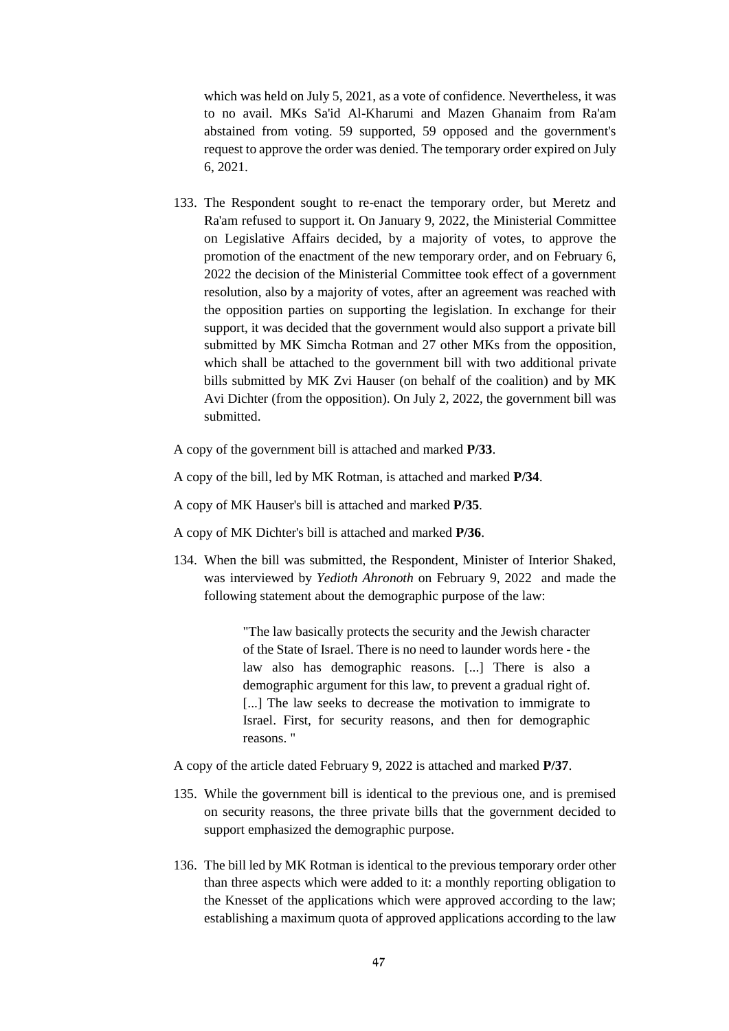which was held on July 5, 2021, as a vote of confidence. Nevertheless, it was to no avail. MKs Sa'id Al-Kharumi and Mazen Ghanaim from Ra'am abstained from voting. 59 supported, 59 opposed and the government's request to approve the order was denied. The temporary order expired on July 6, 2021.

133. The Respondent sought to re-enact the temporary order, but Meretz and Ra'am refused to support it. On January 9, 2022, the Ministerial Committee on Legislative Affairs decided, by a majority of votes, to approve the promotion of the enactment of the new temporary order, and on February 6, 2022 the decision of the Ministerial Committee took effect of a government resolution, also by a majority of votes, after an agreement was reached with the opposition parties on supporting the legislation. In exchange for their support, it was decided that the government would also support a private bill submitted by MK Simcha Rotman and 27 other MKs from the opposition, which shall be attached to the government bill with two additional private bills submitted by MK Zvi Hauser (on behalf of the coalition) and by MK Avi Dichter (from the opposition). On July 2, 2022, the government bill was submitted.

A copy of the government bill is attached and marked **P/33**.

A copy of the bill, led by MK Rotman, is attached and marked **P/34**.

A copy of MK Hauser's bill is attached and marked **P/35**.

A copy of MK Dichter's bill is attached and marked **P/36**.

134. When the bill was submitted, the Respondent, Minister of Interior Shaked, was interviewed by *Yedioth Ahronoth* on February 9, 2022 and made the following statement about the demographic purpose of the law:

> "The law basically protects the security and the Jewish character of the State of Israel. There is no need to launder words here - the law also has demographic reasons. [...] There is also a demographic argument for this law, to prevent a gradual right of. [...] The law seeks to decrease the motivation to immigrate to Israel. First, for security reasons, and then for demographic reasons. "

A copy of the article dated February 9, 2022 is attached and marked **P/37**.

135. While the government bill is identical to the previous one, and is premised on security reasons, the three private bills that the government decided to support emphasized the demographic purpose.

136. The bill led by MK Rotman is identical to the previous temporary order other than three aspects which were added to it: a monthly reporting obligation to the Knesset of the applications which were approved according to the law; establishing a maximum quota of approved applications according to the law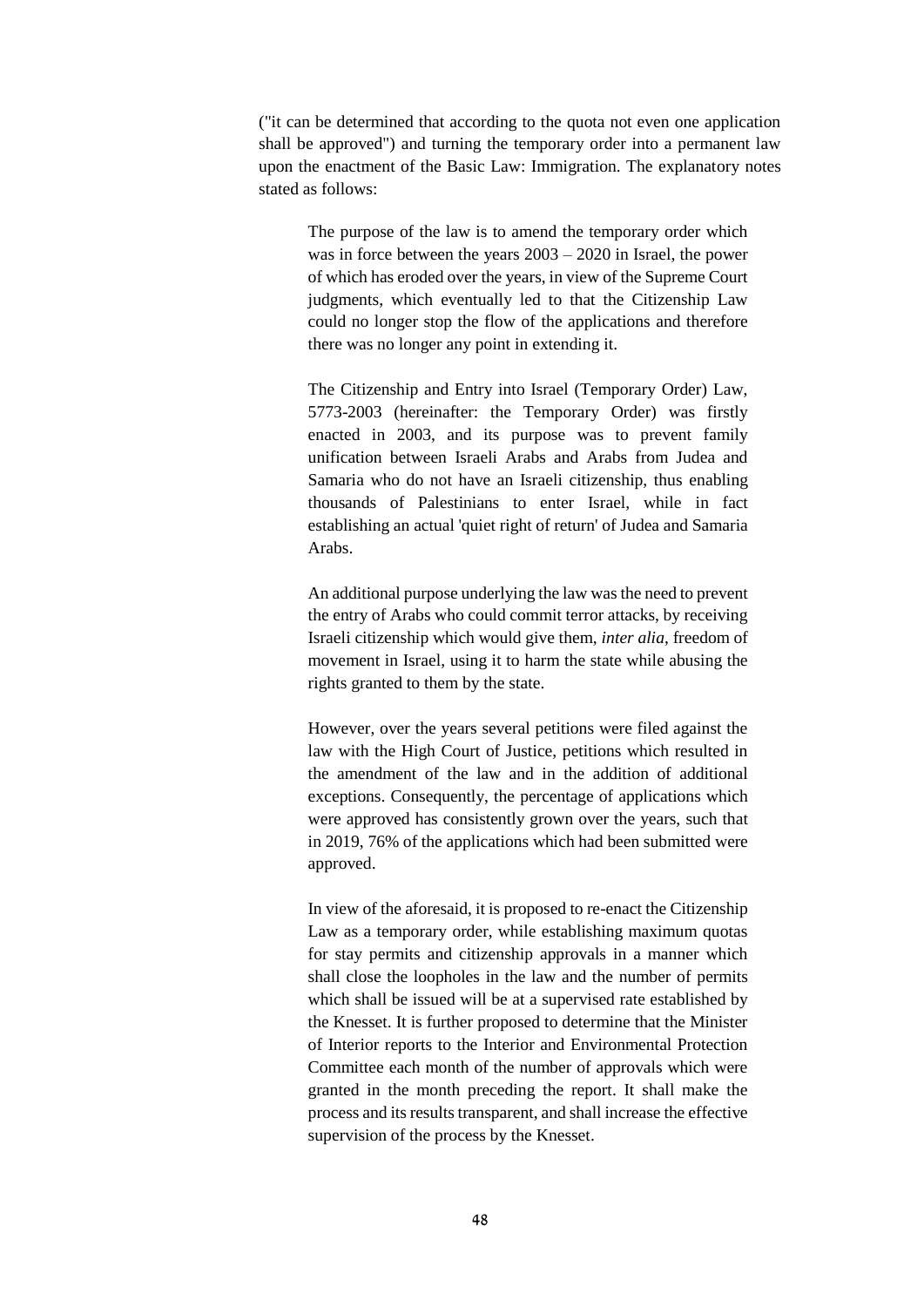("it can be determined that according to the quota not even one application shall be approved") and turning the temporary order into a permanent law upon the enactment of the Basic Law: Immigration. The explanatory notes stated as follows:

> The purpose of the law is to amend the temporary order which was in force between the years 2003 – 2020 in Israel, the power of which has eroded over the years, in view of the Supreme Court judgments, which eventually led to that the Citizenship Law could no longer stop the flow of the applications and therefore there was no longer any point in extending it.
>
> The Citizenship and Entry into Israel (Temporary Order) Law, 5773-2003 (hereinafter: the Temporary Order) was firstly enacted in 2003, and its purpose was to prevent family unification between Israeli Arabs and Arabs from Judea and Samaria who do not have an Israeli citizenship, thus enabling thousands of Palestinians to enter Israel, while in fact establishing an actual 'quiet right of return' of Judea and Samaria Arabs.
>
> An additional purpose underlying the law was the need to prevent the entry of Arabs who could commit terror attacks, by receiving Israeli citizenship which would give them, *inter alia*, freedom of movement in Israel, using it to harm the state while abusing the rights granted to them by the state.
>
> However, over the years several petitions were filed against the law with the High Court of Justice, petitions which resulted in the amendment of the law and in the addition of additional exceptions. Consequently, the percentage of applications which were approved has consistently grown over the years, such that in 2019, 76% of the applications which had been submitted were approved.
>
> In view of the aforesaid, it is proposed to re-enact the Citizenship Law as a temporary order, while establishing maximum quotas for stay permits and citizenship approvals in a manner which shall close the loopholes in the law and the number of permits which shall be issued will be at a supervised rate established by the Knesset. It is further proposed to determine that the Minister of Interior reports to the Interior and Environmental Protection Committee each month of the number of approvals which were granted in the month preceding the report. It shall make the process and its results transparent, and shall increase the effective supervision of the process by the Knesset.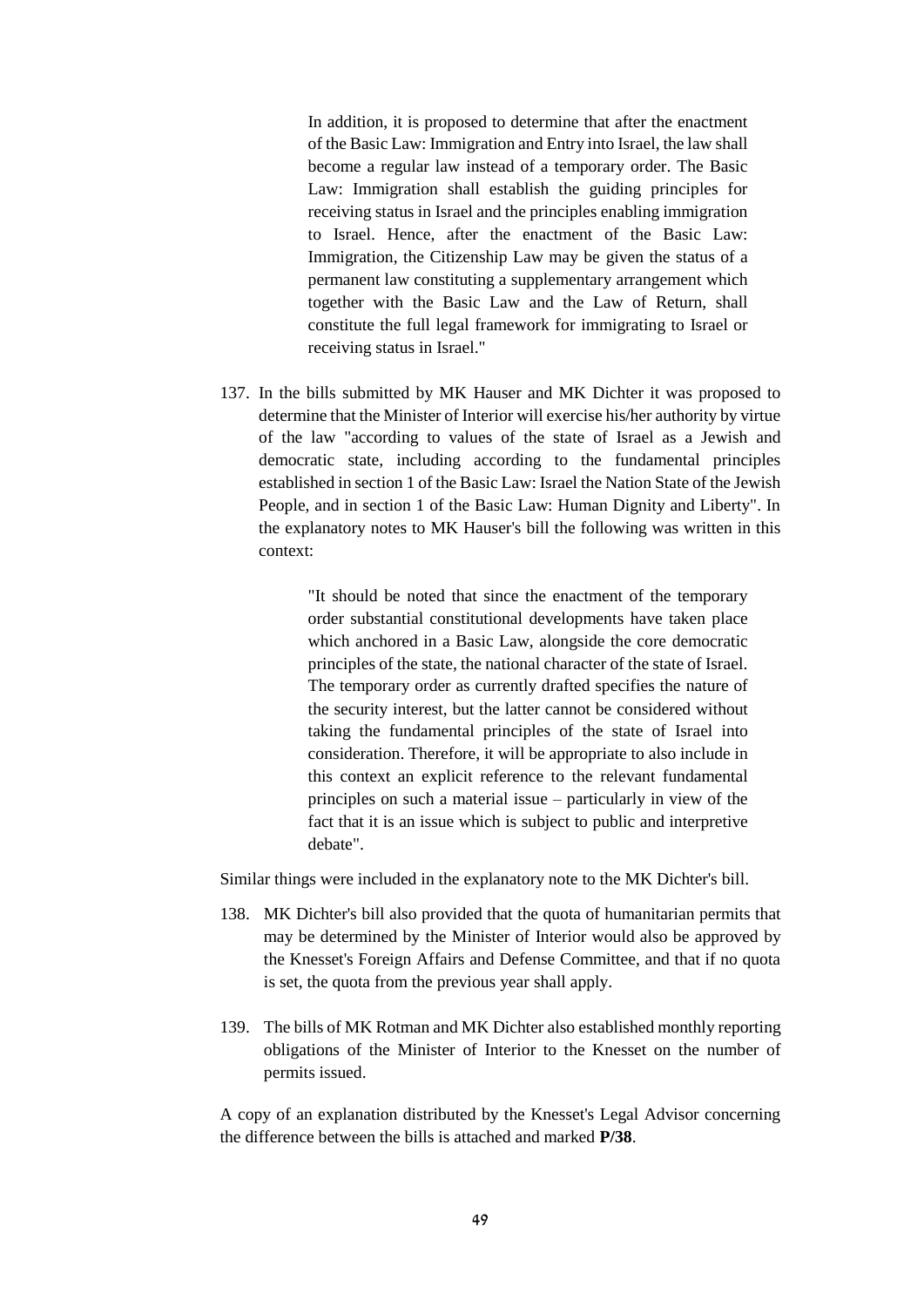> In addition, it is proposed to determine that after the enactment of the Basic Law: Immigration and Entry into Israel, the law shall become a regular law instead of a temporary order. The Basic Law: Immigration shall establish the guiding principles for receiving status in Israel and the principles enabling immigration to Israel. Hence, after the enactment of the Basic Law: Immigration, the Citizenship Law may be given the status of a permanent law constituting a supplementary arrangement which together with the Basic Law and the Law of Return, shall constitute the full legal framework for immigrating to Israel or receiving status in Israel."

137. In the bills submitted by MK Hauser and MK Dichter it was proposed to determine that the Minister of Interior will exercise his/her authority by virtue of the law "according to values of the state of Israel as a Jewish and democratic state, including according to the fundamental principles established in section 1 of the Basic Law: Israel the Nation State of the Jewish People, and in section 1 of the Basic Law: Human Dignity and Liberty". In the explanatory notes to MK Hauser's bill the following was written in this context:

> "It should be noted that since the enactment of the temporary order substantial constitutional developments have taken place which anchored in a Basic Law, alongside the core democratic principles of the state, the national character of the state of Israel. The temporary order as currently drafted specifies the nature of the security interest, but the latter cannot be considered without taking the fundamental principles of the state of Israel into consideration. Therefore, it will be appropriate to also include in this context an explicit reference to the relevant fundamental principles on such a material issue – particularly in view of the fact that it is an issue which is subject to public and interpretive debate".

Similar things were included in the explanatory note to the MK Dichter's bill.

138. MK Dichter's bill also provided that the quota of humanitarian permits that may be determined by the Minister of Interior would also be approved by the Knesset's Foreign Affairs and Defense Committee, and that if no quota is set, the quota from the previous year shall apply.

139. The bills of MK Rotman and MK Dichter also established monthly reporting obligations of the Minister of Interior to the Knesset on the number of permits issued.

A copy of an explanation distributed by the Knesset's Legal Advisor concerning the difference between the bills is attached and marked **P/38**.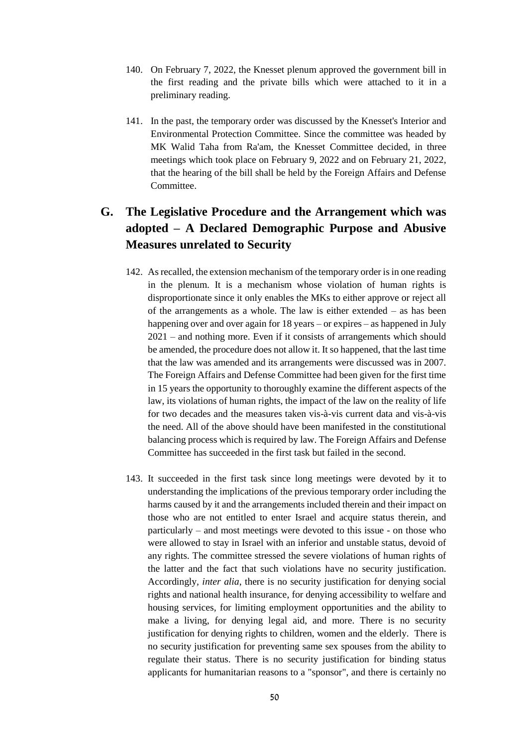140. On February 7, 2022, the Knesset plenum approved the government bill in the first reading and the private bills which were attached to it in a preliminary reading.

141. In the past, the temporary order was discussed by the Knesset's Interior and Environmental Protection Committee. Since the committee was headed by MK Walid Taha from Ra'am, the Knesset Committee decided, in three meetings which took place on February 9, 2022 and on February 21, 2022, that the hearing of the bill shall be held by the Foreign Affairs and Defense Committee.

## G. The Legislative Procedure and the Arrangement which was adopted – A Declared Demographic Purpose and Abusive Measures unrelated to Security

142. As recalled, the extension mechanism of the temporary order is in one reading in the plenum. It is a mechanism whose violation of human rights is disproportionate since it only enables the MKs to either approve or reject all of the arrangements as a whole. The law is either extended – as has been happening over and over again for 18 years – or expires – as happened in July 2021 – and nothing more. Even if it consists of arrangements which should be amended, the procedure does not allow it. It so happened, that the last time that the law was amended and its arrangements were discussed was in 2007. The Foreign Affairs and Defense Committee had been given for the first time in 15 years the opportunity to thoroughly examine the different aspects of the law, its violations of human rights, the impact of the law on the reality of life for two decades and the measures taken vis-à-vis current data and vis-à-vis the need. All of the above should have been manifested in the constitutional balancing process which is required by law. The Foreign Affairs and Defense Committee has succeeded in the first task but failed in the second.

143. It succeeded in the first task since long meetings were devoted by it to understanding the implications of the previous temporary order including the harms caused by it and the arrangements included therein and their impact on those who are not entitled to enter Israel and acquire status therein, and particularly – and most meetings were devoted to this issue - on those who were allowed to stay in Israel with an inferior and unstable status, devoid of any rights. The committee stressed the severe violations of human rights of the latter and the fact that such violations have no security justification. Accordingly, *inter alia*, there is no security justification for denying social rights and national health insurance, for denying accessibility to welfare and housing services, for limiting employment opportunities and the ability to make a living, for denying legal aid, and more. There is no security justification for denying rights to children, women and the elderly. There is no security justification for preventing same sex spouses from the ability to regulate their status. There is no security justification for binding status applicants for humanitarian reasons to a "sponsor", and there is certainly no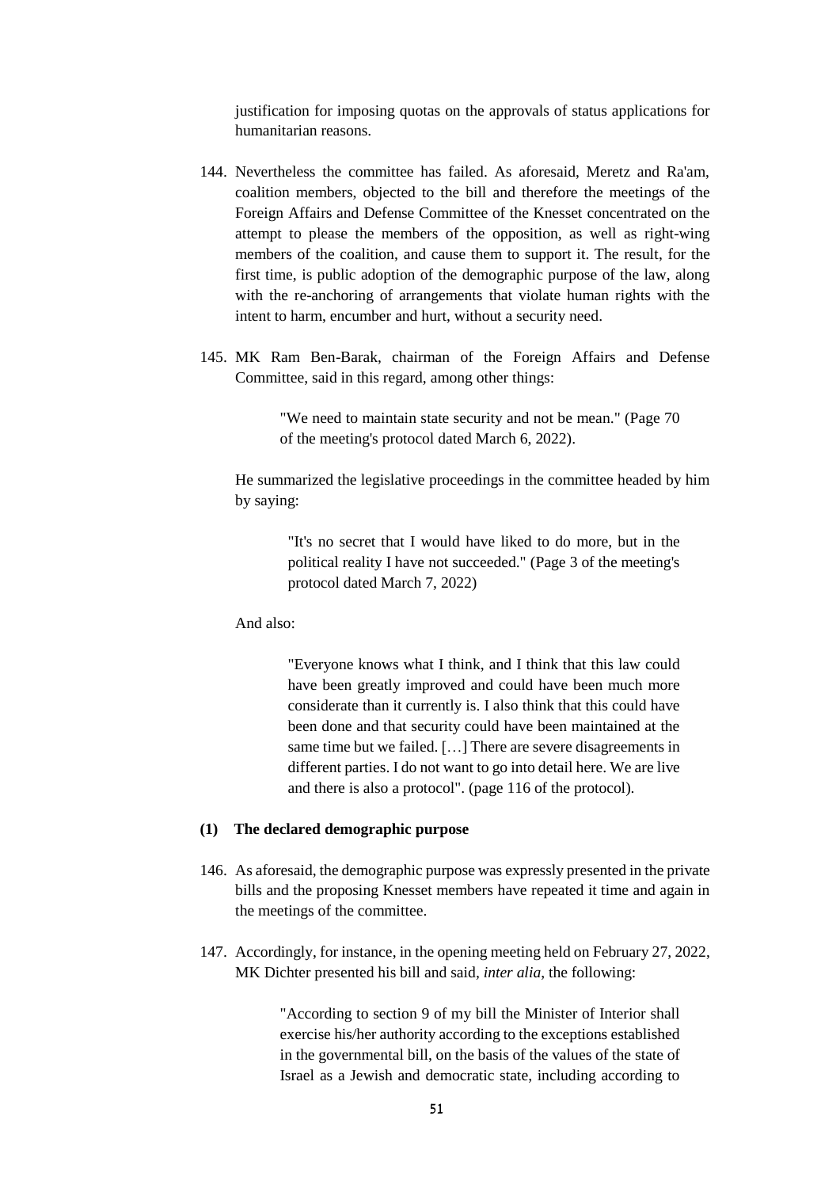justification for imposing quotas on the approvals of status applications for humanitarian reasons.

144. Nevertheless the committee has failed. As aforesaid, Meretz and Ra'am, coalition members, objected to the bill and therefore the meetings of the Foreign Affairs and Defense Committee of the Knesset concentrated on the attempt to please the members of the opposition, as well as right-wing members of the coalition, and cause them to support it. The result, for the first time, is public adoption of the demographic purpose of the law, along with the re-anchoring of arrangements that violate human rights with the intent to harm, encumber and hurt, without a security need.

145. MK Ram Ben-Barak, chairman of the Foreign Affairs and Defense Committee, said in this regard, among other things:

> "We need to maintain state security and not be mean." (Page 70 of the meeting's protocol dated March 6, 2022).

He summarized the legislative proceedings in the committee headed by him by saying:

> "It's no secret that I would have liked to do more, but in the political reality I have not succeeded." (Page 3 of the meeting's protocol dated March 7, 2022)

And also:

> "Everyone knows what I think, and I think that this law could have been greatly improved and could have been much more considerate than it currently is. I also think that this could have been done and that security could have been maintained at the same time but we failed. […] There are severe disagreements in different parties. I do not want to go into detail here. We are live and there is also a protocol". (page 116 of the protocol).

**(1) The declared demographic purpose**

146. As aforesaid, the demographic purpose was expressly presented in the private bills and the proposing Knesset members have repeated it time and again in the meetings of the committee.

147. Accordingly, for instance, in the opening meeting held on February 27, 2022, MK Dichter presented his bill and said, *inter alia*, the following:

> "According to section 9 of my bill the Minister of Interior shall exercise his/her authority according to the exceptions established in the governmental bill, on the basis of the values of the state of Israel as a Jewish and democratic state, including according to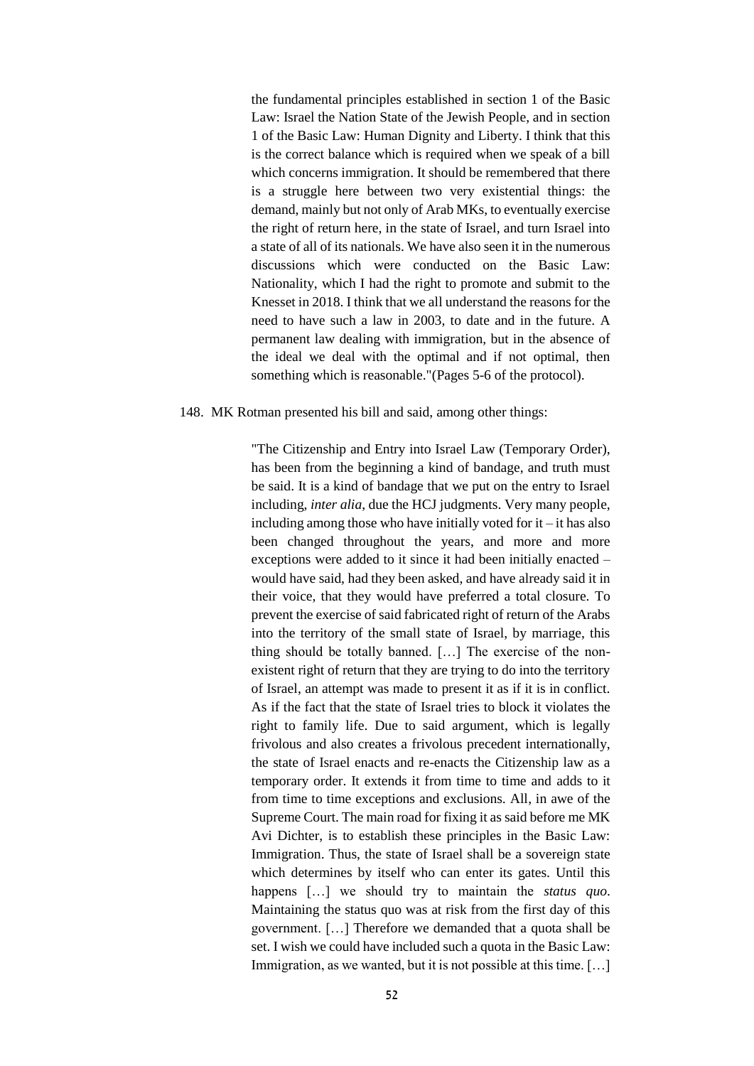> the fundamental principles established in section 1 of the Basic Law: Israel the Nation State of the Jewish People, and in section 1 of the Basic Law: Human Dignity and Liberty. I think that this is the correct balance which is required when we speak of a bill which concerns immigration. It should be remembered that there is a struggle here between two very existential things: the demand, mainly but not only of Arab MKs, to eventually exercise the right of return here, in the state of Israel, and turn Israel into a state of all of its nationals. We have also seen it in the numerous discussions which were conducted on the Basic Law: Nationality, which I had the right to promote and submit to the Knesset in 2018. I think that we all understand the reasons for the need to have such a law in 2003, to date and in the future. A permanent law dealing with immigration, but in the absence of the ideal we deal with the optimal and if not optimal, then something which is reasonable."(Pages 5-6 of the protocol).

148. MK Rotman presented his bill and said, among other things:

> "The Citizenship and Entry into Israel Law (Temporary Order), has been from the beginning a kind of bandage, and truth must be said. It is a kind of bandage that we put on the entry to Israel including, *inter alia*, due the HCJ judgments. Very many people, including among those who have initially voted for it – it has also been changed throughout the years, and more and more exceptions were added to it since it had been initially enacted – would have said, had they been asked, and have already said it in their voice, that they would have preferred a total closure. To prevent the exercise of said fabricated right of return of the Arabs into the territory of the small state of Israel, by marriage, this thing should be totally banned. […] The exercise of the non-existent right of return that they are trying to do into the territory of Israel, an attempt was made to present it as if it is in conflict. As if the fact that the state of Israel tries to block it violates the right to family life. Due to said argument, which is legally frivolous and also creates a frivolous precedent internationally, the state of Israel enacts and re-enacts the Citizenship law as a temporary order. It extends it from time to time and adds to it from time to time exceptions and exclusions. All, in awe of the Supreme Court. The main road for fixing it as said before me MK Avi Dichter, is to establish these principles in the Basic Law: Immigration. Thus, the state of Israel shall be a sovereign state which determines by itself who can enter its gates. Until this happens […] we should try to maintain the *status quo*. Maintaining the status quo was at risk from the first day of this government. […] Therefore we demanded that a quota shall be set. I wish we could have included such a quota in the Basic Law: Immigration, as we wanted, but it is not possible at this time. […]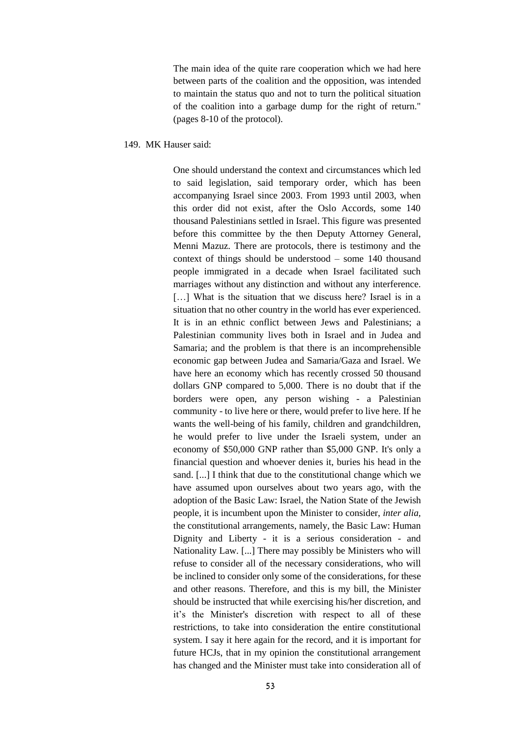> The main idea of the quite rare cooperation which we had here between parts of the coalition and the opposition, was intended to maintain the status quo and not to turn the political situation of the coalition into a garbage dump for the right of return." (pages 8-10 of the protocol).

149. MK Hauser said:

> One should understand the context and circumstances which led to said legislation, said temporary order, which has been accompanying Israel since 2003. From 1993 until 2003, when this order did not exist, after the Oslo Accords, some 140 thousand Palestinians settled in Israel. This figure was presented before this committee by the then Deputy Attorney General, Menni Mazuz. There are protocols, there is testimony and the context of things should be understood – some 140 thousand people immigrated in a decade when Israel facilitated such marriages without any distinction and without any interference. [...] What is the situation that we discuss here? Israel is in a situation that no other country in the world has ever experienced. It is in an ethnic conflict between Jews and Palestinians; a Palestinian community lives both in Israel and in Judea and Samaria; and the problem is that there is an incomprehensible economic gap between Judea and Samaria/Gaza and Israel. We have here an economy which has recently crossed 50 thousand dollars GNP compared to 5,000. There is no doubt that if the borders were open, any person wishing - a Palestinian community - to live here or there, would prefer to live here. If he wants the well-being of his family, children and grandchildren, he would prefer to live under the Israeli system, under an economy of $50,000 GNP rather than $5,000 GNP. It's only a financial question and whoever denies it, buries his head in the sand. [...] I think that due to the constitutional change which we have assumed upon ourselves about two years ago, with the adoption of the Basic Law: Israel, the Nation State of the Jewish people, it is incumbent upon the Minister to consider, *inter alia*, the constitutional arrangements, namely, the Basic Law: Human Dignity and Liberty - it is a serious consideration - and Nationality Law. [...] There may possibly be Ministers who will refuse to consider all of the necessary considerations, who will be inclined to consider only some of the considerations, for these and other reasons. Therefore, and this is my bill, the Minister should be instructed that while exercising his/her discretion, and it's the Minister's discretion with respect to all of these restrictions, to take into consideration the entire constitutional system. I say it here again for the record, and it is important for future HCJs, that in my opinion the constitutional arrangement has changed and the Minister must take into consideration all of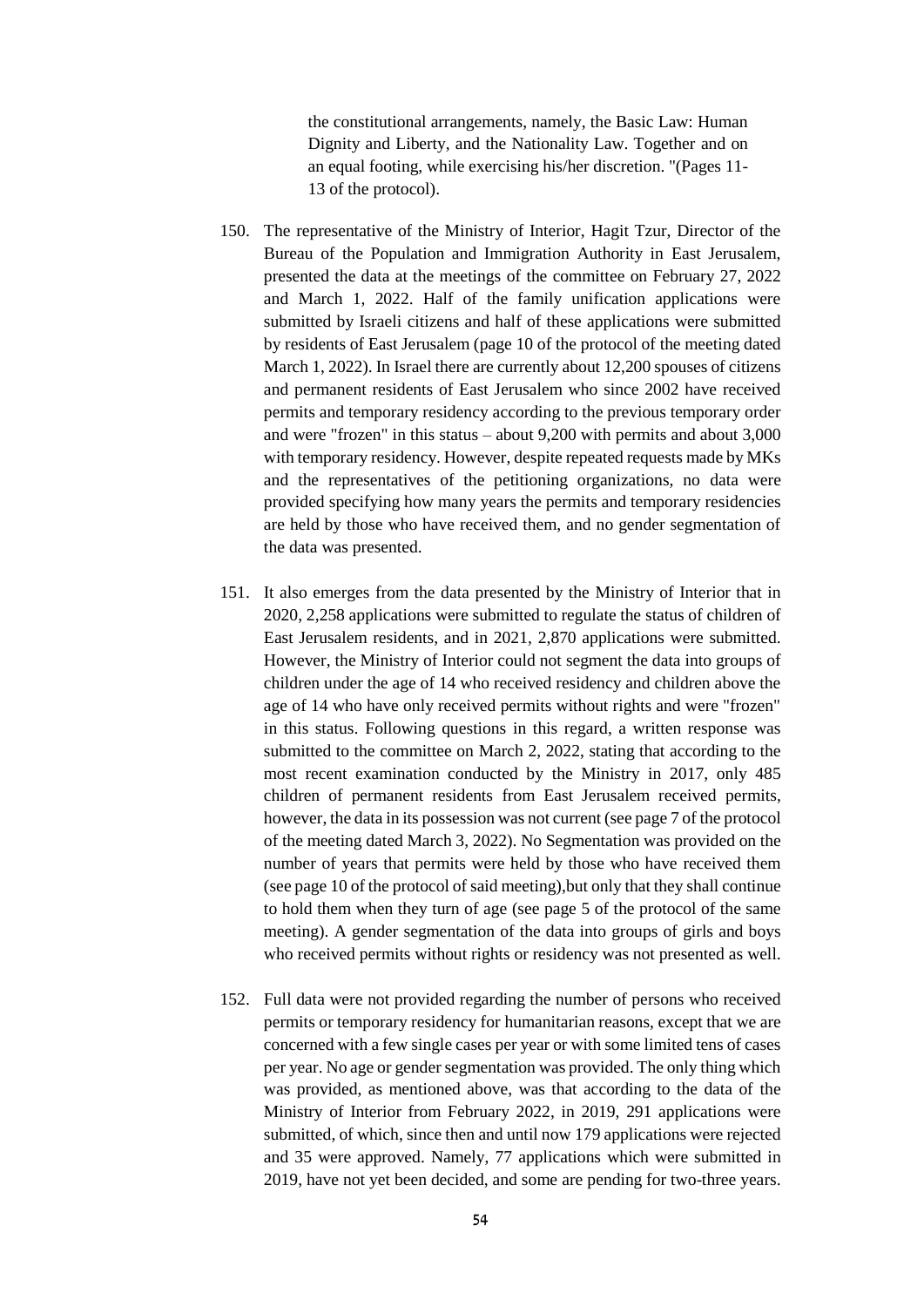> the constitutional arrangements, namely, the Basic Law: Human Dignity and Liberty, and the Nationality Law. Together and on an equal footing, while exercising his/her discretion. "(Pages 11-13 of the protocol).

150. The representative of the Ministry of Interior, Hagit Tzur, Director of the Bureau of the Population and Immigration Authority in East Jerusalem, presented the data at the meetings of the committee on February 27, 2022 and March 1, 2022. Half of the family unification applications were submitted by Israeli citizens and half of these applications were submitted by residents of East Jerusalem (page 10 of the protocol of the meeting dated March 1, 2022). In Israel there are currently about 12,200 spouses of citizens and permanent residents of East Jerusalem who since 2002 have received permits and temporary residency according to the previous temporary order and were "frozen" in this status – about 9,200 with permits and about 3,000 with temporary residency. However, despite repeated requests made by MKs and the representatives of the petitioning organizations, no data were provided specifying how many years the permits and temporary residencies are held by those who have received them, and no gender segmentation of the data was presented.

151. It also emerges from the data presented by the Ministry of Interior that in 2020, 2,258 applications were submitted to regulate the status of children of East Jerusalem residents, and in 2021, 2,870 applications were submitted. However, the Ministry of Interior could not segment the data into groups of children under the age of 14 who received residency and children above the age of 14 who have only received permits without rights and were "frozen" in this status. Following questions in this regard, a written response was submitted to the committee on March 2, 2022, stating that according to the most recent examination conducted by the Ministry in 2017, only 485 children of permanent residents from East Jerusalem received permits, however, the data in its possession was not current (see page 7 of the protocol of the meeting dated March 3, 2022). No Segmentation was provided on the number of years that permits were held by those who have received them (see page 10 of the protocol of said meeting),but only that they shall continue to hold them when they turn of age (see page 5 of the protocol of the same meeting). A gender segmentation of the data into groups of girls and boys who received permits without rights or residency was not presented as well.

152. Full data were not provided regarding the number of persons who received permits or temporary residency for humanitarian reasons, except that we are concerned with a few single cases per year or with some limited tens of cases per year. No age or gender segmentation was provided. The only thing which was provided, as mentioned above, was that according to the data of the Ministry of Interior from February 2022, in 2019, 291 applications were submitted, of which, since then and until now 179 applications were rejected and 35 were approved. Namely, 77 applications which were submitted in 2019, have not yet been decided, and some are pending for two-three years.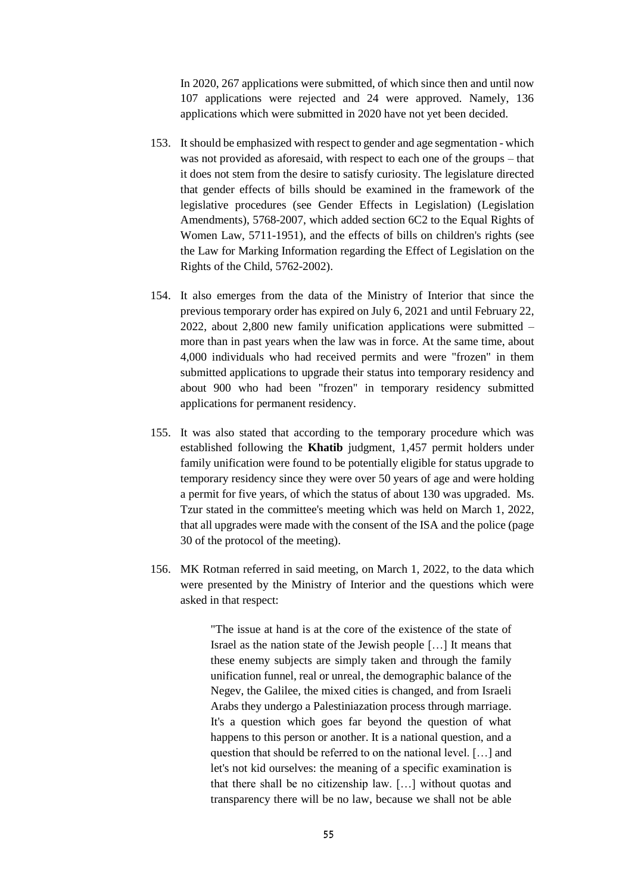In 2020, 267 applications were submitted, of which since then and until now 107 applications were rejected and 24 were approved. Namely, 136 applications which were submitted in 2020 have not yet been decided.

153. It should be emphasized with respect to gender and age segmentation - which was not provided as aforesaid, with respect to each one of the groups – that it does not stem from the desire to satisfy curiosity. The legislature directed that gender effects of bills should be examined in the framework of the legislative procedures (see Gender Effects in Legislation) (Legislation Amendments), 5768-2007, which added section 6C2 to the Equal Rights of Women Law, 5711-1951), and the effects of bills on children's rights (see the Law for Marking Information regarding the Effect of Legislation on the Rights of the Child, 5762-2002).

154. It also emerges from the data of the Ministry of Interior that since the previous temporary order has expired on July 6, 2021 and until February 22, 2022, about 2,800 new family unification applications were submitted – more than in past years when the law was in force. At the same time, about 4,000 individuals who had received permits and were "frozen" in them submitted applications to upgrade their status into temporary residency and about 900 who had been "frozen" in temporary residency submitted applications for permanent residency.

155. It was also stated that according to the temporary procedure which was established following the **Khatib** judgment, 1,457 permit holders under family unification were found to be potentially eligible for status upgrade to temporary residency since they were over 50 years of age and were holding a permit for five years, of which the status of about 130 was upgraded. Ms. Tzur stated in the committee's meeting which was held on March 1, 2022, that all upgrades were made with the consent of the ISA and the police (page 30 of the protocol of the meeting).

156. MK Rotman referred in said meeting, on March 1, 2022, to the data which were presented by the Ministry of Interior and the questions which were asked in that respect:

> "The issue at hand is at the core of the existence of the state of Israel as the nation state of the Jewish people […] It means that these enemy subjects are simply taken and through the family unification funnel, real or unreal, the demographic balance of the Negev, the Galilee, the mixed cities is changed, and from Israeli Arabs they undergo a Palestiniazation process through marriage. It's a question which goes far beyond the question of what happens to this person or another. It is a national question, and a question that should be referred to on the national level. […] and let's not kid ourselves: the meaning of a specific examination is that there shall be no citizenship law. […] without quotas and transparency there will be no law, because we shall not be able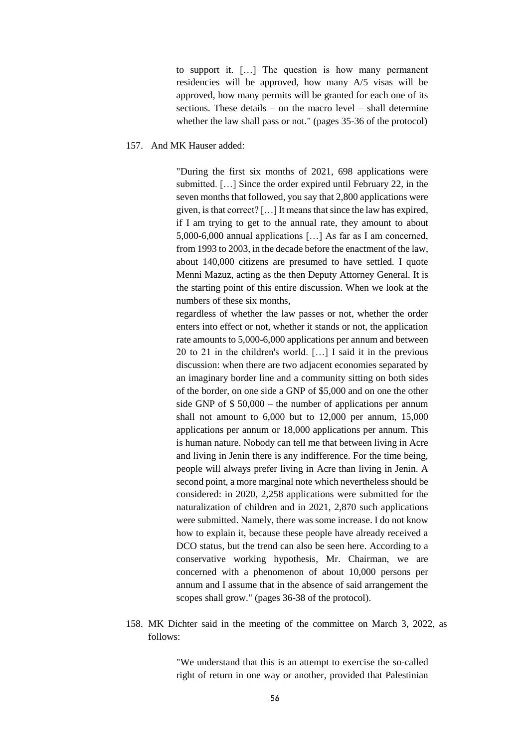> to support it. […] The question is how many permanent residencies will be approved, how many A/5 visas will be approved, how many permits will be granted for each one of its sections. These details – on the macro level – shall determine whether the law shall pass or not." (pages 35-36 of the protocol)

157. And MK Hauser added:

> "During the first six months of 2021, 698 applications were submitted. […] Since the order expired until February 22, in the seven months that followed, you say that 2,800 applications were given, is that correct? […] It means that since the law has expired, if I am trying to get to the annual rate, they amount to about 5,000-6,000 annual applications […] As far as I am concerned, from 1993 to 2003, in the decade before the enactment of the law, about 140,000 citizens are presumed to have settled. I quote Menni Mazuz, acting as the then Deputy Attorney General. It is the starting point of this entire discussion. When we look at the numbers of these six months,
>
> regardless of whether the law passes or not, whether the order enters into effect or not, whether it stands or not, the application rate amounts to 5,000-6,000 applications per annum and between 20 to 21 in the children's world. […] I said it in the previous discussion: when there are two adjacent economies separated by an imaginary border line and a community sitting on both sides of the border, on one side a GNP of $5,000 and on one the other side GNP of $ 50,000 – the number of applications per annum shall not amount to 6,000 but to 12,000 per annum, 15,000 applications per annum or 18,000 applications per annum. This is human nature. Nobody can tell me that between living in Acre and living in Jenin there is any indifference. For the time being, people will always prefer living in Acre than living in Jenin. A second point, a more marginal note which nevertheless should be considered: in 2020, 2,258 applications were submitted for the naturalization of children and in 2021, 2,870 such applications were submitted. Namely, there was some increase. I do not know how to explain it, because these people have already received a DCO status, but the trend can also be seen here. According to a conservative working hypothesis, Mr. Chairman, we are concerned with a phenomenon of about 10,000 persons per annum and I assume that in the absence of said arrangement the scopes shall grow." (pages 36-38 of the protocol).

158. MK Dichter said in the meeting of the committee on March 3, 2022, as follows:

> "We understand that this is an attempt to exercise the so-called right of return in one way or another, provided that Palestinian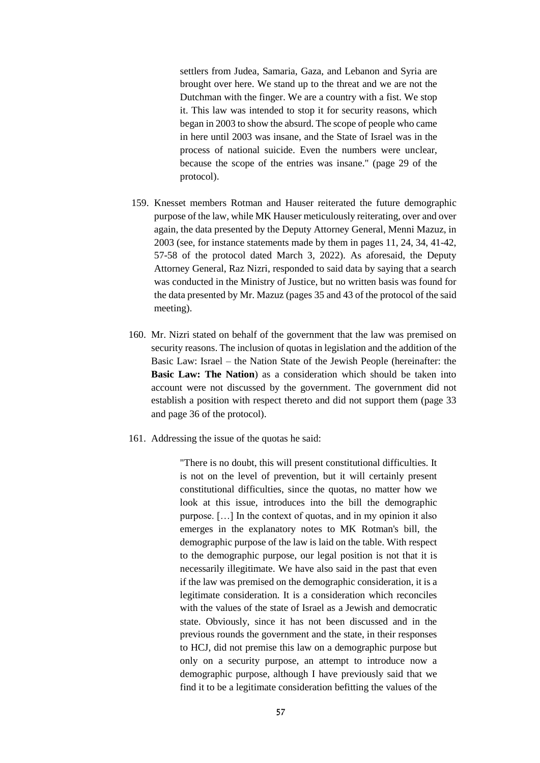> settlers from Judea, Samaria, Gaza, and Lebanon and Syria are brought over here. We stand up to the threat and we are not the Dutchman with the finger. We are a country with a fist. We stop it. This law was intended to stop it for security reasons, which began in 2003 to show the absurd. The scope of people who came in here until 2003 was insane, and the State of Israel was in the process of national suicide. Even the numbers were unclear, because the scope of the entries was insane." (page 29 of the protocol).

159. Knesset members Rotman and Hauser reiterated the future demographic purpose of the law, while MK Hauser meticulously reiterating, over and over again, the data presented by the Deputy Attorney General, Menni Mazuz, in 2003 (see, for instance statements made by them in pages 11, 24, 34, 41-42, 57-58 of the protocol dated March 3, 2022). As aforesaid, the Deputy Attorney General, Raz Nizri, responded to said data by saying that a search was conducted in the Ministry of Justice, but no written basis was found for the data presented by Mr. Mazuz (pages 35 and 43 of the protocol of the said meeting).

160. Mr. Nizri stated on behalf of the government that the law was premised on security reasons. The inclusion of quotas in legislation and the addition of the Basic Law: Israel – the Nation State of the Jewish People (hereinafter: the **Basic Law: The Nation**) as a consideration which should be taken into account were not discussed by the government. The government did not establish a position with respect thereto and did not support them (page 33 and page 36 of the protocol).

161. Addressing the issue of the quotas he said:

> "There is no doubt, this will present constitutional difficulties. It is not on the level of prevention, but it will certainly present constitutional difficulties, since the quotas, no matter how we look at this issue, introduces into the bill the demographic purpose. […] In the context of quotas, and in my opinion it also emerges in the explanatory notes to MK Rotman's bill, the demographic purpose of the law is laid on the table. With respect to the demographic purpose, our legal position is not that it is necessarily illegitimate. We have also said in the past that even if the law was premised on the demographic consideration, it is a legitimate consideration. It is a consideration which reconciles with the values of the state of Israel as a Jewish and democratic state. Obviously, since it has not been discussed and in the previous rounds the government and the state, in their responses to HCJ, did not premise this law on a demographic purpose but only on a security purpose, an attempt to introduce now a demographic purpose, although I have previously said that we find it to be a legitimate consideration befitting the values of the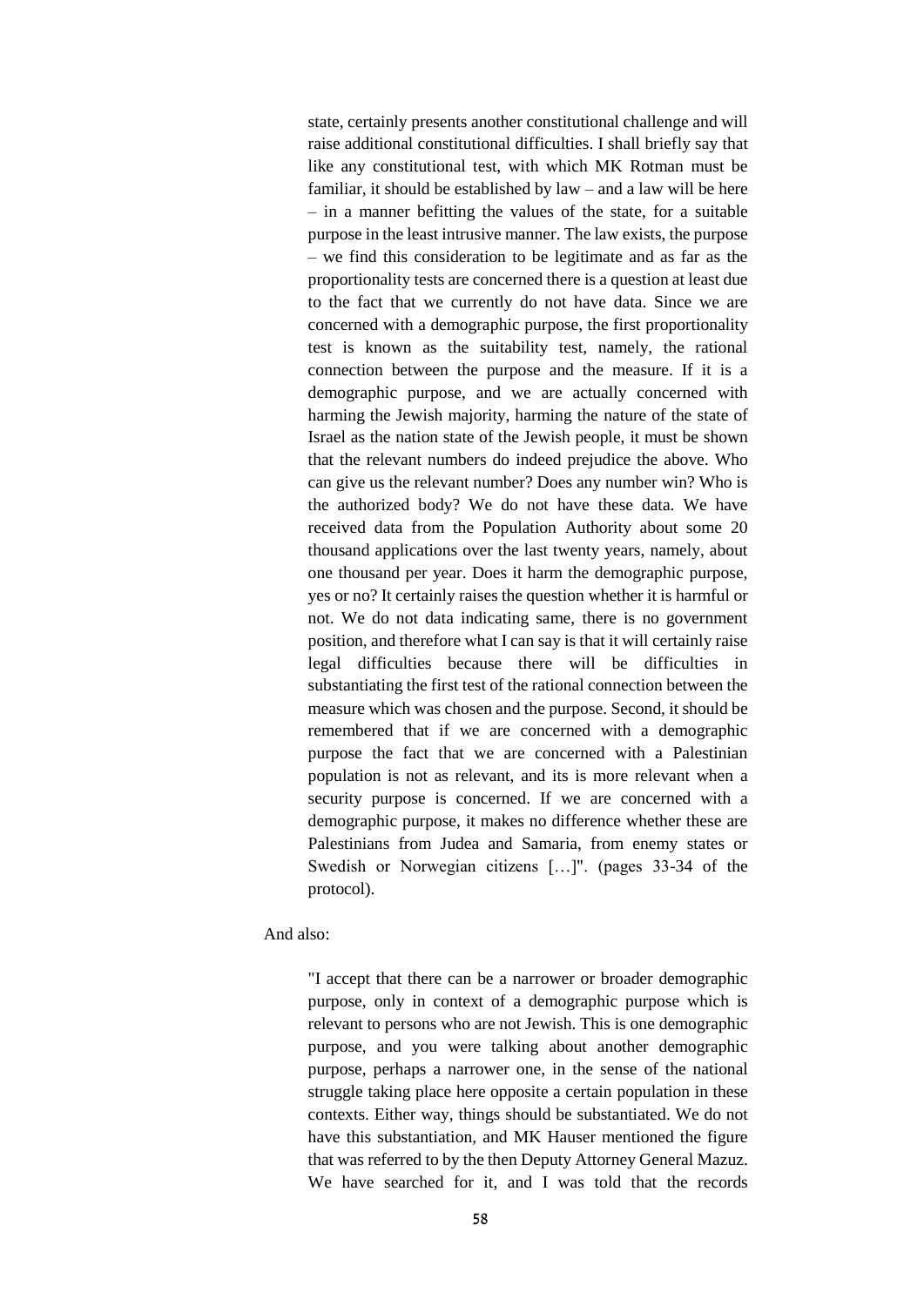> state, certainly presents another constitutional challenge and will raise additional constitutional difficulties. I shall briefly say that like any constitutional test, with which MK Rotman must be familiar, it should be established by law – and a law will be here – in a manner befitting the values of the state, for a suitable purpose in the least intrusive manner. The law exists, the purpose – we find this consideration to be legitimate and as far as the proportionality tests are concerned there is a question at least due to the fact that we currently do not have data. Since we are concerned with a demographic purpose, the first proportionality test is known as the suitability test, namely, the rational connection between the purpose and the measure. If it is a demographic purpose, and we are actually concerned with harming the Jewish majority, harming the nature of the state of Israel as the nation state of the Jewish people, it must be shown that the relevant numbers do indeed prejudice the above. Who can give us the relevant number? Does any number win? Who is the authorized body? We do not have these data. We have received data from the Population Authority about some 20 thousand applications over the last twenty years, namely, about one thousand per year. Does it harm the demographic purpose, yes or no? It certainly raises the question whether it is harmful or not. We do not data indicating same, there is no government position, and therefore what I can say is that it will certainly raise legal difficulties because there will be difficulties in substantiating the first test of the rational connection between the measure which was chosen and the purpose. Second, it should be remembered that if we are concerned with a demographic purpose the fact that we are concerned with a Palestinian population is not as relevant, and its is more relevant when a security purpose is concerned. If we are concerned with a demographic purpose, it makes no difference whether these are Palestinians from Judea and Samaria, from enemy states or Swedish or Norwegian citizens […]". (pages 33-34 of the protocol).

And also:

> "I accept that there can be a narrower or broader demographic purpose, only in context of a demographic purpose which is relevant to persons who are not Jewish. This is one demographic purpose, and you were talking about another demographic purpose, perhaps a narrower one, in the sense of the national struggle taking place here opposite a certain population in these contexts. Either way, things should be substantiated. We do not have this substantiation, and MK Hauser mentioned the figure that was referred to by the then Deputy Attorney General Mazuz. We have searched for it, and I was told that the records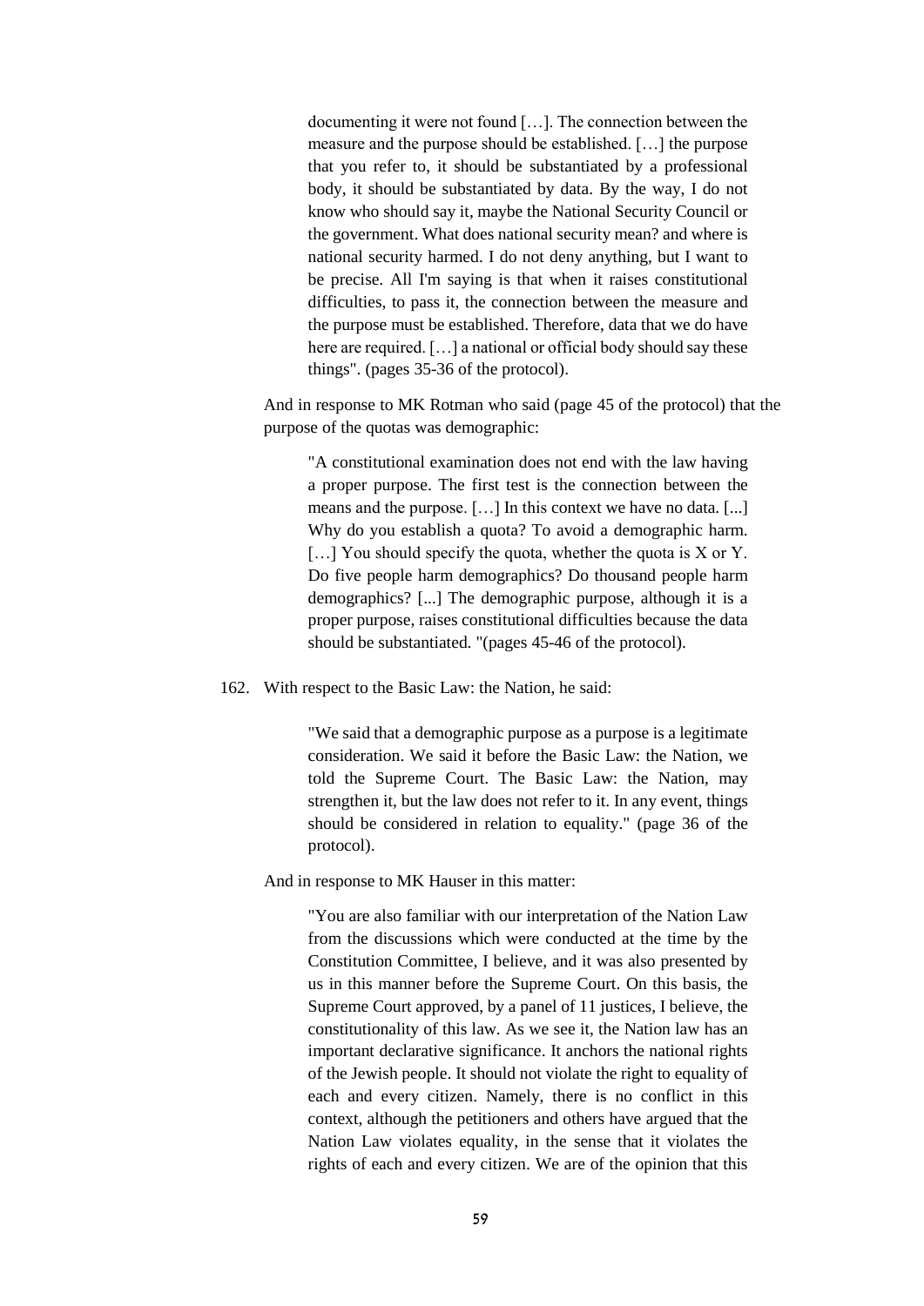> documenting it were not found […]. The connection between the measure and the purpose should be established. […] the purpose that you refer to, it should be substantiated by a professional body, it should be substantiated by data. By the way, I do not know who should say it, maybe the National Security Council or the government. What does national security mean? and where is national security harmed. I do not deny anything, but I want to be precise. All I'm saying is that when it raises constitutional difficulties, to pass it, the connection between the measure and the purpose must be established. Therefore, data that we do have here are required. […] a national or official body should say these things". (pages 35-36 of the protocol).

And in response to MK Rotman who said (page 45 of the protocol) that the purpose of the quotas was demographic:

> "A constitutional examination does not end with the law having a proper purpose. The first test is the connection between the means and the purpose. […] In this context we have no data. [...] Why do you establish a quota? To avoid a demographic harm. […] You should specify the quota, whether the quota is X or Y. Do five people harm demographics? Do thousand people harm demographics? [...] The demographic purpose, although it is a proper purpose, raises constitutional difficulties because the data should be substantiated. "(pages 45-46 of the protocol).

162. With respect to the Basic Law: the Nation, he said:

> "We said that a demographic purpose as a purpose is a legitimate consideration. We said it before the Basic Law: the Nation, we told the Supreme Court. The Basic Law: the Nation, may strengthen it, but the law does not refer to it. In any event, things should be considered in relation to equality." (page 36 of the protocol).

And in response to MK Hauser in this matter:

> "You are also familiar with our interpretation of the Nation Law from the discussions which were conducted at the time by the Constitution Committee, I believe, and it was also presented by us in this manner before the Supreme Court. On this basis, the Supreme Court approved, by a panel of 11 justices, I believe, the constitutionality of this law. As we see it, the Nation law has an important declarative significance. It anchors the national rights of the Jewish people. It should not violate the right to equality of each and every citizen. Namely, there is no conflict in this context, although the petitioners and others have argued that the Nation Law violates equality, in the sense that it violates the rights of each and every citizen. We are of the opinion that this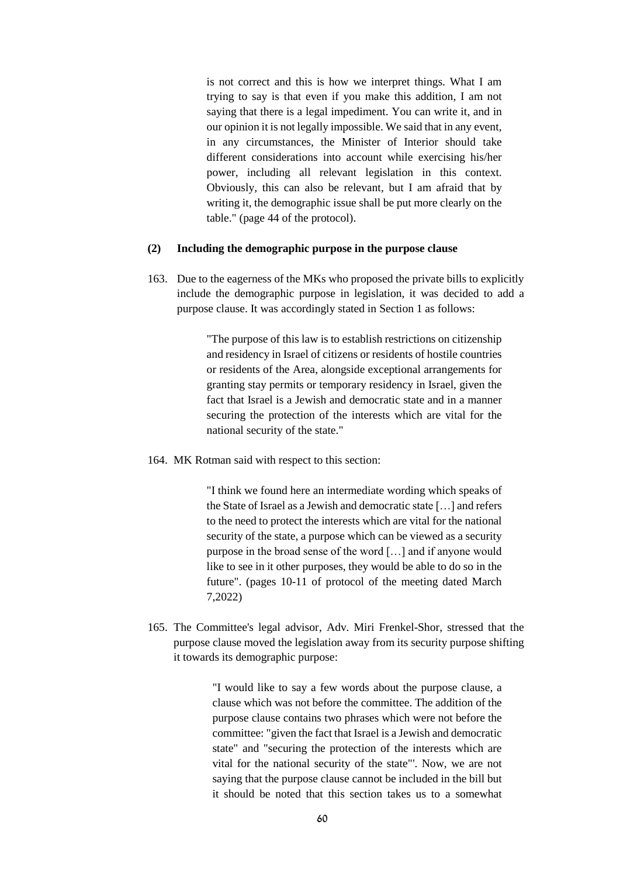> is not correct and this is how we interpret things. What I am trying to say is that even if you make this addition, I am not saying that there is a legal impediment. You can write it, and in our opinion it is not legally impossible. We said that in any event, in any circumstances, the Minister of Interior should take different considerations into account while exercising his/her power, including all relevant legislation in this context. Obviously, this can also be relevant, but I am afraid that by writing it, the demographic issue shall be put more clearly on the table." (page 44 of the protocol).

**(2) Including the demographic purpose in the purpose clause**

163. Due to the eagerness of the MKs who proposed the private bills to explicitly include the demographic purpose in legislation, it was decided to add a purpose clause. It was accordingly stated in Section 1 as follows:

> "The purpose of this law is to establish restrictions on citizenship and residency in Israel of citizens or residents of hostile countries or residents of the Area, alongside exceptional arrangements for granting stay permits or temporary residency in Israel, given the fact that Israel is a Jewish and democratic state and in a manner securing the protection of the interests which are vital for the national security of the state."

164. MK Rotman said with respect to this section:

> "I think we found here an intermediate wording which speaks of the State of Israel as a Jewish and democratic state […] and refers to the need to protect the interests which are vital for the national security of the state, a purpose which can be viewed as a security purpose in the broad sense of the word […] and if anyone would like to see in it other purposes, they would be able to do so in the future". (pages 10-11 of protocol of the meeting dated March 7,2022)

165. The Committee's legal advisor, Adv. Miri Frenkel-Shor, stressed that the purpose clause moved the legislation away from its security purpose shifting it towards its demographic purpose:

> "I would like to say a few words about the purpose clause, a clause which was not before the committee. The addition of the purpose clause contains two phrases which were not before the committee: "given the fact that Israel is a Jewish and democratic state" and "securing the protection of the interests which are vital for the national security of the state"'. Now, we are not saying that the purpose clause cannot be included in the bill but it should be noted that this section takes us to a somewhat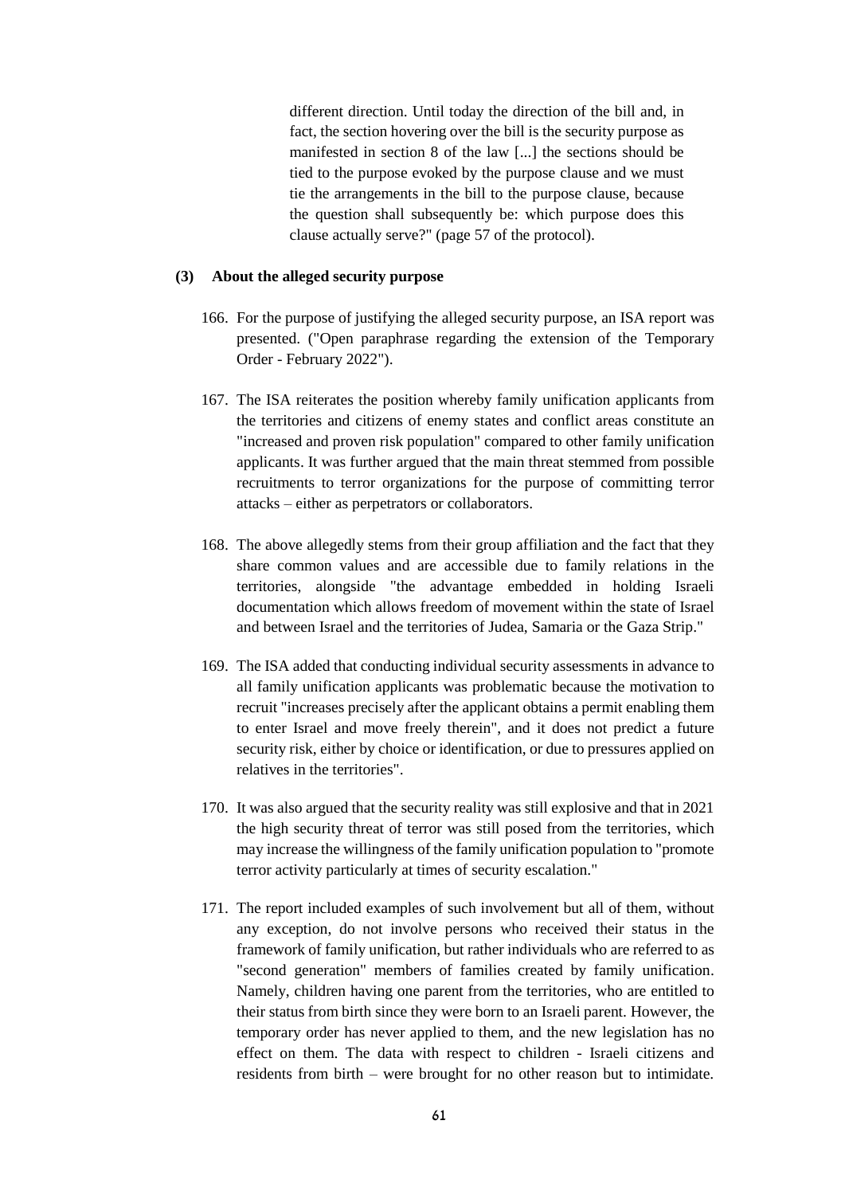> different direction. Until today the direction of the bill and, in fact, the section hovering over the bill is the security purpose as manifested in section 8 of the law [...] the sections should be tied to the purpose evoked by the purpose clause and we must tie the arrangements in the bill to the purpose clause, because the question shall subsequently be: which purpose does this clause actually serve?" (page 57 of the protocol).

**(3) About the alleged security purpose**

166. For the purpose of justifying the alleged security purpose, an ISA report was presented. ("Open paraphrase regarding the extension of the Temporary Order - February 2022").

167. The ISA reiterates the position whereby family unification applicants from the territories and citizens of enemy states and conflict areas constitute an "increased and proven risk population" compared to other family unification applicants. It was further argued that the main threat stemmed from possible recruitments to terror organizations for the purpose of committing terror attacks – either as perpetrators or collaborators.

168. The above allegedly stems from their group affiliation and the fact that they share common values and are accessible due to family relations in the territories, alongside "the advantage embedded in holding Israeli documentation which allows freedom of movement within the state of Israel and between Israel and the territories of Judea, Samaria or the Gaza Strip."

169. The ISA added that conducting individual security assessments in advance to all family unification applicants was problematic because the motivation to recruit "increases precisely after the applicant obtains a permit enabling them to enter Israel and move freely therein", and it does not predict a future security risk, either by choice or identification, or due to pressures applied on relatives in the territories".

170. It was also argued that the security reality was still explosive and that in 2021 the high security threat of terror was still posed from the territories, which may increase the willingness of the family unification population to "promote terror activity particularly at times of security escalation."

171. The report included examples of such involvement but all of them, without any exception, do not involve persons who received their status in the framework of family unification, but rather individuals who are referred to as "second generation" members of families created by family unification. Namely, children having one parent from the territories, who are entitled to their status from birth since they were born to an Israeli parent. However, the temporary order has never applied to them, and the new legislation has no effect on them. The data with respect to children - Israeli citizens and residents from birth – were brought for no other reason but to intimidate.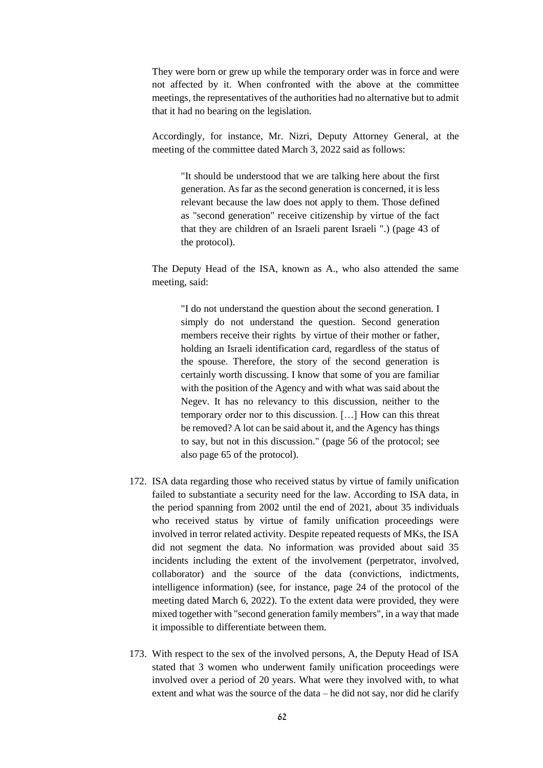They were born or grew up while the temporary order was in force and were not affected by it. When confronted with the above at the committee meetings, the representatives of the authorities had no alternative but to admit that it had no bearing on the legislation.

Accordingly, for instance, Mr. Nizri, Deputy Attorney General, at the meeting of the committee dated March 3, 2022 said as follows:

> "It should be understood that we are talking here about the first generation. As far as the second generation is concerned, it is less relevant because the law does not apply to them. Those defined as "second generation" receive citizenship by virtue of the fact that they are children of an Israeli parent Israeli ".) (page 43 of the protocol).

The Deputy Head of the ISA, known as A., who also attended the same meeting, said:

> "I do not understand the question about the second generation. I simply do not understand the question. Second generation members receive their rights by virtue of their mother or father, holding an Israeli identification card, regardless of the status of the spouse. Therefore, the story of the second generation is certainly worth discussing. I know that some of you are familiar with the position of the Agency and with what was said about the Negev. It has no relevancy to this discussion, neither to the temporary order nor to this discussion. […] How can this threat be removed? A lot can be said about it, and the Agency has things to say, but not in this discussion." (page 56 of the protocol; see also page 65 of the protocol).

172. ISA data regarding those who received status by virtue of family unification failed to substantiate a security need for the law. According to ISA data, in the period spanning from 2002 until the end of 2021, about 35 individuals who received status by virtue of family unification proceedings were involved in terror related activity. Despite repeated requests of MKs, the ISA did not segment the data. No information was provided about said 35 incidents including the extent of the involvement (perpetrator, involved, collaborator) and the source of the data (convictions, indictments, intelligence information) (see, for instance, page 24 of the protocol of the meeting dated March 6, 2022). To the extent data were provided, they were mixed together with "second generation family members", in a way that made it impossible to differentiate between them.

173. With respect to the sex of the involved persons, A, the Deputy Head of ISA stated that 3 women who underwent family unification proceedings were involved over a period of 20 years. What were they involved with, to what extent and what was the source of the data – he did not say, nor did he clarify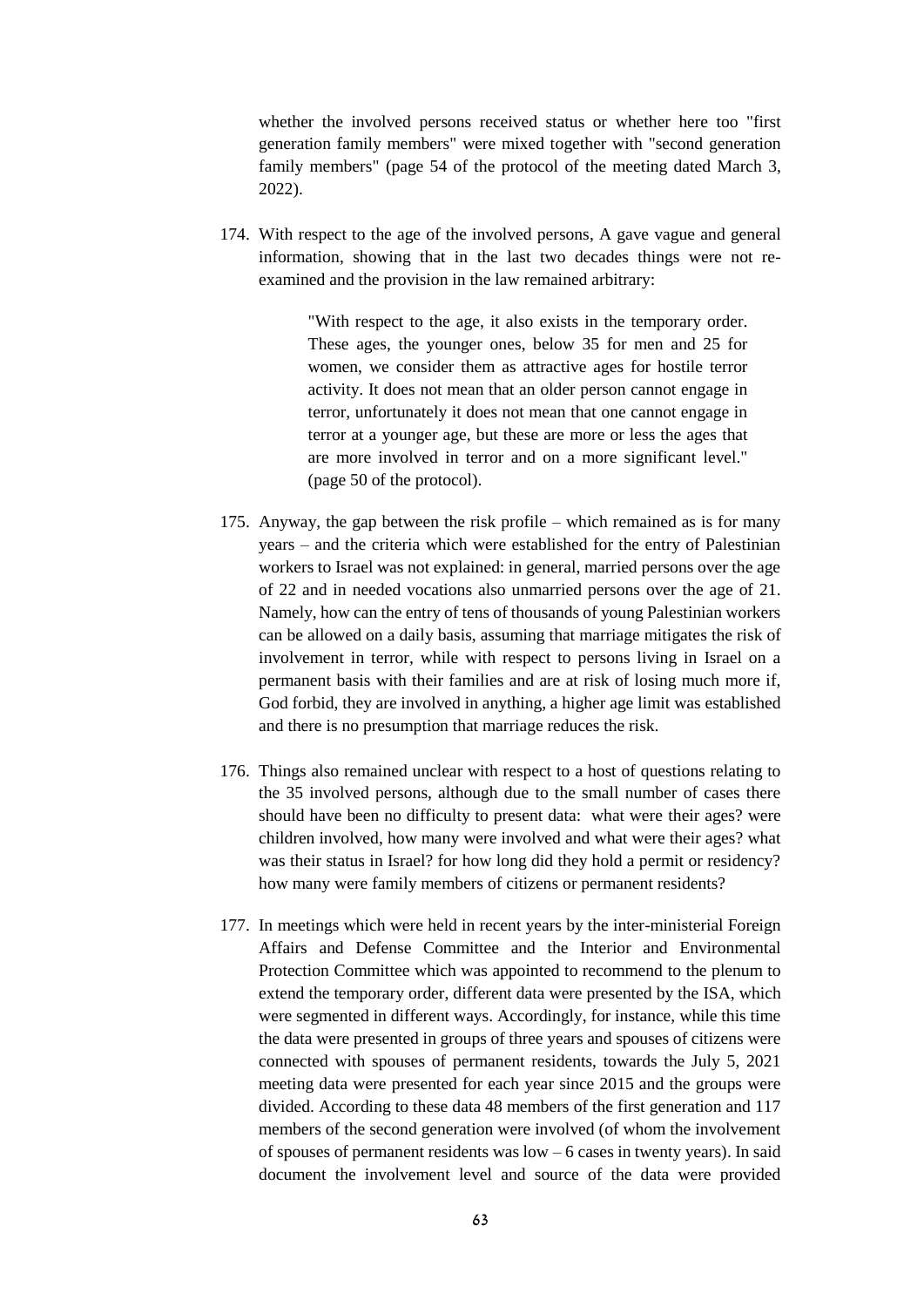whether the involved persons received status or whether here too "first generation family members" were mixed together with "second generation family members" (page 54 of the protocol of the meeting dated March 3, 2022).

174. With respect to the age of the involved persons, A gave vague and general information, showing that in the last two decades things were not re-examined and the provision in the law remained arbitrary:

> "With respect to the age, it also exists in the temporary order. These ages, the younger ones, below 35 for men and 25 for women, we consider them as attractive ages for hostile terror activity. It does not mean that an older person cannot engage in terror, unfortunately it does not mean that one cannot engage in terror at a younger age, but these are more or less the ages that are more involved in terror and on a more significant level." (page 50 of the protocol).

175. Anyway, the gap between the risk profile – which remained as is for many years – and the criteria which were established for the entry of Palestinian workers to Israel was not explained: in general, married persons over the age of 22 and in needed vocations also unmarried persons over the age of 21. Namely, how can the entry of tens of thousands of young Palestinian workers can be allowed on a daily basis, assuming that marriage mitigates the risk of involvement in terror, while with respect to persons living in Israel on a permanent basis with their families and are at risk of losing much more if, God forbid, they are involved in anything, a higher age limit was established and there is no presumption that marriage reduces the risk.

176. Things also remained unclear with respect to a host of questions relating to the 35 involved persons, although due to the small number of cases there should have been no difficulty to present data: what were their ages? were children involved, how many were involved and what were their ages? what was their status in Israel? for how long did they hold a permit or residency? how many were family members of citizens or permanent residents?

177. In meetings which were held in recent years by the inter-ministerial Foreign Affairs and Defense Committee and the Interior and Environmental Protection Committee which was appointed to recommend to the plenum to extend the temporary order, different data were presented by the ISA, which were segmented in different ways. Accordingly, for instance, while this time the data were presented in groups of three years and spouses of citizens were connected with spouses of permanent residents, towards the July 5, 2021 meeting data were presented for each year since 2015 and the groups were divided. According to these data 48 members of the first generation and 117 members of the second generation were involved (of whom the involvement of spouses of permanent residents was low – 6 cases in twenty years). In said document the involvement level and source of the data were provided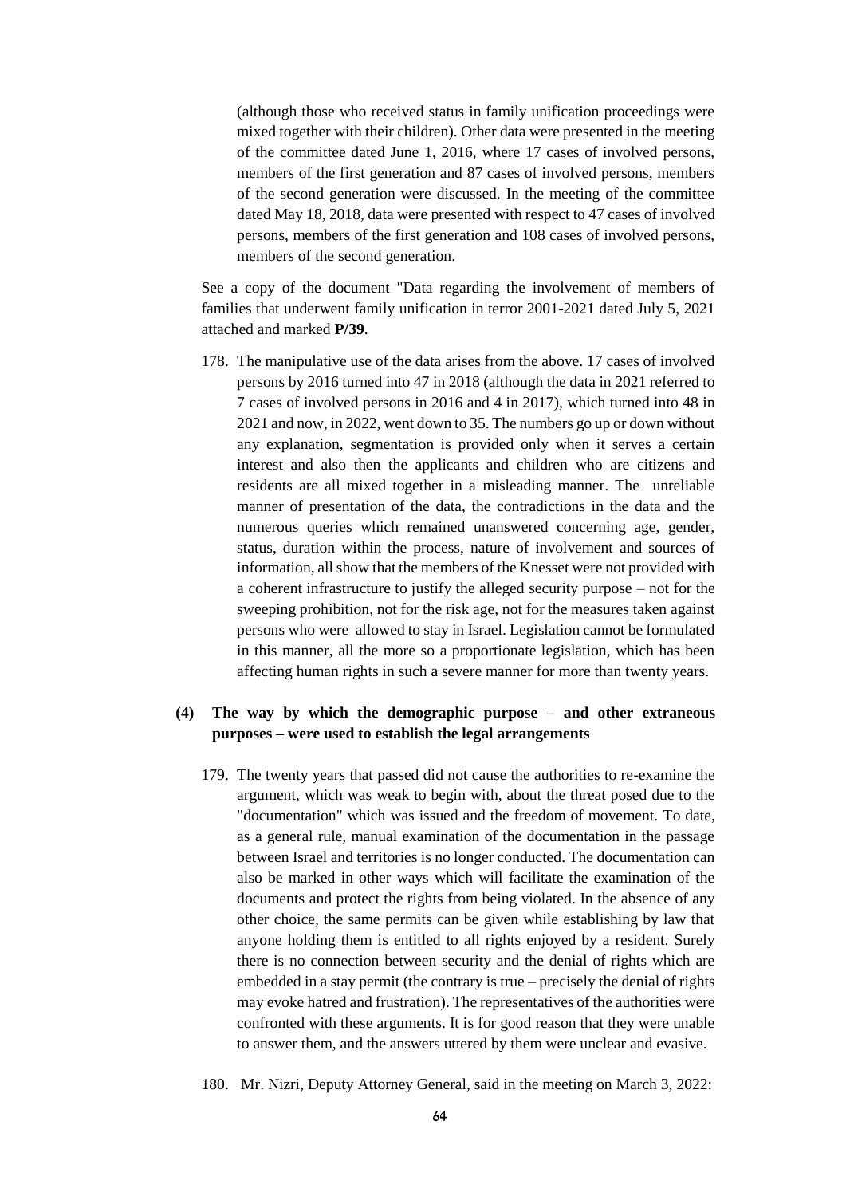(although those who received status in family unification proceedings were mixed together with their children). Other data were presented in the meeting of the committee dated June 1, 2016, where 17 cases of involved persons, members of the first generation and 87 cases of involved persons, members of the second generation were discussed. In the meeting of the committee dated May 18, 2018, data were presented with respect to 47 cases of involved persons, members of the first generation and 108 cases of involved persons, members of the second generation.

See a copy of the document "Data regarding the involvement of members of families that underwent family unification in terror 2001-2021 dated July 5, 2021 attached and marked **P/39**.

178. The manipulative use of the data arises from the above. 17 cases of involved persons by 2016 turned into 47 in 2018 (although the data in 2021 referred to 7 cases of involved persons in 2016 and 4 in 2017), which turned into 48 in 2021 and now, in 2022, went down to 35. The numbers go up or down without any explanation, segmentation is provided only when it serves a certain interest and also then the applicants and children who are citizens and residents are all mixed together in a misleading manner. The unreliable manner of presentation of the data, the contradictions in the data and the numerous queries which remained unanswered concerning age, gender, status, duration within the process, nature of involvement and sources of information, all show that the members of the Knesset were not provided with a coherent infrastructure to justify the alleged security purpose – not for the sweeping prohibition, not for the risk age, not for the measures taken against persons who were allowed to stay in Israel. Legislation cannot be formulated in this manner, all the more so a proportionate legislation, which has been affecting human rights in such a severe manner for more than twenty years.

**(4) The way by which the demographic purpose – and other extraneous purposes – were used to establish the legal arrangements**

179. The twenty years that passed did not cause the authorities to re-examine the argument, which was weak to begin with, about the threat posed due to the "documentation" which was issued and the freedom of movement. To date, as a general rule, manual examination of the documentation in the passage between Israel and territories is no longer conducted. The documentation can also be marked in other ways which will facilitate the examination of the documents and protect the rights from being violated. In the absence of any other choice, the same permits can be given while establishing by law that anyone holding them is entitled to all rights enjoyed by a resident. Surely there is no connection between security and the denial of rights which are embedded in a stay permit (the contrary is true – precisely the denial of rights may evoke hatred and frustration). The representatives of the authorities were confronted with these arguments. It is for good reason that they were unable to answer them, and the answers uttered by them were unclear and evasive.

180. Mr. Nizri, Deputy Attorney General, said in the meeting on March 3, 2022: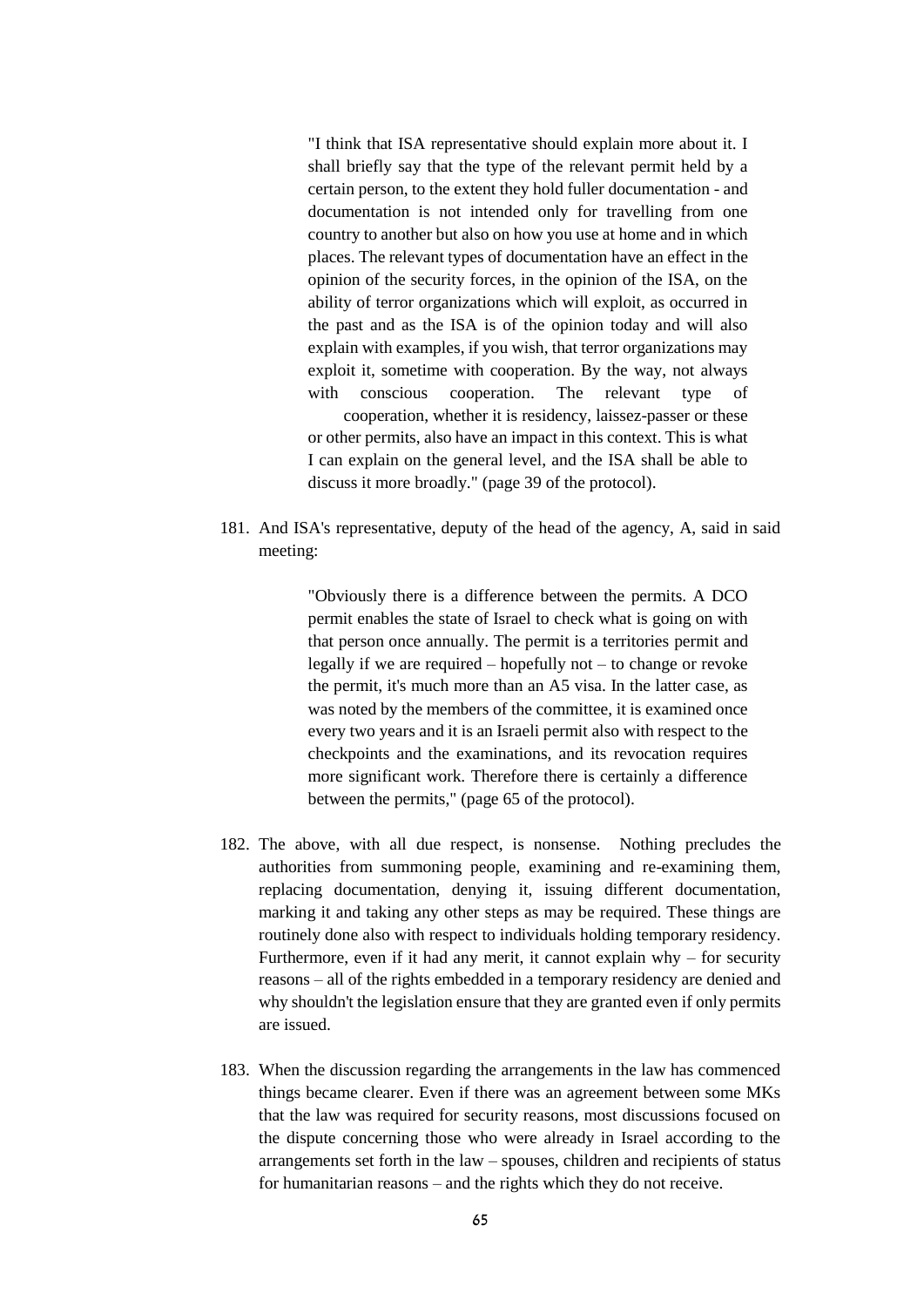> "I think that ISA representative should explain more about it. I shall briefly say that the type of the relevant permit held by a certain person, to the extent they hold fuller documentation - and documentation is not intended only for travelling from one country to another but also on how you use at home and in which places. The relevant types of documentation have an effect in the opinion of the security forces, in the opinion of the ISA, on the ability of terror organizations which will exploit, as occurred in the past and as the ISA is of the opinion today and will also explain with examples, if you wish, that terror organizations may exploit it, sometime with cooperation. By the way, not always with conscious cooperation. The relevant type of cooperation, whether it is residency, laissez-passer or these or other permits, also have an impact in this context. This is what I can explain on the general level, and the ISA shall be able to discuss it more broadly." (page 39 of the protocol).

181. And ISA's representative, deputy of the head of the agency, A, said in said meeting:

> "Obviously there is a difference between the permits. A DCO permit enables the state of Israel to check what is going on with that person once annually. The permit is a territories permit and legally if we are required – hopefully not – to change or revoke the permit, it's much more than an A5 visa. In the latter case, as was noted by the members of the committee, it is examined once every two years and it is an Israeli permit also with respect to the checkpoints and the examinations, and its revocation requires more significant work. Therefore there is certainly a difference between the permits," (page 65 of the protocol).

182. The above, with all due respect, is nonsense. Nothing precludes the authorities from summoning people, examining and re-examining them, replacing documentation, denying it, issuing different documentation, marking it and taking any other steps as may be required. These things are routinely done also with respect to individuals holding temporary residency. Furthermore, even if it had any merit, it cannot explain why – for security reasons – all of the rights embedded in a temporary residency are denied and why shouldn't the legislation ensure that they are granted even if only permits are issued.

183. When the discussion regarding the arrangements in the law has commenced things became clearer. Even if there was an agreement between some MKs that the law was required for security reasons, most discussions focused on the dispute concerning those who were already in Israel according to the arrangements set forth in the law – spouses, children and recipients of status for humanitarian reasons – and the rights which they do not receive.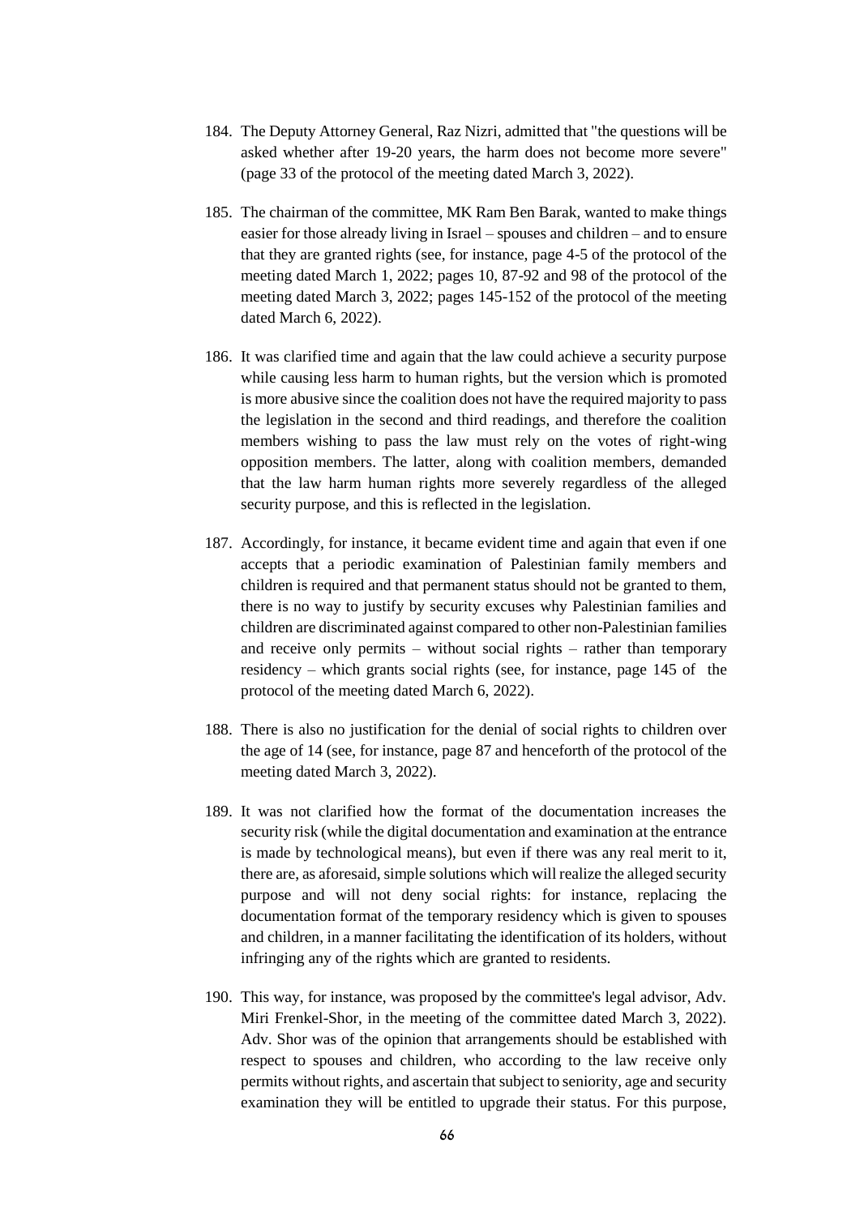184. The Deputy Attorney General, Raz Nizri, admitted that "the questions will be asked whether after 19-20 years, the harm does not become more severe" (page 33 of the protocol of the meeting dated March 3, 2022).

185. The chairman of the committee, MK Ram Ben Barak, wanted to make things easier for those already living in Israel – spouses and children – and to ensure that they are granted rights (see, for instance, page 4-5 of the protocol of the meeting dated March 1, 2022; pages 10, 87-92 and 98 of the protocol of the meeting dated March 3, 2022; pages 145-152 of the protocol of the meeting dated March 6, 2022).

186. It was clarified time and again that the law could achieve a security purpose while causing less harm to human rights, but the version which is promoted is more abusive since the coalition does not have the required majority to pass the legislation in the second and third readings, and therefore the coalition members wishing to pass the law must rely on the votes of right-wing opposition members. The latter, along with coalition members, demanded that the law harm human rights more severely regardless of the alleged security purpose, and this is reflected in the legislation.

187. Accordingly, for instance, it became evident time and again that even if one accepts that a periodic examination of Palestinian family members and children is required and that permanent status should not be granted to them, there is no way to justify by security excuses why Palestinian families and children are discriminated against compared to other non-Palestinian families and receive only permits – without social rights – rather than temporary residency – which grants social rights (see, for instance, page 145 of the protocol of the meeting dated March 6, 2022).

188. There is also no justification for the denial of social rights to children over the age of 14 (see, for instance, page 87 and henceforth of the protocol of the meeting dated March 3, 2022).

189. It was not clarified how the format of the documentation increases the security risk (while the digital documentation and examination at the entrance is made by technological means), but even if there was any real merit to it, there are, as aforesaid, simple solutions which will realize the alleged security purpose and will not deny social rights: for instance, replacing the documentation format of the temporary residency which is given to spouses and children, in a manner facilitating the identification of its holders, without infringing any of the rights which are granted to residents.

190. This way, for instance, was proposed by the committee's legal advisor, Adv. Miri Frenkel-Shor, in the meeting of the committee dated March 3, 2022). Adv. Shor was of the opinion that arrangements should be established with respect to spouses and children, who according to the law receive only permits without rights, and ascertain that subject to seniority, age and security examination they will be entitled to upgrade their status. For this purpose,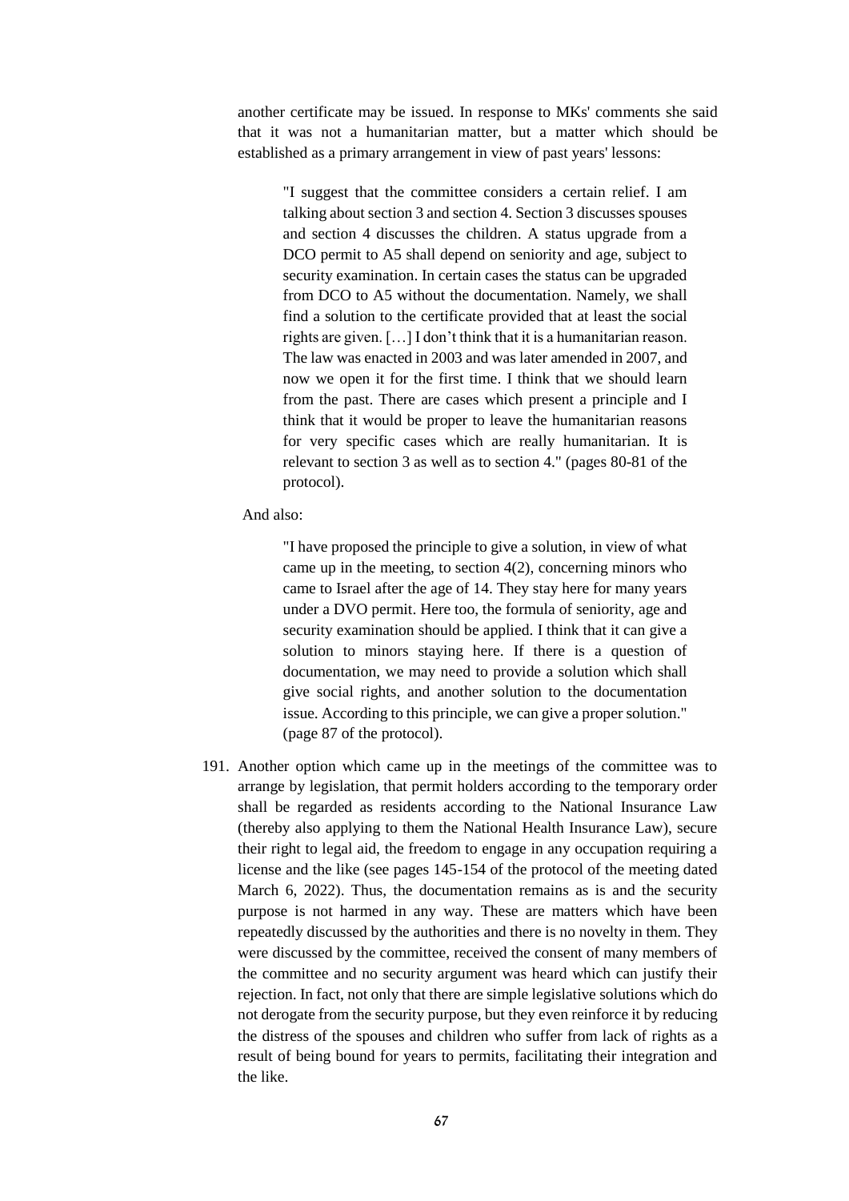another certificate may be issued. In response to MKs' comments she said that it was not a humanitarian matter, but a matter which should be established as a primary arrangement in view of past years' lessons:

> "I suggest that the committee considers a certain relief. I am talking about section 3 and section 4. Section 3 discusses spouses and section 4 discusses the children. A status upgrade from a DCO permit to A5 shall depend on seniority and age, subject to security examination. In certain cases the status can be upgraded from DCO to A5 without the documentation. Namely, we shall find a solution to the certificate provided that at least the social rights are given. […] I don't think that it is a humanitarian reason. The law was enacted in 2003 and was later amended in 2007, and now we open it for the first time. I think that we should learn from the past. There are cases which present a principle and I think that it would be proper to leave the humanitarian reasons for very specific cases which are really humanitarian. It is relevant to section 3 as well as to section 4." (pages 80-81 of the protocol).

And also:

> "I have proposed the principle to give a solution, in view of what came up in the meeting, to section 4(2), concerning minors who came to Israel after the age of 14. They stay here for many years under a DVO permit. Here too, the formula of seniority, age and security examination should be applied. I think that it can give a solution to minors staying here. If there is a question of documentation, we may need to provide a solution which shall give social rights, and another solution to the documentation issue. According to this principle, we can give a proper solution." (page 87 of the protocol).

191. Another option which came up in the meetings of the committee was to arrange by legislation, that permit holders according to the temporary order shall be regarded as residents according to the National Insurance Law (thereby also applying to them the National Health Insurance Law), secure their right to legal aid, the freedom to engage in any occupation requiring a license and the like (see pages 145-154 of the protocol of the meeting dated March 6, 2022). Thus, the documentation remains as is and the security purpose is not harmed in any way. These are matters which have been repeatedly discussed by the authorities and there is no novelty in them. They were discussed by the committee, received the consent of many members of the committee and no security argument was heard which can justify their rejection. In fact, not only that there are simple legislative solutions which do not derogate from the security purpose, but they even reinforce it by reducing the distress of the spouses and children who suffer from lack of rights as a result of being bound for years to permits, facilitating their integration and the like.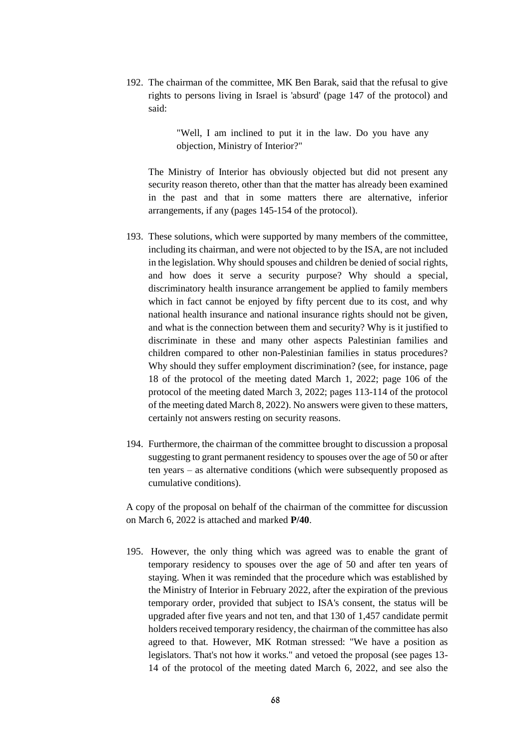192. The chairman of the committee, MK Ben Barak, said that the refusal to give rights to persons living in Israel is 'absurd' (page 147 of the protocol) and said:

> "Well, I am inclined to put it in the law. Do you have any objection, Ministry of Interior?"

The Ministry of Interior has obviously objected but did not present any security reason thereto, other than that the matter has already been examined in the past and that in some matters there are alternative, inferior arrangements, if any (pages 145-154 of the protocol).

193. These solutions, which were supported by many members of the committee, including its chairman, and were not objected to by the ISA, are not included in the legislation. Why should spouses and children be denied of social rights, and how does it serve a security purpose? Why should a special, discriminatory health insurance arrangement be applied to family members which in fact cannot be enjoyed by fifty percent due to its cost, and why national health insurance and national insurance rights should not be given, and what is the connection between them and security? Why is it justified to discriminate in these and many other aspects Palestinian families and children compared to other non-Palestinian families in status procedures? Why should they suffer employment discrimination? (see, for instance, page 18 of the protocol of the meeting dated March 1, 2022; page 106 of the protocol of the meeting dated March 3, 2022; pages 113-114 of the protocol of the meeting dated March 8, 2022). No answers were given to these matters, certainly not answers resting on security reasons.

194. Furthermore, the chairman of the committee brought to discussion a proposal suggesting to grant permanent residency to spouses over the age of 50 or after ten years – as alternative conditions (which were subsequently proposed as cumulative conditions).

A copy of the proposal on behalf of the chairman of the committee for discussion on March 6, 2022 is attached and marked **P/40**.

195. However, the only thing which was agreed was to enable the grant of temporary residency to spouses over the age of 50 and after ten years of staying. When it was reminded that the procedure which was established by the Ministry of Interior in February 2022, after the expiration of the previous temporary order, provided that subject to ISA's consent, the status will be upgraded after five years and not ten, and that 130 of 1,457 candidate permit holders received temporary residency, the chairman of the committee has also agreed to that. However, MK Rotman stressed: "We have a position as legislators. That's not how it works." and vetoed the proposal (see pages 13-14 of the protocol of the meeting dated March 6, 2022, and see also the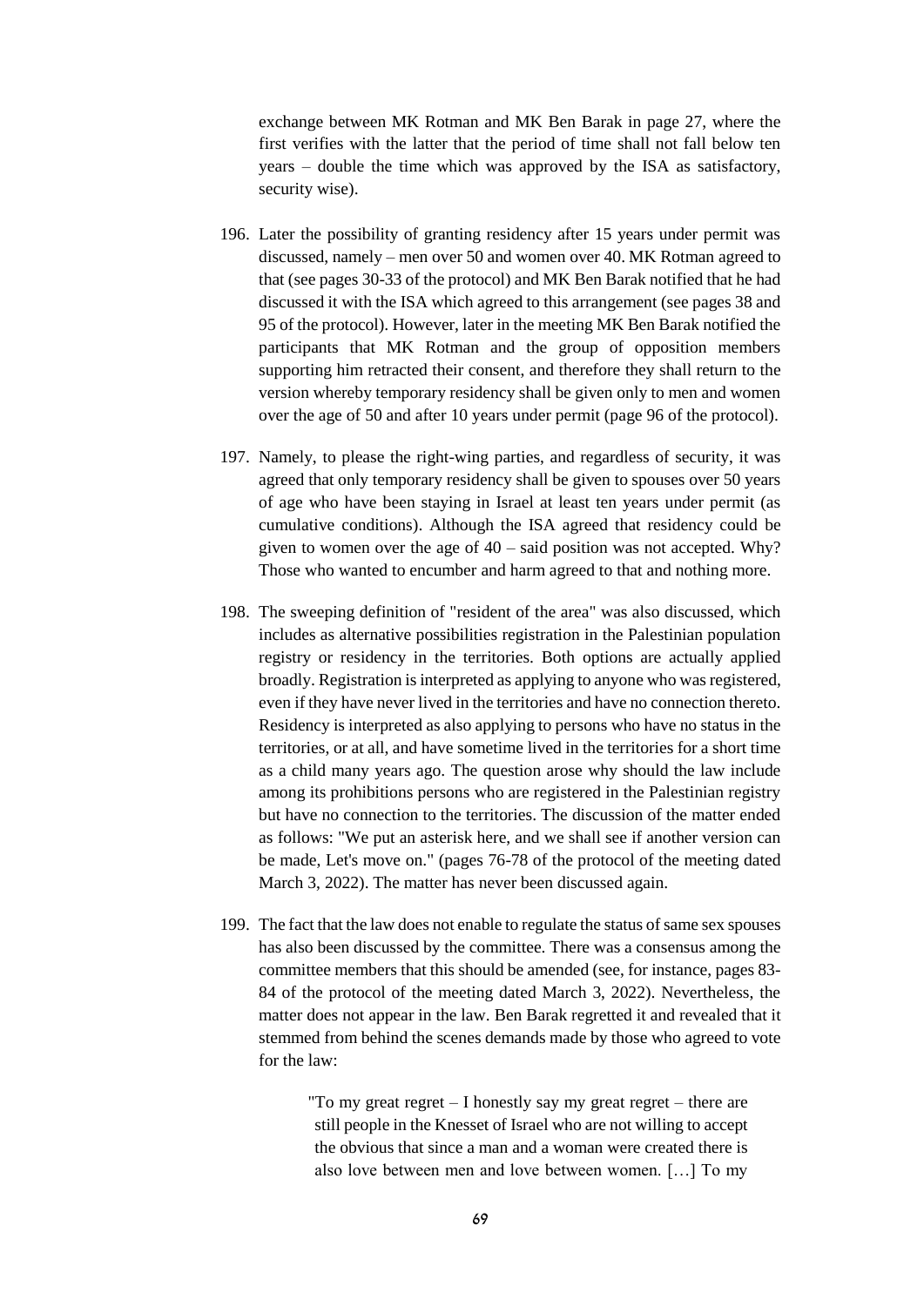exchange between MK Rotman and MK Ben Barak in page 27, where the first verifies with the latter that the period of time shall not fall below ten years – double the time which was approved by the ISA as satisfactory, security wise).

196. Later the possibility of granting residency after 15 years under permit was discussed, namely – men over 50 and women over 40. MK Rotman agreed to that (see pages 30-33 of the protocol) and MK Ben Barak notified that he had discussed it with the ISA which agreed to this arrangement (see pages 38 and 95 of the protocol). However, later in the meeting MK Ben Barak notified the participants that MK Rotman and the group of opposition members supporting him retracted their consent, and therefore they shall return to the version whereby temporary residency shall be given only to men and women over the age of 50 and after 10 years under permit (page 96 of the protocol).

197. Namely, to please the right-wing parties, and regardless of security, it was agreed that only temporary residency shall be given to spouses over 50 years of age who have been staying in Israel at least ten years under permit (as cumulative conditions). Although the ISA agreed that residency could be given to women over the age of 40 – said position was not accepted. Why? Those who wanted to encumber and harm agreed to that and nothing more.

198. The sweeping definition of "resident of the area" was also discussed, which includes as alternative possibilities registration in the Palestinian population registry or residency in the territories. Both options are actually applied broadly. Registration is interpreted as applying to anyone who was registered, even if they have never lived in the territories and have no connection thereto. Residency is interpreted as also applying to persons who have no status in the territories, or at all, and have sometime lived in the territories for a short time as a child many years ago. The question arose why should the law include among its prohibitions persons who are registered in the Palestinian registry but have no connection to the territories. The discussion of the matter ended as follows: "We put an asterisk here, and we shall see if another version can be made, Let's move on." (pages 76-78 of the protocol of the meeting dated March 3, 2022). The matter has never been discussed again.

199. The fact that the law does not enable to regulate the status of same sex spouses has also been discussed by the committee. There was a consensus among the committee members that this should be amended (see, for instance, pages 83-84 of the protocol of the meeting dated March 3, 2022). Nevertheless, the matter does not appear in the law. Ben Barak regretted it and revealed that it stemmed from behind the scenes demands made by those who agreed to vote for the law:

> "To my great regret – I honestly say my great regret – there are still people in the Knesset of Israel who are not willing to accept the obvious that since a man and a woman were created there is also love between men and love between women. […] To my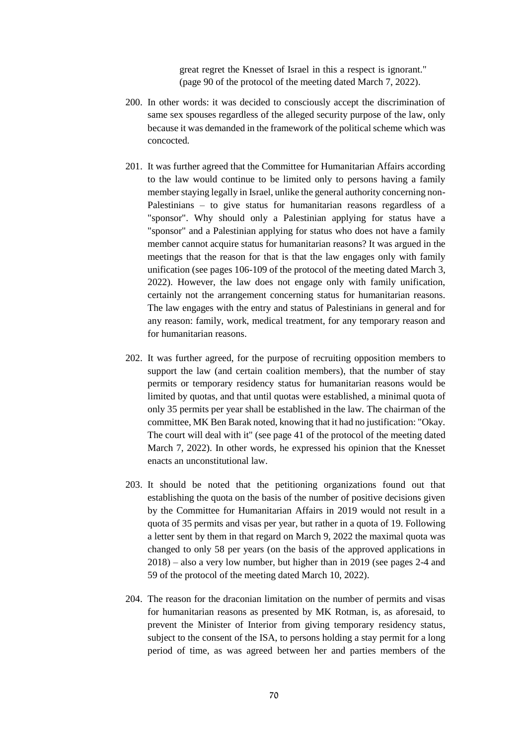great regret the Knesset of Israel in this a respect is ignorant." (page 90 of the protocol of the meeting dated March 7, 2022).

200. In other words: it was decided to consciously accept the discrimination of same sex spouses regardless of the alleged security purpose of the law, only because it was demanded in the framework of the political scheme which was concocted.

201. It was further agreed that the Committee for Humanitarian Affairs according to the law would continue to be limited only to persons having a family member staying legally in Israel, unlike the general authority concerning non-Palestinians – to give status for humanitarian reasons regardless of a "sponsor". Why should only a Palestinian applying for status have a "sponsor" and a Palestinian applying for status who does not have a family member cannot acquire status for humanitarian reasons? It was argued in the meetings that the reason for that is that the law engages only with family unification (see pages 106-109 of the protocol of the meeting dated March 3, 2022). However, the law does not engage only with family unification, certainly not the arrangement concerning status for humanitarian reasons. The law engages with the entry and status of Palestinians in general and for any reason: family, work, medical treatment, for any temporary reason and for humanitarian reasons.

202. It was further agreed, for the purpose of recruiting opposition members to support the law (and certain coalition members), that the number of stay permits or temporary residency status for humanitarian reasons would be limited by quotas, and that until quotas were established, a minimal quota of only 35 permits per year shall be established in the law. The chairman of the committee, MK Ben Barak noted, knowing that it had no justification: "Okay. The court will deal with it" (see page 41 of the protocol of the meeting dated March 7, 2022). In other words, he expressed his opinion that the Knesset enacts an unconstitutional law.

203. It should be noted that the petitioning organizations found out that establishing the quota on the basis of the number of positive decisions given by the Committee for Humanitarian Affairs in 2019 would not result in a quota of 35 permits and visas per year, but rather in a quota of 19. Following a letter sent by them in that regard on March 9, 2022 the maximal quota was changed to only 58 per years (on the basis of the approved applications in 2018) – also a very low number, but higher than in 2019 (see pages 2-4 and 59 of the protocol of the meeting dated March 10, 2022).

204. The reason for the draconian limitation on the number of permits and visas for humanitarian reasons as presented by MK Rotman, is, as aforesaid, to prevent the Minister of Interior from giving temporary residency status, subject to the consent of the ISA, to persons holding a stay permit for a long period of time, as was agreed between her and parties members of the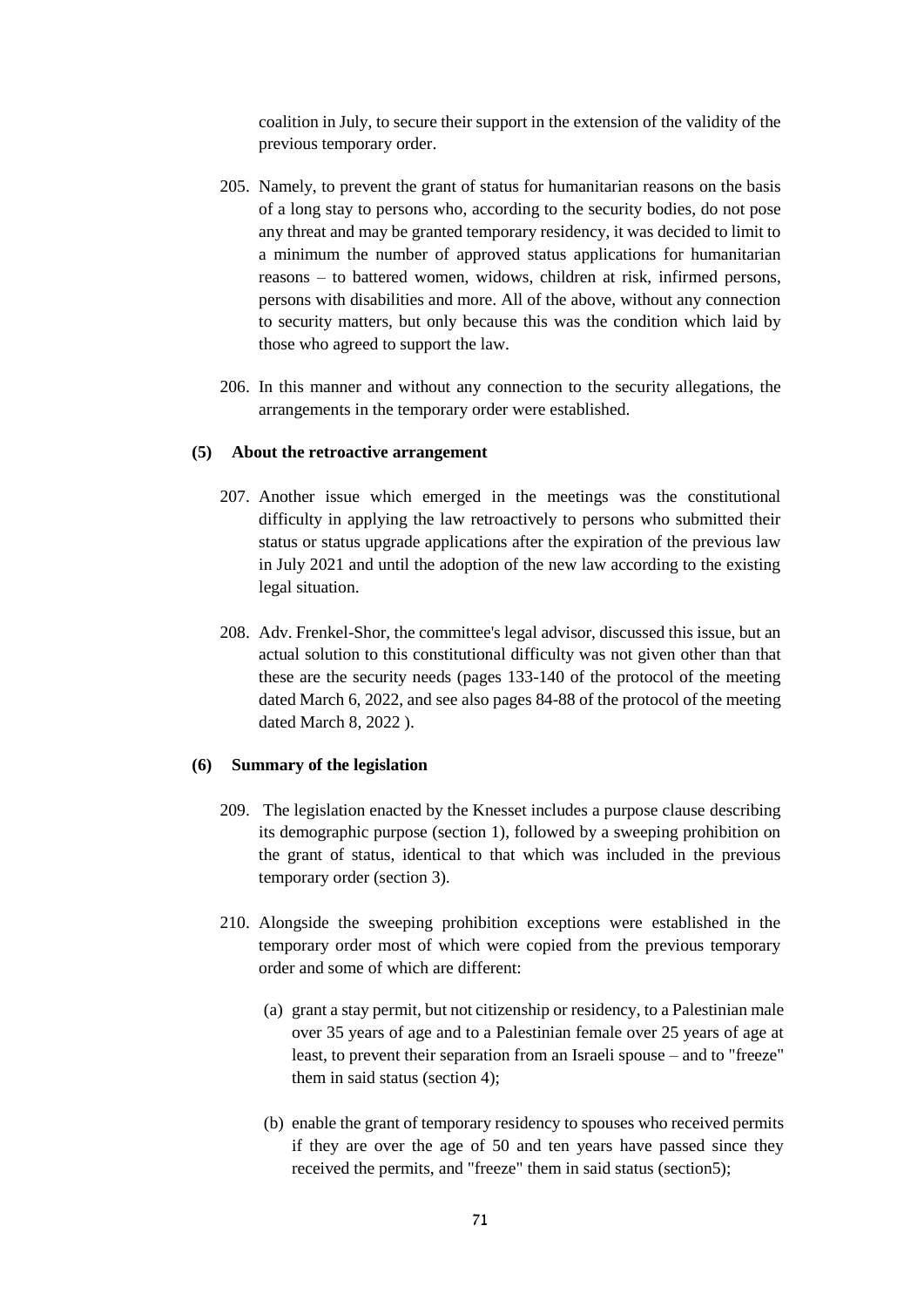coalition in July, to secure their support in the extension of the validity of the previous temporary order.

205. Namely, to prevent the grant of status for humanitarian reasons on the basis of a long stay to persons who, according to the security bodies, do not pose any threat and may be granted temporary residency, it was decided to limit to a minimum the number of approved status applications for humanitarian reasons – to battered women, widows, children at risk, infirmed persons, persons with disabilities and more. All of the above, without any connection to security matters, but only because this was the condition which laid by those who agreed to support the law.

206. In this manner and without any connection to the security allegations, the arrangements in the temporary order were established.

**(5) About the retroactive arrangement**

207. Another issue which emerged in the meetings was the constitutional difficulty in applying the law retroactively to persons who submitted their status or status upgrade applications after the expiration of the previous law in July 2021 and until the adoption of the new law according to the existing legal situation.

208. Adv. Frenkel-Shor, the committee's legal advisor, discussed this issue, but an actual solution to this constitutional difficulty was not given other than that these are the security needs (pages 133-140 of the protocol of the meeting dated March 6, 2022, and see also pages 84-88 of the protocol of the meeting dated March 8, 2022 ).

**(6) Summary of the legislation**

209. The legislation enacted by the Knesset includes a purpose clause describing its demographic purpose (section 1), followed by a sweeping prohibition on the grant of status, identical to that which was included in the previous temporary order (section 3).

210. Alongside the sweeping prohibition exceptions were established in the temporary order most of which were copied from the previous temporary order and some of which are different:

    (a) grant a stay permit, but not citizenship or residency, to a Palestinian male over 35 years of age and to a Palestinian female over 25 years of age at least, to prevent their separation from an Israeli spouse – and to "freeze" them in said status (section 4);

    (b) enable the grant of temporary residency to spouses who received permits if they are over the age of 50 and ten years have passed since they received the permits, and "freeze" them in said status (section5);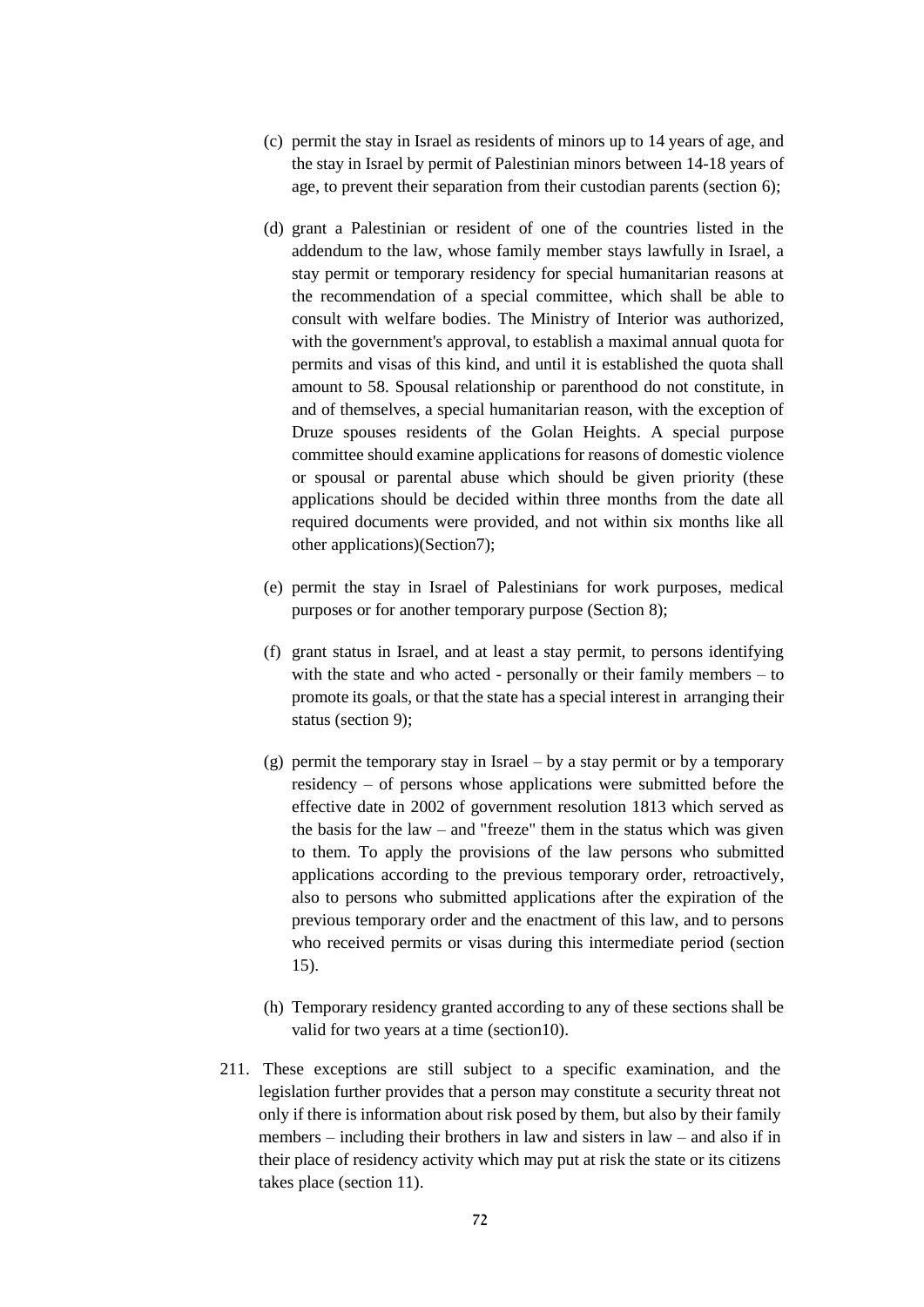(c) permit the stay in Israel as residents of minors up to 14 years of age, and the stay in Israel by permit of Palestinian minors between 14-18 years of age, to prevent their separation from their custodian parents (section 6);

(d) grant a Palestinian or resident of one of the countries listed in the addendum to the law, whose family member stays lawfully in Israel, a stay permit or temporary residency for special humanitarian reasons at the recommendation of a special committee, which shall be able to consult with welfare bodies. The Ministry of Interior was authorized, with the government's approval, to establish a maximal annual quota for permits and visas of this kind, and until it is established the quota shall amount to 58. Spousal relationship or parenthood do not constitute, in and of themselves, a special humanitarian reason, with the exception of Druze spouses residents of the Golan Heights. A special purpose committee should examine applications for reasons of domestic violence or spousal or parental abuse which should be given priority (these applications should be decided within three months from the date all required documents were provided, and not within six months like all other applications)(Section7);

(e) permit the stay in Israel of Palestinians for work purposes, medical purposes or for another temporary purpose (Section 8);

(f) grant status in Israel, and at least a stay permit, to persons identifying with the state and who acted - personally or their family members – to promote its goals, or that the state has a special interest in arranging their status (section 9);

(g) permit the temporary stay in Israel – by a stay permit or by a temporary residency – of persons whose applications were submitted before the effective date in 2002 of government resolution 1813 which served as the basis for the law – and "freeze" them in the status which was given to them. To apply the provisions of the law persons who submitted applications according to the previous temporary order, retroactively, also to persons who submitted applications after the expiration of the previous temporary order and the enactment of this law, and to persons who received permits or visas during this intermediate period (section 15).

(h) Temporary residency granted according to any of these sections shall be valid for two years at a time (section10).

211. These exceptions are still subject to a specific examination, and the legislation further provides that a person may constitute a security threat not only if there is information about risk posed by them, but also by their family members – including their brothers in law and sisters in law – and also if in their place of residency activity which may put at risk the state or its citizens takes place (section 11).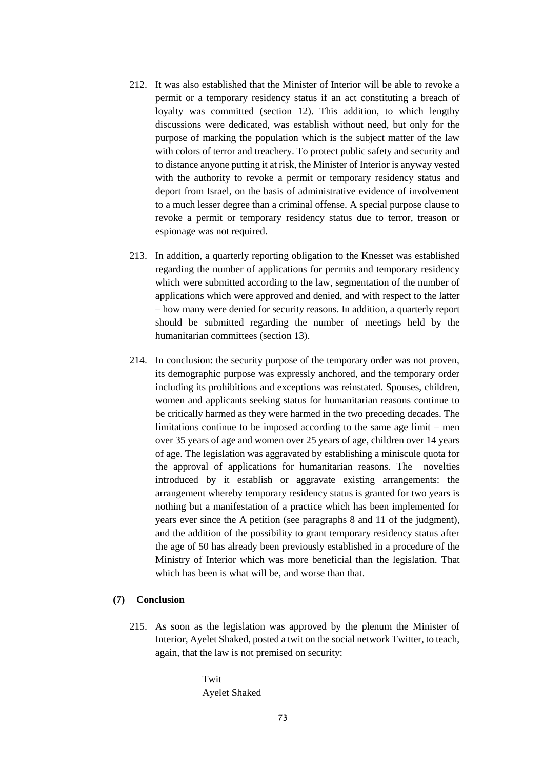212. It was also established that the Minister of Interior will be able to revoke a permit or a temporary residency status if an act constituting a breach of loyalty was committed (section 12). This addition, to which lengthy discussions were dedicated, was establish without need, but only for the purpose of marking the population which is the subject matter of the law with colors of terror and treachery. To protect public safety and security and to distance anyone putting it at risk, the Minister of Interior is anyway vested with the authority to revoke a permit or temporary residency status and deport from Israel, on the basis of administrative evidence of involvement to a much lesser degree than a criminal offense. A special purpose clause to revoke a permit or temporary residency status due to terror, treason or espionage was not required.

213. In addition, a quarterly reporting obligation to the Knesset was established regarding the number of applications for permits and temporary residency which were submitted according to the law, segmentation of the number of applications which were approved and denied, and with respect to the latter – how many were denied for security reasons. In addition, a quarterly report should be submitted regarding the number of meetings held by the humanitarian committees (section 13).

214. In conclusion: the security purpose of the temporary order was not proven, its demographic purpose was expressly anchored, and the temporary order including its prohibitions and exceptions was reinstated. Spouses, children, women and applicants seeking status for humanitarian reasons continue to be critically harmed as they were harmed in the two preceding decades. The limitations continue to be imposed according to the same age limit – men over 35 years of age and women over 25 years of age, children over 14 years of age. The legislation was aggravated by establishing a miniscule quota for the approval of applications for humanitarian reasons. The novelties introduced by it establish or aggravate existing arrangements: the arrangement whereby temporary residency status is granted for two years is nothing but a manifestation of a practice which has been implemented for years ever since the A petition (see paragraphs 8 and 11 of the judgment), and the addition of the possibility to grant temporary residency status after the age of 50 has already been previously established in a procedure of the Ministry of Interior which was more beneficial than the legislation. That which has been is what will be, and worse than that.

**(7) Conclusion**

215. As soon as the legislation was approved by the plenum the Minister of Interior, Ayelet Shaked, posted a twit on the social network Twitter, to teach, again, that the law is not premised on security:

> Twit
> Ayelet Shaked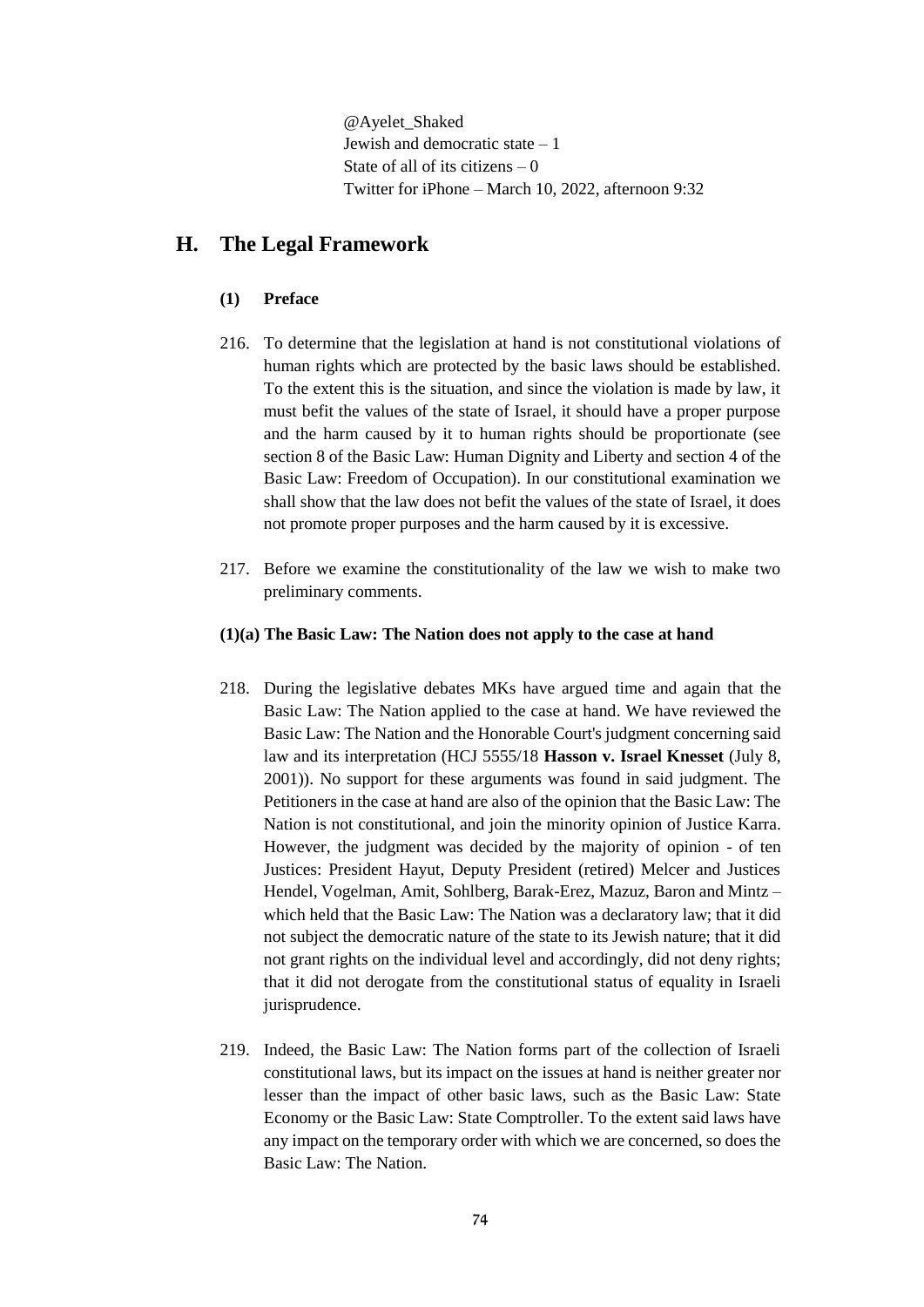@Ayelet_Shaked
Jewish and democratic state – 1
State of all of its citizens – 0
Twitter for iPhone – March 10, 2022, afternoon 9:32

## H. The Legal Framework

### (1) Preface

216. To determine that the legislation at hand is not constitutional violations of human rights which are protected by the basic laws should be established. To the extent this is the situation, and since the violation is made by law, it must befit the values of the state of Israel, it should have a proper purpose and the harm caused by it to human rights should be proportionate (see section 8 of the Basic Law: Human Dignity and Liberty and section 4 of the Basic Law: Freedom of Occupation). In our constitutional examination we shall show that the law does not befit the values of the state of Israel, it does not promote proper purposes and the harm caused by it is excessive.

217. Before we examine the constitutionality of the law we wish to make two preliminary comments.

#### (1)(a) The Basic Law: The Nation does not apply to the case at hand

218. During the legislative debates MKs have argued time and again that the Basic Law: The Nation applied to the case at hand. We have reviewed the Basic Law: The Nation and the Honorable Court's judgment concerning said law and its interpretation (HCJ 5555/18 **Hasson v. Israel Knesset** (July 8, 2001)). No support for these arguments was found in said judgment. The Petitioners in the case at hand are also of the opinion that the Basic Law: The Nation is not constitutional, and join the minority opinion of Justice Karra. However, the judgment was decided by the majority of opinion - of ten Justices: President Hayut, Deputy President (retired) Melcer and Justices Hendel, Vogelman, Amit, Sohlberg, Barak-Erez, Mazuz, Baron and Mintz – which held that the Basic Law: The Nation was a declaratory law; that it did not subject the democratic nature of the state to its Jewish nature; that it did not grant rights on the individual level and accordingly, did not deny rights; that it did not derogate from the constitutional status of equality in Israeli jurisprudence.

219. Indeed, the Basic Law: The Nation forms part of the collection of Israeli constitutional laws, but its impact on the issues at hand is neither greater nor lesser than the impact of other basic laws, such as the Basic Law: State Economy or the Basic Law: State Comptroller. To the extent said laws have any impact on the temporary order with which we are concerned, so does the Basic Law: The Nation.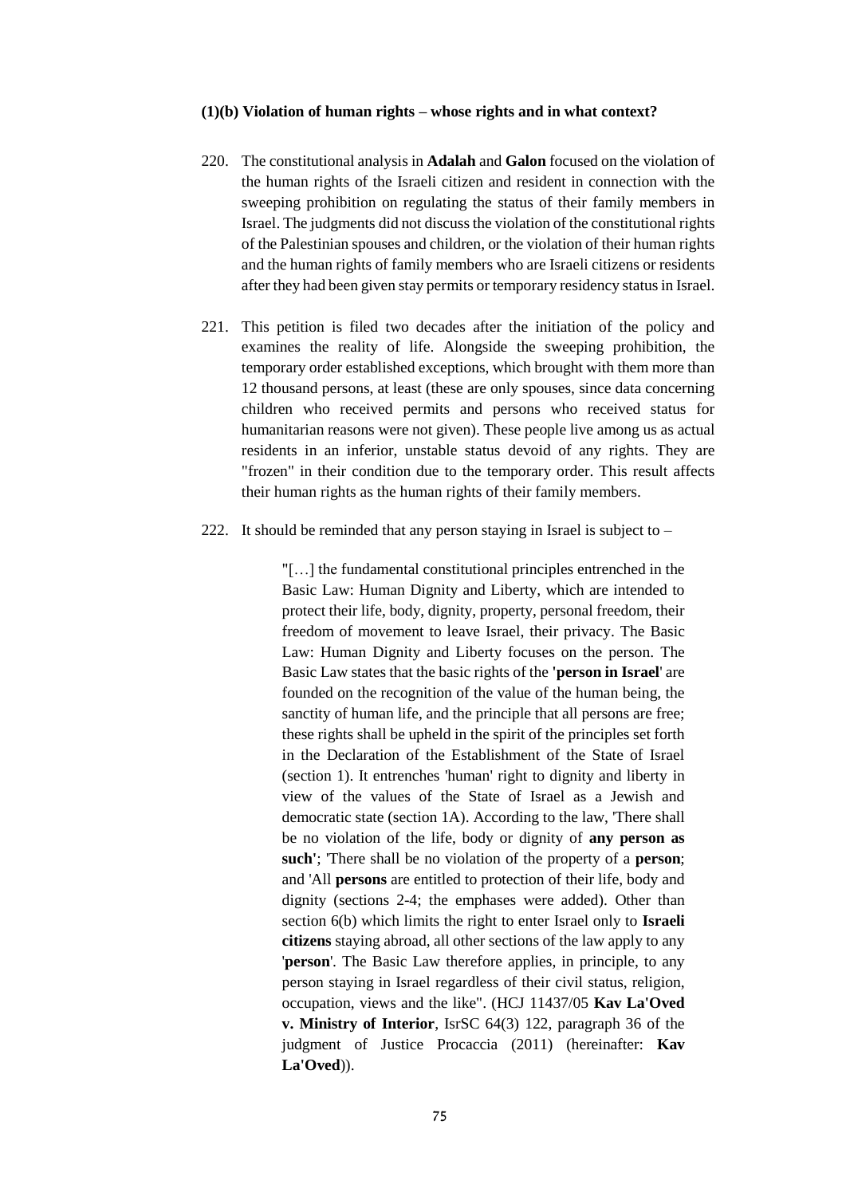**(1)(b) Violation of human rights – whose rights and in what context?**

220. The constitutional analysis in **Adalah** and **Galon** focused on the violation of the human rights of the Israeli citizen and resident in connection with the sweeping prohibition on regulating the status of their family members in Israel. The judgments did not discuss the violation of the constitutional rights of the Palestinian spouses and children, or the violation of their human rights and the human rights of family members who are Israeli citizens or residents after they had been given stay permits or temporary residency status in Israel.

221. This petition is filed two decades after the initiation of the policy and examines the reality of life. Alongside the sweeping prohibition, the temporary order established exceptions, which brought with them more than 12 thousand persons, at least (these are only spouses, since data concerning children who received permits and persons who received status for humanitarian reasons were not given). These people live among us as actual residents in an inferior, unstable status devoid of any rights. They are "frozen" in their condition due to the temporary order. This result affects their human rights as the human rights of their family members.

222. It should be reminded that any person staying in Israel is subject to –

> "[…] the fundamental constitutional principles entrenched in the Basic Law: Human Dignity and Liberty, which are intended to protect their life, body, dignity, property, personal freedom, their freedom of movement to leave Israel, their privacy. The Basic Law: Human Dignity and Liberty focuses on the person. The Basic Law states that the basic rights of the **'person in Israel**' are founded on the recognition of the value of the human being, the sanctity of human life, and the principle that all persons are free; these rights shall be upheld in the spirit of the principles set forth in the Declaration of the Establishment of the State of Israel (section 1). It entrenches 'human' right to dignity and liberty in view of the values of the State of Israel as a Jewish and democratic state (section 1A). According to the law, 'There shall be no violation of the life, body or dignity of **any person as such'**; 'There shall be no violation of the property of a **person**; and 'All **persons** are entitled to protection of their life, body and dignity (sections 2-4; the emphases were added). Other than section 6(b) which limits the right to enter Israel only to **Israeli citizens** staying abroad, all other sections of the law apply to '**person**'. The Basic Law therefore applies, in principle, to any person staying in Israel regardless of their civil status, religion, occupation, views and the like". (HCJ 11437/05 **Kav La'Oved v. Ministry of Interior**, IsrSC 64(3) 122, paragraph 36 of the judgment of Justice Procaccia (2011) (hereinafter: **Kav La'Oved**)).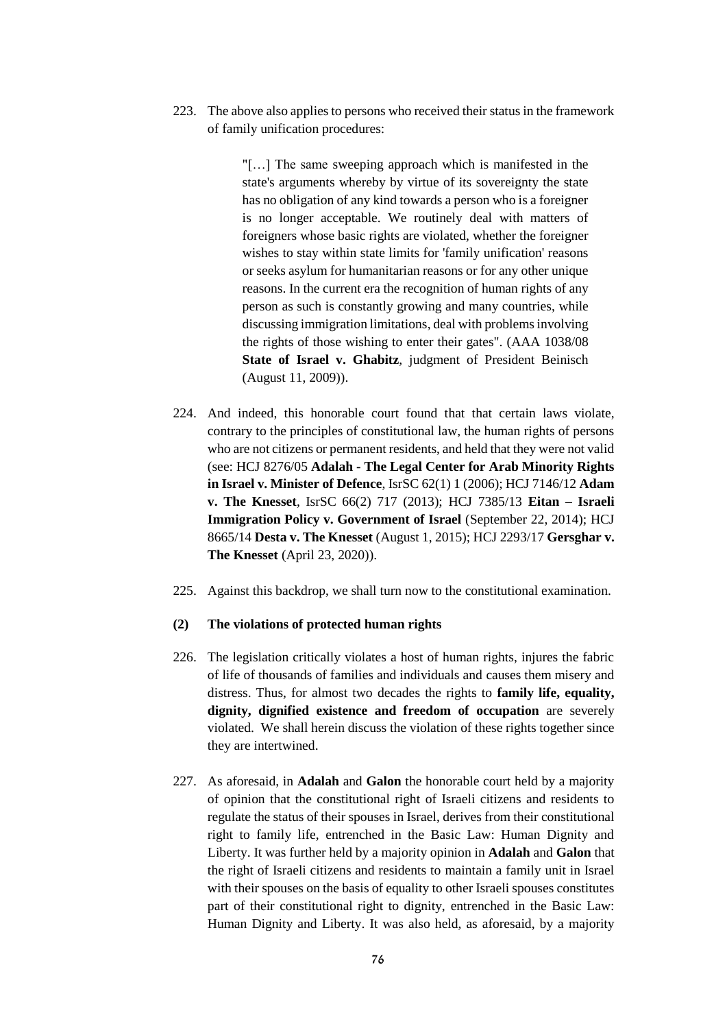223. The above also applies to persons who received their status in the framework of family unification procedures:

> "[…] The same sweeping approach which is manifested in the state's arguments whereby by virtue of its sovereignty the state has no obligation of any kind towards a person who is a foreigner is no longer acceptable. We routinely deal with matters of foreigners whose basic rights are violated, whether the foreigner wishes to stay within state limits for 'family unification' reasons or seeks asylum for humanitarian reasons or for any other unique reasons. In the current era the recognition of human rights of any person as such is constantly growing and many countries, while discussing immigration limitations, deal with problems involving the rights of those wishing to enter their gates". (AAA 1038/08 **State of Israel v. Ghabitz**, judgment of President Beinisch (August 11, 2009)).

224. And indeed, this honorable court found that that certain laws violate, contrary to the principles of constitutional law, the human rights of persons who are not citizens or permanent residents, and held that they were not valid (see: HCJ 8276/05 **Adalah - The Legal Center for Arab Minority Rights in Israel v. Minister of Defence**, IsrSC 62(1) 1 (2006); HCJ 7146/12 **Adam v. The Knesset**, IsrSC 66(2) 717 (2013); HCJ 7385/13 **Eitan – Israeli Immigration Policy v. Government of Israel** (September 22, 2014); HCJ 8665/14 **Desta v. The Knesset** (August 1, 2015); HCJ 2293/17 **Gersghar v. The Knesset** (April 23, 2020)).

225. Against this backdrop, we shall turn now to the constitutional examination.

**(2) The violations of protected human rights**

226. The legislation critically violates a host of human rights, injures the fabric of life of thousands of families and individuals and causes them misery and distress. Thus, for almost two decades the rights to **family life, equality, dignity, dignified existence and freedom of occupation** are severely violated. We shall herein discuss the violation of these rights together since they are intertwined.

227. As aforesaid, in **Adalah** and **Galon** the honorable court held by a majority of opinion that the constitutional right of Israeli citizens and residents to regulate the status of their spouses in Israel, derives from their constitutional right to family life, entrenched in the Basic Law: Human Dignity and Liberty. It was further held by a majority opinion in **Adalah** and **Galon** that the right of Israeli citizens and residents to maintain a family unit in Israel with their spouses on the basis of equality to other Israeli spouses constitutes part of their constitutional right to dignity, entrenched in the Basic Law: Human Dignity and Liberty. It was also held, as aforesaid, by a majority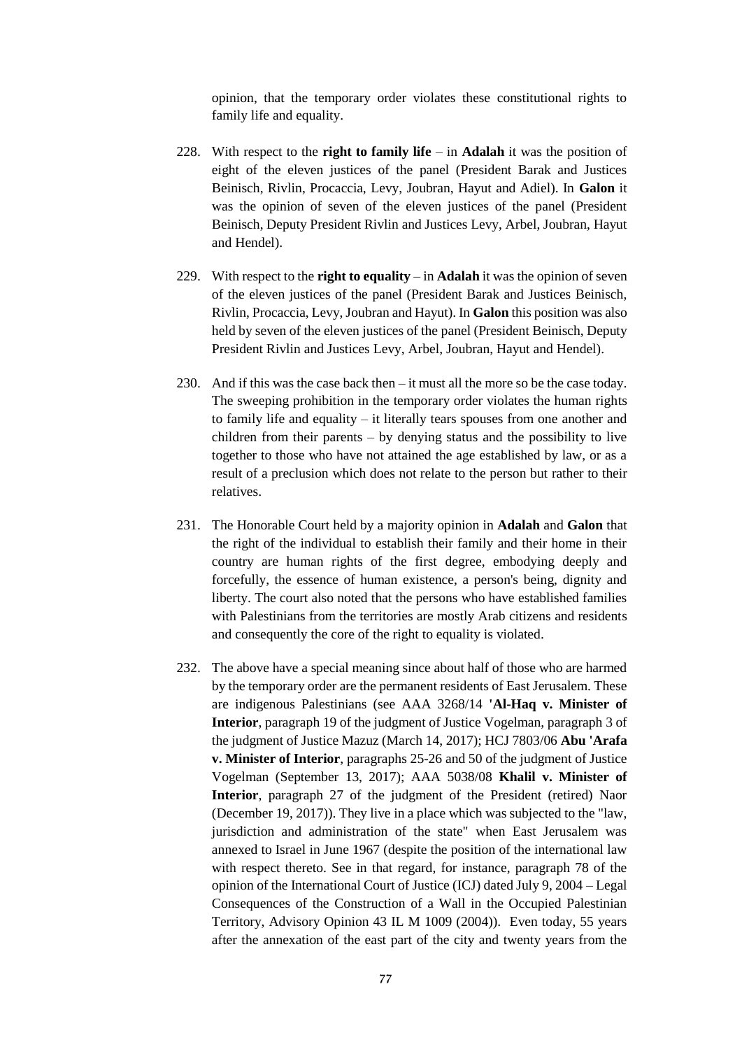opinion, that the temporary order violates these constitutional rights to family life and equality.

228. With respect to the **right to family life** – in **Adalah** it was the position of eight of the eleven justices of the panel (President Barak and Justices Beinisch, Rivlin, Procaccia, Levy, Joubran, Hayut and Adiel). In **Galon** it was the opinion of seven of the eleven justices of the panel (President Beinisch, Deputy President Rivlin and Justices Levy, Arbel, Joubran, Hayut and Hendel).

229. With respect to the **right to equality** – in **Adalah** it was the opinion of seven of the eleven justices of the panel (President Barak and Justices Beinisch, Rivlin, Procaccia, Levy, Joubran and Hayut). In **Galon** this position was also held by seven of the eleven justices of the panel (President Beinisch, Deputy President Rivlin and Justices Levy, Arbel, Joubran, Hayut and Hendel).

230. And if this was the case back then – it must all the more so be the case today. The sweeping prohibition in the temporary order violates the human rights to family life and equality – it literally tears spouses from one another and children from their parents – by denying status and the possibility to live together to those who have not attained the age established by law, or as a result of a preclusion which does not relate to the person but rather to their relatives.

231. The Honorable Court held by a majority opinion in **Adalah** and **Galon** that the right of the individual to establish their family and their home in their country are human rights of the first degree, embodying deeply and forcefully, the essence of human existence, a person's being, dignity and liberty. The court also noted that the persons who have established families with Palestinians from the territories are mostly Arab citizens and residents and consequently the core of the right to equality is violated.

232. The above have a special meaning since about half of those who are harmed by the temporary order are the permanent residents of East Jerusalem. These are indigenous Palestinians (see AAA 3268/14 **'Al-Haq v. Minister of Interior**, paragraph 19 of the judgment of Justice Vogelman, paragraph 3 of the judgment of Justice Mazuz (March 14, 2017); HCJ 7803/06 **Abu 'Arafa v. Minister of Interior**, paragraphs 25-26 and 50 of the judgment of Justice Vogelman (September 13, 2017); AAA 5038/08 **Khalil v. Minister of Interior**, paragraph 27 of the judgment of the President (retired) Naor (December 19, 2017)). They live in a place which was subjected to the "law, jurisdiction and administration of the state" when East Jerusalem was annexed to Israel in June 1967 (despite the position of the international law with respect thereto. See in that regard, for instance, paragraph 78 of the opinion of the International Court of Justice (ICJ) dated July 9, 2004 – Legal Consequences of the Construction of a Wall in the Occupied Palestinian Territory, Advisory Opinion 43 IL M 1009 (2004)). Even today, 55 years after the annexation of the east part of the city and twenty years from the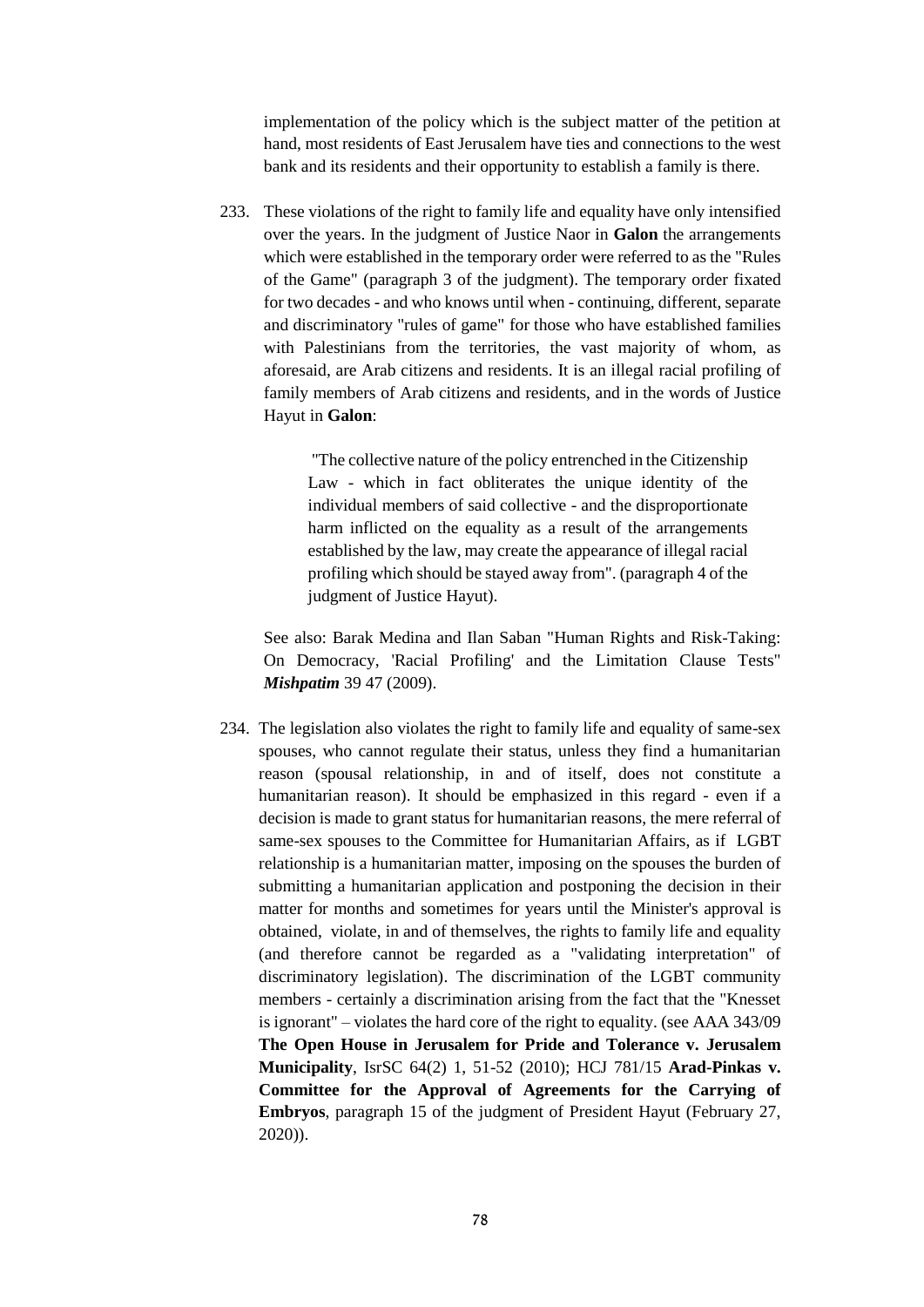implementation of the policy which is the subject matter of the petition at hand, most residents of East Jerusalem have ties and connections to the west bank and its residents and their opportunity to establish a family is there.

233. These violations of the right to family life and equality have only intensified over the years. In the judgment of Justice Naor in **Galon** the arrangements which were established in the temporary order were referred to as the "Rules of the Game" (paragraph 3 of the judgment). The temporary order fixated for two decades - and who knows until when - continuing, different, separate and discriminatory "rules of game" for those who have established families with Palestinians from the territories, the vast majority of whom, as aforesaid, are Arab citizens and residents. It is an illegal racial profiling of family members of Arab citizens and residents, and in the words of Justice Hayut in **Galon**:

> "The collective nature of the policy entrenched in the Citizenship Law - which in fact obliterates the unique identity of the individual members of said collective - and the disproportionate harm inflicted on the equality as a result of the arrangements established by the law, may create the appearance of illegal racial profiling which should be stayed away from". (paragraph 4 of the judgment of Justice Hayut).

See also: Barak Medina and Ilan Saban "Human Rights and Risk-Taking: On Democracy, 'Racial Profiling' and the Limitation Clause Tests" ***Mishpatim*** 39 47 (2009).

234. The legislation also violates the right to family life and equality of same-sex spouses, who cannot regulate their status, unless they find a humanitarian reason (spousal relationship, in and of itself, does not constitute a humanitarian reason). It should be emphasized in this regard - even if a decision is made to grant status for humanitarian reasons, the mere referral of same-sex spouses to the Committee for Humanitarian Affairs, as if LGBT relationship is a humanitarian matter, imposing on the spouses the burden of submitting a humanitarian application and postponing the decision in their matter for months and sometimes for years until the Minister's approval is obtained, violate, in and of themselves, the rights to family life and equality (and therefore cannot be regarded as a "validating interpretation" of discriminatory legislation). The discrimination of the LGBT community members - certainly a discrimination arising from the fact that the "Knesset is ignorant" – violates the hard core of the right to equality. (see AAA 343/09 **The Open House in Jerusalem for Pride and Tolerance v. Jerusalem Municipality**, IsrSC 64(2) 1, 51-52 (2010); HCJ 781/15 **Arad-Pinkas v. Committee for the Approval of Agreements for the Carrying of Embryos**, paragraph 15 of the judgment of President Hayut (February 27, 2020)).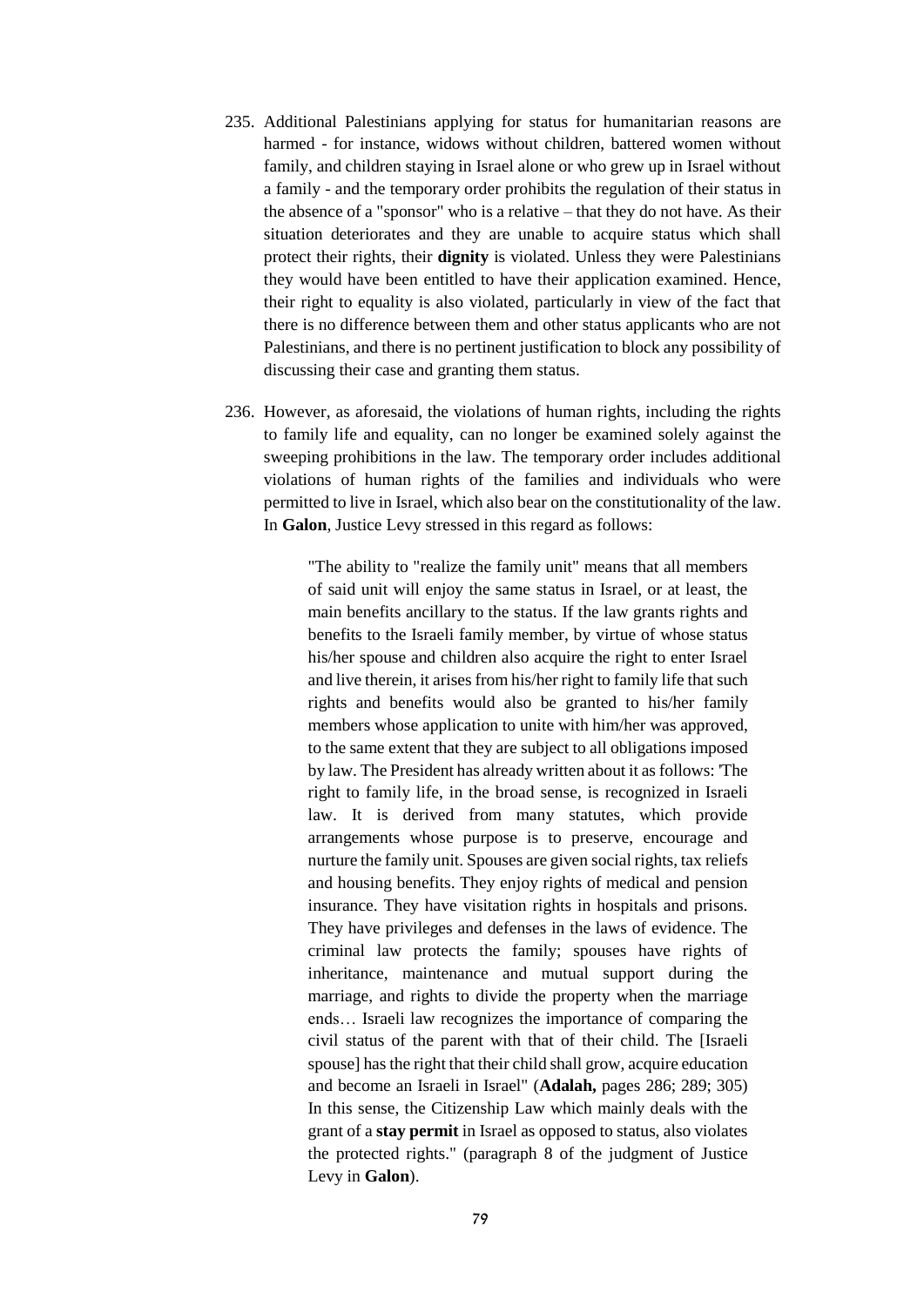235. Additional Palestinians applying for status for humanitarian reasons are harmed - for instance, widows without children, battered women without family, and children staying in Israel alone or who grew up in Israel without a family - and the temporary order prohibits the regulation of their status in the absence of a "sponsor" who is a relative – that they do not have. As their situation deteriorates and they are unable to acquire status which shall protect their rights, their **dignity** is violated. Unless they were Palestinians they would have been entitled to have their application examined. Hence, their right to equality is also violated, particularly in view of the fact that there is no difference between them and other status applicants who are not Palestinians, and there is no pertinent justification to block any possibility of discussing their case and granting them status.

236. However, as aforesaid, the violations of human rights, including the rights to family life and equality, can no longer be examined solely against the sweeping prohibitions in the law. The temporary order includes additional violations of human rights of the families and individuals who were permitted to live in Israel, which also bear on the constitutionality of the law. In **Galon**, Justice Levy stressed in this regard as follows:

> "The ability to "realize the family unit" means that all members of said unit will enjoy the same status in Israel, or at least, the main benefits ancillary to the status. If the law grants rights and benefits to the Israeli family member, by virtue of whose status his/her spouse and children also acquire the right to enter Israel and live therein, it arises from his/her right to family life that such rights and benefits would also be granted to his/her family members whose application to unite with him/her was approved, to the same extent that they are subject to all obligations imposed by law. The President has already written about it as follows: 'The right to family life, in the broad sense, is recognized in Israeli law. It is derived from many statutes, which provide arrangements whose purpose is to preserve, encourage and nurture the family unit. Spouses are given social rights, tax reliefs and housing benefits. They enjoy rights of medical and pension insurance. They have visitation rights in hospitals and prisons. They have privileges and defenses in the laws of evidence. The criminal law protects the family; spouses have rights of inheritance, maintenance and mutual support during the marriage, and rights to divide the property when the marriage ends… Israeli law recognizes the importance of comparing the civil status of the parent with that of their child. The [Israeli spouse] has the right that their child shall grow, acquire education and become an Israeli in Israel" (**Adalah,** pages 286; 289; 305) In this sense, the Citizenship Law which mainly deals with the grant of a **stay permit** in Israel as opposed to status, also violates the protected rights." (paragraph 8 of the judgment of Justice Levy in **Galon**).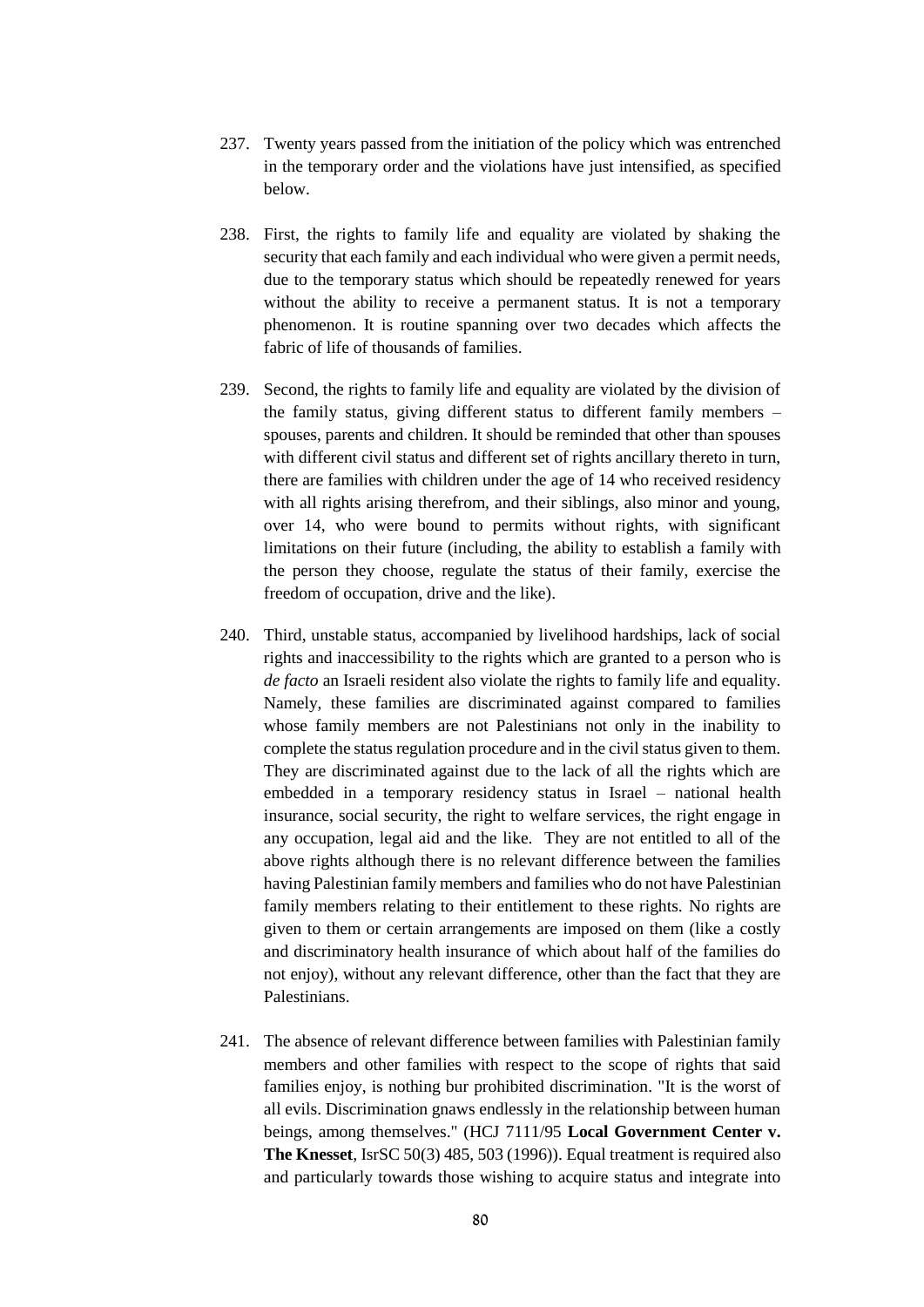237. Twenty years passed from the initiation of the policy which was entrenched in the temporary order and the violations have just intensified, as specified below.

238. First, the rights to family life and equality are violated by shaking the security that each family and each individual who were given a permit needs, due to the temporary status which should be repeatedly renewed for years without the ability to receive a permanent status. It is not a temporary phenomenon. It is routine spanning over two decades which affects the fabric of life of thousands of families.

239. Second, the rights to family life and equality are violated by the division of the family status, giving different status to different family members – spouses, parents and children. It should be reminded that other than spouses with different civil status and different set of rights ancillary thereto in turn, there are families with children under the age of 14 who received residency with all rights arising therefrom, and their siblings, also minor and young, over 14, who were bound to permits without rights, with significant limitations on their future (including, the ability to establish a family with the person they choose, regulate the status of their family, exercise the freedom of occupation, drive and the like).

240. Third, unstable status, accompanied by livelihood hardships, lack of social rights and inaccessibility to the rights which are granted to a person who is *de facto* an Israeli resident also violate the rights to family life and equality. Namely, these families are discriminated against compared to families whose family members are not Palestinians not only in the inability to complete the status regulation procedure and in the civil status given to them. They are discriminated against due to the lack of all the rights which are embedded in a temporary residency status in Israel – national health insurance, social security, the right to welfare services, the right engage in any occupation, legal aid and the like. They are not entitled to all of the above rights although there is no relevant difference between the families having Palestinian family members and families who do not have Palestinian family members relating to their entitlement to these rights. No rights are given to them or certain arrangements are imposed on them (like a costly and discriminatory health insurance of which about half of the families do not enjoy), without any relevant difference, other than the fact that they are Palestinians.

241. The absence of relevant difference between families with Palestinian family members and other families with respect to the scope of rights that said families enjoy, is nothing bur prohibited discrimination. "It is the worst of all evils. Discrimination gnaws endlessly in the relationship between human beings, among themselves." (HCJ 7111/95 **Local Government Center v. The Knesset**, IsrSC 50(3) 485, 503 (1996)). Equal treatment is required also and particularly towards those wishing to acquire status and integrate into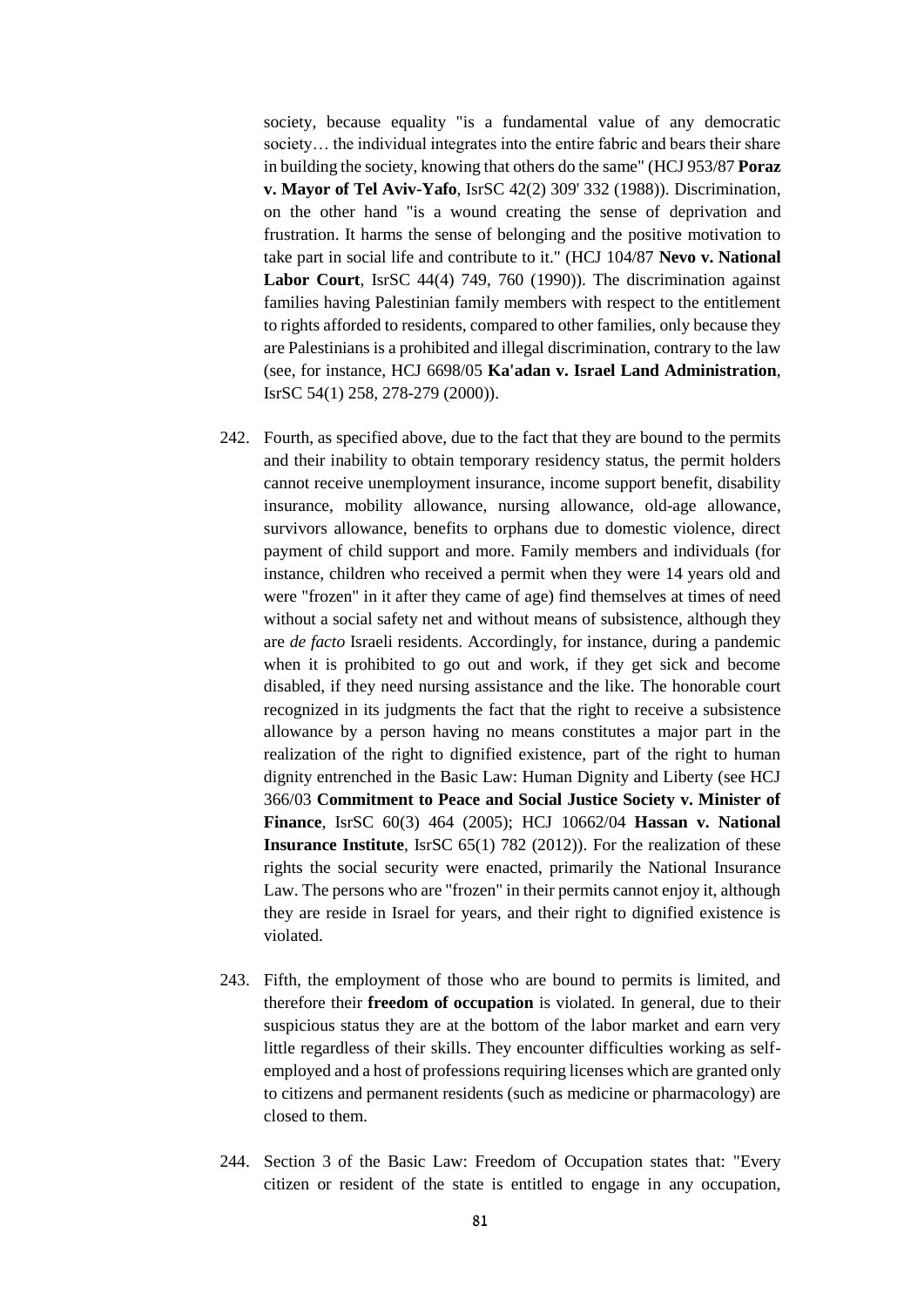society, because equality "is a fundamental value of any democratic society… the individual integrates into the entire fabric and bears their share in building the society, knowing that others do the same" (HCJ 953/87 **Poraz v. Mayor of Tel Aviv-Yafo**, IsrSC 42(2) 309' 332 (1988)). Discrimination, on the other hand "is a wound creating the sense of deprivation and frustration. It harms the sense of belonging and the positive motivation to take part in social life and contribute to it." (HCJ 104/87 **Nevo v. National Labor Court**, IsrSC 44(4) 749, 760 (1990)). The discrimination against families having Palestinian family members with respect to the entitlement to rights afforded to residents, compared to other families, only because they are Palestinians is a prohibited and illegal discrimination, contrary to the law (see, for instance, HCJ 6698/05 **Ka'adan v. Israel Land Administration**, IsrSC 54(1) 258, 278-279 (2000)).

242. Fourth, as specified above, due to the fact that they are bound to the permits and their inability to obtain temporary residency status, the permit holders cannot receive unemployment insurance, income support benefit, disability insurance, mobility allowance, nursing allowance, old-age allowance, survivors allowance, benefits to orphans due to domestic violence, direct payment of child support and more. Family members and individuals (for instance, children who received a permit when they were 14 years old and were "frozen" in it after they came of age) find themselves at times of need without a social safety net and without means of subsistence, although they are *de facto* Israeli residents. Accordingly, for instance, during a pandemic when it is prohibited to go out and work, if they get sick and become disabled, if they need nursing assistance and the like. The honorable court recognized in its judgments the fact that the right to receive a subsistence allowance by a person having no means constitutes a major part in the realization of the right to dignified existence, part of the right to human dignity entrenched in the Basic Law: Human Dignity and Liberty (see HCJ 366/03 **Commitment to Peace and Social Justice Society v. Minister of Finance**, IsrSC 60(3) 464 (2005); HCJ 10662/04 **Hassan v. National Insurance Institute**, IsrSC 65(1) 782 (2012)). For the realization of these rights the social security were enacted, primarily the National Insurance Law. The persons who are "frozen" in their permits cannot enjoy it, although they are reside in Israel for years, and their right to dignified existence is violated.

243. Fifth, the employment of those who are bound to permits is limited, and therefore their **freedom of occupation** is violated. In general, due to their suspicious status they are at the bottom of the labor market and earn very little regardless of their skills. They encounter difficulties working as self-employed and a host of professions requiring licenses which are granted only to citizens and permanent residents (such as medicine or pharmacology) are closed to them.

244. Section 3 of the Basic Law: Freedom of Occupation states that: "Every citizen or resident of the state is entitled to engage in any occupation,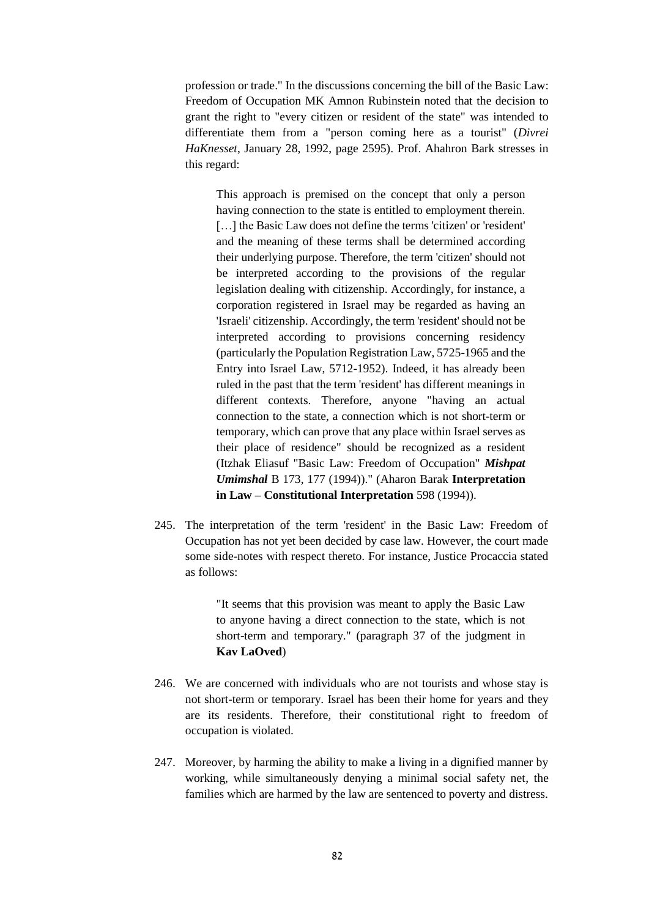profession or trade." In the discussions concerning the bill of the Basic Law: Freedom of Occupation MK Amnon Rubinstein noted that the decision to grant the right to "every citizen or resident of the state" was intended to differentiate them from a "person coming here as a tourist" (*Divrei HaKnesset*, January 28, 1992, page 2595). Prof. Ahahron Bark stresses in this regard:

> This approach is premised on the concept that only a person having connection to the state is entitled to employment therein. […] the Basic Law does not define the terms 'citizen' or 'resident' and the meaning of these terms shall be determined according their underlying purpose. Therefore, the term 'citizen' should not be interpreted according to the provisions of the regular legislation dealing with citizenship. Accordingly, for instance, a corporation registered in Israel may be regarded as having an 'Israeli' citizenship. Accordingly, the term 'resident' should not be interpreted according to provisions concerning residency (particularly the Population Registration Law, 5725-1965 and the Entry into Israel Law, 5712-1952). Indeed, it has already been ruled in the past that the term 'resident' has different meanings in different contexts. Therefore, anyone "having an actual connection to the state, a connection which is not short-term or temporary, which can prove that any place within Israel serves as their place of residence" should be recognized as a resident (Itzhak Eliasuf "Basic Law: Freedom of Occupation" ***Mishpat Umimshal*** B 173, 177 (1994))." (Aharon Barak **Interpretation in Law – Constitutional Interpretation** 598 (1994)).

245. The interpretation of the term 'resident' in the Basic Law: Freedom of Occupation has not yet been decided by case law. However, the court made some side-notes with respect thereto. For instance, Justice Procaccia stated as follows:

> "It seems that this provision was meant to apply the Basic Law to anyone having a direct connection to the state, which is not short-term and temporary." (paragraph 37 of the judgment in **Kav LaOved**)

246. We are concerned with individuals who are not tourists and whose stay is not short-term or temporary. Israel has been their home for years and they are its residents. Therefore, their constitutional right to freedom of occupation is violated.

247. Moreover, by harming the ability to make a living in a dignified manner by working, while simultaneously denying a minimal social safety net, the families which are harmed by the law are sentenced to poverty and distress.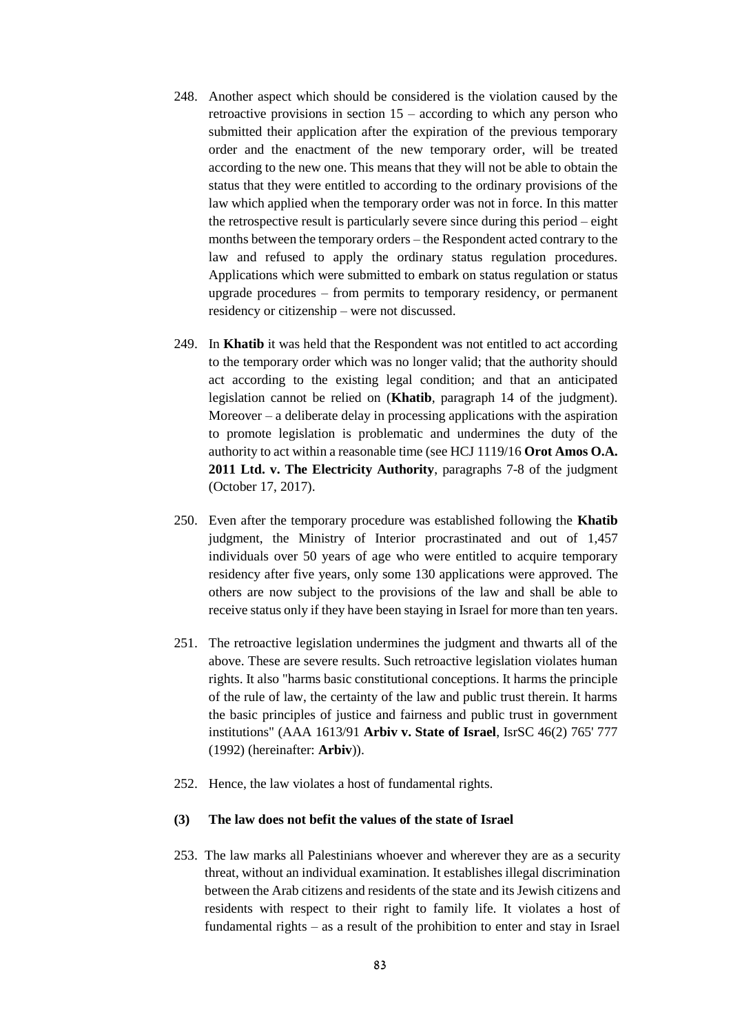248. Another aspect which should be considered is the violation caused by the retroactive provisions in section 15 – according to which any person who submitted their application after the expiration of the previous temporary order and the enactment of the new temporary order, will be treated according to the new one. This means that they will not be able to obtain the status that they were entitled to according to the ordinary provisions of the law which applied when the temporary order was not in force. In this matter the retrospective result is particularly severe since during this period – eight months between the temporary orders – the Respondent acted contrary to the law and refused to apply the ordinary status regulation procedures. Applications which were submitted to embark on status regulation or status upgrade procedures – from permits to temporary residency, or permanent residency or citizenship – were not discussed.

249. In **Khatib** it was held that the Respondent was not entitled to act according to the temporary order which was no longer valid; that the authority should act according to the existing legal condition; and that an anticipated legislation cannot be relied on (**Khatib**, paragraph 14 of the judgment). Moreover – a deliberate delay in processing applications with the aspiration to promote legislation is problematic and undermines the duty of the authority to act within a reasonable time (see HCJ 1119/16 **Orot Amos O.A. 2011 Ltd. v. The Electricity Authority**, paragraphs 7-8 of the judgment (October 17, 2017).

250. Even after the temporary procedure was established following the **Khatib** judgment, the Ministry of Interior procrastinated and out of 1,457 individuals over 50 years of age who were entitled to acquire temporary residency after five years, only some 130 applications were approved. The others are now subject to the provisions of the law and shall be able to receive status only if they have been staying in Israel for more than ten years.

251. The retroactive legislation undermines the judgment and thwarts all of the above. These are severe results. Such retroactive legislation violates human rights. It also "harms basic constitutional conceptions. It harms the principle of the rule of law, the certainty of the law and public trust therein. It harms the basic principles of justice and fairness and public trust in government institutions" (AAA 1613/91 **Arbiv v. State of Israel**, IsrSC 46(2) 765' 777 (1992) (hereinafter: **Arbiv**)).

252. Hence, the law violates a host of fundamental rights.

**(3) The law does not befit the values of the state of Israel**

253. The law marks all Palestinians whoever and wherever they are as a security threat, without an individual examination. It establishes illegal discrimination between the Arab citizens and residents of the state and its Jewish citizens and residents with respect to their right to family life. It violates a host of fundamental rights – as a result of the prohibition to enter and stay in Israel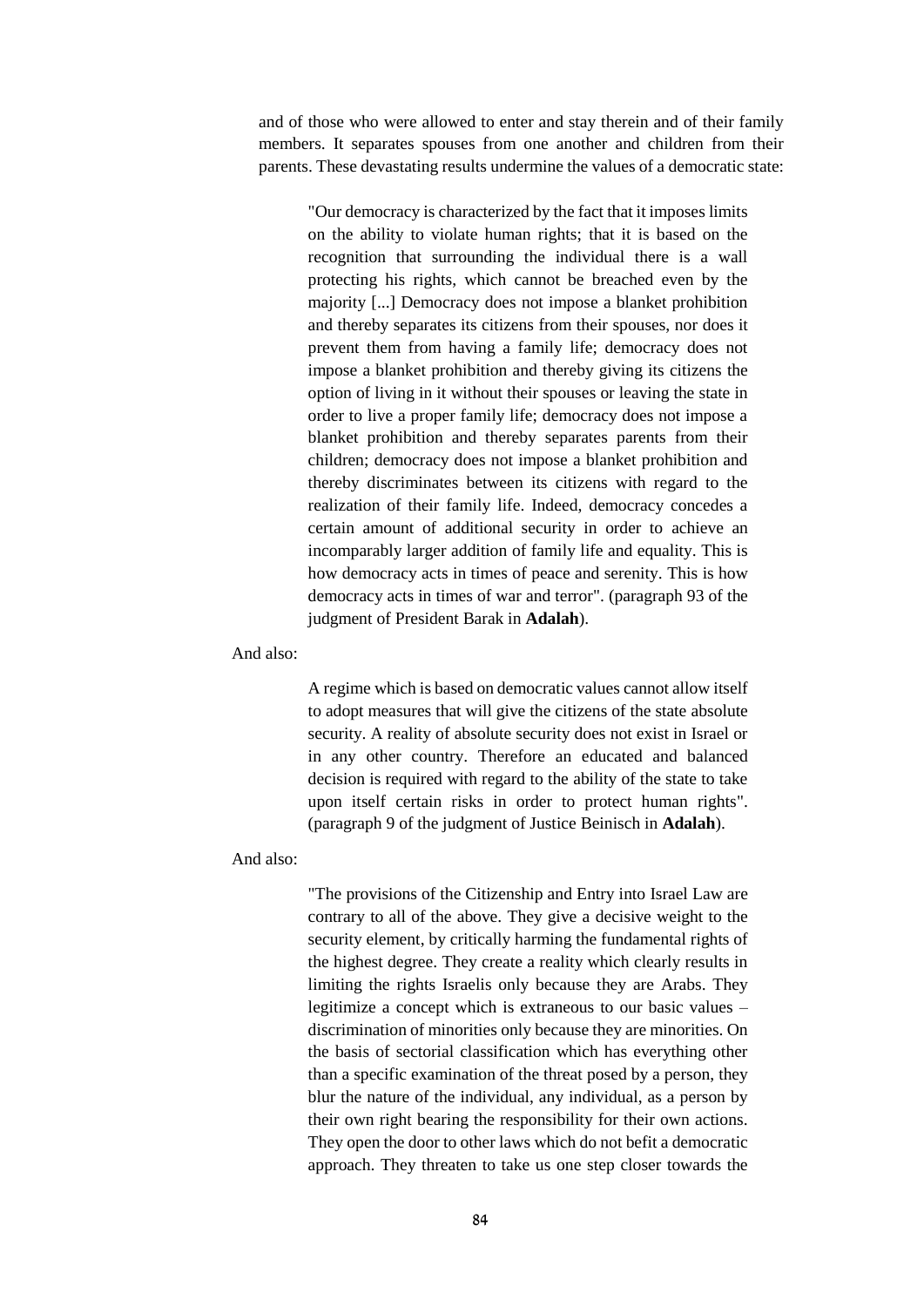and of those who were allowed to enter and stay therein and of their family members. It separates spouses from one another and children from their parents. These devastating results undermine the values of a democratic state:

> "Our democracy is characterized by the fact that it imposes limits on the ability to violate human rights; that it is based on the recognition that surrounding the individual there is a wall protecting his rights, which cannot be breached even by the majority [...] Democracy does not impose a blanket prohibition and thereby separates its citizens from their spouses, nor does it prevent them from having a family life; democracy does not impose a blanket prohibition and thereby giving its citizens the option of living in it without their spouses or leaving the state in order to live a proper family life; democracy does not impose a blanket prohibition and thereby separates parents from their children; democracy does not impose a blanket prohibition and thereby discriminates between its citizens with regard to the realization of their family life. Indeed, democracy concedes a certain amount of additional security in order to achieve an incomparably larger addition of family life and equality. This is how democracy acts in times of peace and serenity. This is how democracy acts in times of war and terror". (paragraph 93 of the judgment of President Barak in **Adalah**).

And also:

> A regime which is based on democratic values cannot allow itself to adopt measures that will give the citizens of the state absolute security. A reality of absolute security does not exist in Israel or in any other country. Therefore an educated and balanced decision is required with regard to the ability of the state to take upon itself certain risks in order to protect human rights". (paragraph 9 of the judgment of Justice Beinisch in **Adalah**).

And also:

> "The provisions of the Citizenship and Entry into Israel Law are contrary to all of the above. They give a decisive weight to the security element, by critically harming the fundamental rights of the highest degree. They create a reality which clearly results in limiting the rights Israelis only because they are Arabs. They legitimize a concept which is extraneous to our basic values – discrimination of minorities only because they are minorities. On the basis of sectorial classification which has everything other than a specific examination of the threat posed by a person, they blur the nature of the individual, any individual, as a person by their own right bearing the responsibility for their own actions. They open the door to other laws which do not befit a democratic approach. They threaten to take us one step closer towards the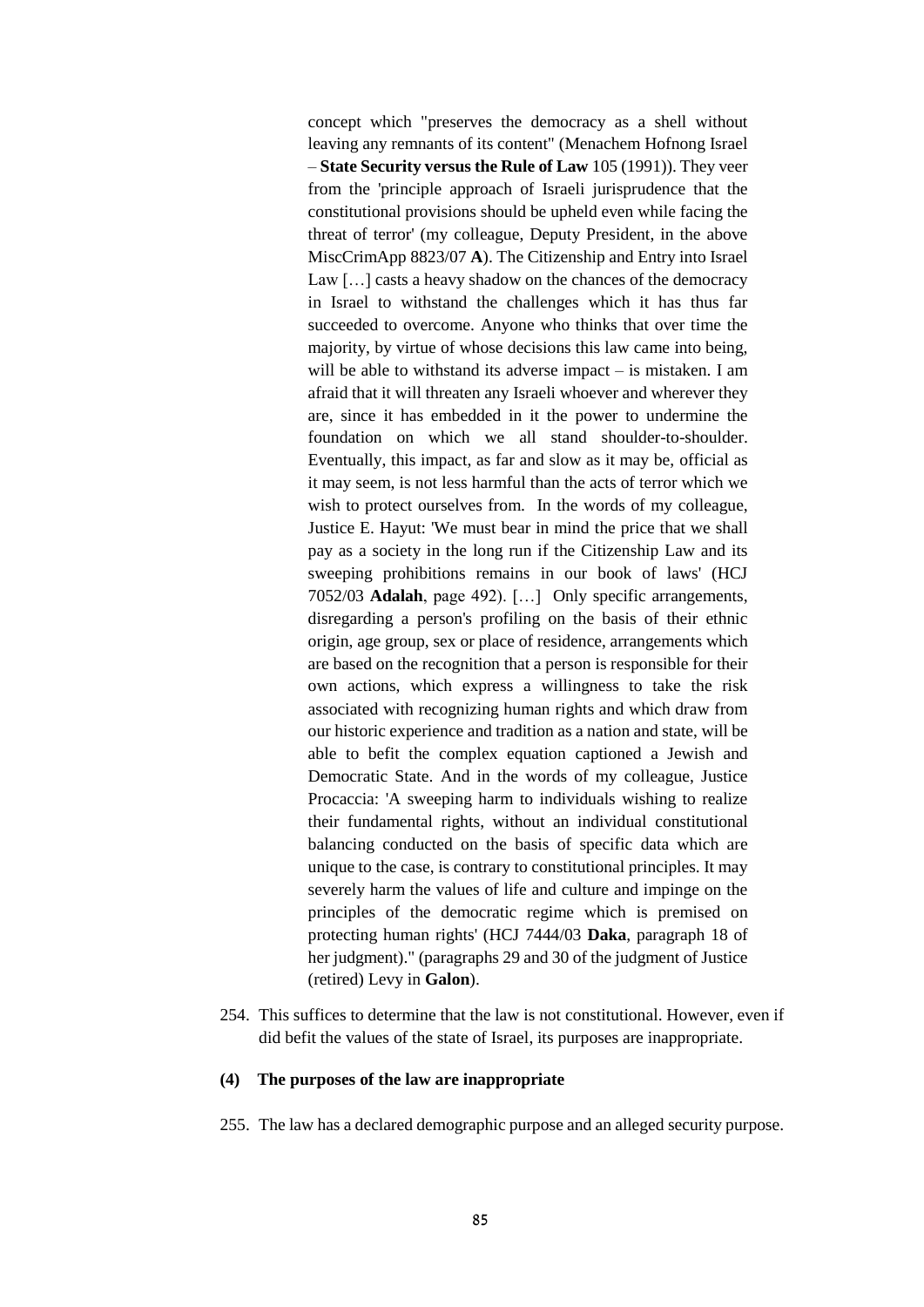concept which "preserves the democracy as a shell without leaving any remnants of its content" (Menachem Hofnong Israel – **State Security versus the Rule of Law** 105 (1991)). They veer from the 'principle approach of Israeli jurisprudence that the constitutional provisions should be upheld even while facing the threat of terror' (my colleague, Deputy President, in the above MiscCrimApp 8823/07 **A**). The Citizenship and Entry into Israel Law […] casts a heavy shadow on the chances of the democracy in Israel to withstand the challenges which it has thus far succeeded to overcome. Anyone who thinks that over time the majority, by virtue of whose decisions this law came into being, will be able to withstand its adverse impact – is mistaken. I am afraid that it will threaten any Israeli whoever and wherever they are, since it has embedded in it the power to undermine the foundation on which we all stand shoulder-to-shoulder. Eventually, this impact, as far and slow as it may be, official as it may seem, is not less harmful than the acts of terror which we wish to protect ourselves from. In the words of my colleague, Justice E. Hayut: 'We must bear in mind the price that we shall pay as a society in the long run if the Citizenship Law and its sweeping prohibitions remains in our book of laws' (HCJ 7052/03 **Adalah**, page 492). […] Only specific arrangements, disregarding a person's profiling on the basis of their ethnic origin, age group, sex or place of residence, arrangements which are based on the recognition that a person is responsible for their own actions, which express a willingness to take the risk associated with recognizing human rights and which draw from our historic experience and tradition as a nation and state, will be able to befit the complex equation captioned a Jewish and Democratic State. And in the words of my colleague, Justice Procaccia: 'A sweeping harm to individuals wishing to realize their fundamental rights, without an individual constitutional balancing conducted on the basis of specific data which are unique to the case, is contrary to constitutional principles. It may severely harm the values of life and culture and impinge on the principles of the democratic regime which is premised on protecting human rights' (HCJ 7444/03 **Daka**, paragraph 18 of her judgment)." (paragraphs 29 and 30 of the judgment of Justice (retired) Levy in **Galon**).

254. This suffices to determine that the law is not constitutional. However, even if did befit the values of the state of Israel, its purposes are inappropriate.

**(4) The purposes of the law are inappropriate**

255. The law has a declared demographic purpose and an alleged security purpose.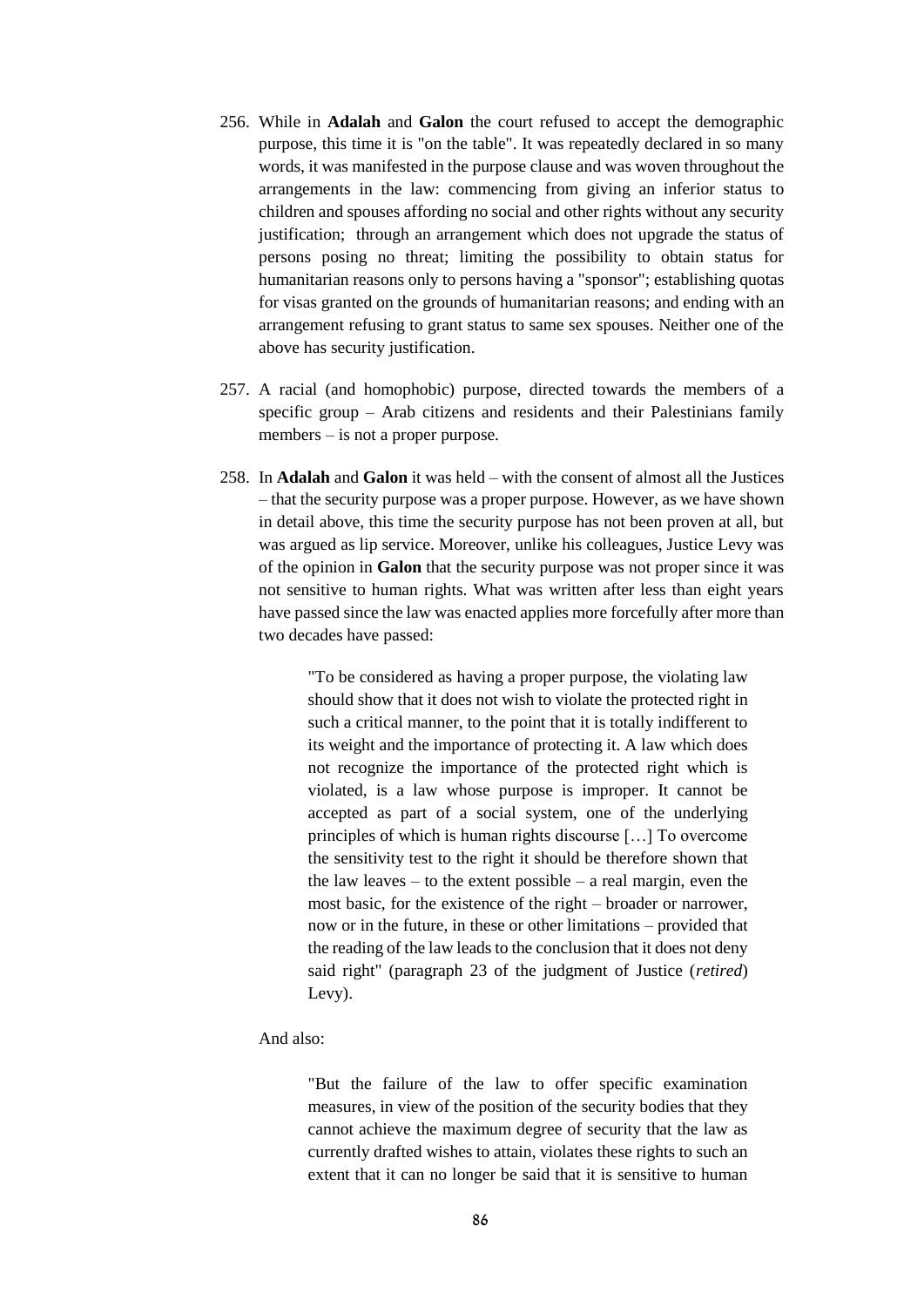256. While in **Adalah** and **Galon** the court refused to accept the demographic purpose, this time it is "on the table". It was repeatedly declared in so many words, it was manifested in the purpose clause and was woven throughout the arrangements in the law: commencing from giving an inferior status to children and spouses affording no social and other rights without any security justification; through an arrangement which does not upgrade the status of persons posing no threat; limiting the possibility to obtain status for humanitarian reasons only to persons having a "sponsor"; establishing quotas for visas granted on the grounds of humanitarian reasons; and ending with an arrangement refusing to grant status to same sex spouses. Neither one of the above has security justification.

257. A racial (and homophobic) purpose, directed towards the members of a specific group – Arab citizens and residents and their Palestinians family members – is not a proper purpose.

258. In **Adalah** and **Galon** it was held – with the consent of almost all the Justices – that the security purpose was a proper purpose. However, as we have shown in detail above, this time the security purpose has not been proven at all, but was argued as lip service. Moreover, unlike his colleagues, Justice Levy was of the opinion in **Galon** that the security purpose was not proper since it was not sensitive to human rights. What was written after less than eight years have passed since the law was enacted applies more forcefully after more than two decades have passed:

> "To be considered as having a proper purpose, the violating law should show that it does not wish to violate the protected right in such a critical manner, to the point that it is totally indifferent to its weight and the importance of protecting it. A law which does not recognize the importance of the protected right which is violated, is a law whose purpose is improper. It cannot be accepted as part of a social system, one of the underlying principles of which is human rights discourse […] To overcome the sensitivity test to the right it should be therefore shown that the law leaves – to the extent possible – a real margin, even the most basic, for the existence of the right – broader or narrower, now or in the future, in these or other limitations – provided that the reading of the law leads to the conclusion that it does not deny said right" (paragraph 23 of the judgment of Justice (*retired*) Levy).

And also:

> "But the failure of the law to offer specific examination measures, in view of the position of the security bodies that they cannot achieve the maximum degree of security that the law as currently drafted wishes to attain, violates these rights to such an extent that it can no longer be said that it is sensitive to human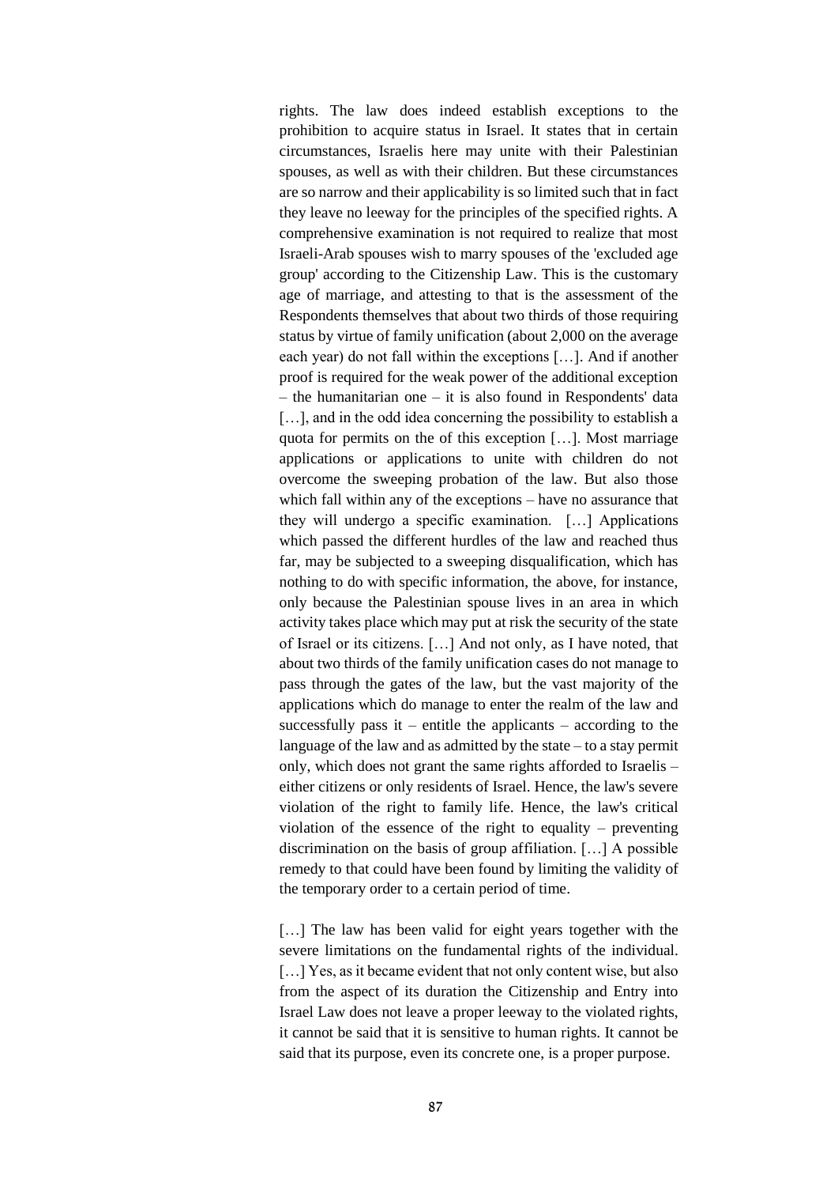rights. The law does indeed establish exceptions to the prohibition to acquire status in Israel. It states that in certain circumstances, Israelis here may unite with their Palestinian spouses, as well as with their children. But these circumstances are so narrow and their applicability is so limited such that in fact they leave no leeway for the principles of the specified rights. A comprehensive examination is not required to realize that most Israeli-Arab spouses wish to marry spouses of the 'excluded age group' according to the Citizenship Law. This is the customary age of marriage, and attesting to that is the assessment of the Respondents themselves that about two thirds of those requiring status by virtue of family unification (about 2,000 on the average each year) do not fall within the exceptions […]. And if another proof is required for the weak power of the additional exception – the humanitarian one – it is also found in Respondents' data […], and in the odd idea concerning the possibility to establish a quota for permits on the of this exception […]. Most marriage applications or applications to unite with children do not overcome the sweeping probation of the law. But also those which fall within any of the exceptions – have no assurance that they will undergo a specific examination. […] Applications which passed the different hurdles of the law and reached thus far, may be subjected to a sweeping disqualification, which has nothing to do with specific information, the above, for instance, only because the Palestinian spouse lives in an area in which activity takes place which may put at risk the security of the state of Israel or its citizens. […] And not only, as I have noted, that about two thirds of the family unification cases do not manage to pass through the gates of the law, but the vast majority of the applications which do manage to enter the realm of the law and successfully pass it – entitle the applicants – according to the language of the law and as admitted by the state – to a stay permit only, which does not grant the same rights afforded to Israelis – either citizens or only residents of Israel. Hence, the law's severe violation of the right to family life. Hence, the law's critical violation of the essence of the right to equality – preventing discrimination on the basis of group affiliation. […] A possible remedy to that could have been found by limiting the validity of the temporary order to a certain period of time.

[…] The law has been valid for eight years together with the severe limitations on the fundamental rights of the individual. […] Yes, as it became evident that not only content wise, but also from the aspect of its duration the Citizenship and Entry into Israel Law does not leave a proper leeway to the violated rights, it cannot be said that it is sensitive to human rights. It cannot be said that its purpose, even its concrete one, is a proper purpose.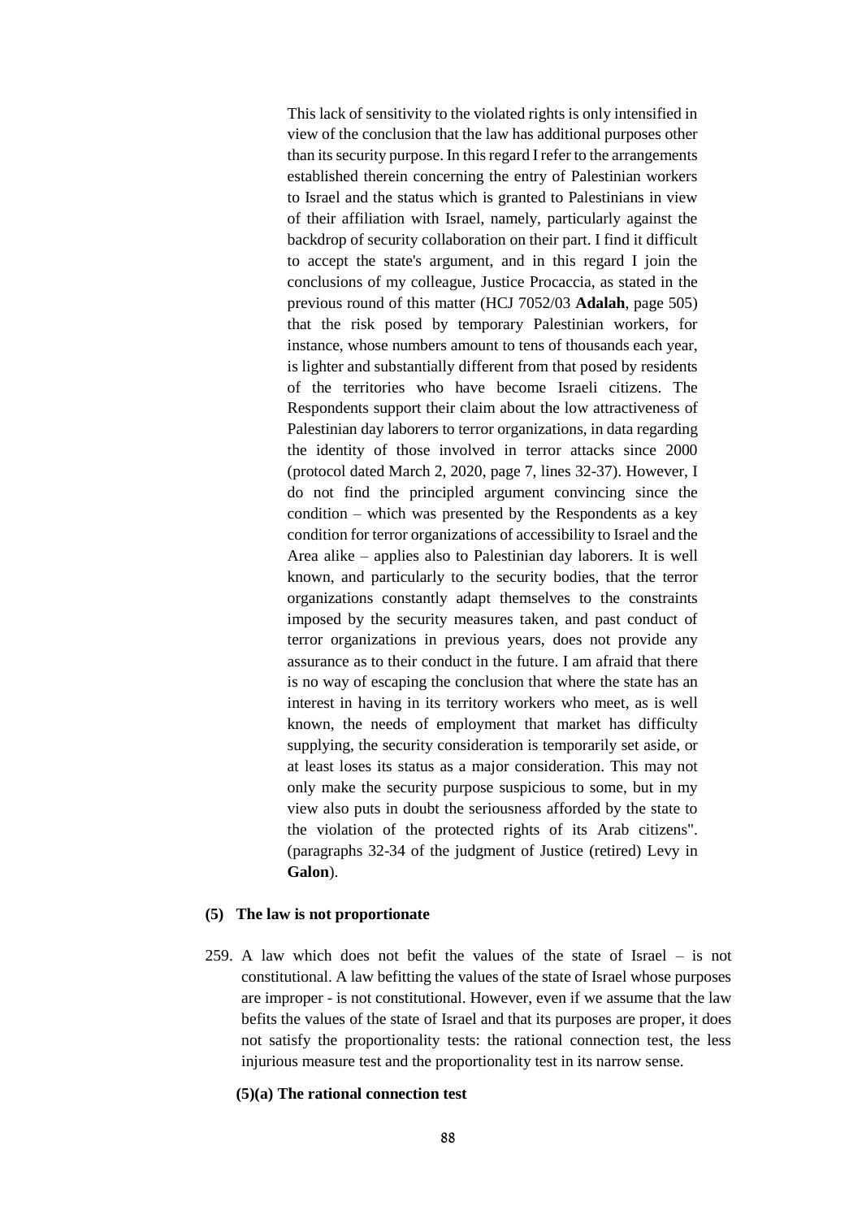> This lack of sensitivity to the violated rights is only intensified in view of the conclusion that the law has additional purposes other than its security purpose. In this regard I refer to the arrangements established therein concerning the entry of Palestinian workers to Israel and the status which is granted to Palestinians in view of their affiliation with Israel, namely, particularly against the backdrop of security collaboration on their part. I find it difficult to accept the state's argument, and in this regard I join the conclusions of my colleague, Justice Procaccia, as stated in the previous round of this matter (HCJ 7052/03 **Adalah**, page 505) that the risk posed by temporary Palestinian workers, for instance, whose numbers amount to tens of thousands each year, is lighter and substantially different from that posed by residents of the territories who have become Israeli citizens. The Respondents support their claim about the low attractiveness of Palestinian day laborers to terror organizations, in data regarding the identity of those involved in terror attacks since 2000 (protocol dated March 2, 2020, page 7, lines 32-37). However, I do not find the principled argument convincing since the condition – which was presented by the Respondents as a key condition for terror organizations of accessibility to Israel and the Area alike – applies also to Palestinian day laborers. It is well known, and particularly to the security bodies, that the terror organizations constantly adapt themselves to the constraints imposed by the security measures taken, and past conduct of terror organizations in previous years, does not provide any assurance as to their conduct in the future. I am afraid that there is no way of escaping the conclusion that where the state has an interest in having in its territory workers who meet, as is well known, the needs of employment that market has difficulty supplying, the security consideration is temporarily set aside, or at least loses its status as a major consideration. This may not only make the security purpose suspicious to some, but in my view also puts in doubt the seriousness afforded by the state to the violation of the protected rights of its Arab citizens". (paragraphs 32-34 of the judgment of Justice (retired) Levy in **Galon**).

### (5) The law is not proportionate

259. A law which does not befit the values of the state of Israel – is not constitutional. A law befitting the values of the state of Israel whose purposes are improper - is not constitutional. However, even if we assume that the law befits the values of the state of Israel and that its purposes are proper, it does not satisfy the proportionality tests: the rational connection test, the less injurious measure test and the proportionality test in its narrow sense.

#### (5)(a) The rational connection test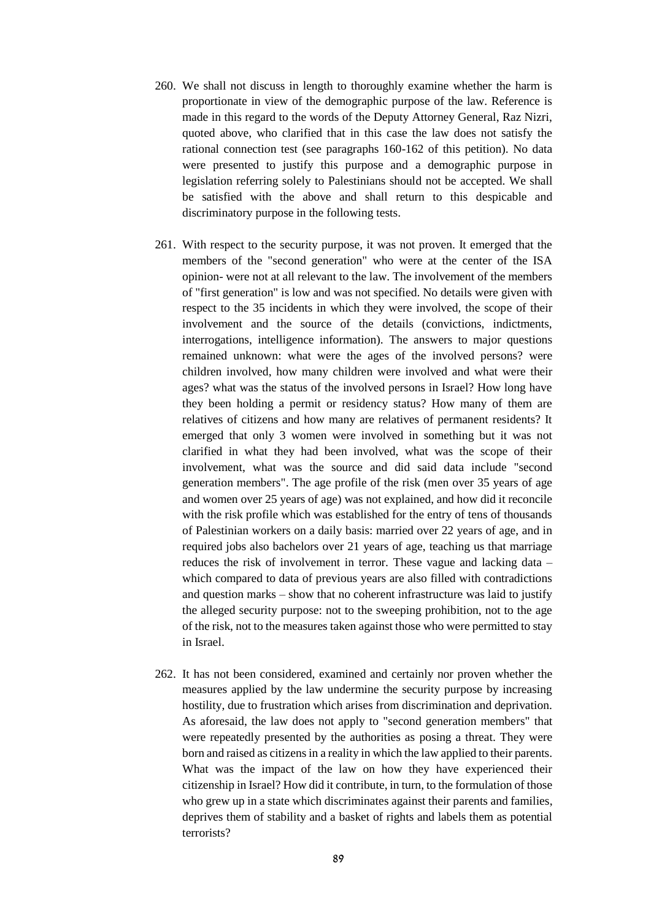260. We shall not discuss in length to thoroughly examine whether the harm is proportionate in view of the demographic purpose of the law. Reference is made in this regard to the words of the Deputy Attorney General, Raz Nizri, quoted above, who clarified that in this case the law does not satisfy the rational connection test (see paragraphs 160-162 of this petition). No data were presented to justify this purpose and a demographic purpose in legislation referring solely to Palestinians should not be accepted. We shall be satisfied with the above and shall return to this despicable and discriminatory purpose in the following tests.

261. With respect to the security purpose, it was not proven. It emerged that the members of the "second generation" who were at the center of the ISA opinion- were not at all relevant to the law. The involvement of the members of "first generation" is low and was not specified. No details were given with respect to the 35 incidents in which they were involved, the scope of their involvement and the source of the details (convictions, indictments, interrogations, intelligence information). The answers to major questions remained unknown: what were the ages of the involved persons? were children involved, how many children were involved and what were their ages? what was the status of the involved persons in Israel? How long have they been holding a permit or residency status? How many of them are relatives of citizens and how many are relatives of permanent residents? It emerged that only 3 women were involved in something but it was not clarified in what they had been involved, what was the scope of their involvement, what was the source and did said data include "second generation members". The age profile of the risk (men over 35 years of age and women over 25 years of age) was not explained, and how did it reconcile with the risk profile which was established for the entry of tens of thousands of Palestinian workers on a daily basis: married over 22 years of age, and in required jobs also bachelors over 21 years of age, teaching us that marriage reduces the risk of involvement in terror. These vague and lacking data – which compared to data of previous years are also filled with contradictions and question marks – show that no coherent infrastructure was laid to justify the alleged security purpose: not to the sweeping prohibition, not to the age of the risk, not to the measures taken against those who were permitted to stay in Israel.

262. It has not been considered, examined and certainly nor proven whether the measures applied by the law undermine the security purpose by increasing hostility, due to frustration which arises from discrimination and deprivation. As aforesaid, the law does not apply to "second generation members" that were repeatedly presented by the authorities as posing a threat. They were born and raised as citizens in a reality in which the law applied to their parents. What was the impact of the law on how they have experienced their citizenship in Israel? How did it contribute, in turn, to the formulation of those who grew up in a state which discriminates against their parents and families, deprives them of stability and a basket of rights and labels them as potential terrorists?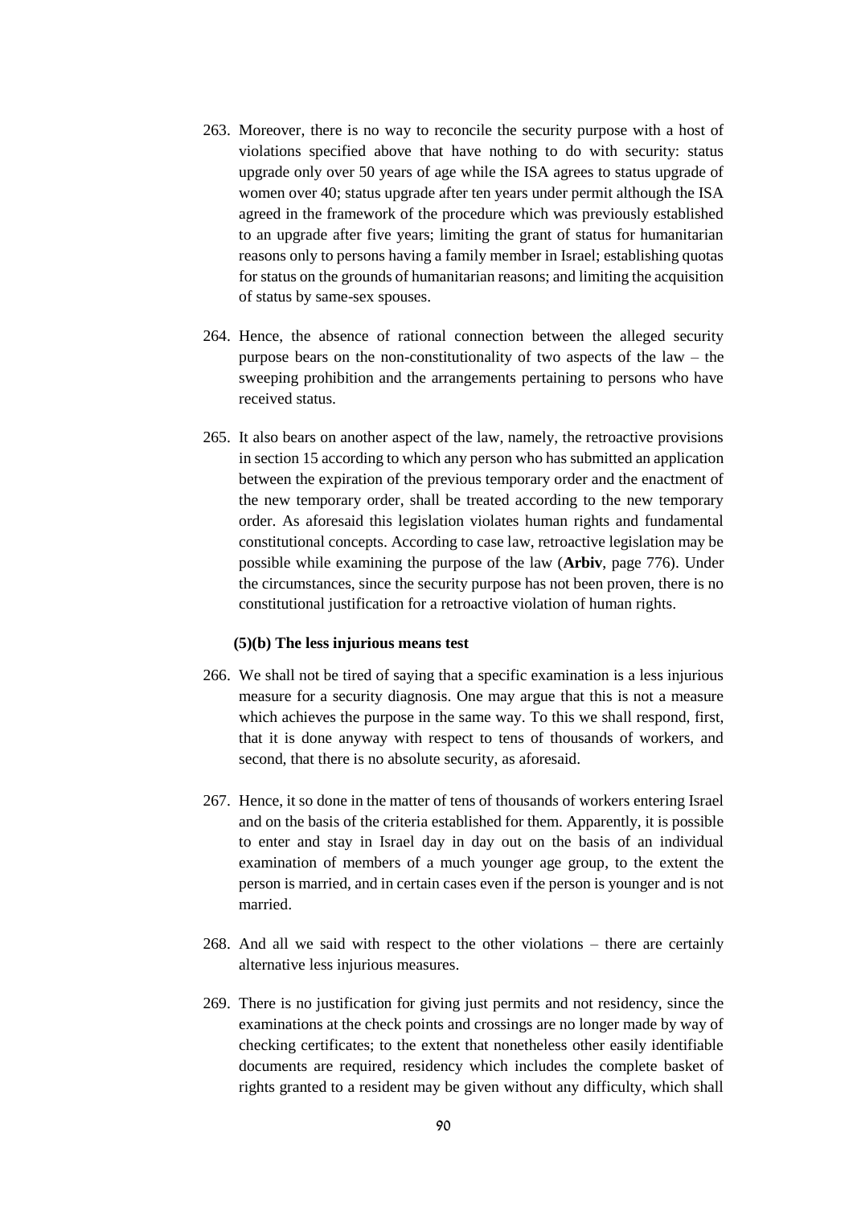263. Moreover, there is no way to reconcile the security purpose with a host of violations specified above that have nothing to do with security: status upgrade only over 50 years of age while the ISA agrees to status upgrade of women over 40; status upgrade after ten years under permit although the ISA agreed in the framework of the procedure which was previously established to an upgrade after five years; limiting the grant of status for humanitarian reasons only to persons having a family member in Israel; establishing quotas for status on the grounds of humanitarian reasons; and limiting the acquisition of status by same-sex spouses.

264. Hence, the absence of rational connection between the alleged security purpose bears on the non-constitutionality of two aspects of the law – the sweeping prohibition and the arrangements pertaining to persons who have received status.

265. It also bears on another aspect of the law, namely, the retroactive provisions in section 15 according to which any person who has submitted an application between the expiration of the previous temporary order and the enactment of the new temporary order, shall be treated according to the new temporary order. As aforesaid this legislation violates human rights and fundamental constitutional concepts. According to case law, retroactive legislation may be possible while examining the purpose of the law (**Arbiv**, page 776). Under the circumstances, since the security purpose has not been proven, there is no constitutional justification for a retroactive violation of human rights.

**(5)(b) The less injurious means test**

266. We shall not be tired of saying that a specific examination is a less injurious measure for a security diagnosis. One may argue that this is not a measure which achieves the purpose in the same way. To this we shall respond, first, that it is done anyway with respect to tens of thousands of workers, and second, that there is no absolute security, as aforesaid.

267. Hence, it so done in the matter of tens of thousands of workers entering Israel and on the basis of the criteria established for them. Apparently, it is possible to enter and stay in Israel day in day out on the basis of an individual examination of members of a much younger age group, to the extent the person is married, and in certain cases even if the person is younger and is not married.

268. And all we said with respect to the other violations – there are certainly alternative less injurious measures.

269. There is no justification for giving just permits and not residency, since the examinations at the check points and crossings are no longer made by way of checking certificates; to the extent that nonetheless other easily identifiable documents are required, residency which includes the complete basket of rights granted to a resident may be given without any difficulty, which shall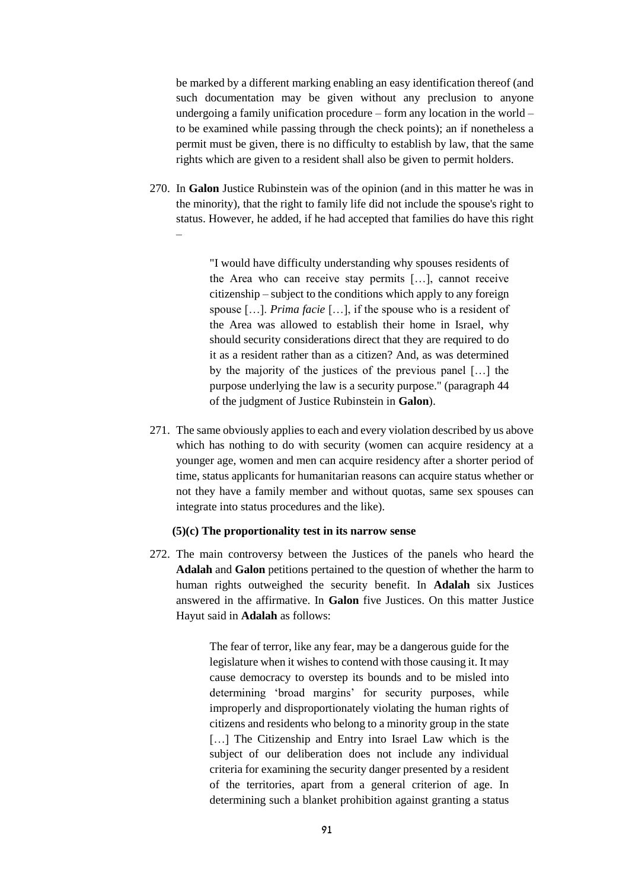be marked by a different marking enabling an easy identification thereof (and such documentation may be given without any preclusion to anyone undergoing a family unification procedure – form any location in the world – to be examined while passing through the check points); an if nonetheless a permit must be given, there is no difficulty to establish by law, that the same rights which are given to a resident shall also be given to permit holders.

270. In **Galon** Justice Rubinstein was of the opinion (and in this matter he was in the minority), that the right to family life did not include the spouse's right to status. However, he added, if he had accepted that families do have this right –

> "I would have difficulty understanding why spouses residents of the Area who can receive stay permits […], cannot receive citizenship – subject to the conditions which apply to any foreign spouse […]. *Prima facie* […], if the spouse who is a resident of the Area was allowed to establish their home in Israel, why should security considerations direct that they are required to do it as a resident rather than as a citizen? And, as was determined by the majority of the justices of the previous panel […] the purpose underlying the law is a security purpose." (paragraph 44 of the judgment of Justice Rubinstein in **Galon**).

271. The same obviously applies to each and every violation described by us above which has nothing to do with security (women can acquire residency at a younger age, women and men can acquire residency after a shorter period of time, status applicants for humanitarian reasons can acquire status whether or not they have a family member and without quotas, same sex spouses can integrate into status procedures and the like).

**(5)(c) The proportionality test in its narrow sense**

272. The main controversy between the Justices of the panels who heard the **Adalah** and **Galon** petitions pertained to the question of whether the harm to human rights outweighed the security benefit. In **Adalah** six Justices answered in the affirmative. In **Galon** five Justices. On this matter Justice Hayut said in **Adalah** as follows:

> The fear of terror, like any fear, may be a dangerous guide for the legislature when it wishes to contend with those causing it. It may cause democracy to overstep its bounds and to be misled into determining 'broad margins' for security purposes, while improperly and disproportionately violating the human rights of citizens and residents who belong to a minority group in the state […] The Citizenship and Entry into Israel Law which is the subject of our deliberation does not include any individual criteria for examining the security danger presented by a resident of the territories, apart from a general criterion of age. In determining such a blanket prohibition against granting a status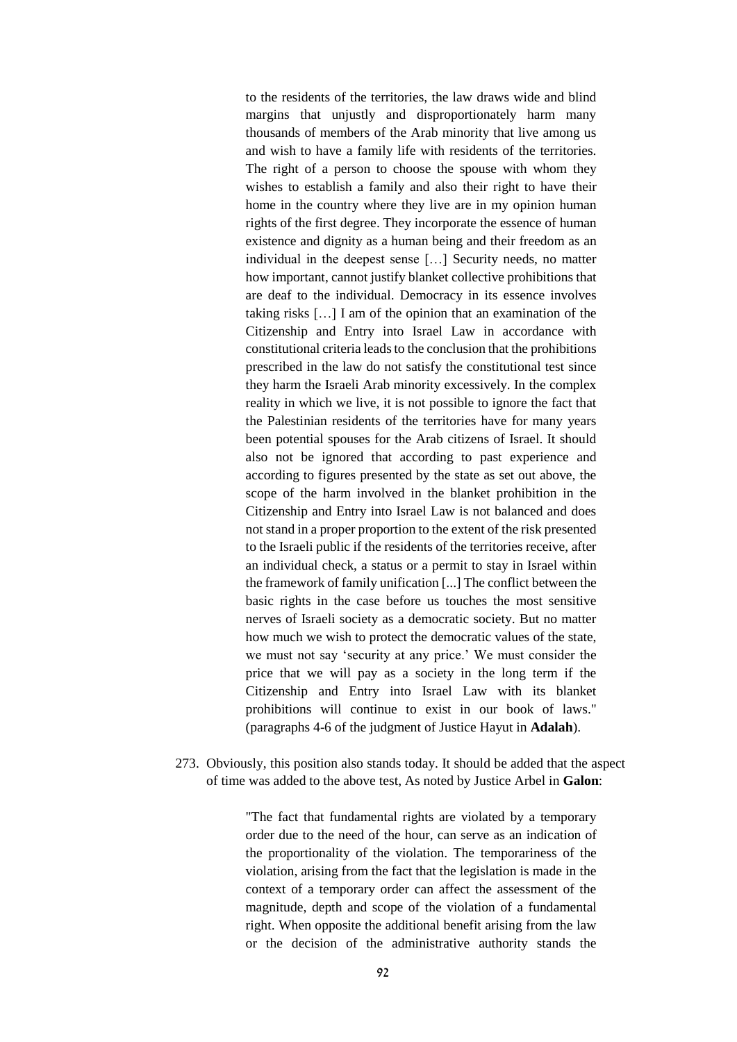> to the residents of the territories, the law draws wide and blind margins that unjustly and disproportionately harm many thousands of members of the Arab minority that live among us and wish to have a family life with residents of the territories. The right of a person to choose the spouse with whom they wishes to establish a family and also their right to have their home in the country where they live are in my opinion human rights of the first degree. They incorporate the essence of human existence and dignity as a human being and their freedom as an individual in the deepest sense […] Security needs, no matter how important, cannot justify blanket collective prohibitions that are deaf to the individual. Democracy in its essence involves taking risks […] I am of the opinion that an examination of the Citizenship and Entry into Israel Law in accordance with constitutional criteria leads to the conclusion that the prohibitions prescribed in the law do not satisfy the constitutional test since they harm the Israeli Arab minority excessively. In the complex reality in which we live, it is not possible to ignore the fact that the Palestinian residents of the territories have for many years been potential spouses for the Arab citizens of Israel. It should also not be ignored that according to past experience and according to figures presented by the state as set out above, the scope of the harm involved in the blanket prohibition in the Citizenship and Entry into Israel Law is not balanced and does not stand in a proper proportion to the extent of the risk presented to the Israeli public if the residents of the territories receive, after an individual check, a status or a permit to stay in Israel within the framework of family unification [...] The conflict between the basic rights in the case before us touches the most sensitive nerves of Israeli society as a democratic society. But no matter how much we wish to protect the democratic values of the state, we must not say 'security at any price.' We must consider the price that we will pay as a society in the long term if the Citizenship and Entry into Israel Law with its blanket prohibitions will continue to exist in our book of laws." (paragraphs 4-6 of the judgment of Justice Hayut in **Adalah**).

273. Obviously, this position also stands today. It should be added that the aspect of time was added to the above test, As noted by Justice Arbel in **Galon**:

> "The fact that fundamental rights are violated by a temporary order due to the need of the hour, can serve as an indication of the proportionality of the violation. The temporariness of the violation, arising from the fact that the legislation is made in the context of a temporary order can affect the assessment of the magnitude, depth and scope of the violation of a fundamental right. When opposite the additional benefit arising from the law or the decision of the administrative authority stands the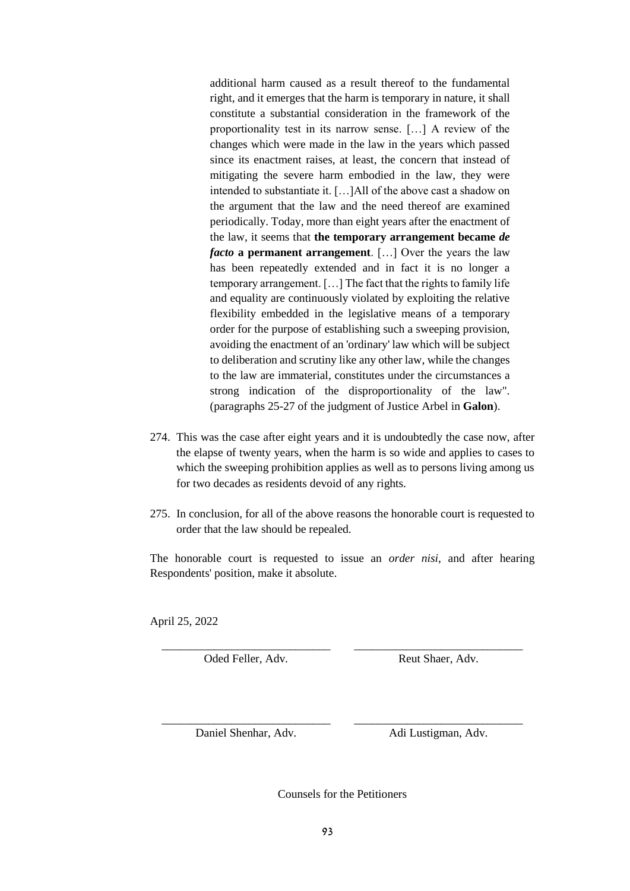> additional harm caused as a result thereof to the fundamental right, and it emerges that the harm is temporary in nature, it shall constitute a substantial consideration in the framework of the proportionality test in its narrow sense. […] A review of the changes which were made in the law in the years which passed since its enactment raises, at least, the concern that instead of mitigating the severe harm embodied in the law, they were intended to substantiate it. […]All of the above cast a shadow on the argument that the law and the need thereof are examined periodically. Today, more than eight years after the enactment of the law, it seems that **the temporary arrangement became *de facto* a permanent arrangement**. […] Over the years the law has been repeatedly extended and in fact it is no longer a temporary arrangement. […] The fact that the rights to family life and equality are continuously violated by exploiting the relative flexibility embedded in the legislative means of a temporary order for the purpose of establishing such a sweeping provision, avoiding the enactment of an 'ordinary' law which will be subject to deliberation and scrutiny like any other law, while the changes to the law are immaterial, constitutes under the circumstances a strong indication of the disproportionality of the law". (paragraphs 25-27 of the judgment of Justice Arbel in **Galon**).

274. This was the case after eight years and it is undoubtedly the case now, after the elapse of twenty years, when the harm is so wide and applies to cases to which the sweeping prohibition applies as well as to persons living among us for two decades as residents devoid of any rights.

275. In conclusion, for all of the above reasons the honorable court is requested to order that the law should be repealed.

The honorable court is requested to issue an *order nisi*, and after hearing Respondents' position, make it absolute.

April 25, 2022

| | |
|---|---|
| ____________________________ | ____________________________ |
| Oded Feller, Adv. | Reut Shaer, Adv. |
| ____________________________ | ____________________________ |
| Daniel Shenhar, Adv. | Adi Lustigman, Adv. |

Counsels for the Petitioners